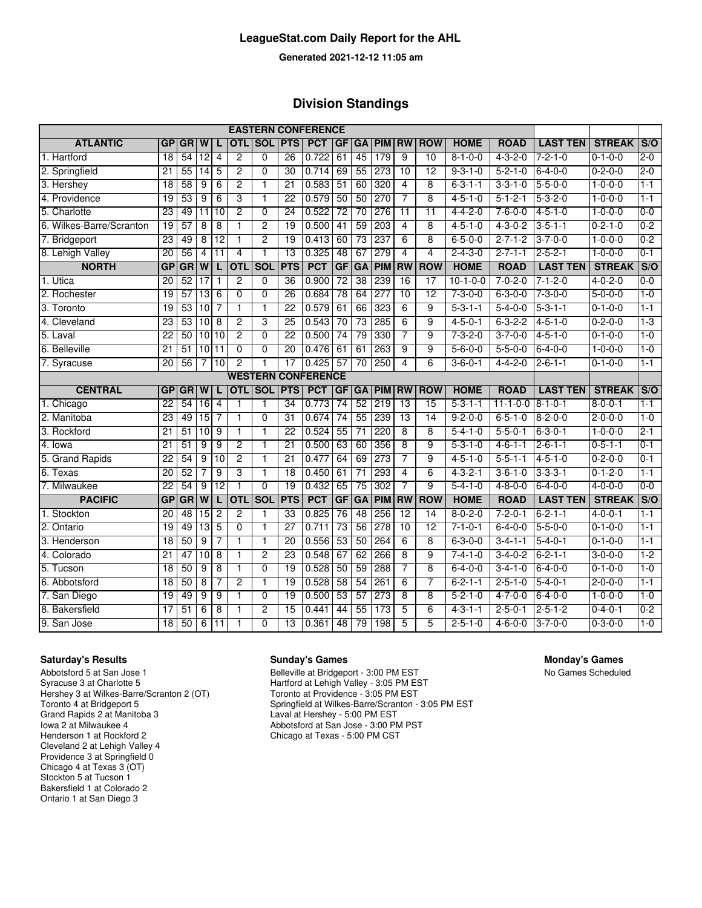# LeagueStat.com Daily Report for the AHL

**Generated 2021-12-12 11:05 am**

## Division Standings

| EASTERN CONFERENCE | | | | | | | | | | | | | | | | | | |
|---|---|---|---|---|---|---|---|---|---|---|---|---|---|---|---|---|---|---|
| **ATLANTIC** | **GP** | **GR** | **W** | **L** | **OTL** | **SOL** | **PTS** | **PCT** | **GF** | **GA** | **PIM** | **RW** | **ROW** | **HOME** | **ROAD** | **LAST TEN** | **STREAK** | **S/O** |
| 1. Hartford | 18 | 54 | 12 | 4 | 2 | 0 | 26 | 0.722 | 61 | 45 | 179 | 9 | 10 | 8-1-0-0 | 4-3-2-0 | 7-2-1-0 | 0-1-0-0 | 2-0 |
| 2. Springfield | 21 | 55 | 14 | 5 | 2 | 0 | 30 | 0.714 | 69 | 55 | 273 | 10 | 12 | 9-3-1-0 | 5-2-1-0 | 6-4-0-0 | 0-2-0-0 | 2-0 |
| 3. Hershey | 18 | 58 | 9 | 6 | 2 | 1 | 21 | 0.583 | 51 | 60 | 320 | 4 | 8 | 6-3-1-1 | 3-3-1-0 | 5-5-0-0 | 1-0-0-0 | 1-1 |
| 4. Providence | 19 | 53 | 9 | 6 | 3 | 1 | 22 | 0.579 | 50 | 50 | 270 | 7 | 8 | 4-5-1-0 | 5-1-2-1 | 5-3-2-0 | 1-0-0-0 | 1-1 |
| 5. Charlotte | 23 | 49 | 11 | 10 | 2 | 0 | 24 | 0.522 | 72 | 70 | 276 | 11 | 11 | 4-4-2-0 | 7-6-0-0 | 4-5-1-0 | 1-0-0-0 | 0-0 |
| 6. Wilkes-Barre/Scranton | 19 | 57 | 8 | 8 | 1 | 2 | 19 | 0.500 | 41 | 59 | 203 | 4 | 8 | 4-5-1-0 | 4-3-0-2 | 3-5-1-1 | 0-2-1-0 | 0-2 |
| 7. Bridgeport | 23 | 49 | 8 | 12 | 1 | 2 | 19 | 0.413 | 60 | 73 | 237 | 6 | 8 | 6-5-0-0 | 2-7-1-2 | 3-7-0-0 | 1-0-0-0 | 0-2 |
| 8. Lehigh Valley | 20 | 56 | 4 | 11 | 4 | 1 | 13 | 0.325 | 48 | 67 | 279 | 4 | 4 | 2-4-3-0 | 2-7-1-1 | 2-5-2-1 | 1-0-0-0 | 0-1 |
| **NORTH** | **GP** | **GR** | **W** | **L** | **OTL** | **SOL** | **PTS** | **PCT** | **GF** | **GA** | **PIM** | **RW** | **ROW** | **HOME** | **ROAD** | **LAST TEN** | **STREAK** | **S/O** |
| 1. Utica | 20 | 52 | 17 | 1 | 2 | 0 | 36 | 0.900 | 72 | 38 | 239 | 16 | 17 | 10-1-0-0 | 7-0-2-0 | 7-1-2-0 | 4-0-2-0 | 0-0 |
| 2. Rochester | 19 | 57 | 13 | 6 | 0 | 0 | 26 | 0.684 | 78 | 64 | 277 | 10 | 12 | 7-3-0-0 | 6-3-0-0 | 7-3-0-0 | 5-0-0-0 | 1-0 |
| 3. Toronto | 19 | 53 | 10 | 7 | 1 | 1 | 22 | 0.579 | 61 | 66 | 323 | 6 | 9 | 5-3-1-1 | 5-4-0-0 | 5-3-1-1 | 0-1-0-0 | 1-1 |
| 4. Cleveland | 23 | 53 | 10 | 8 | 2 | 3 | 25 | 0.543 | 70 | 73 | 285 | 6 | 9 | 4-5-0-1 | 6-3-2-2 | 4-5-1-0 | 0-2-0-0 | 1-3 |
| 5. Laval | 22 | 50 | 10 | 10 | 2 | 0 | 22 | 0.500 | 74 | 79 | 330 | 7 | 9 | 7-3-2-0 | 3-7-0-0 | 4-5-1-0 | 0-1-0-0 | 1-0 |
| 6. Belleville | 21 | 51 | 10 | 11 | 0 | 0 | 20 | 0.476 | 61 | 61 | 263 | 9 | 9 | 5-6-0-0 | 5-5-0-0 | 6-4-0-0 | 1-0-0-0 | 1-0 |
| 7. Syracuse | 20 | 56 | 7 | 10 | 2 | 1 | 17 | 0.425 | 57 | 70 | 250 | 4 | 6 | 3-6-0-1 | 4-4-2-0 | 2-6-1-1 | 0-1-0-0 | 1-1 |
| **WESTERN CONFERENCE** | | | | | | | | | | | | | | | | | | |
| **CENTRAL** | **GP** | **GR** | **W** | **L** | **OTL** | **SOL** | **PTS** | **PCT** | **GF** | **GA** | **PIM** | **RW** | **ROW** | **HOME** | **ROAD** | **LAST TEN** | **STREAK** | **S/O** |
| 1. Chicago | 22 | 54 | 16 | 4 | 1 | 1 | 34 | 0.773 | 74 | 52 | 219 | 13 | 15 | 5-3-1-1 | 11-1-0-0 | 8-1-0-1 | 8-0-0-1 | 1-1 |
| 2. Manitoba | 23 | 49 | 15 | 7 | 1 | 0 | 31 | 0.674 | 74 | 55 | 239 | 13 | 14 | 9-2-0-0 | 6-5-1-0 | 8-2-0-0 | 2-0-0-0 | 1-0 |
| 3. Rockford | 21 | 51 | 10 | 9 | 1 | 1 | 22 | 0.524 | 55 | 71 | 220 | 8 | 8 | 5-4-1-0 | 5-5-0-1 | 6-3-0-1 | 1-0-0-0 | 2-1 |
| 4. Iowa | 21 | 51 | 9 | 9 | 2 | 1 | 21 | 0.500 | 63 | 60 | 356 | 8 | 9 | 5-3-1-0 | 4-6-1-1 | 2-6-1-1 | 0-5-1-1 | 0-1 |
| 5. Grand Rapids | 22 | 54 | 9 | 10 | 2 | 1 | 21 | 0.477 | 64 | 69 | 273 | 7 | 9 | 4-5-1-0 | 5-5-1-1 | 4-5-1-0 | 0-2-0-0 | 0-1 |
| 6. Texas | 20 | 52 | 7 | 9 | 3 | 1 | 18 | 0.450 | 61 | 71 | 293 | 4 | 6 | 4-3-2-1 | 3-6-1-0 | 3-3-3-1 | 0-1-2-0 | 1-1 |
| 7. Milwaukee | 22 | 54 | 9 | 12 | 1 | 0 | 19 | 0.432 | 65 | 75 | 302 | 7 | 9 | 5-4-1-0 | 4-8-0-0 | 6-4-0-0 | 4-0-0-0 | 0-0 |
| **PACIFIC** | **GP** | **GR** | **W** | **L** | **OTL** | **SOL** | **PTS** | **PCT** | **GF** | **GA** | **PIM** | **RW** | **ROW** | **HOME** | **ROAD** | **LAST TEN** | **STREAK** | **S/O** |
| 1. Stockton | 20 | 48 | 15 | 2 | 2 | 1 | 33 | 0.825 | 76 | 48 | 256 | 12 | 14 | 8-0-2-0 | 7-2-0-1 | 6-2-1-1 | 4-0-0-1 | 1-1 |
| 2. Ontario | 19 | 49 | 13 | 5 | 0 | 1 | 27 | 0.711 | 73 | 56 | 278 | 10 | 12 | 7-1-0-1 | 6-4-0-0 | 5-5-0-0 | 0-1-0-0 | 1-1 |
| 3. Henderson | 18 | 50 | 9 | 7 | 1 | 1 | 20 | 0.556 | 53 | 50 | 264 | 6 | 8 | 6-3-0-0 | 3-4-1-1 | 5-4-0-1 | 0-1-0-0 | 1-1 |
| 4. Colorado | 21 | 47 | 10 | 8 | 1 | 2 | 23 | 0.548 | 67 | 62 | 266 | 8 | 9 | 7-4-1-0 | 3-4-0-2 | 6-2-1-1 | 3-0-0-0 | 1-2 |
| 5. Tucson | 18 | 50 | 9 | 8 | 1 | 0 | 19 | 0.528 | 50 | 59 | 288 | 7 | 8 | 6-4-0-0 | 3-4-1-0 | 6-4-0-0 | 0-1-0-0 | 1-0 |
| 6. Abbotsford | 18 | 50 | 8 | 7 | 2 | 1 | 19 | 0.528 | 58 | 54 | 261 | 6 | 7 | 6-2-1-1 | 2-5-1-0 | 5-4-0-1 | 2-0-0-0 | 1-1 |
| 7. San Diego | 19 | 49 | 9 | 9 | 1 | 0 | 19 | 0.500 | 53 | 57 | 273 | 8 | 8 | 5-2-1-0 | 4-7-0-0 | 6-4-0-0 | 1-0-0-0 | 1-0 |
| 8. Bakersfield | 17 | 51 | 6 | 8 | 1 | 2 | 15 | 0.441 | 44 | 55 | 173 | 5 | 6 | 4-3-1-1 | 2-5-0-1 | 2-5-1-2 | 0-4-0-1 | 0-2 |
| 9. San Jose | 18 | 50 | 6 | 11 | 1 | 0 | 13 | 0.361 | 48 | 79 | 198 | 5 | 5 | 2-5-1-0 | 4-6-0-0 | 3-7-0-0 | 0-3-0-0 | 1-0 |

**Saturday's Results**

Abbotsford 5 at San Jose 1
Syracuse 3 at Charlotte 5
Hershey 3 at Wilkes-Barre/Scranton 2 (OT)
Toronto 4 at Bridgeport 5
Grand Rapids 2 at Manitoba 3
Iowa 2 at Milwaukee 4
Henderson 1 at Rockford 2
Cleveland 2 at Lehigh Valley 4
Providence 3 at Springfield 0
Chicago 4 at Texas 3 (OT)
Stockton 5 at Tucson 1
Bakersfield 1 at Colorado 2
Ontario 1 at San Diego 3

**Sunday's Games**

Belleville at Bridgeport - 3:00 PM EST
Hartford at Lehigh Valley - 3:05 PM EST
Toronto at Providence - 3:05 PM EST
Springfield at Wilkes-Barre/Scranton - 3:05 PM EST
Laval at Hershey - 5:00 PM EST
Abbotsford at San Jose - 3:00 PM PST
Chicago at Texas - 5:00 PM CST

**Monday's Games**

No Games Scheduled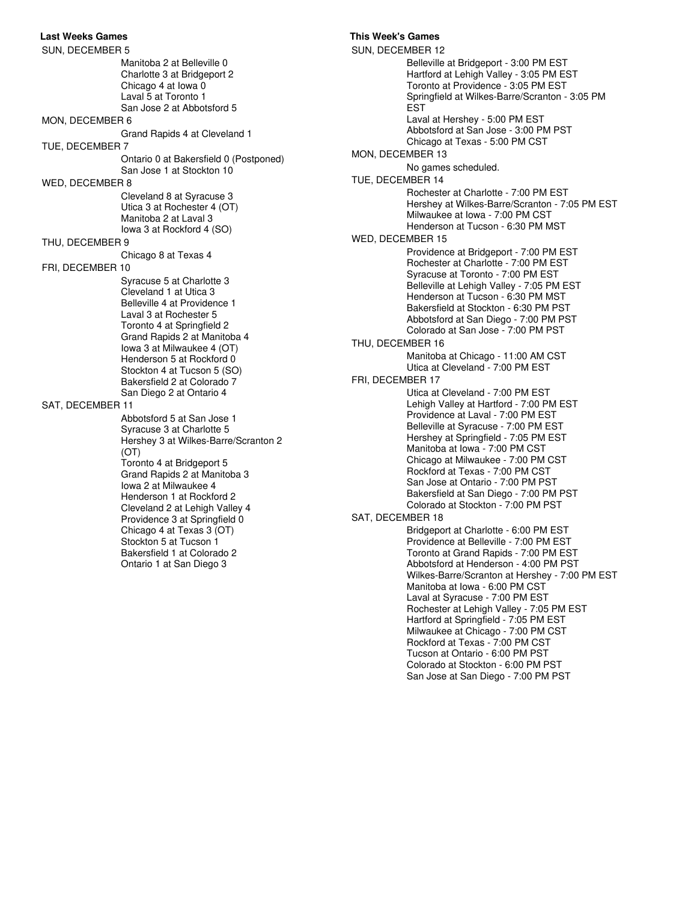**Last Weeks Games**

SUN, DECEMBER 5

- Manitoba 2 at Belleville 0
- Charlotte 3 at Bridgeport 2
- Chicago 4 at Iowa 0
- Laval 5 at Toronto 1
- San Jose 2 at Abbotsford 5

MON, DECEMBER 6

- Grand Rapids 4 at Cleveland 1

TUE, DECEMBER 7

- Ontario 0 at Bakersfield 0 (Postponed)
- San Jose 1 at Stockton 10

WED, DECEMBER 8

- Cleveland 8 at Syracuse 3
- Utica 3 at Rochester 4 (OT)
- Manitoba 2 at Laval 3
- Iowa 3 at Rockford 4 (SO)

THU, DECEMBER 9

- Chicago 8 at Texas 4

FRI, DECEMBER 10

- Syracuse 5 at Charlotte 3
- Cleveland 1 at Utica 3
- Belleville 4 at Providence 1
- Laval 3 at Rochester 5
- Toronto 4 at Springfield 2
- Grand Rapids 2 at Manitoba 4
- Iowa 3 at Milwaukee 4 (OT)
- Henderson 5 at Rockford 0
- Stockton 4 at Tucson 5 (SO)
- Bakersfield 2 at Colorado 7
- San Diego 2 at Ontario 4

SAT, DECEMBER 11

- Abbotsford 5 at San Jose 1
- Syracuse 3 at Charlotte 5
- Hershey 3 at Wilkes-Barre/Scranton 2 (OT)
- Toronto 4 at Bridgeport 5
- Grand Rapids 2 at Manitoba 3
- Iowa 2 at Milwaukee 4
- Henderson 1 at Rockford 2
- Cleveland 2 at Lehigh Valley 4
- Providence 3 at Springfield 0
- Chicago 4 at Texas 3 (OT)
- Stockton 5 at Tucson 1
- Bakersfield 1 at Colorado 2
- Ontario 1 at San Diego 3

**This Week's Games**

SUN, DECEMBER 12

- Belleville at Bridgeport - 3:00 PM EST
- Hartford at Lehigh Valley - 3:05 PM EST
- Toronto at Providence - 3:05 PM EST
- Springfield at Wilkes-Barre/Scranton - 3:05 PM EST
- Laval at Hershey - 5:00 PM EST
- Abbotsford at San Jose - 3:00 PM PST
- Chicago at Texas - 5:00 PM CST

MON, DECEMBER 13

- No games scheduled.

TUE, DECEMBER 14

- Rochester at Charlotte - 7:00 PM EST
- Hershey at Wilkes-Barre/Scranton - 7:05 PM EST
- Milwaukee at Iowa - 7:00 PM CST
- Henderson at Tucson - 6:30 PM MST

WED, DECEMBER 15

- Providence at Bridgeport - 7:00 PM EST
- Rochester at Charlotte - 7:00 PM EST
- Syracuse at Toronto - 7:00 PM EST
- Belleville at Lehigh Valley - 7:05 PM EST
- Henderson at Tucson - 6:30 PM MST
- Bakersfield at Stockton - 6:30 PM PST
- Abbotsford at San Diego - 7:00 PM PST
- Colorado at San Jose - 7:00 PM PST

THU, DECEMBER 16

- Manitoba at Chicago - 11:00 AM CST
- Utica at Cleveland - 7:00 PM EST

FRI, DECEMBER 17

- Utica at Cleveland - 7:00 PM EST
- Lehigh Valley at Hartford - 7:00 PM EST
- Providence at Laval - 7:00 PM EST
- Belleville at Syracuse - 7:00 PM EST
- Hershey at Springfield - 7:05 PM EST
- Manitoba at Iowa - 7:00 PM CST
- Chicago at Milwaukee - 7:00 PM CST
- Rockford at Texas - 7:00 PM CST
- San Jose at Ontario - 7:00 PM PST
- Bakersfield at San Diego - 7:00 PM PST
- Colorado at Stockton - 7:00 PM PST

SAT, DECEMBER 18

- Bridgeport at Charlotte - 6:00 PM EST
- Providence at Belleville - 7:00 PM EST
- Toronto at Grand Rapids - 7:00 PM EST
- Abbotsford at Henderson - 4:00 PM PST
- Wilkes-Barre/Scranton at Hershey - 7:00 PM EST
- Manitoba at Iowa - 6:00 PM CST
- Laval at Syracuse - 7:00 PM EST
- Rochester at Lehigh Valley - 7:05 PM EST
- Hartford at Springfield - 7:05 PM EST
- Milwaukee at Chicago - 7:00 PM CST
- Rockford at Texas - 7:00 PM CST
- Tucson at Ontario - 6:00 PM PST
- Colorado at Stockton - 6:00 PM PST
- San Jose at San Diego - 7:00 PM PST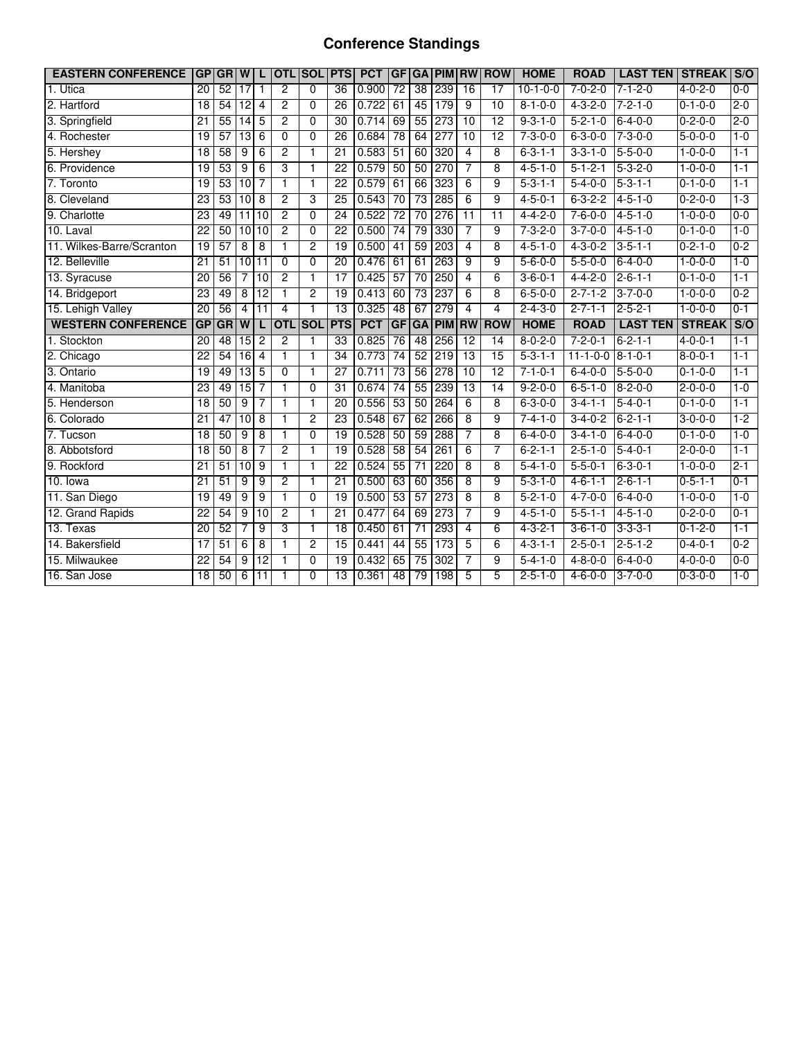# Conference Standings

| EASTERN CONFERENCE | GP | GR | W | L | OTL | SOL | PTS | PCT | GF | GA | PIM | RW | ROW | HOME | ROAD | LAST TEN | STREAK | S/O |
|---|---|---|---|---|---|---|---|---|---|---|---|---|---|---|---|---|---|---|
| 1. Utica | 20 | 52 | 17 | 1 | 2 | 0 | 36 | 0.900 | 72 | 38 | 239 | 16 | 17 | 10-1-0-0 | 7-0-2-0 | 7-1-2-0 | 4-0-2-0 | 0-0 |
| 2. Hartford | 18 | 54 | 12 | 4 | 2 | 0 | 26 | 0.722 | 61 | 45 | 179 | 9 | 10 | 8-1-0-0 | 4-3-2-0 | 7-2-1-0 | 0-1-0-0 | 2-0 |
| 3. Springfield | 21 | 55 | 14 | 5 | 2 | 0 | 30 | 0.714 | 69 | 55 | 273 | 10 | 12 | 9-3-1-0 | 5-2-1-0 | 6-4-0-0 | 0-2-0-0 | 2-0 |
| 4. Rochester | 19 | 57 | 13 | 6 | 0 | 0 | 26 | 0.684 | 78 | 64 | 277 | 10 | 12 | 7-3-0-0 | 6-3-0-0 | 7-3-0-0 | 5-0-0-0 | 1-0 |
| 5. Hershey | 18 | 58 | 9 | 6 | 2 | 1 | 21 | 0.583 | 51 | 60 | 320 | 4 | 8 | 6-3-1-1 | 3-3-1-0 | 5-5-0-0 | 1-0-0-0 | 1-1 |
| 6. Providence | 19 | 53 | 9 | 6 | 3 | 1 | 22 | 0.579 | 50 | 50 | 270 | 7 | 8 | 4-5-1-0 | 5-1-2-1 | 5-3-2-0 | 1-0-0-0 | 1-1 |
| 7. Toronto | 19 | 53 | 10 | 7 | 1 | 1 | 22 | 0.579 | 61 | 66 | 323 | 6 | 9 | 5-3-1-1 | 5-4-0-0 | 5-3-1-1 | 0-1-0-0 | 1-1 |
| 8. Cleveland | 23 | 53 | 10 | 8 | 2 | 3 | 25 | 0.543 | 70 | 73 | 285 | 6 | 9 | 4-5-0-1 | 6-3-2-2 | 4-5-1-0 | 0-2-0-0 | 1-3 |
| 9. Charlotte | 23 | 49 | 11 | 10 | 2 | 0 | 24 | 0.522 | 72 | 70 | 276 | 11 | 11 | 4-4-2-0 | 7-6-0-0 | 4-5-1-0 | 1-0-0-0 | 0-0 |
| 10. Laval | 22 | 50 | 10 | 10 | 2 | 0 | 22 | 0.500 | 74 | 79 | 330 | 7 | 9 | 7-3-2-0 | 3-7-0-0 | 4-5-1-0 | 0-1-0-0 | 1-0 |
| 11. Wilkes-Barre/Scranton | 19 | 57 | 8 | 8 | 1 | 2 | 19 | 0.500 | 41 | 59 | 203 | 4 | 8 | 4-5-1-0 | 4-3-0-2 | 3-5-1-1 | 0-2-1-0 | 0-2 |
| 12. Belleville | 21 | 51 | 10 | 11 | 0 | 0 | 20 | 0.476 | 61 | 61 | 263 | 9 | 9 | 5-6-0-0 | 5-5-0-0 | 6-4-0-0 | 1-0-0-0 | 1-0 |
| 13. Syracuse | 20 | 56 | 7 | 10 | 2 | 1 | 17 | 0.425 | 57 | 70 | 250 | 4 | 6 | 3-6-0-1 | 4-4-2-0 | 2-6-1-1 | 0-1-0-0 | 1-1 |
| 14. Bridgeport | 23 | 49 | 8 | 12 | 1 | 2 | 19 | 0.413 | 60 | 73 | 237 | 6 | 8 | 6-5-0-0 | 2-7-1-2 | 3-7-0-0 | 1-0-0-0 | 0-2 |
| 15. Lehigh Valley | 20 | 56 | 4 | 11 | 4 | 1 | 13 | 0.325 | 48 | 67 | 279 | 4 | 4 | 2-4-3-0 | 2-7-1-1 | 2-5-2-1 | 1-0-0-0 | 0-1 |
| **WESTERN CONFERENCE** | **GP** | **GR** | **W** | **L** | **OTL** | **SOL** | **PTS** | **PCT** | **GF** | **GA** | **PIM** | **RW** | **ROW** | **HOME** | **ROAD** | **LAST TEN** | **STREAK** | **S/O** |
| 1. Stockton | 20 | 48 | 15 | 2 | 2 | 1 | 33 | 0.825 | 76 | 48 | 256 | 12 | 14 | 8-0-2-0 | 7-2-0-1 | 6-2-1-1 | 4-0-0-1 | 1-1 |
| 2. Chicago | 22 | 54 | 16 | 4 | 1 | 1 | 34 | 0.773 | 74 | 52 | 219 | 13 | 15 | 5-3-1-1 | 11-1-0-0 | 8-1-0-1 | 8-0-0-1 | 1-1 |
| 3. Ontario | 19 | 49 | 13 | 5 | 0 | 1 | 27 | 0.711 | 73 | 56 | 278 | 10 | 12 | 7-1-0-1 | 6-4-0-0 | 5-5-0-0 | 0-1-0-0 | 1-1 |
| 4. Manitoba | 23 | 49 | 15 | 7 | 1 | 0 | 31 | 0.674 | 74 | 55 | 239 | 13 | 14 | 9-2-0-0 | 6-5-1-0 | 8-2-0-0 | 2-0-0-0 | 1-0 |
| 5. Henderson | 18 | 50 | 9 | 7 | 1 | 1 | 20 | 0.556 | 53 | 50 | 264 | 6 | 8 | 6-3-0-0 | 3-4-1-1 | 5-4-0-1 | 0-1-0-0 | 1-1 |
| 6. Colorado | 21 | 47 | 10 | 8 | 1 | 2 | 23 | 0.548 | 67 | 62 | 266 | 8 | 9 | 7-4-1-0 | 3-4-0-2 | 6-2-1-1 | 3-0-0-0 | 1-2 |
| 7. Tucson | 18 | 50 | 9 | 8 | 1 | 0 | 19 | 0.528 | 50 | 59 | 288 | 7 | 8 | 6-4-0-0 | 3-4-1-0 | 6-4-0-0 | 0-1-0-0 | 1-0 |
| 8. Abbotsford | 18 | 50 | 8 | 7 | 2 | 1 | 19 | 0.528 | 58 | 54 | 261 | 6 | 7 | 6-2-1-1 | 2-5-1-0 | 5-4-0-1 | 2-0-0-0 | 1-1 |
| 9. Rockford | 21 | 51 | 10 | 9 | 1 | 1 | 22 | 0.524 | 55 | 71 | 220 | 8 | 8 | 5-4-1-0 | 5-5-0-1 | 6-3-0-1 | 1-0-0-0 | 2-1 |
| 10. Iowa | 21 | 51 | 9 | 9 | 2 | 1 | 21 | 0.500 | 63 | 60 | 356 | 8 | 9 | 5-3-1-0 | 4-6-1-1 | 2-6-1-1 | 0-5-1-1 | 0-1 |
| 11. San Diego | 19 | 49 | 9 | 9 | 1 | 0 | 19 | 0.500 | 53 | 57 | 273 | 8 | 8 | 5-2-1-0 | 4-7-0-0 | 6-4-0-0 | 1-0-0-0 | 1-0 |
| 12. Grand Rapids | 22 | 54 | 9 | 10 | 2 | 1 | 21 | 0.477 | 64 | 69 | 273 | 7 | 9 | 4-5-1-0 | 5-5-1-1 | 4-5-1-0 | 0-2-0-0 | 0-1 |
| 13. Texas | 20 | 52 | 7 | 9 | 3 | 1 | 18 | 0.450 | 61 | 71 | 293 | 4 | 6 | 4-3-2-1 | 3-6-1-0 | 3-3-3-1 | 0-1-2-0 | 1-1 |
| 14. Bakersfield | 17 | 51 | 6 | 8 | 1 | 2 | 15 | 0.441 | 44 | 55 | 173 | 5 | 6 | 4-3-1-1 | 2-5-0-1 | 2-5-1-2 | 0-4-0-1 | 0-2 |
| 15. Milwaukee | 22 | 54 | 9 | 12 | 1 | 0 | 19 | 0.432 | 65 | 75 | 302 | 7 | 9 | 5-4-1-0 | 4-8-0-0 | 6-4-0-0 | 4-0-0-0 | 0-0 |
| 16. San Jose | 18 | 50 | 6 | 11 | 1 | 0 | 13 | 0.361 | 48 | 79 | 198 | 5 | 5 | 2-5-1-0 | 4-6-0-0 | 3-7-0-0 | 0-3-0-0 | 1-0 |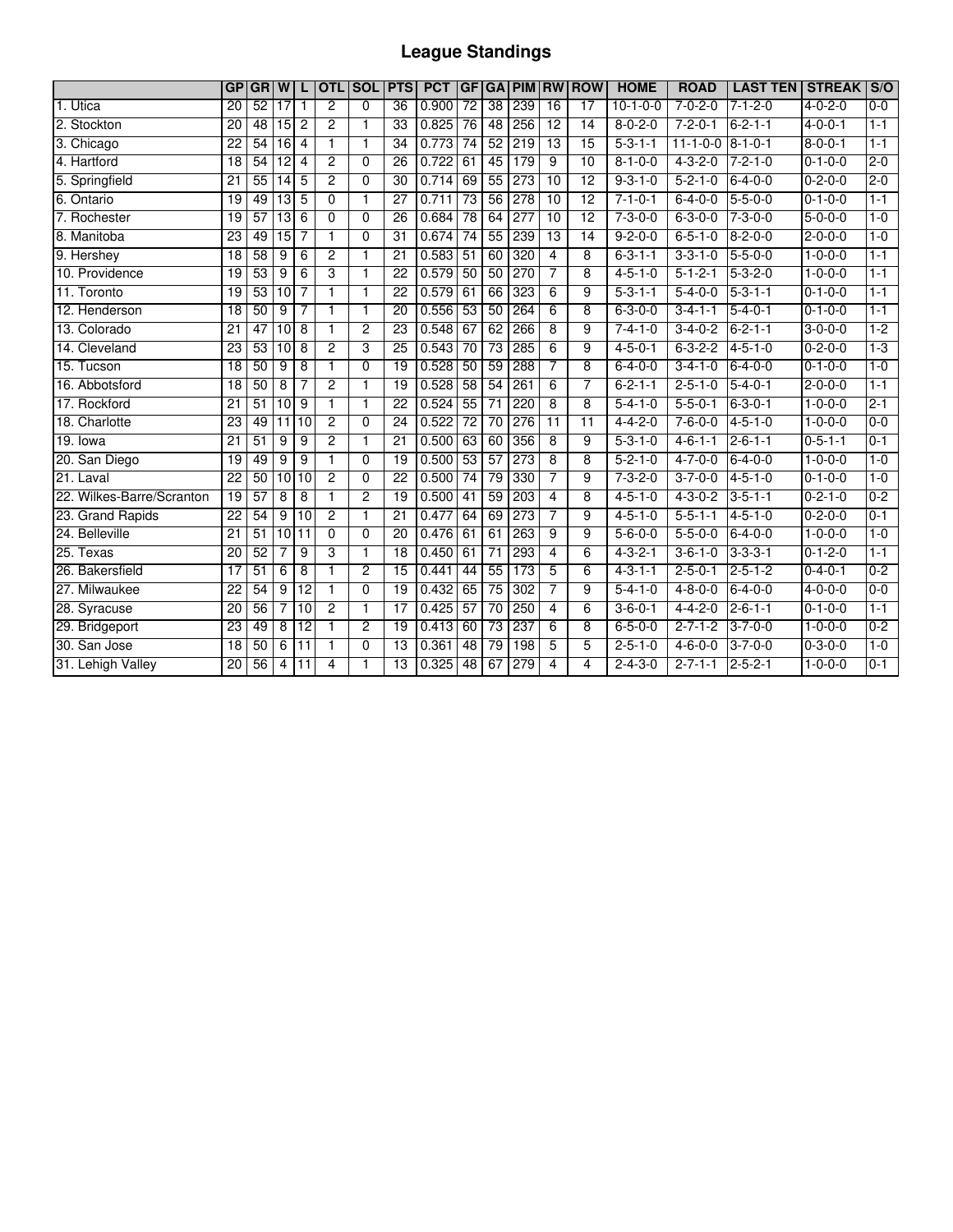# League Standings

| | GP | GR | W | L | OTL | SOL | PTS | PCT | GF | GA | PIM | RW | ROW | HOME | ROAD | LAST TEN | STREAK | S/O |
|---|---|---|---|---|---|---|---|---|---|---|---|---|---|---|---|---|---|---|
| 1. Utica | 20 | 52 | 17 | 1 | 2 | 0 | 36 | 0.900 | 72 | 38 | 239 | 16 | 17 | 10-1-0-0 | 7-0-2-0 | 7-1-2-0 | 4-0-2-0 | 0-0 |
| 2. Stockton | 20 | 48 | 15 | 2 | 2 | 1 | 33 | 0.825 | 76 | 48 | 256 | 12 | 14 | 8-0-2-0 | 7-2-0-1 | 6-2-1-1 | 4-0-0-1 | 1-1 |
| 3. Chicago | 22 | 54 | 16 | 4 | 1 | 1 | 34 | 0.773 | 74 | 52 | 219 | 13 | 15 | 5-3-1-1 | 11-1-0-0 | 8-1-0-1 | 8-0-0-1 | 1-1 |
| 4. Hartford | 18 | 54 | 12 | 4 | 2 | 0 | 26 | 0.722 | 61 | 45 | 179 | 9 | 10 | 8-1-0-0 | 4-3-2-0 | 7-2-1-0 | 0-1-0-0 | 2-0 |
| 5. Springfield | 21 | 55 | 14 | 5 | 2 | 0 | 30 | 0.714 | 69 | 55 | 273 | 10 | 12 | 9-3-1-0 | 5-2-1-0 | 6-4-0-0 | 0-2-0-0 | 2-0 |
| 6. Ontario | 19 | 49 | 13 | 5 | 0 | 1 | 27 | 0.711 | 73 | 56 | 278 | 10 | 12 | 7-1-0-1 | 6-4-0-0 | 5-5-0-0 | 0-1-0-0 | 1-1 |
| 7. Rochester | 19 | 57 | 13 | 6 | 0 | 0 | 26 | 0.684 | 78 | 64 | 277 | 10 | 12 | 7-3-0-0 | 6-3-0-0 | 7-3-0-0 | 5-0-0-0 | 1-0 |
| 8. Manitoba | 23 | 49 | 15 | 7 | 1 | 0 | 31 | 0.674 | 74 | 55 | 239 | 13 | 14 | 9-2-0-0 | 6-5-1-0 | 8-2-0-0 | 2-0-0-0 | 1-0 |
| 9. Hershey | 18 | 58 | 9 | 6 | 2 | 1 | 21 | 0.583 | 51 | 60 | 320 | 4 | 8 | 6-3-1-1 | 3-3-1-0 | 5-5-0-0 | 1-0-0-0 | 1-1 |
| 10. Providence | 19 | 53 | 9 | 6 | 3 | 1 | 22 | 0.579 | 50 | 50 | 270 | 7 | 8 | 4-5-1-0 | 5-1-2-1 | 5-3-2-0 | 1-0-0-0 | 1-1 |
| 11. Toronto | 19 | 53 | 10 | 7 | 1 | 1 | 22 | 0.579 | 61 | 66 | 323 | 6 | 9 | 5-3-1-1 | 5-4-0-0 | 5-3-1-1 | 0-1-0-0 | 1-1 |
| 12. Henderson | 18 | 50 | 9 | 7 | 1 | 1 | 20 | 0.556 | 53 | 50 | 264 | 6 | 8 | 6-3-0-0 | 3-4-1-1 | 5-4-0-1 | 0-1-0-0 | 1-1 |
| 13. Colorado | 21 | 47 | 10 | 8 | 1 | 2 | 23 | 0.548 | 67 | 62 | 266 | 8 | 9 | 7-4-1-0 | 3-4-0-2 | 6-2-1-1 | 3-0-0-0 | 1-2 |
| 14. Cleveland | 23 | 53 | 10 | 8 | 2 | 3 | 25 | 0.543 | 70 | 73 | 285 | 6 | 9 | 4-5-0-1 | 6-3-2-2 | 4-5-1-0 | 0-2-0-0 | 1-3 |
| 15. Tucson | 18 | 50 | 9 | 8 | 1 | 0 | 19 | 0.528 | 50 | 59 | 288 | 7 | 8 | 6-4-0-0 | 3-4-1-0 | 6-4-0-0 | 0-1-0-0 | 1-0 |
| 16. Abbotsford | 18 | 50 | 8 | 7 | 2 | 1 | 19 | 0.528 | 58 | 54 | 261 | 6 | 7 | 6-2-1-1 | 2-5-1-0 | 5-4-0-1 | 2-0-0-0 | 1-1 |
| 17. Rockford | 21 | 51 | 10 | 9 | 1 | 1 | 22 | 0.524 | 55 | 71 | 220 | 8 | 8 | 5-4-1-0 | 5-5-0-1 | 6-3-0-1 | 1-0-0-0 | 2-1 |
| 18. Charlotte | 23 | 49 | 11 | 10 | 2 | 0 | 24 | 0.522 | 72 | 70 | 276 | 11 | 11 | 4-4-2-0 | 7-6-0-0 | 4-5-1-0 | 1-0-0-0 | 0-0 |
| 19. Iowa | 21 | 51 | 9 | 9 | 2 | 1 | 21 | 0.500 | 63 | 60 | 356 | 8 | 9 | 5-3-1-0 | 4-6-1-1 | 2-6-1-1 | 0-5-1-1 | 0-1 |
| 20. San Diego | 19 | 49 | 9 | 9 | 1 | 0 | 19 | 0.500 | 53 | 57 | 273 | 8 | 8 | 5-2-1-0 | 4-7-0-0 | 6-4-0-0 | 1-0-0-0 | 1-0 |
| 21. Laval | 22 | 50 | 10 | 10 | 2 | 0 | 22 | 0.500 | 74 | 79 | 330 | 7 | 9 | 7-3-2-0 | 3-7-0-0 | 4-5-1-0 | 0-1-0-0 | 1-0 |
| 22. Wilkes-Barre/Scranton | 19 | 57 | 8 | 8 | 1 | 2 | 19 | 0.500 | 41 | 59 | 203 | 4 | 8 | 4-5-1-0 | 4-3-0-2 | 3-5-1-1 | 0-2-1-0 | 0-2 |
| 23. Grand Rapids | 22 | 54 | 9 | 10 | 2 | 1 | 21 | 0.477 | 64 | 69 | 273 | 7 | 9 | 4-5-1-0 | 5-5-1-1 | 4-5-1-0 | 0-2-0-0 | 0-1 |
| 24. Belleville | 21 | 51 | 10 | 11 | 0 | 0 | 20 | 0.476 | 61 | 61 | 263 | 9 | 9 | 5-6-0-0 | 5-5-0-0 | 6-4-0-0 | 1-0-0-0 | 1-0 |
| 25. Texas | 20 | 52 | 7 | 9 | 3 | 1 | 18 | 0.450 | 61 | 71 | 293 | 4 | 6 | 4-3-2-1 | 3-6-1-0 | 3-3-3-1 | 0-1-2-0 | 1-1 |
| 26. Bakersfield | 17 | 51 | 6 | 8 | 1 | 2 | 15 | 0.441 | 44 | 55 | 173 | 5 | 6 | 4-3-1-1 | 2-5-0-1 | 2-5-1-2 | 0-4-0-1 | 0-2 |
| 27. Milwaukee | 22 | 54 | 9 | 12 | 1 | 0 | 19 | 0.432 | 65 | 75 | 302 | 7 | 9 | 5-4-1-0 | 4-8-0-0 | 6-4-0-0 | 4-0-0-0 | 0-0 |
| 28. Syracuse | 20 | 56 | 7 | 10 | 2 | 1 | 17 | 0.425 | 57 | 70 | 250 | 4 | 6 | 3-6-0-1 | 4-4-2-0 | 2-6-1-1 | 0-1-0-0 | 1-1 |
| 29. Bridgeport | 23 | 49 | 8 | 12 | 1 | 2 | 19 | 0.413 | 60 | 73 | 237 | 6 | 8 | 6-5-0-0 | 2-7-1-2 | 3-7-0-0 | 1-0-0-0 | 0-2 |
| 30. San Jose | 18 | 50 | 6 | 11 | 1 | 0 | 13 | 0.361 | 48 | 79 | 198 | 5 | 5 | 2-5-1-0 | 4-6-0-0 | 3-7-0-0 | 0-3-0-0 | 1-0 |
| 31. Lehigh Valley | 20 | 56 | 4 | 11 | 4 | 1 | 13 | 0.325 | 48 | 67 | 279 | 4 | 4 | 2-4-3-0 | 2-7-1-1 | 2-5-2-1 | 1-0-0-0 | 0-1 |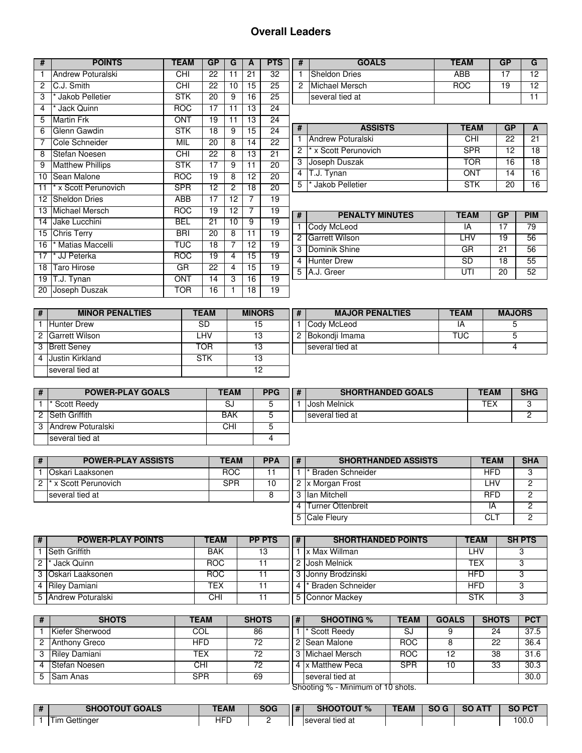## Overall Leaders

| # | POINTS | TEAM | GP | G | A | PTS |
|---|---|---|---|---|---|---|
| 1 | Andrew Poturalski | CHI | 22 | 11 | 21 | 32 |
| 2 | C.J. Smith | CHI | 22 | 10 | 15 | 25 |
| 3 | * Jakob Pelletier | STK | 20 | 9 | 16 | 25 |
| 4 | * Jack Quinn | ROC | 17 | 11 | 13 | 24 |
| 5 | Martin Frk | ONT | 19 | 11 | 13 | 24 |
| 6 | Glenn Gawdin | STK | 18 | 9 | 15 | 24 |
| 7 | Cole Schneider | MIL | 20 | 8 | 14 | 22 |
| 8 | Stefan Noesen | CHI | 22 | 8 | 13 | 21 |
| 9 | Matthew Phillips | STK | 17 | 9 | 11 | 20 |
| 10 | Sean Malone | ROC | 19 | 8 | 12 | 20 |
| 11 | * x Scott Perunovich | SPR | 12 | 2 | 18 | 20 |
| 12 | Sheldon Dries | ABB | 17 | 12 | 7 | 19 |
| 13 | Michael Mersch | ROC | 19 | 12 | 7 | 19 |
| 14 | Jake Lucchini | BEL | 21 | 10 | 9 | 19 |
| 15 | Chris Terry | BRI | 20 | 8 | 11 | 19 |
| 16 | * Matias Maccelli | TUC | 18 | 7 | 12 | 19 |
| 17 | * JJ Peterka | ROC | 19 | 4 | 15 | 19 |
| 18 | Taro Hirose | GR | 22 | 4 | 15 | 19 |
| 19 | T.J. Tynan | ONT | 14 | 3 | 16 | 19 |
| 20 | Joseph Duszak | TOR | 16 | 1 | 18 | 19 |

| # | GOALS | TEAM | GP | G |
|---|---|---|---|---|
| 1 | Sheldon Dries | ABB | 17 | 12 |
| 2 | Michael Mersch | ROC | 19 | 12 |
| | several tied at | | | 11 |

| # | ASSISTS | TEAM | GP | A |
|---|---|---|---|---|
| 1 | Andrew Poturalski | CHI | 22 | 21 |
| 2 | * x Scott Perunovich | SPR | 12 | 18 |
| 3 | Joseph Duszak | TOR | 16 | 18 |
| 4 | T.J. Tynan | ONT | 14 | 16 |
| 5 | * Jakob Pelletier | STK | 20 | 16 |

| # | PENALTY MINUTES | TEAM | GP | PIM |
|---|---|---|---|---|
| 1 | Cody McLeod | IA | 17 | 79 |
| 2 | Garrett Wilson | LHV | 19 | 56 |
| 3 | Dominik Shine | GR | 21 | 56 |
| 4 | Hunter Drew | SD | 18 | 55 |
| 5 | A.J. Greer | UTI | 20 | 52 |

| # | MINOR PENALTIES | TEAM | MINORS |
|---|---|---|---|
| 1 | Hunter Drew | SD | 15 |
| 2 | Garrett Wilson | LHV | 13 |
| 3 | Brett Seney | TOR | 13 |
| 4 | Justin Kirkland | STK | 13 |
| | several tied at | | 12 |

| # | MAJOR PENALTIES | TEAM | MAJORS |
|---|---|---|---|
| 1 | Cody McLeod | IA | 5 |
| 2 | Bokondji Imama | TUC | 5 |
| | several tied at | | 4 |

| # | POWER-PLAY GOALS | TEAM | PPG |
|---|---|---|---|
| 1 | * Scott Reedy | SJ | 5 |
| 2 | Seth Griffith | BAK | 5 |
| 3 | Andrew Poturalski | CHI | 5 |
| | several tied at | | 4 |

| # | SHORTHANDED GOALS | TEAM | SHG |
|---|---|---|---|
| 1 | Josh Melnick | TEX | 3 |
| | several tied at | | 2 |

| # | POWER-PLAY ASSISTS | TEAM | PPA |
|---|---|---|---|
| 1 | Oskari Laaksonen | ROC | 11 |
| 2 | * x Scott Perunovich | SPR | 10 |
| | several tied at | | 8 |

| # | SHORTHANDED ASSISTS | TEAM | SHA |
|---|---|---|---|
| 1 | * Braden Schneider | HFD | 3 |
| 2 | x Morgan Frost | LHV | 2 |
| 3 | Ian Mitchell | RFD | 2 |
| 4 | Turner Ottenbreit | IA | 2 |
| 5 | Cale Fleury | CLT | 2 |

| # | POWER-PLAY POINTS | TEAM | PP PTS |
|---|---|---|---|
| 1 | Seth Griffith | BAK | 13 |
| 2 | * Jack Quinn | ROC | 11 |
| 3 | Oskari Laaksonen | ROC | 11 |
| 4 | Riley Damiani | TEX | 11 |
| 5 | Andrew Poturalski | CHI | 11 |

| # | SHORTHANDED POINTS | TEAM | SH PTS |
|---|---|---|---|
| 1 | x Max Willman | LHV | 3 |
| 2 | Josh Melnick | TEX | 3 |
| 3 | Jonny Brodzinski | HFD | 3 |
| 4 | * Braden Schneider | HFD | 3 |
| 5 | Connor Mackey | STK | 3 |

| # | SHOTS | TEAM | SHOTS |
|---|---|---|---|
| 1 | Kiefer Sherwood | COL | 86 |
| 2 | Anthony Greco | HFD | 72 |
| 3 | Riley Damiani | TEX | 72 |
| 4 | Stefan Noesen | CHI | 72 |
| 5 | Sam Anas | SPR | 69 |

| # | SHOOTING % | TEAM | GOALS | SHOTS | PCT |
|---|---|---|---|---|---|
| 1 | * Scott Reedy | SJ | 9 | 24 | 37.5 |
| 2 | Sean Malone | ROC | 8 | 22 | 36.4 |
| 3 | Michael Mersch | ROC | 12 | 38 | 31.6 |
| 4 | x Matthew Peca | SPR | 10 | 33 | 30.3 |
| | several tied at | | | | 30.0 |

Shooting % - Minimum of 10 shots.

| # | SHOOTOUT GOALS | TEAM | SOG |
|---|---|---|---|
| 1 | Tim Gettinger | HFD | 2 |

| # | SHOOTOUT % | TEAM | SO G | SO ATT | SO PCT |
|---|---|---|---|---|---|
| | several tied at | | | | 100.0 |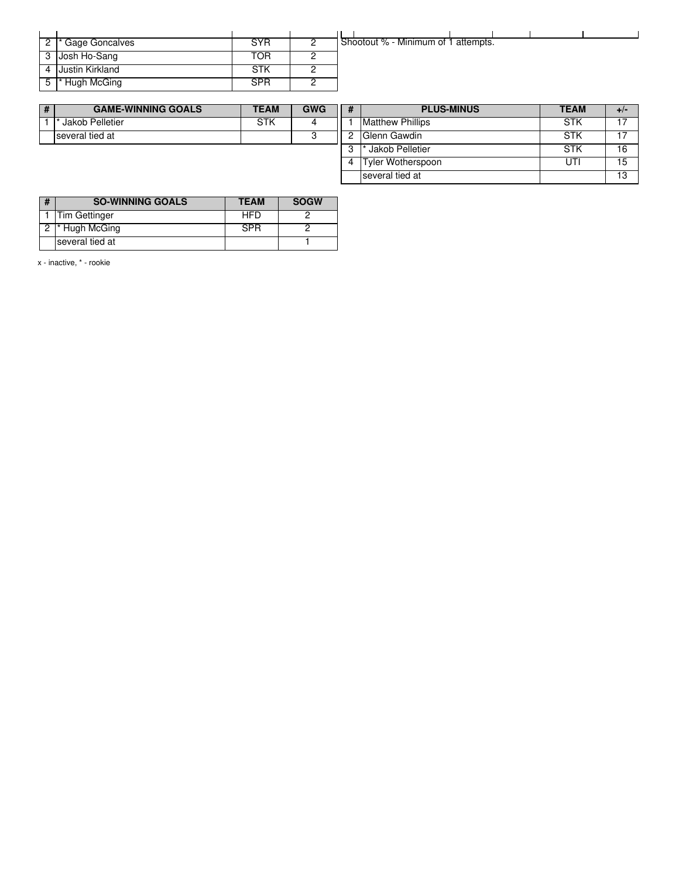| # | | TEAM | |
|---|---|---|---|
| 2 | * Gage Goncalves | SYR | 2 |
| 3 | Josh Ho-Sang | TOR | 2 |
| 4 | Justin Kirkland | STK | 2 |
| 5 | * Hugh McGing | SPR | 2 |

Shootout % - Minimum of 1 attempts.

| # | GAME-WINNING GOALS | TEAM | GWG |
|---|---|---|---|
| 1 | * Jakob Pelletier | STK | 4 |
| | several tied at | | 3 |

| # | PLUS-MINUS | TEAM | +/- |
|---|---|---|---|
| 1 | Matthew Phillips | STK | 17 |
| 2 | Glenn Gawdin | STK | 17 |
| 3 | * Jakob Pelletier | STK | 16 |
| 4 | Tyler Wotherspoon | UTI | 15 |
| | several tied at | | 13 |

| # | SO-WINNING GOALS | TEAM | SOGW |
|---|---|---|---|
| 1 | Tim Gettinger | HFD | 2 |
| 2 | * Hugh McGing | SPR | 2 |
| | several tied at | | 1 |

x - inactive, * - rookie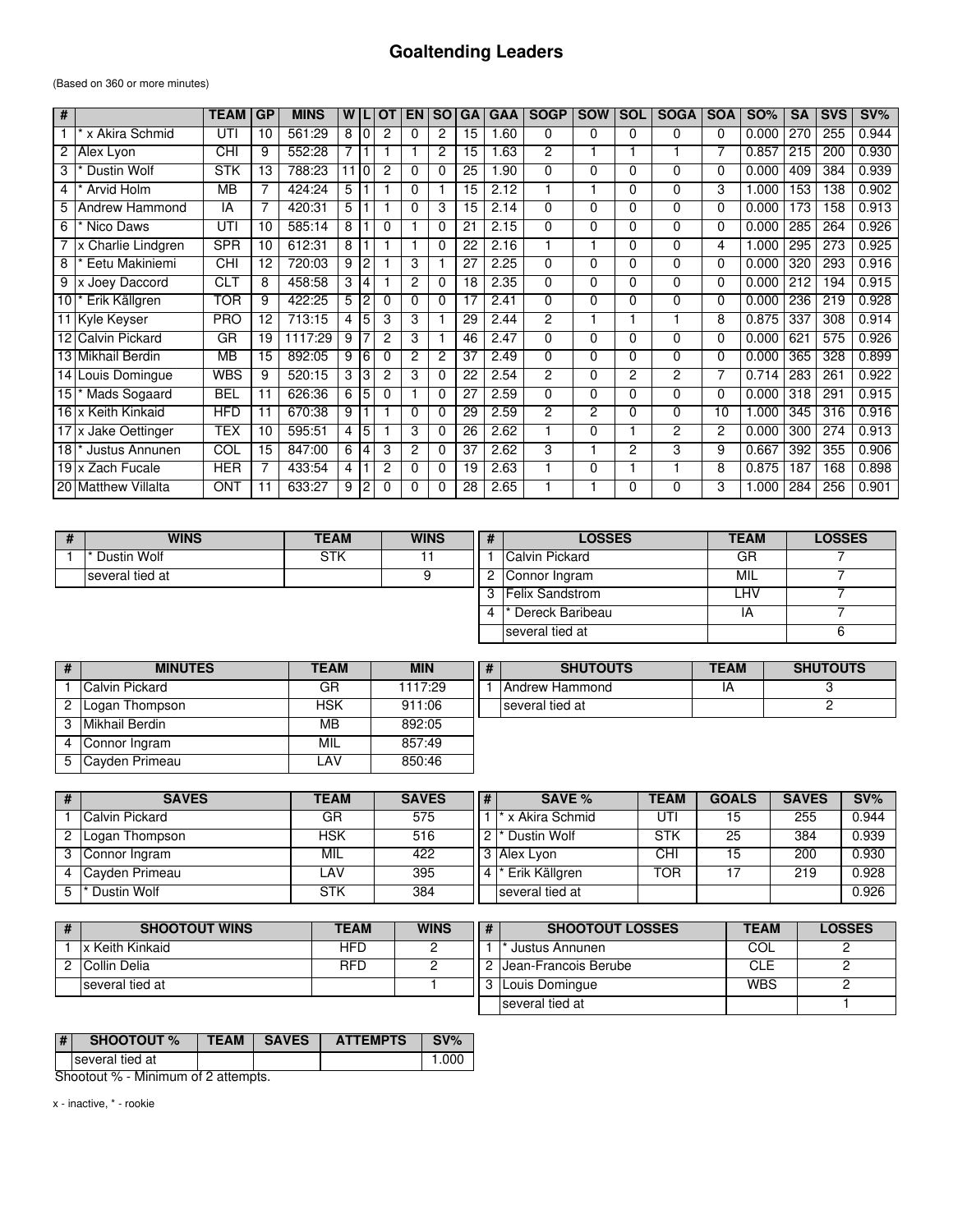# Goaltending Leaders

(Based on 360 or more minutes)

| # | | TEAM | GP | MINS | W | L | OT | EN | SO | GA | GAA | SOGP | SOW | SOL | SOGA | SOA | SO% | SA | SVS | SV% |
|---|---|---|---|---|---|---|---|---|---|---|---|---|---|---|---|---|---|---|---|---|
| 1 | * x Akira Schmid | UTI | 10 | 561:29 | 8 | 0 | 2 | 0 | 2 | 15 | 1.60 | 0 | 0 | 0 | 0 | 0 | 0.000 | 270 | 255 | 0.944 |
| 2 | Alex Lyon | CHI | 9 | 552:28 | 7 | 1 | 1 | 1 | 2 | 15 | 1.63 | 2 | 1 | 1 | 1 | 7 | 0.857 | 215 | 200 | 0.930 |
| 3 | * Dustin Wolf | STK | 13 | 788:23 | 11 | 0 | 2 | 0 | 0 | 25 | 1.90 | 0 | 0 | 0 | 0 | 0 | 0.000 | 409 | 384 | 0.939 |
| 4 | * Arvid Holm | MB | 7 | 424:24 | 5 | 1 | 1 | 0 | 1 | 15 | 2.12 | 1 | 1 | 0 | 0 | 3 | 1.000 | 153 | 138 | 0.902 |
| 5 | Andrew Hammond | IA | 7 | 420:31 | 5 | 1 | 1 | 0 | 3 | 15 | 2.14 | 0 | 0 | 0 | 0 | 0 | 0.000 | 173 | 158 | 0.913 |
| 6 | * Nico Daws | UTI | 10 | 585:14 | 8 | 1 | 0 | 1 | 0 | 21 | 2.15 | 0 | 0 | 0 | 0 | 0 | 0.000 | 285 | 264 | 0.926 |
| 7 | x Charlie Lindgren | SPR | 10 | 612:31 | 8 | 1 | 1 | 1 | 0 | 22 | 2.16 | 1 | 1 | 0 | 0 | 4 | 1.000 | 295 | 273 | 0.925 |
| 8 | * Eetu Makiniemi | CHI | 12 | 720:03 | 9 | 2 | 1 | 3 | 1 | 27 | 2.25 | 0 | 0 | 0 | 0 | 0 | 0.000 | 320 | 293 | 0.916 |
| 9 | x Joey Daccord | CLT | 8 | 458:58 | 3 | 4 | 1 | 2 | 0 | 18 | 2.35 | 0 | 0 | 0 | 0 | 0 | 0.000 | 212 | 194 | 0.915 |
| 10 | * Erik Källgren | TOR | 9 | 422:25 | 5 | 2 | 0 | 0 | 0 | 17 | 2.41 | 0 | 0 | 0 | 0 | 0 | 0.000 | 236 | 219 | 0.928 |
| 11 | Kyle Keyser | PRO | 12 | 713:15 | 4 | 5 | 3 | 3 | 1 | 29 | 2.44 | 2 | 1 | 1 | 1 | 8 | 0.875 | 337 | 308 | 0.914 |
| 12 | Calvin Pickard | GR | 19 | 1117:29 | 9 | 7 | 2 | 3 | 1 | 46 | 2.47 | 0 | 0 | 0 | 0 | 0 | 0.000 | 621 | 575 | 0.926 |
| 13 | Mikhail Berdin | MB | 15 | 892:05 | 9 | 6 | 0 | 2 | 2 | 37 | 2.49 | 0 | 0 | 0 | 0 | 0 | 0.000 | 365 | 328 | 0.899 |
| 14 | Louis Domingue | WBS | 9 | 520:15 | 3 | 3 | 2 | 3 | 0 | 22 | 2.54 | 2 | 0 | 2 | 2 | 7 | 0.714 | 283 | 261 | 0.922 |
| 15 | * Mads Sogaard | BEL | 11 | 626:36 | 6 | 5 | 0 | 1 | 0 | 27 | 2.59 | 0 | 0 | 0 | 0 | 0 | 0.000 | 318 | 291 | 0.915 |
| 16 | x Keith Kinkaid | HFD | 11 | 670:38 | 9 | 1 | 1 | 0 | 0 | 29 | 2.59 | 2 | 2 | 0 | 0 | 10 | 1.000 | 345 | 316 | 0.916 |
| 17 | x Jake Oettinger | TEX | 10 | 595:51 | 4 | 5 | 1 | 3 | 0 | 26 | 2.62 | 1 | 0 | 1 | 2 | 2 | 0.000 | 300 | 274 | 0.913 |
| 18 | * Justus Annunen | COL | 15 | 847:00 | 6 | 4 | 3 | 2 | 0 | 37 | 2.62 | 3 | 1 | 2 | 3 | 9 | 0.667 | 392 | 355 | 0.906 |
| 19 | x Zach Fucale | HER | 7 | 433:54 | 4 | 1 | 2 | 0 | 0 | 19 | 2.63 | 1 | 0 | 1 | 1 | 8 | 0.875 | 187 | 168 | 0.898 |
| 20 | Matthew Villalta | ONT | 11 | 633:27 | 9 | 2 | 0 | 0 | 0 | 28 | 2.65 | 1 | 1 | 0 | 0 | 3 | 1.000 | 284 | 256 | 0.901 |

| # | WINS | TEAM | WINS |
|---|---|---|---|
| 1 | * Dustin Wolf | STK | 11 |
| | several tied at | | 9 |

| # | LOSSES | TEAM | LOSSES |
|---|---|---|---|
| 1 | Calvin Pickard | GR | 7 |
| 2 | Connor Ingram | MIL | 7 |
| 3 | Felix Sandstrom | LHV | 7 |
| 4 | * Dereck Baribeau | IA | 7 |
| | several tied at | | 6 |

| # | MINUTES | TEAM | MIN |
|---|---|---|---|
| 1 | Calvin Pickard | GR | 1117:29 |
| 2 | Logan Thompson | HSK | 911:06 |
| 3 | Mikhail Berdin | MB | 892:05 |
| 4 | Connor Ingram | MIL | 857:49 |
| 5 | Cayden Primeau | LAV | 850:46 |

| # | SHUTOUTS | TEAM | SHUTOUTS |
|---|---|---|---|
| 1 | Andrew Hammond | IA | 3 |
| | several tied at | | 2 |

| # | SAVES | TEAM | SAVES |
|---|---|---|---|
| 1 | Calvin Pickard | GR | 575 |
| 2 | Logan Thompson | HSK | 516 |
| 3 | Connor Ingram | MIL | 422 |
| 4 | Cayden Primeau | LAV | 395 |
| 5 | * Dustin Wolf | STK | 384 |

| # | SAVE % | TEAM | GOALS | SAVES | SV% |
|---|---|---|---|---|---|
| 1 | * x Akira Schmid | UTI | 15 | 255 | 0.944 |
| 2 | * Dustin Wolf | STK | 25 | 384 | 0.939 |
| 3 | Alex Lyon | CHI | 15 | 200 | 0.930 |
| 4 | * Erik Källgren | TOR | 17 | 219 | 0.928 |
| | several tied at | | | | 0.926 |

| # | SHOOTOUT WINS | TEAM | WINS |
|---|---|---|---|
| 1 | x Keith Kinkaid | HFD | 2 |
| 2 | Collin Delia | RFD | 2 |
| | several tied at | | 1 |

| # | SHOOTOUT LOSSES | TEAM | LOSSES |
|---|---|---|---|
| 1 | * Justus Annunen | COL | 2 |
| 2 | Jean-Francois Berube | CLE | 2 |
| 3 | Louis Domingue | WBS | 2 |
| | several tied at | | 1 |

| # | SHOOTOUT % | TEAM | SAVES | ATTEMPTS | SV% |
|---|---|---|---|---|---|
| | several tied at | | | | 1.000 |

Shootout % - Minimum of 2 attempts.

x - inactive, * - rookie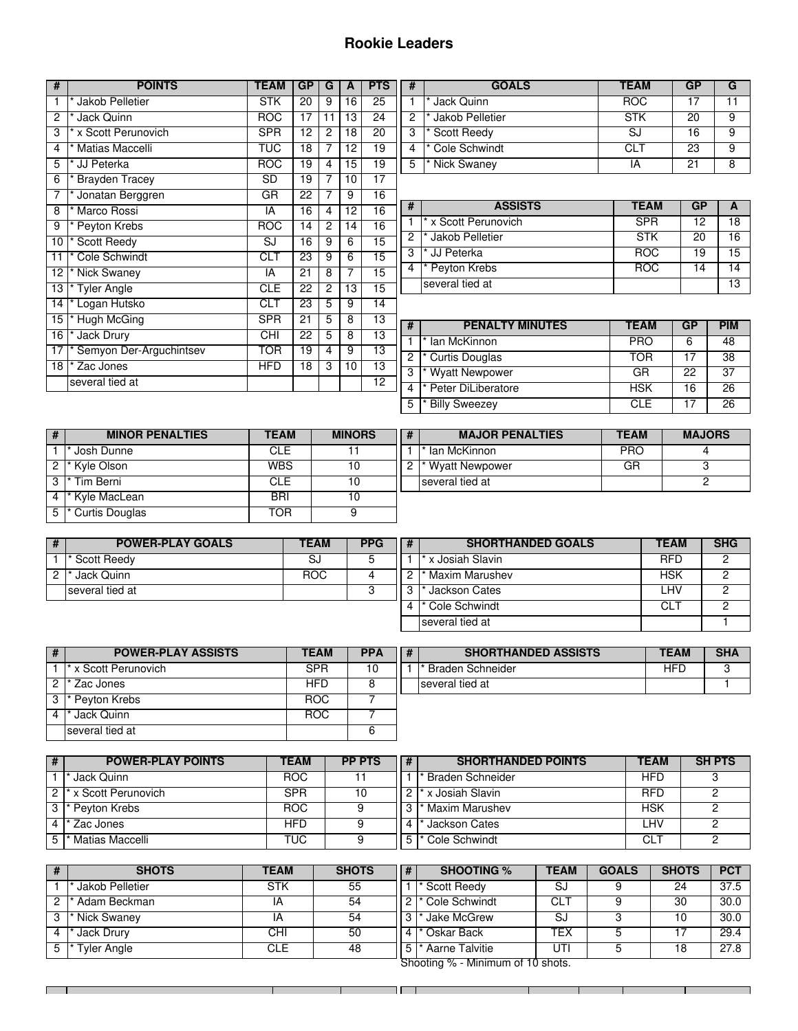# Rookie Leaders

| # | POINTS | TEAM | GP | G | A | PTS |
|---|---|---|---|---|---|---|
| 1 | * Jakob Pelletier | STK | 20 | 9 | 16 | 25 |
| 2 | * Jack Quinn | ROC | 17 | 11 | 13 | 24 |
| 3 | * x Scott Perunovich | SPR | 12 | 2 | 18 | 20 |
| 4 | * Matias Maccelli | TUC | 18 | 7 | 12 | 19 |
| 5 | * JJ Peterka | ROC | 19 | 4 | 15 | 19 |
| 6 | * Brayden Tracey | SD | 19 | 7 | 10 | 17 |
| 7 | * Jonatan Berggren | GR | 22 | 7 | 9 | 16 |
| 8 | * Marco Rossi | IA | 16 | 4 | 12 | 16 |
| 9 | * Peyton Krebs | ROC | 14 | 2 | 14 | 16 |
| 10 | * Scott Reedy | SJ | 16 | 9 | 6 | 15 |
| 11 | * Cole Schwindt | CLT | 23 | 9 | 6 | 15 |
| 12 | * Nick Swaney | IA | 21 | 8 | 7 | 15 |
| 13 | * Tyler Angle | CLE | 22 | 2 | 13 | 15 |
| 14 | * Logan Hutsko | CLT | 23 | 5 | 9 | 14 |
| 15 | * Hugh McGing | SPR | 21 | 5 | 8 | 13 |
| 16 | * Jack Drury | CHI | 22 | 5 | 8 | 13 |
| 17 | * Semyon Der-Arguchintsev | TOR | 19 | 4 | 9 | 13 |
| 18 | * Zac Jones | HFD | 18 | 3 | 10 | 13 |
| | several tied at | | | | | 12 |

| # | GOALS | TEAM | GP | G |
|---|---|---|---|---|
| 1 | * Jack Quinn | ROC | 17 | 11 |
| 2 | * Jakob Pelletier | STK | 20 | 9 |
| 3 | * Scott Reedy | SJ | 16 | 9 |
| 4 | * Cole Schwindt | CLT | 23 | 9 |
| 5 | * Nick Swaney | IA | 21 | 8 |

| # | ASSISTS | TEAM | GP | A |
|---|---|---|---|---|
| 1 | * x Scott Perunovich | SPR | 12 | 18 |
| 2 | * Jakob Pelletier | STK | 20 | 16 |
| 3 | * JJ Peterka | ROC | 19 | 15 |
| 4 | * Peyton Krebs | ROC | 14 | 14 |
| | several tied at | | | 13 |

| # | PENALTY MINUTES | TEAM | GP | PIM |
|---|---|---|---|---|
| 1 | * Ian McKinnon | PRO | 6 | 48 |
| 2 | * Curtis Douglas | TOR | 17 | 38 |
| 3 | * Wyatt Newpower | GR | 22 | 37 |
| 4 | * Peter DiLiberatore | HSK | 16 | 26 |
| 5 | * Billy Sweezey | CLE | 17 | 26 |

| # | MINOR PENALTIES | TEAM | MINORS |
|---|---|---|---|
| 1 | * Josh Dunne | CLE | 11 |
| 2 | * Kyle Olson | WBS | 10 |
| 3 | * Tim Berni | CLE | 10 |
| 4 | * Kyle MacLean | BRI | 10 |
| 5 | * Curtis Douglas | TOR | 9 |

| # | MAJOR PENALTIES | TEAM | MAJORS |
|---|---|---|---|
| 1 | * Ian McKinnon | PRO | 4 |
| 2 | * Wyatt Newpower | GR | 3 |
| | several tied at | | 2 |

| # | POWER-PLAY GOALS | TEAM | PPG |
|---|---|---|---|
| 1 | * Scott Reedy | SJ | 5 |
| 2 | * Jack Quinn | ROC | 4 |
| | several tied at | | 3 |

| # | SHORTHANDED GOALS | TEAM | SHG |
|---|---|---|---|
| 1 | * x Josiah Slavin | RFD | 2 |
| 2 | * Maxim Marushev | HSK | 2 |
| 3 | * Jackson Cates | LHV | 2 |
| 4 | * Cole Schwindt | CLT | 2 |
| | several tied at | | 1 |

| # | POWER-PLAY ASSISTS | TEAM | PPA |
|---|---|---|---|
| 1 | * x Scott Perunovich | SPR | 10 |
| 2 | * Zac Jones | HFD | 8 |
| 3 | * Peyton Krebs | ROC | 7 |
| 4 | * Jack Quinn | ROC | 7 |
| | several tied at | | 6 |

| # | SHORTHANDED ASSISTS | TEAM | SHA |
|---|---|---|---|
| 1 | * Braden Schneider | HFD | 3 |
| | several tied at | | 1 |

| # | POWER-PLAY POINTS | TEAM | PP PTS |
|---|---|---|---|
| 1 | * Jack Quinn | ROC | 11 |
| 2 | * x Scott Perunovich | SPR | 10 |
| 3 | * Peyton Krebs | ROC | 9 |
| 4 | * Zac Jones | HFD | 9 |
| 5 | * Matias Maccelli | TUC | 9 |

| # | SHORTHANDED POINTS | TEAM | SH PTS |
|---|---|---|---|
| 1 | * Braden Schneider | HFD | 3 |
| 2 | * x Josiah Slavin | RFD | 2 |
| 3 | * Maxim Marushev | HSK | 2 |
| 4 | * Jackson Cates | LHV | 2 |
| 5 | * Cole Schwindt | CLT | 2 |

| # | SHOTS | TEAM | SHOTS |
|---|---|---|---|
| 1 | * Jakob Pelletier | STK | 55 |
| 2 | * Adam Beckman | IA | 54 |
| 3 | * Nick Swaney | IA | 54 |
| 4 | * Jack Drury | CHI | 50 |
| 5 | * Tyler Angle | CLE | 48 |

| # | SHOOTING % | TEAM | GOALS | SHOTS | PCT |
|---|---|---|---|---|---|
| 1 | * Scott Reedy | SJ | 9 | 24 | 37.5 |
| 2 | * Cole Schwindt | CLT | 9 | 30 | 30.0 |
| 3 | * Jake McGrew | SJ | 3 | 10 | 30.0 |
| 4 | * Oskar Back | TEX | 5 | 17 | 29.4 |
| 5 | * Aarne Talvitie | UTI | 5 | 18 | 27.8 |

Shooting % - Minimum of 10 shots.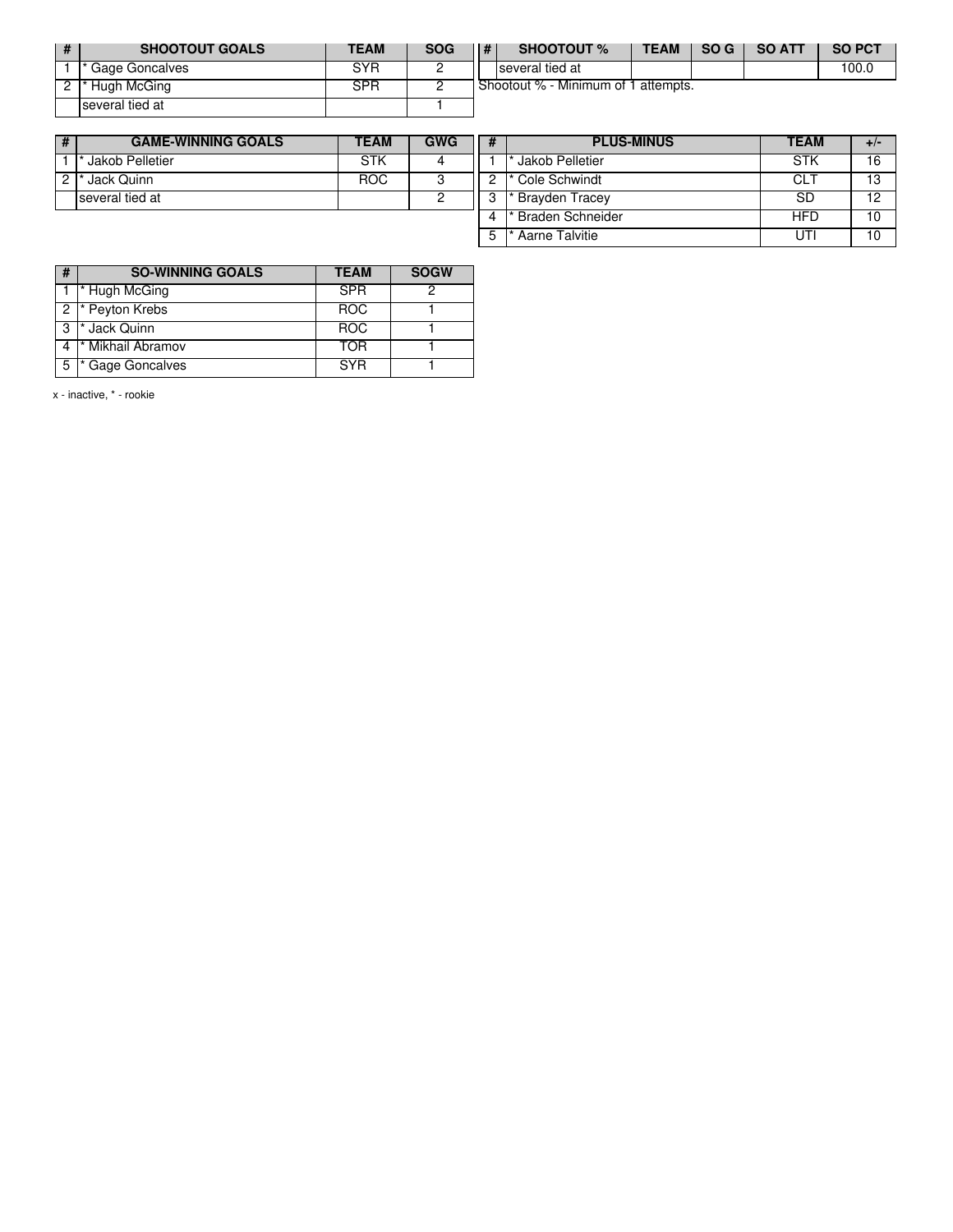| # | SHOOTOUT GOALS | TEAM | SOG |
|---|---|---|---|
| 1 | * Gage Goncalves | SYR | 2 |
| 2 | * Hugh McGing | SPR | 2 |
| | several tied at | | 1 |

| # | SHOOTOUT % | TEAM | SO G | SO ATT | SO PCT |
|---|---|---|---|---|---|
| | several tied at | | | | 100.0 |

Shootout % - Minimum of 1 attempts.

| # | GAME-WINNING GOALS | TEAM | GWG |
|---|---|---|---|
| 1 | * Jakob Pelletier | STK | 4 |
| 2 | * Jack Quinn | ROC | 3 |
| | several tied at | | 2 |

| # | PLUS-MINUS | TEAM | +/- |
|---|---|---|---|
| 1 | * Jakob Pelletier | STK | 16 |
| 2 | * Cole Schwindt | CLT | 13 |
| 3 | * Brayden Tracey | SD | 12 |
| 4 | * Braden Schneider | HFD | 10 |
| 5 | * Aarne Talvitie | UTI | 10 |

| # | SO-WINNING GOALS | TEAM | SOGW |
|---|---|---|---|
| 1 | * Hugh McGing | SPR | 2 |
| 2 | * Peyton Krebs | ROC | 1 |
| 3 | * Jack Quinn | ROC | 1 |
| 4 | * Mikhail Abramov | TOR | 1 |
| 5 | * Gage Goncalves | SYR | 1 |

x - inactive, * - rookie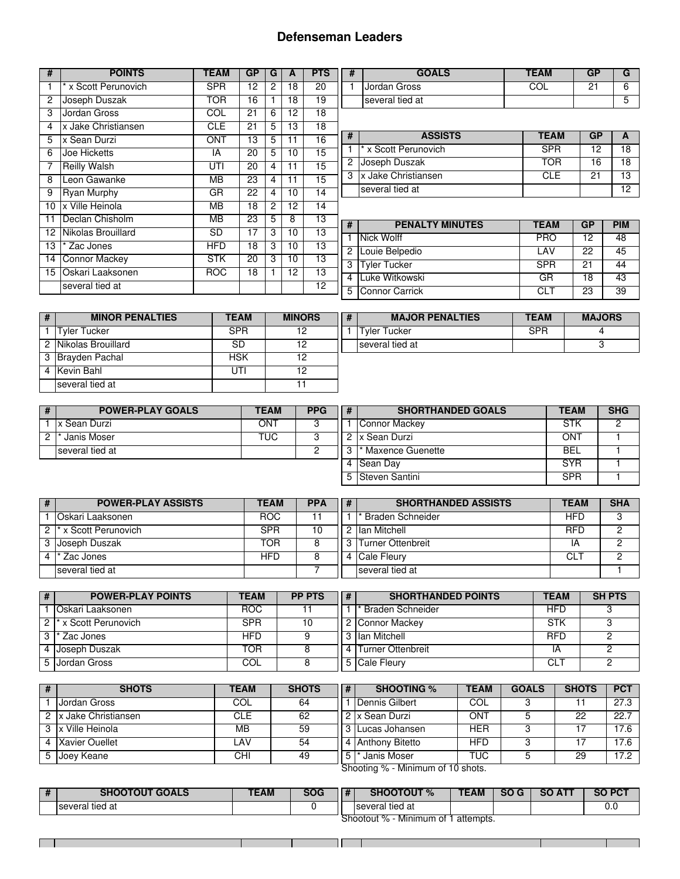# Defenseman Leaders

| # | POINTS | TEAM | GP | G | A | PTS |
|---|---|---|---|---|---|---|
| 1 | * x Scott Perunovich | SPR | 12 | 2 | 18 | 20 |
| 2 | Joseph Duszak | TOR | 16 | 1 | 18 | 19 |
| 3 | Jordan Gross | COL | 21 | 6 | 12 | 18 |
| 4 | x Jake Christiansen | CLE | 21 | 5 | 13 | 18 |
| 5 | x Sean Durzi | ONT | 13 | 5 | 11 | 16 |
| 6 | Joe Hicketts | IA | 20 | 5 | 10 | 15 |
| 7 | Reilly Walsh | UTI | 20 | 4 | 11 | 15 |
| 8 | Leon Gawanke | MB | 23 | 4 | 11 | 15 |
| 9 | Ryan Murphy | GR | 22 | 4 | 10 | 14 |
| 10 | x Ville Heinola | MB | 18 | 2 | 12 | 14 |
| 11 | Declan Chisholm | MB | 23 | 5 | 8 | 13 |
| 12 | Nikolas Brouillard | SD | 17 | 3 | 10 | 13 |
| 13 | * Zac Jones | HFD | 18 | 3 | 10 | 13 |
| 14 | Connor Mackey | STK | 20 | 3 | 10 | 13 |
| 15 | Oskari Laaksonen | ROC | 18 | 1 | 12 | 13 |
| | several tied at | | | | | 12 |

| # | GOALS | TEAM | GP | G |
|---|---|---|---|---|
| 1 | Jordan Gross | COL | 21 | 6 |
| | several tied at | | | 5 |

| # | ASSISTS | TEAM | GP | A |
|---|---|---|---|---|
| 1 | * x Scott Perunovich | SPR | 12 | 18 |
| 2 | Joseph Duszak | TOR | 16 | 18 |
| 3 | x Jake Christiansen | CLE | 21 | 13 |
| | several tied at | | | 12 |

| # | PENALTY MINUTES | TEAM | GP | PIM |
|---|---|---|---|---|
| 1 | Nick Wolff | PRO | 12 | 48 |
| 2 | Louie Belpedio | LAV | 22 | 45 |
| 3 | Tyler Tucker | SPR | 21 | 44 |
| 4 | Luke Witkowski | GR | 18 | 43 |
| 5 | Connor Carrick | CLT | 23 | 39 |

| # | MINOR PENALTIES | TEAM | MINORS |
|---|---|---|---|
| 1 | Tyler Tucker | SPR | 12 |
| 2 | Nikolas Brouillard | SD | 12 |
| 3 | Brayden Pachal | HSK | 12 |
| 4 | Kevin Bahl | UTI | 12 |
| | several tied at | | 11 |

| # | MAJOR PENALTIES | TEAM | MAJORS |
|---|---|---|---|
| 1 | Tyler Tucker | SPR | 4 |
| | several tied at | | 3 |

| # | POWER-PLAY GOALS | TEAM | PPG |
|---|---|---|---|
| 1 | x Sean Durzi | ONT | 3 |
| 2 | * Janis Moser | TUC | 3 |
| | several tied at | | 2 |

| # | SHORTHANDED GOALS | TEAM | SHG |
|---|---|---|---|
| 1 | Connor Mackey | STK | 2 |
| 2 | x Sean Durzi | ONT | 1 |
| 3 | * Maxence Guenette | BEL | 1 |
| 4 | Sean Day | SYR | 1 |
| 5 | Steven Santini | SPR | 1 |

| # | POWER-PLAY ASSISTS | TEAM | PPA |
|---|---|---|---|
| 1 | Oskari Laaksonen | ROC | 11 |
| 2 | * x Scott Perunovich | SPR | 10 |
| 3 | Joseph Duszak | TOR | 8 |
| 4 | * Zac Jones | HFD | 8 |
| | several tied at | | 7 |

| # | SHORTHANDED ASSISTS | TEAM | SHA |
|---|---|---|---|
| 1 | * Braden Schneider | HFD | 3 |
| 2 | Ian Mitchell | RFD | 2 |
| 3 | Turner Ottenbreit | IA | 2 |
| 4 | Cale Fleury | CLT | 2 |
| | several tied at | | 1 |

| # | POWER-PLAY POINTS | TEAM | PP PTS |
|---|---|---|---|
| 1 | Oskari Laaksonen | ROC | 11 |
| 2 | * x Scott Perunovich | SPR | 10 |
| 3 | * Zac Jones | HFD | 9 |
| 4 | Joseph Duszak | TOR | 8 |
| 5 | Jordan Gross | COL | 8 |

| # | SHORTHANDED POINTS | TEAM | SH PTS |
|---|---|---|---|
| 1 | * Braden Schneider | HFD | 3 |
| 2 | Connor Mackey | STK | 3 |
| 3 | Ian Mitchell | RFD | 2 |
| 4 | Turner Ottenbreit | IA | 2 |
| 5 | Cale Fleury | CLT | 2 |

| # | SHOTS | TEAM | SHOTS |
|---|---|---|---|
| 1 | Jordan Gross | COL | 64 |
| 2 | x Jake Christiansen | CLE | 62 |
| 3 | x Ville Heinola | MB | 59 |
| 4 | Xavier Ouellet | LAV | 54 |
| 5 | Joey Keane | CHI | 49 |

| # | SHOOTING % | TEAM | GOALS | SHOTS | PCT |
|---|---|---|---|---|---|
| 1 | Dennis Gilbert | COL | 3 | 11 | 27.3 |
| 2 | x Sean Durzi | ONT | 5 | 22 | 22.7 |
| 3 | Lucas Johansen | HER | 3 | 17 | 17.6 |
| 4 | Anthony Bitetto | HFD | 3 | 17 | 17.6 |
| 5 | * Janis Moser | TUC | 5 | 29 | 17.2 |

Shooting % - Minimum of 10 shots.

| # | SHOOTOUT GOALS | TEAM | SOG |
|---|---|---|---|
| | several tied at | | 0 |

| # | SHOOTOUT % | TEAM | SO G | SO ATT | SO PCT |
|---|---|---|---|---|---|
| | several tied at | | | | 0.0 |

Shootout % - Minimum of 1 attempts.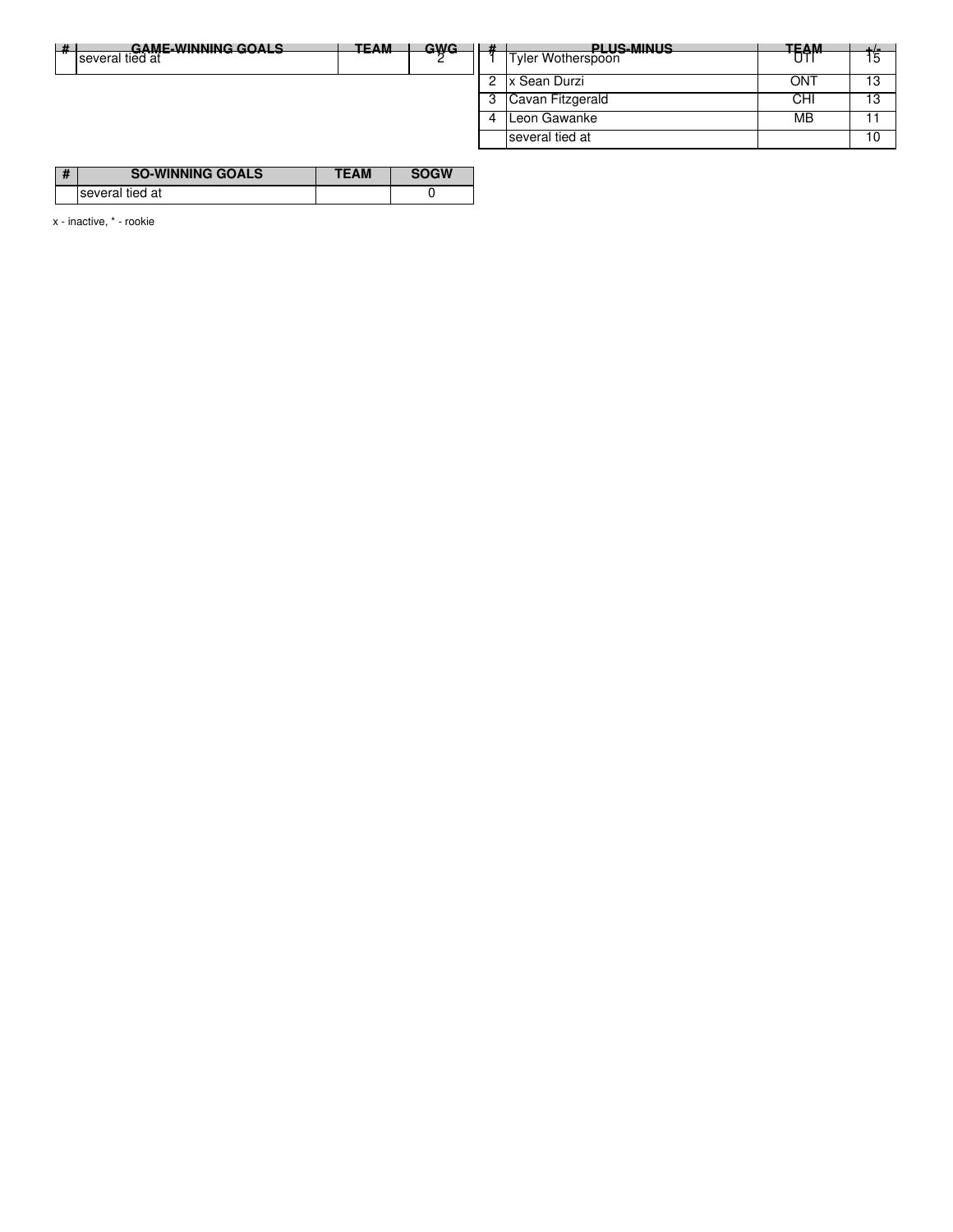| # | GAME-WINNING GOALS | TEAM | GWG |
| --- | --- | --- | --- |
| | several tied at | | 2 |

| # | PLUS-MINUS | TEAM | +/- |
| --- | --- | --- | --- |
| 1 | Tyler Wotherspoon | UTI | 15 |
| 2 | x Sean Durzi | ONT | 13 |
| 3 | Cavan Fitzgerald | CHI | 13 |
| 4 | Leon Gawanke | MB | 11 |
| | several tied at | | 10 |

| # | SO-WINNING GOALS | TEAM | SOGW |
| --- | --- | --- | --- |
| | several tied at | | 0 |

x - inactive, * - rookie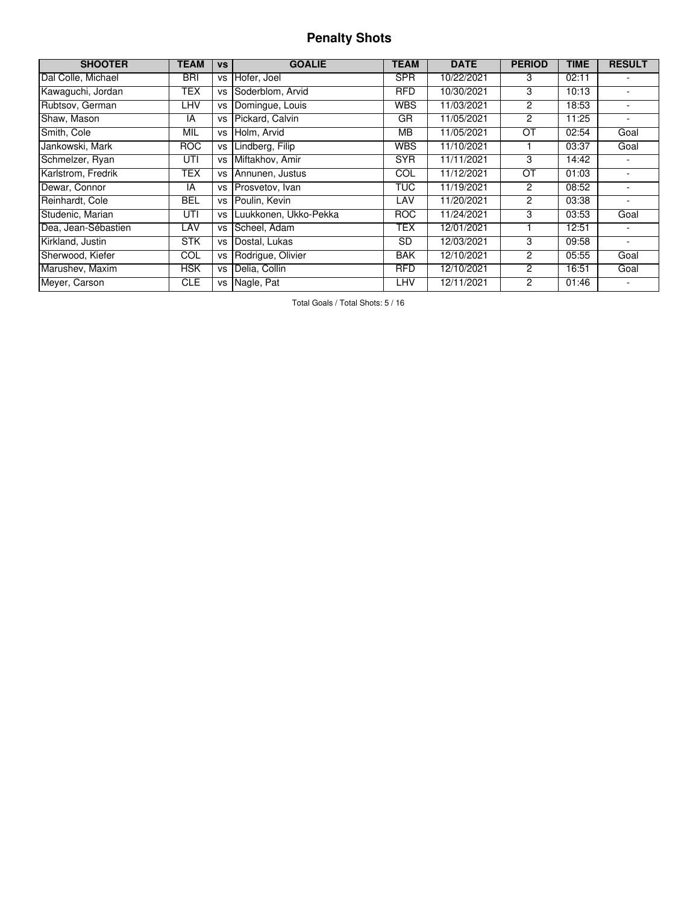# Penalty Shots

| SHOOTER | TEAM | vs | GOALIE | TEAM | DATE | PERIOD | TIME | RESULT |
|---|---|---|---|---|---|---|---|---|
| Dal Colle, Michael | BRI | vs | Hofer, Joel | SPR | 10/22/2021 | 3 | 02:11 | - |
| Kawaguchi, Jordan | TEX | vs | Soderblom, Arvid | RFD | 10/30/2021 | 3 | 10:13 | - |
| Rubtsov, German | LHV | vs | Domingue, Louis | WBS | 11/03/2021 | 2 | 18:53 | - |
| Shaw, Mason | IA | vs | Pickard, Calvin | GR | 11/05/2021 | 2 | 11:25 | - |
| Smith, Cole | MIL | vs | Holm, Arvid | MB | 11/05/2021 | OT | 02:54 | Goal |
| Jankowski, Mark | ROC | vs | Lindberg, Filip | WBS | 11/10/2021 | 1 | 03:37 | Goal |
| Schmelzer, Ryan | UTI | vs | Miftakhov, Amir | SYR | 11/11/2021 | 3 | 14:42 | - |
| Karlstrom, Fredrik | TEX | vs | Annunen, Justus | COL | 11/12/2021 | OT | 01:03 | - |
| Dewar, Connor | IA | vs | Prosvetov, Ivan | TUC | 11/19/2021 | 2 | 08:52 | - |
| Reinhardt, Cole | BEL | vs | Poulin, Kevin | LAV | 11/20/2021 | 2 | 03:38 | - |
| Studenic, Marian | UTI | vs | Luukkonen, Ukko-Pekka | ROC | 11/24/2021 | 3 | 03:53 | Goal |
| Dea, Jean-Sébastien | LAV | vs | Scheel, Adam | TEX | 12/01/2021 | 1 | 12:51 | - |
| Kirkland, Justin | STK | vs | Dostal, Lukas | SD | 12/03/2021 | 3 | 09:58 | - |
| Sherwood, Kiefer | COL | vs | Rodrigue, Olivier | BAK | 12/10/2021 | 2 | 05:55 | Goal |
| Marushev, Maxim | HSK | vs | Delia, Collin | RFD | 12/10/2021 | 2 | 16:51 | Goal |
| Meyer, Carson | CLE | vs | Nagle, Pat | LHV | 12/11/2021 | 2 | 01:46 | - |

Total Goals / Total Shots: 5 / 16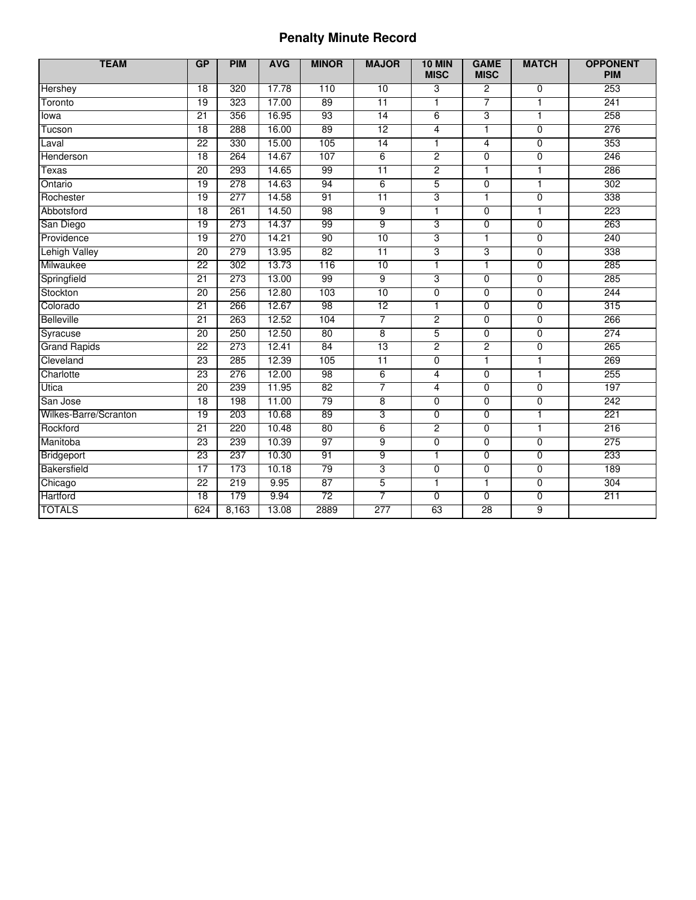# Penalty Minute Record

| TEAM | GP | PIM | AVG | MINOR | MAJOR | 10 MIN MISC | GAME MISC | MATCH | OPPONENT PIM |
|---|---|---|---|---|---|---|---|---|---|
| Hershey | 18 | 320 | 17.78 | 110 | 10 | 3 | 2 | 0 | 253 |
| Toronto | 19 | 323 | 17.00 | 89 | 11 | 1 | 7 | 1 | 241 |
| Iowa | 21 | 356 | 16.95 | 93 | 14 | 6 | 3 | 1 | 258 |
| Tucson | 18 | 288 | 16.00 | 89 | 12 | 4 | 1 | 0 | 276 |
| Laval | 22 | 330 | 15.00 | 105 | 14 | 1 | 4 | 0 | 353 |
| Henderson | 18 | 264 | 14.67 | 107 | 6 | 2 | 0 | 0 | 246 |
| Texas | 20 | 293 | 14.65 | 99 | 11 | 2 | 1 | 1 | 286 |
| Ontario | 19 | 278 | 14.63 | 94 | 6 | 5 | 0 | 1 | 302 |
| Rochester | 19 | 277 | 14.58 | 91 | 11 | 3 | 1 | 0 | 338 |
| Abbotsford | 18 | 261 | 14.50 | 98 | 9 | 1 | 0 | 1 | 223 |
| San Diego | 19 | 273 | 14.37 | 99 | 9 | 3 | 0 | 0 | 263 |
| Providence | 19 | 270 | 14.21 | 90 | 10 | 3 | 1 | 0 | 240 |
| Lehigh Valley | 20 | 279 | 13.95 | 82 | 11 | 3 | 3 | 0 | 338 |
| Milwaukee | 22 | 302 | 13.73 | 116 | 10 | 1 | 1 | 0 | 285 |
| Springfield | 21 | 273 | 13.00 | 99 | 9 | 3 | 0 | 0 | 285 |
| Stockton | 20 | 256 | 12.80 | 103 | 10 | 0 | 0 | 0 | 244 |
| Colorado | 21 | 266 | 12.67 | 98 | 12 | 1 | 0 | 0 | 315 |
| Belleville | 21 | 263 | 12.52 | 104 | 7 | 2 | 0 | 0 | 266 |
| Syracuse | 20 | 250 | 12.50 | 80 | 8 | 5 | 0 | 0 | 274 |
| Grand Rapids | 22 | 273 | 12.41 | 84 | 13 | 2 | 2 | 0 | 265 |
| Cleveland | 23 | 285 | 12.39 | 105 | 11 | 0 | 1 | 1 | 269 |
| Charlotte | 23 | 276 | 12.00 | 98 | 6 | 4 | 0 | 1 | 255 |
| Utica | 20 | 239 | 11.95 | 82 | 7 | 4 | 0 | 0 | 197 |
| San Jose | 18 | 198 | 11.00 | 79 | 8 | 0 | 0 | 0 | 242 |
| Wilkes-Barre/Scranton | 19 | 203 | 10.68 | 89 | 3 | 0 | 0 | 1 | 221 |
| Rockford | 21 | 220 | 10.48 | 80 | 6 | 2 | 0 | 1 | 216 |
| Manitoba | 23 | 239 | 10.39 | 97 | 9 | 0 | 0 | 0 | 275 |
| Bridgeport | 23 | 237 | 10.30 | 91 | 9 | 1 | 0 | 0 | 233 |
| Bakersfield | 17 | 173 | 10.18 | 79 | 3 | 0 | 0 | 0 | 189 |
| Chicago | 22 | 219 | 9.95 | 87 | 5 | 1 | 1 | 0 | 304 |
| Hartford | 18 | 179 | 9.94 | 72 | 7 | 0 | 0 | 0 | 211 |
| TOTALS | 624 | 8,163 | 13.08 | 2889 | 277 | 63 | 28 | 9 | |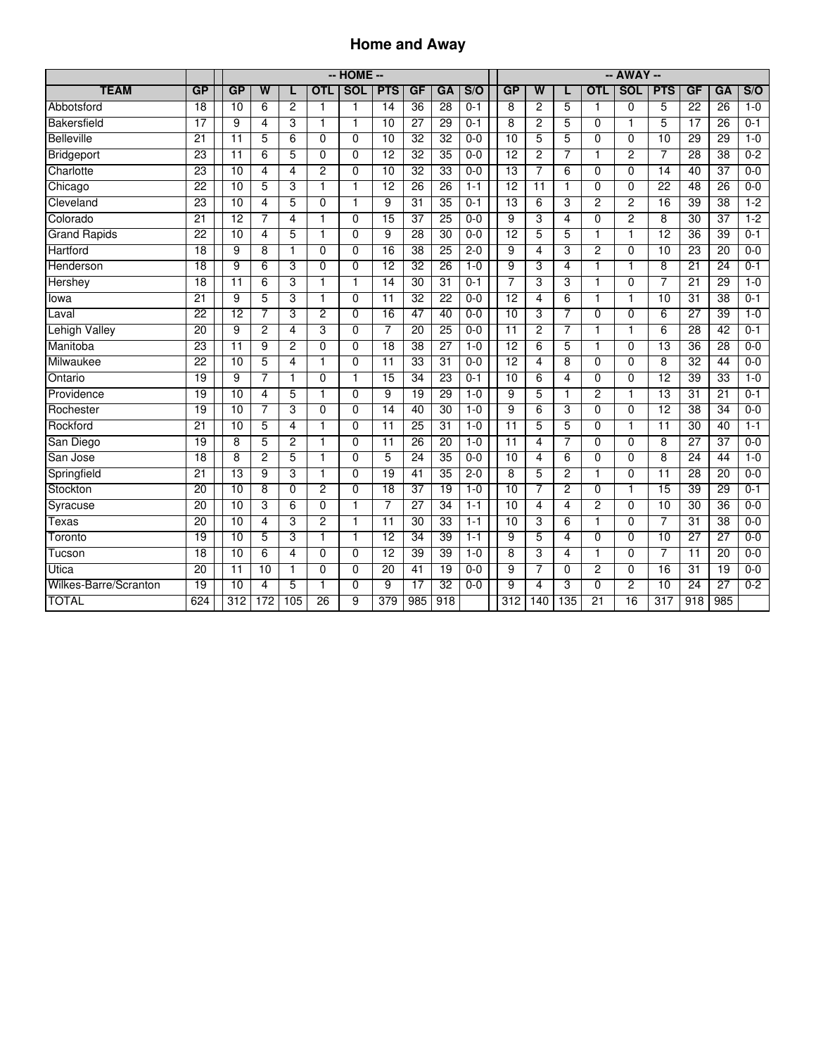# Home and Away

| | | -- HOME -- | | | | | | | | | -- AWAY -- | | | | | | | | |
|---|---|---|---|---|---|---|---|---|---|---|---|---|---|---|---|---|---|---|---|
| TEAM | GP | GP | W | L | OTL | SOL | PTS | GF | GA | S/O | GP | W | L | OTL | SOL | PTS | GF | GA | S/O |
| Abbotsford | 18 | 10 | 6 | 2 | 1 | 1 | 14 | 36 | 28 | 0-1 | 8 | 2 | 5 | 1 | 0 | 5 | 22 | 26 | 1-0 |
| Bakersfield | 17 | 9 | 4 | 3 | 1 | 1 | 10 | 27 | 29 | 0-1 | 8 | 2 | 5 | 0 | 1 | 5 | 17 | 26 | 0-1 |
| Belleville | 21 | 11 | 5 | 6 | 0 | 0 | 10 | 32 | 32 | 0-0 | 10 | 5 | 5 | 0 | 0 | 10 | 29 | 29 | 1-0 |
| Bridgeport | 23 | 11 | 6 | 5 | 0 | 0 | 12 | 32 | 35 | 0-0 | 12 | 2 | 7 | 1 | 2 | 7 | 28 | 38 | 0-2 |
| Charlotte | 23 | 10 | 4 | 4 | 2 | 0 | 10 | 32 | 33 | 0-0 | 13 | 7 | 6 | 0 | 0 | 14 | 40 | 37 | 0-0 |
| Chicago | 22 | 10 | 5 | 3 | 1 | 1 | 12 | 26 | 26 | 1-1 | 12 | 11 | 1 | 0 | 0 | 22 | 48 | 26 | 0-0 |
| Cleveland | 23 | 10 | 4 | 5 | 0 | 1 | 9 | 31 | 35 | 0-1 | 13 | 6 | 3 | 2 | 2 | 16 | 39 | 38 | 1-2 |
| Colorado | 21 | 12 | 7 | 4 | 1 | 0 | 15 | 37 | 25 | 0-0 | 9 | 3 | 4 | 0 | 2 | 8 | 30 | 37 | 1-2 |
| Grand Rapids | 22 | 10 | 4 | 5 | 1 | 0 | 9 | 28 | 30 | 0-0 | 12 | 5 | 5 | 1 | 1 | 12 | 36 | 39 | 0-1 |
| Hartford | 18 | 9 | 8 | 1 | 0 | 0 | 16 | 38 | 25 | 2-0 | 9 | 4 | 3 | 2 | 0 | 10 | 23 | 20 | 0-0 |
| Henderson | 18 | 9 | 6 | 3 | 0 | 0 | 12 | 32 | 26 | 1-0 | 9 | 3 | 4 | 1 | 1 | 8 | 21 | 24 | 0-1 |
| Hershey | 18 | 11 | 6 | 3 | 1 | 1 | 14 | 30 | 31 | 0-1 | 7 | 3 | 3 | 1 | 0 | 7 | 21 | 29 | 1-0 |
| Iowa | 21 | 9 | 5 | 3 | 1 | 0 | 11 | 32 | 22 | 0-0 | 12 | 4 | 6 | 1 | 1 | 10 | 31 | 38 | 0-1 |
| Laval | 22 | 12 | 7 | 3 | 2 | 0 | 16 | 47 | 40 | 0-0 | 10 | 3 | 7 | 0 | 0 | 6 | 27 | 39 | 1-0 |
| Lehigh Valley | 20 | 9 | 2 | 4 | 3 | 0 | 7 | 20 | 25 | 0-0 | 11 | 2 | 7 | 1 | 1 | 6 | 28 | 42 | 0-1 |
| Manitoba | 23 | 11 | 9 | 2 | 0 | 0 | 18 | 38 | 27 | 1-0 | 12 | 6 | 5 | 1 | 0 | 13 | 36 | 28 | 0-0 |
| Milwaukee | 22 | 10 | 5 | 4 | 1 | 0 | 11 | 33 | 31 | 0-0 | 12 | 4 | 8 | 0 | 0 | 8 | 32 | 44 | 0-0 |
| Ontario | 19 | 9 | 7 | 1 | 0 | 1 | 15 | 34 | 23 | 0-1 | 10 | 6 | 4 | 0 | 0 | 12 | 39 | 33 | 1-0 |
| Providence | 19 | 10 | 4 | 5 | 1 | 0 | 9 | 19 | 29 | 1-0 | 9 | 5 | 1 | 2 | 1 | 13 | 31 | 21 | 0-1 |
| Rochester | 19 | 10 | 7 | 3 | 0 | 0 | 14 | 40 | 30 | 1-0 | 9 | 6 | 3 | 0 | 0 | 12 | 38 | 34 | 0-0 |
| Rockford | 21 | 10 | 5 | 4 | 1 | 0 | 11 | 25 | 31 | 1-0 | 11 | 5 | 5 | 0 | 1 | 11 | 30 | 40 | 1-1 |
| San Diego | 19 | 8 | 5 | 2 | 1 | 0 | 11 | 26 | 20 | 1-0 | 11 | 4 | 7 | 0 | 0 | 8 | 27 | 37 | 0-0 |
| San Jose | 18 | 8 | 2 | 5 | 1 | 0 | 5 | 24 | 35 | 0-0 | 10 | 4 | 6 | 0 | 0 | 8 | 24 | 44 | 1-0 |
| Springfield | 21 | 13 | 9 | 3 | 1 | 0 | 19 | 41 | 35 | 2-0 | 8 | 5 | 2 | 1 | 0 | 11 | 28 | 20 | 0-0 |
| Stockton | 20 | 10 | 8 | 0 | 2 | 0 | 18 | 37 | 19 | 1-0 | 10 | 7 | 2 | 0 | 1 | 15 | 39 | 29 | 0-1 |
| Syracuse | 20 | 10 | 3 | 6 | 0 | 1 | 7 | 27 | 34 | 1-1 | 10 | 4 | 4 | 2 | 0 | 10 | 30 | 36 | 0-0 |
| Texas | 20 | 10 | 4 | 3 | 2 | 1 | 11 | 30 | 33 | 1-1 | 10 | 3 | 6 | 1 | 0 | 7 | 31 | 38 | 0-0 |
| Toronto | 19 | 10 | 5 | 3 | 1 | 1 | 12 | 34 | 39 | 1-1 | 9 | 5 | 4 | 0 | 0 | 10 | 27 | 27 | 0-0 |
| Tucson | 18 | 10 | 6 | 4 | 0 | 0 | 12 | 39 | 39 | 1-0 | 8 | 3 | 4 | 1 | 0 | 7 | 11 | 20 | 0-0 |
| Utica | 20 | 11 | 10 | 1 | 0 | 0 | 20 | 41 | 19 | 0-0 | 9 | 7 | 0 | 2 | 0 | 16 | 31 | 19 | 0-0 |
| Wilkes-Barre/Scranton | 19 | 10 | 4 | 5 | 1 | 0 | 9 | 17 | 32 | 0-0 | 9 | 4 | 3 | 0 | 2 | 10 | 24 | 27 | 0-2 |
| TOTAL | 624 | 312 | 172 | 105 | 26 | 9 | 379 | 985 | 918 | | 312 | 140 | 135 | 21 | 16 | 317 | 918 | 985 | |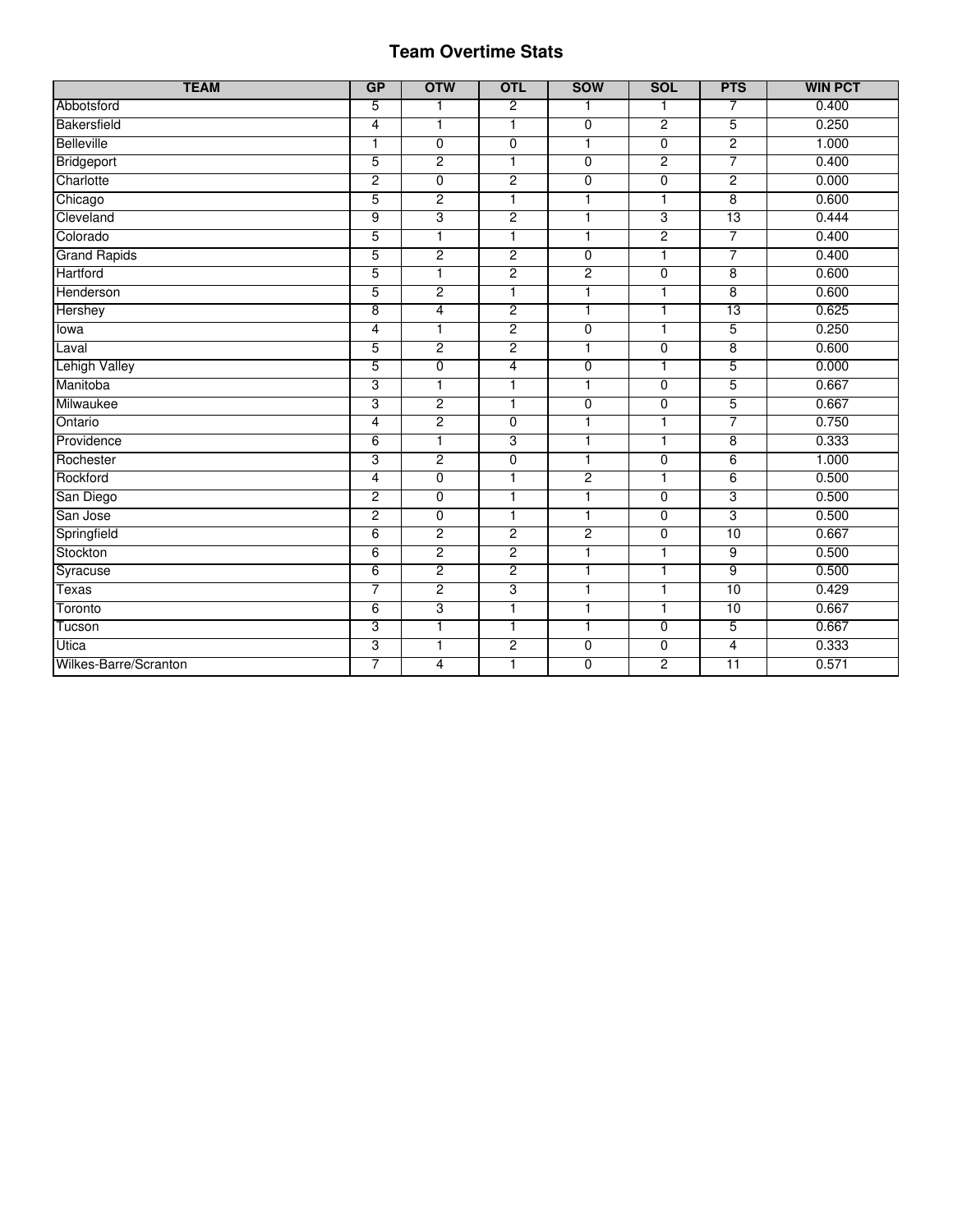## Team Overtime Stats

| TEAM | GP | OTW | OTL | SOW | SOL | PTS | WIN PCT |
|---|---|---|---|---|---|---|---|
| Abbotsford | 5 | 1 | 2 | 1 | 1 | 7 | 0.400 |
| Bakersfield | 4 | 1 | 1 | 0 | 2 | 5 | 0.250 |
| Belleville | 1 | 0 | 0 | 1 | 0 | 2 | 1.000 |
| Bridgeport | 5 | 2 | 1 | 0 | 2 | 7 | 0.400 |
| Charlotte | 2 | 0 | 2 | 0 | 0 | 2 | 0.000 |
| Chicago | 5 | 2 | 1 | 1 | 1 | 8 | 0.600 |
| Cleveland | 9 | 3 | 2 | 1 | 3 | 13 | 0.444 |
| Colorado | 5 | 1 | 1 | 1 | 2 | 7 | 0.400 |
| Grand Rapids | 5 | 2 | 2 | 0 | 1 | 7 | 0.400 |
| Hartford | 5 | 1 | 2 | 2 | 0 | 8 | 0.600 |
| Henderson | 5 | 2 | 1 | 1 | 1 | 8 | 0.600 |
| Hershey | 8 | 4 | 2 | 1 | 1 | 13 | 0.625 |
| Iowa | 4 | 1 | 2 | 0 | 1 | 5 | 0.250 |
| Laval | 5 | 2 | 2 | 1 | 0 | 8 | 0.600 |
| Lehigh Valley | 5 | 0 | 4 | 0 | 1 | 5 | 0.000 |
| Manitoba | 3 | 1 | 1 | 1 | 0 | 5 | 0.667 |
| Milwaukee | 3 | 2 | 1 | 0 | 0 | 5 | 0.667 |
| Ontario | 4 | 2 | 0 | 1 | 1 | 7 | 0.750 |
| Providence | 6 | 1 | 3 | 1 | 1 | 8 | 0.333 |
| Rochester | 3 | 2 | 0 | 1 | 0 | 6 | 1.000 |
| Rockford | 4 | 0 | 1 | 2 | 1 | 6 | 0.500 |
| San Diego | 2 | 0 | 1 | 1 | 0 | 3 | 0.500 |
| San Jose | 2 | 0 | 1 | 1 | 0 | 3 | 0.500 |
| Springfield | 6 | 2 | 2 | 2 | 0 | 10 | 0.667 |
| Stockton | 6 | 2 | 2 | 1 | 1 | 9 | 0.500 |
| Syracuse | 6 | 2 | 2 | 1 | 1 | 9 | 0.500 |
| Texas | 7 | 2 | 3 | 1 | 1 | 10 | 0.429 |
| Toronto | 6 | 3 | 1 | 1 | 1 | 10 | 0.667 |
| Tucson | 3 | 1 | 1 | 1 | 0 | 5 | 0.667 |
| Utica | 3 | 1 | 2 | 0 | 0 | 4 | 0.333 |
| Wilkes-Barre/Scranton | 7 | 4 | 1 | 0 | 2 | 11 | 0.571 |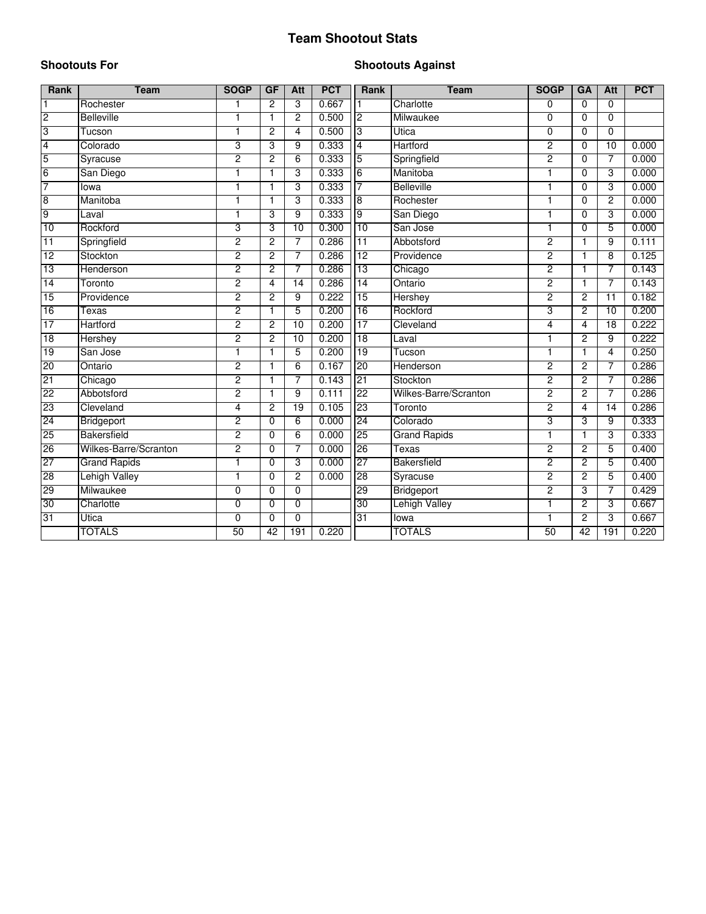# Team Shootout Stats

## Shootouts For

| Rank | Team | SOGP | GF | Att | PCT |
|---|---|---|---|---|---|
| 1 | Rochester | 1 | 2 | 3 | 0.667 |
| 2 | Belleville | 1 | 1 | 2 | 0.500 |
| 3 | Tucson | 1 | 2 | 4 | 0.500 |
| 4 | Colorado | 3 | 3 | 9 | 0.333 |
| 5 | Syracuse | 2 | 2 | 6 | 0.333 |
| 6 | San Diego | 1 | 1 | 3 | 0.333 |
| 7 | Iowa | 1 | 1 | 3 | 0.333 |
| 8 | Manitoba | 1 | 1 | 3 | 0.333 |
| 9 | Laval | 1 | 3 | 9 | 0.333 |
| 10 | Rockford | 3 | 3 | 10 | 0.300 |
| 11 | Springfield | 2 | 2 | 7 | 0.286 |
| 12 | Stockton | 2 | 2 | 7 | 0.286 |
| 13 | Henderson | 2 | 2 | 7 | 0.286 |
| 14 | Toronto | 2 | 4 | 14 | 0.286 |
| 15 | Providence | 2 | 2 | 9 | 0.222 |
| 16 | Texas | 2 | 1 | 5 | 0.200 |
| 17 | Hartford | 2 | 2 | 10 | 0.200 |
| 18 | Hershey | 2 | 2 | 10 | 0.200 |
| 19 | San Jose | 1 | 1 | 5 | 0.200 |
| 20 | Ontario | 2 | 1 | 6 | 0.167 |
| 21 | Chicago | 2 | 1 | 7 | 0.143 |
| 22 | Abbotsford | 2 | 1 | 9 | 0.111 |
| 23 | Cleveland | 4 | 2 | 19 | 0.105 |
| 24 | Bridgeport | 2 | 0 | 6 | 0.000 |
| 25 | Bakersfield | 2 | 0 | 6 | 0.000 |
| 26 | Wilkes-Barre/Scranton | 2 | 0 | 7 | 0.000 |
| 27 | Grand Rapids | 1 | 0 | 3 | 0.000 |
| 28 | Lehigh Valley | 1 | 0 | 2 | 0.000 |
| 29 | Milwaukee | 0 | 0 | 0 | |
| 30 | Charlotte | 0 | 0 | 0 | |
| 31 | Utica | 0 | 0 | 0 | |
| | TOTALS | 50 | 42 | 191 | 0.220 |

## Shootouts Against

| Rank | Team | SOGP | GA | Att | PCT |
|---|---|---|---|---|---|
| 1 | Charlotte | 0 | 0 | 0 | |
| 2 | Milwaukee | 0 | 0 | 0 | |
| 3 | Utica | 0 | 0 | 0 | |
| 4 | Hartford | 2 | 0 | 10 | 0.000 |
| 5 | Springfield | 2 | 0 | 7 | 0.000 |
| 6 | Manitoba | 1 | 0 | 3 | 0.000 |
| 7 | Belleville | 1 | 0 | 3 | 0.000 |
| 8 | Rochester | 1 | 0 | 2 | 0.000 |
| 9 | San Diego | 1 | 0 | 3 | 0.000 |
| 10 | San Jose | 1 | 0 | 5 | 0.000 |
| 11 | Abbotsford | 2 | 1 | 9 | 0.111 |
| 12 | Providence | 2 | 1 | 8 | 0.125 |
| 13 | Chicago | 2 | 1 | 7 | 0.143 |
| 14 | Ontario | 2 | 1 | 7 | 0.143 |
| 15 | Hershey | 2 | 2 | 11 | 0.182 |
| 16 | Rockford | 3 | 2 | 10 | 0.200 |
| 17 | Cleveland | 4 | 4 | 18 | 0.222 |
| 18 | Laval | 1 | 2 | 9 | 0.222 |
| 19 | Tucson | 1 | 1 | 4 | 0.250 |
| 20 | Henderson | 2 | 2 | 7 | 0.286 |
| 21 | Stockton | 2 | 2 | 7 | 0.286 |
| 22 | Wilkes-Barre/Scranton | 2 | 2 | 7 | 0.286 |
| 23 | Toronto | 2 | 4 | 14 | 0.286 |
| 24 | Colorado | 3 | 3 | 9 | 0.333 |
| 25 | Grand Rapids | 1 | 1 | 3 | 0.333 |
| 26 | Texas | 2 | 2 | 5 | 0.400 |
| 27 | Bakersfield | 2 | 2 | 5 | 0.400 |
| 28 | Syracuse | 2 | 2 | 5 | 0.400 |
| 29 | Bridgeport | 2 | 3 | 7 | 0.429 |
| 30 | Lehigh Valley | 1 | 2 | 3 | 0.667 |
| 31 | Iowa | 1 | 2 | 3 | 0.667 |
| | TOTALS | 50 | 42 | 191 | 0.220 |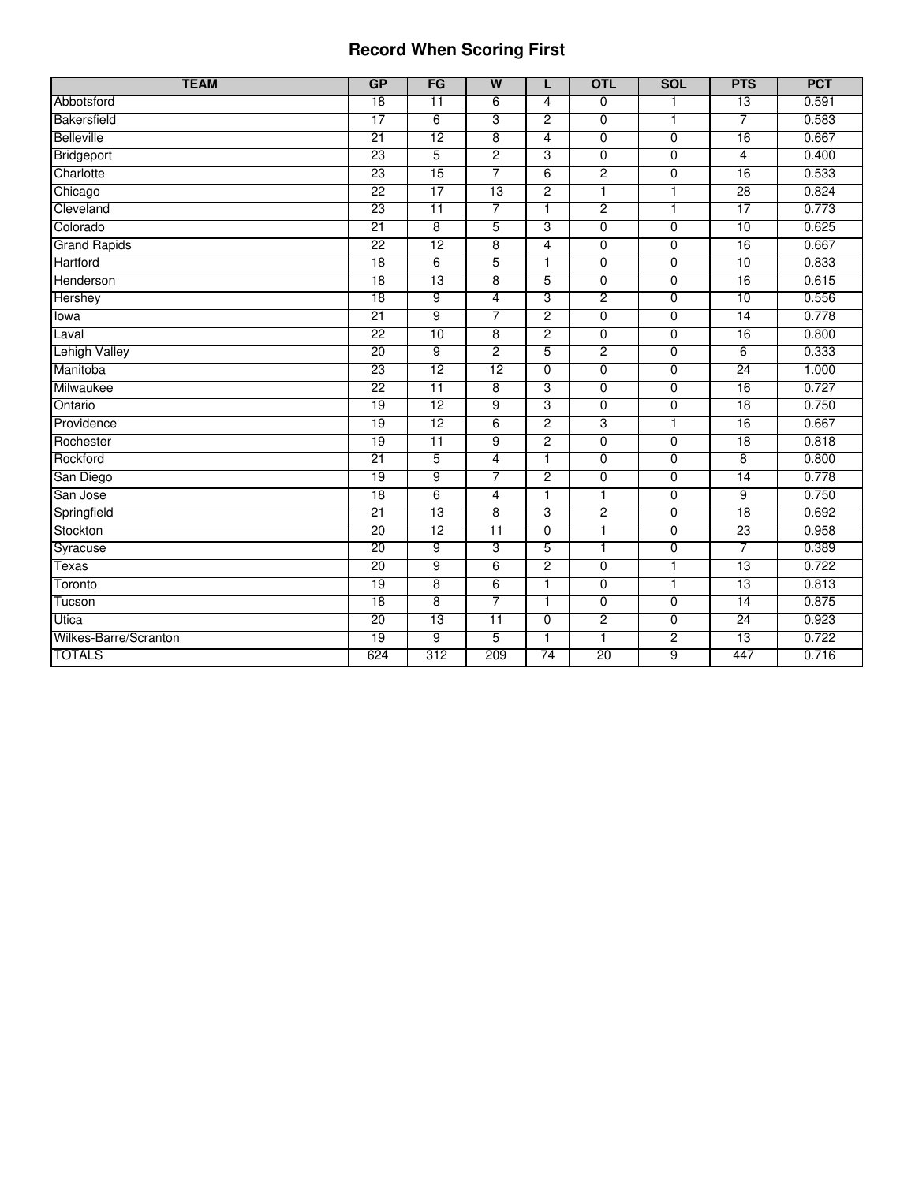# Record When Scoring First

| TEAM | GP | FG | W | L | OTL | SOL | PTS | PCT |
|---|---|---|---|---|---|---|---|---|
| Abbotsford | 18 | 11 | 6 | 4 | 0 | 1 | 13 | 0.591 |
| Bakersfield | 17 | 6 | 3 | 2 | 0 | 1 | 7 | 0.583 |
| Belleville | 21 | 12 | 8 | 4 | 0 | 0 | 16 | 0.667 |
| Bridgeport | 23 | 5 | 2 | 3 | 0 | 0 | 4 | 0.400 |
| Charlotte | 23 | 15 | 7 | 6 | 2 | 0 | 16 | 0.533 |
| Chicago | 22 | 17 | 13 | 2 | 1 | 1 | 28 | 0.824 |
| Cleveland | 23 | 11 | 7 | 1 | 2 | 1 | 17 | 0.773 |
| Colorado | 21 | 8 | 5 | 3 | 0 | 0 | 10 | 0.625 |
| Grand Rapids | 22 | 12 | 8 | 4 | 0 | 0 | 16 | 0.667 |
| Hartford | 18 | 6 | 5 | 1 | 0 | 0 | 10 | 0.833 |
| Henderson | 18 | 13 | 8 | 5 | 0 | 0 | 16 | 0.615 |
| Hershey | 18 | 9 | 4 | 3 | 2 | 0 | 10 | 0.556 |
| Iowa | 21 | 9 | 7 | 2 | 0 | 0 | 14 | 0.778 |
| Laval | 22 | 10 | 8 | 2 | 0 | 0 | 16 | 0.800 |
| Lehigh Valley | 20 | 9 | 2 | 5 | 2 | 0 | 6 | 0.333 |
| Manitoba | 23 | 12 | 12 | 0 | 0 | 0 | 24 | 1.000 |
| Milwaukee | 22 | 11 | 8 | 3 | 0 | 0 | 16 | 0.727 |
| Ontario | 19 | 12 | 9 | 3 | 0 | 0 | 18 | 0.750 |
| Providence | 19 | 12 | 6 | 2 | 3 | 1 | 16 | 0.667 |
| Rochester | 19 | 11 | 9 | 2 | 0 | 0 | 18 | 0.818 |
| Rockford | 21 | 5 | 4 | 1 | 0 | 0 | 8 | 0.800 |
| San Diego | 19 | 9 | 7 | 2 | 0 | 0 | 14 | 0.778 |
| San Jose | 18 | 6 | 4 | 1 | 1 | 0 | 9 | 0.750 |
| Springfield | 21 | 13 | 8 | 3 | 2 | 0 | 18 | 0.692 |
| Stockton | 20 | 12 | 11 | 0 | 1 | 0 | 23 | 0.958 |
| Syracuse | 20 | 9 | 3 | 5 | 1 | 0 | 7 | 0.389 |
| Texas | 20 | 9 | 6 | 2 | 0 | 1 | 13 | 0.722 |
| Toronto | 19 | 8 | 6 | 1 | 0 | 1 | 13 | 0.813 |
| Tucson | 18 | 8 | 7 | 1 | 0 | 0 | 14 | 0.875 |
| Utica | 20 | 13 | 11 | 0 | 2 | 0 | 24 | 0.923 |
| Wilkes-Barre/Scranton | 19 | 9 | 5 | 1 | 1 | 2 | 13 | 0.722 |
| TOTALS | 624 | 312 | 209 | 74 | 20 | 9 | 447 | 0.716 |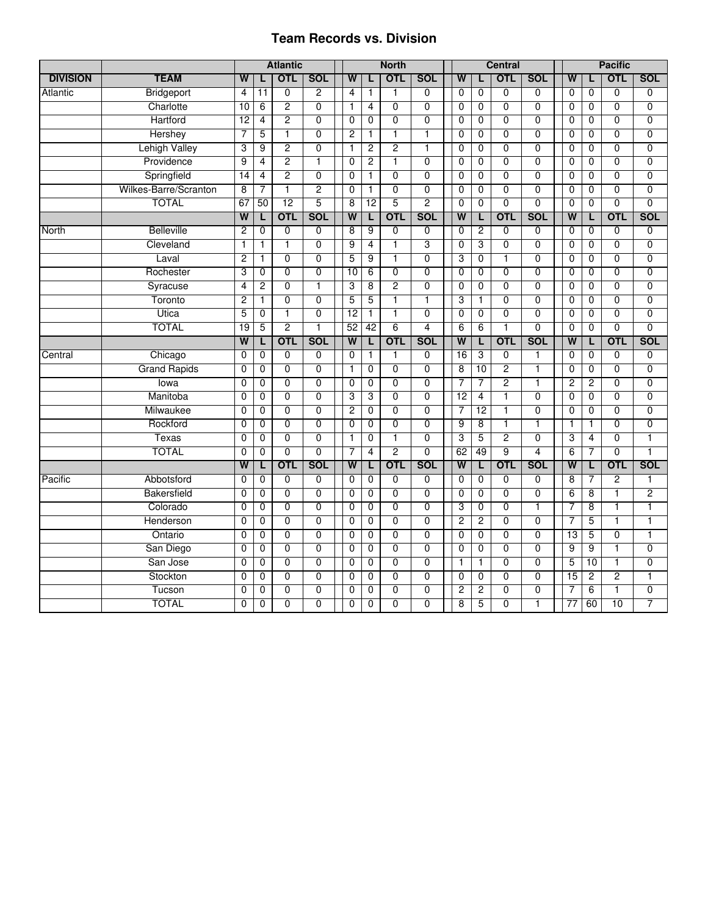# Team Records vs. Division

| | | Atlantic | | | | North | | | | Central | | | | Pacific | | | |
|---|---|---|---|---|---|---|---|---|---|---|---|---|---|---|---|---|---|
| DIVISION | TEAM | W | L | OTL | SOL | W | L | OTL | SOL | W | L | OTL | SOL | W | L | OTL | SOL |
| Atlantic | Bridgeport | 4 | 11 | 0 | 2 | 4 | 1 | 1 | 0 | 0 | 0 | 0 | 0 | 0 | 0 | 0 | 0 |
| | Charlotte | 10 | 6 | 2 | 0 | 1 | 4 | 0 | 0 | 0 | 0 | 0 | 0 | 0 | 0 | 0 | 0 |
| | Hartford | 12 | 4 | 2 | 0 | 0 | 0 | 0 | 0 | 0 | 0 | 0 | 0 | 0 | 0 | 0 | 0 |
| | Hershey | 7 | 5 | 1 | 0 | 2 | 1 | 1 | 1 | 0 | 0 | 0 | 0 | 0 | 0 | 0 | 0 |
| | Lehigh Valley | 3 | 9 | 2 | 0 | 1 | 2 | 2 | 1 | 0 | 0 | 0 | 0 | 0 | 0 | 0 | 0 |
| | Providence | 9 | 4 | 2 | 1 | 0 | 2 | 1 | 0 | 0 | 0 | 0 | 0 | 0 | 0 | 0 | 0 |
| | Springfield | 14 | 4 | 2 | 0 | 0 | 1 | 0 | 0 | 0 | 0 | 0 | 0 | 0 | 0 | 0 | 0 |
| | Wilkes-Barre/Scranton | 8 | 7 | 1 | 2 | 0 | 1 | 0 | 0 | 0 | 0 | 0 | 0 | 0 | 0 | 0 | 0 |
| | TOTAL | 67 | 50 | 12 | 5 | 8 | 12 | 5 | 2 | 0 | 0 | 0 | 0 | 0 | 0 | 0 | 0 |
| | | W | L | OTL | SOL | W | L | OTL | SOL | W | L | OTL | SOL | W | L | OTL | SOL |
| North | Belleville | 2 | 0 | 0 | 0 | 8 | 9 | 0 | 0 | 0 | 2 | 0 | 0 | 0 | 0 | 0 | 0 |
| | Cleveland | 1 | 1 | 1 | 0 | 9 | 4 | 1 | 3 | 0 | 3 | 0 | 0 | 0 | 0 | 0 | 0 |
| | Laval | 2 | 1 | 0 | 0 | 5 | 9 | 1 | 0 | 3 | 0 | 1 | 0 | 0 | 0 | 0 | 0 |
| | Rochester | 3 | 0 | 0 | 0 | 10 | 6 | 0 | 0 | 0 | 0 | 0 | 0 | 0 | 0 | 0 | 0 |
| | Syracuse | 4 | 2 | 0 | 1 | 3 | 8 | 2 | 0 | 0 | 0 | 0 | 0 | 0 | 0 | 0 | 0 |
| | Toronto | 2 | 1 | 0 | 0 | 5 | 5 | 1 | 1 | 3 | 1 | 0 | 0 | 0 | 0 | 0 | 0 |
| | Utica | 5 | 0 | 1 | 0 | 12 | 1 | 1 | 0 | 0 | 0 | 0 | 0 | 0 | 0 | 0 | 0 |
| | TOTAL | 19 | 5 | 2 | 1 | 52 | 42 | 6 | 4 | 6 | 6 | 1 | 0 | 0 | 0 | 0 | 0 |
| | | W | L | OTL | SOL | W | L | OTL | SOL | W | L | OTL | SOL | W | L | OTL | SOL |
| Central | Chicago | 0 | 0 | 0 | 0 | 0 | 1 | 1 | 0 | 16 | 3 | 0 | 1 | 0 | 0 | 0 | 0 |
| | Grand Rapids | 0 | 0 | 0 | 0 | 1 | 0 | 0 | 0 | 8 | 10 | 2 | 1 | 0 | 0 | 0 | 0 |
| | Iowa | 0 | 0 | 0 | 0 | 0 | 0 | 0 | 0 | 7 | 7 | 2 | 1 | 2 | 2 | 0 | 0 |
| | Manitoba | 0 | 0 | 0 | 0 | 3 | 3 | 0 | 0 | 12 | 4 | 1 | 0 | 0 | 0 | 0 | 0 |
| | Milwaukee | 0 | 0 | 0 | 0 | 2 | 0 | 0 | 0 | 7 | 12 | 1 | 0 | 0 | 0 | 0 | 0 |
| | Rockford | 0 | 0 | 0 | 0 | 0 | 0 | 0 | 0 | 9 | 8 | 1 | 1 | 1 | 1 | 0 | 0 |
| | Texas | 0 | 0 | 0 | 0 | 1 | 0 | 1 | 0 | 3 | 5 | 2 | 0 | 3 | 4 | 0 | 1 |
| | TOTAL | 0 | 0 | 0 | 0 | 7 | 4 | 2 | 0 | 62 | 49 | 9 | 4 | 6 | 7 | 0 | 1 |
| | | W | L | OTL | SOL | W | L | OTL | SOL | W | L | OTL | SOL | W | L | OTL | SOL |
| Pacific | Abbotsford | 0 | 0 | 0 | 0 | 0 | 0 | 0 | 0 | 0 | 0 | 0 | 0 | 8 | 7 | 2 | 1 |
| | Bakersfield | 0 | 0 | 0 | 0 | 0 | 0 | 0 | 0 | 0 | 0 | 0 | 0 | 6 | 8 | 1 | 2 |
| | Colorado | 0 | 0 | 0 | 0 | 0 | 0 | 0 | 0 | 3 | 0 | 0 | 1 | 7 | 8 | 1 | 1 |
| | Henderson | 0 | 0 | 0 | 0 | 0 | 0 | 0 | 0 | 2 | 2 | 0 | 0 | 7 | 5 | 1 | 1 |
| | Ontario | 0 | 0 | 0 | 0 | 0 | 0 | 0 | 0 | 0 | 0 | 0 | 0 | 13 | 5 | 0 | 1 |
| | San Diego | 0 | 0 | 0 | 0 | 0 | 0 | 0 | 0 | 0 | 0 | 0 | 0 | 9 | 9 | 1 | 0 |
| | San Jose | 0 | 0 | 0 | 0 | 0 | 0 | 0 | 0 | 1 | 1 | 0 | 0 | 5 | 10 | 1 | 0 |
| | Stockton | 0 | 0 | 0 | 0 | 0 | 0 | 0 | 0 | 0 | 0 | 0 | 0 | 15 | 2 | 2 | 1 |
| | Tucson | 0 | 0 | 0 | 0 | 0 | 0 | 0 | 0 | 2 | 2 | 0 | 0 | 7 | 6 | 1 | 0 |
| | TOTAL | 0 | 0 | 0 | 0 | 0 | 0 | 0 | 0 | 8 | 5 | 0 | 1 | 77 | 60 | 10 | 7 |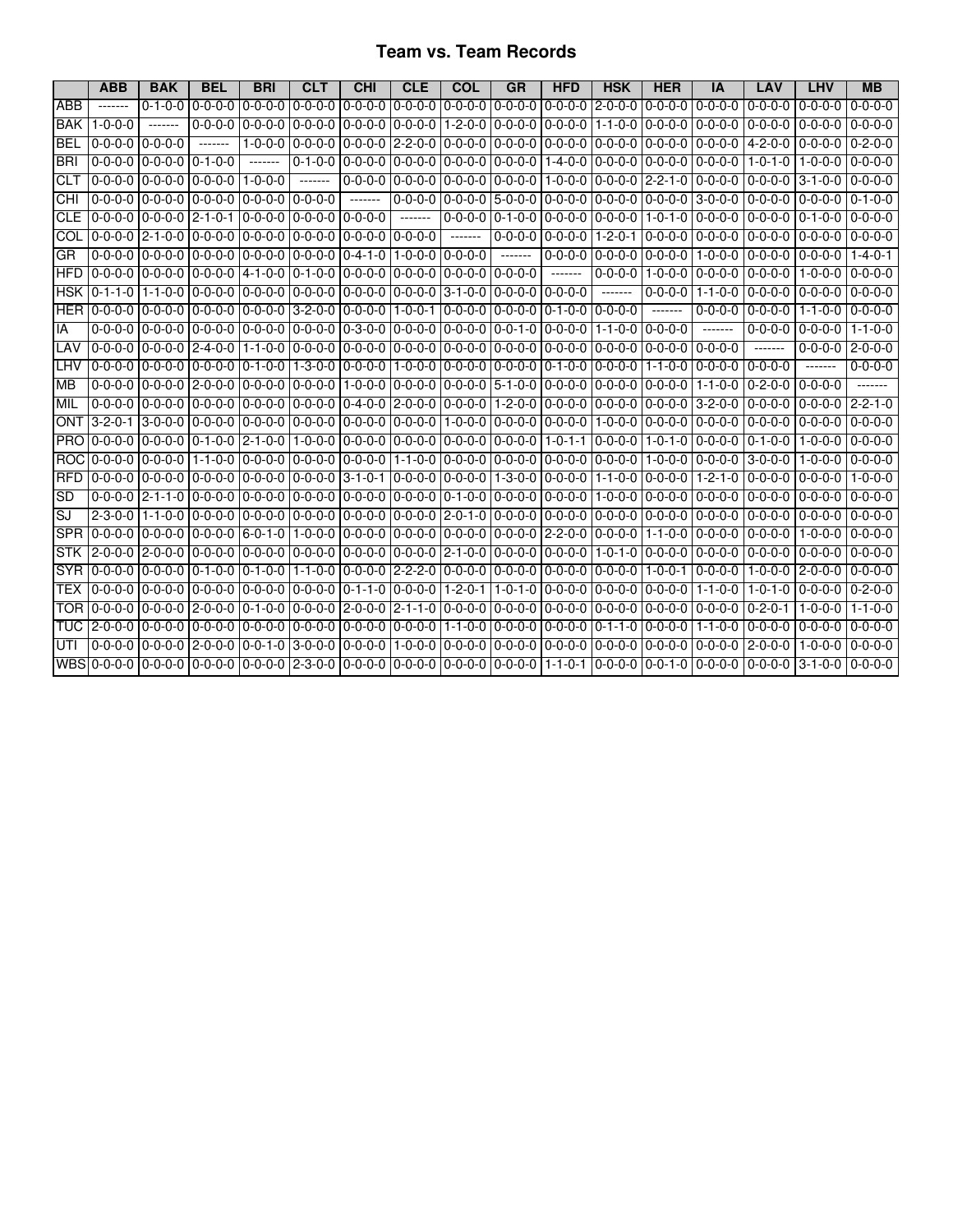## Team vs. Team Records

| | ABB | BAK | BEL | BRI | CLT | CHI | CLE | COL | GR | HFD | HSK | HER | IA | LAV | LHV | MB |
|---|---|---|---|---|---|---|---|---|---|---|---|---|---|---|---|---|
| ABB | ------- | 0-1-0-0 | 0-0-0-0 | 0-0-0-0 | 0-0-0-0 | 0-0-0-0 | 0-0-0-0 | 0-0-0-0 | 0-0-0-0 | 0-0-0-0 | 2-0-0-0 | 0-0-0-0 | 0-0-0-0 | 0-0-0-0 | 0-0-0-0 | 0-0-0-0 |
| BAK | 1-0-0-0 | ------- | 0-0-0-0 | 0-0-0-0 | 0-0-0-0 | 0-0-0-0 | 0-0-0-0 | 1-2-0-0 | 0-0-0-0 | 0-0-0-0 | 1-1-0-0 | 0-0-0-0 | 0-0-0-0 | 0-0-0-0 | 0-0-0-0 | 0-0-0-0 |
| BEL | 0-0-0-0 | 0-0-0-0 | ------- | 1-0-0-0 | 0-0-0-0 | 0-0-0-0 | 2-2-0-0 | 0-0-0-0 | 0-0-0-0 | 0-0-0-0 | 0-0-0-0 | 0-0-0-0 | 0-0-0-0 | 4-2-0-0 | 0-0-0-0 | 0-2-0-0 |
| BRI | 0-0-0-0 | 0-0-0-0 | 0-1-0-0 | ------- | 0-1-0-0 | 0-0-0-0 | 0-0-0-0 | 0-0-0-0 | 0-0-0-0 | 1-4-0-0 | 0-0-0-0 | 0-0-0-0 | 0-0-0-0 | 1-0-1-0 | 1-0-0-0 | 0-0-0-0 |
| CLT | 0-0-0-0 | 0-0-0-0 | 0-0-0-0 | 1-0-0-0 | ------- | 0-0-0-0 | 0-0-0-0 | 0-0-0-0 | 0-0-0-0 | 1-0-0-0 | 0-0-0-0 | 2-2-1-0 | 0-0-0-0 | 0-0-0-0 | 3-1-0-0 | 0-0-0-0 |
| CHI | 0-0-0-0 | 0-0-0-0 | 0-0-0-0 | 0-0-0-0 | 0-0-0-0 | ------- | 0-0-0-0 | 0-0-0-0 | 5-0-0-0 | 0-0-0-0 | 0-0-0-0 | 0-0-0-0 | 3-0-0-0 | 0-0-0-0 | 0-0-0-0 | 0-1-0-0 |
| CLE | 0-0-0-0 | 0-0-0-0 | 2-1-0-1 | 0-0-0-0 | 0-0-0-0 | 0-0-0-0 | ------- | 0-0-0-0 | 0-1-0-0 | 0-0-0-0 | 0-0-0-0 | 1-0-1-0 | 0-0-0-0 | 0-0-0-0 | 0-1-0-0 | 0-0-0-0 |
| COL | 0-0-0-0 | 2-1-0-0 | 0-0-0-0 | 0-0-0-0 | 0-0-0-0 | 0-0-0-0 | 0-0-0-0 | ------- | 0-0-0-0 | 0-0-0-0 | 1-2-0-1 | 0-0-0-0 | 0-0-0-0 | 0-0-0-0 | 0-0-0-0 | 0-0-0-0 |
| GR | 0-0-0-0 | 0-0-0-0 | 0-0-0-0 | 0-0-0-0 | 0-0-0-0 | 0-4-1-0 | 1-0-0-0 | 0-0-0-0 | ------- | 0-0-0-0 | 0-0-0-0 | 0-0-0-0 | 1-0-0-0 | 0-0-0-0 | 0-0-0-0 | 1-4-0-1 |
| HFD | 0-0-0-0 | 0-0-0-0 | 0-0-0-0 | 4-1-0-0 | 0-1-0-0 | 0-0-0-0 | 0-0-0-0 | 0-0-0-0 | 0-0-0-0 | ------- | 0-0-0-0 | 1-0-0-0 | 0-0-0-0 | 0-0-0-0 | 1-0-0-0 | 0-0-0-0 |
| HSK | 0-1-1-0 | 1-1-0-0 | 0-0-0-0 | 0-0-0-0 | 0-0-0-0 | 0-0-0-0 | 0-0-0-0 | 3-1-0-0 | 0-0-0-0 | 0-0-0-0 | ------- | 0-0-0-0 | 1-1-0-0 | 0-0-0-0 | 0-0-0-0 | 0-0-0-0 |
| HER | 0-0-0-0 | 0-0-0-0 | 0-0-0-0 | 0-0-0-0 | 3-2-0-0 | 0-0-0-0 | 1-0-0-1 | 0-0-0-0 | 0-0-0-0 | 0-1-0-0 | 0-0-0-0 | ------- | 0-0-0-0 | 0-0-0-0 | 1-1-0-0 | 0-0-0-0 |
| IA | 0-0-0-0 | 0-0-0-0 | 0-0-0-0 | 0-0-0-0 | 0-0-0-0 | 0-3-0-0 | 0-0-0-0 | 0-0-0-0 | 0-0-1-0 | 0-0-0-0 | 1-1-0-0 | 0-0-0-0 | ------- | 0-0-0-0 | 0-0-0-0 | 1-1-0-0 |
| LAV | 0-0-0-0 | 0-0-0-0 | 2-4-0-0 | 1-1-0-0 | 0-0-0-0 | 0-0-0-0 | 0-0-0-0 | 0-0-0-0 | 0-0-0-0 | 0-0-0-0 | 0-0-0-0 | 0-0-0-0 | 0-0-0-0 | ------- | 0-0-0-0 | 2-0-0-0 |
| LHV | 0-0-0-0 | 0-0-0-0 | 0-0-0-0 | 0-1-0-0 | 1-3-0-0 | 0-0-0-0 | 1-0-0-0 | 0-0-0-0 | 0-0-0-0 | 0-1-0-0 | 0-0-0-0 | 1-1-0-0 | 0-0-0-0 | 0-0-0-0 | ------- | 0-0-0-0 |
| MB | 0-0-0-0 | 0-0-0-0 | 2-0-0-0 | 0-0-0-0 | 0-0-0-0 | 1-0-0-0 | 0-0-0-0 | 0-0-0-0 | 5-1-0-0 | 0-0-0-0 | 0-0-0-0 | 0-0-0-0 | 1-1-0-0 | 0-2-0-0 | 0-0-0-0 | ------- |
| MIL | 0-0-0-0 | 0-0-0-0 | 0-0-0-0 | 0-0-0-0 | 0-0-0-0 | 0-4-0-0 | 2-0-0-0 | 0-0-0-0 | 1-2-0-0 | 0-0-0-0 | 0-0-0-0 | 0-0-0-0 | 3-2-0-0 | 0-0-0-0 | 0-0-0-0 | 2-2-1-0 |
| ONT | 3-2-0-1 | 3-0-0-0 | 0-0-0-0 | 0-0-0-0 | 0-0-0-0 | 0-0-0-0 | 0-0-0-0 | 1-0-0-0 | 0-0-0-0 | 0-0-0-0 | 1-0-0-0 | 0-0-0-0 | 0-0-0-0 | 0-0-0-0 | 0-0-0-0 | 0-0-0-0 |
| PRO | 0-0-0-0 | 0-0-0-0 | 0-1-0-0 | 2-1-0-0 | 1-0-0-0 | 0-0-0-0 | 0-0-0-0 | 0-0-0-0 | 0-0-0-0 | 1-0-1-1 | 0-0-0-0 | 1-0-1-0 | 0-0-0-0 | 0-1-0-0 | 1-0-0-0 | 0-0-0-0 |
| ROC | 0-0-0-0 | 0-0-0-0 | 1-1-0-0 | 0-0-0-0 | 0-0-0-0 | 0-0-0-0 | 1-1-0-0 | 0-0-0-0 | 0-0-0-0 | 0-0-0-0 | 0-0-0-0 | 1-0-0-0 | 0-0-0-0 | 3-0-0-0 | 1-0-0-0 | 0-0-0-0 |
| RFD | 0-0-0-0 | 0-0-0-0 | 0-0-0-0 | 0-0-0-0 | 0-0-0-0 | 3-1-0-1 | 0-0-0-0 | 0-0-0-0 | 1-3-0-0 | 0-0-0-0 | 1-1-0-0 | 0-0-0-0 | 1-2-1-0 | 0-0-0-0 | 0-0-0-0 | 1-0-0-0 |
| SD | 0-0-0-0 | 2-1-1-0 | 0-0-0-0 | 0-0-0-0 | 0-0-0-0 | 0-0-0-0 | 0-0-0-0 | 0-1-0-0 | 0-0-0-0 | 0-0-0-0 | 1-0-0-0 | 0-0-0-0 | 0-0-0-0 | 0-0-0-0 | 0-0-0-0 | 0-0-0-0 |
| SJ | 2-3-0-0 | 1-1-0-0 | 0-0-0-0 | 0-0-0-0 | 0-0-0-0 | 0-0-0-0 | 0-0-0-0 | 2-0-1-0 | 0-0-0-0 | 0-0-0-0 | 0-0-0-0 | 0-0-0-0 | 0-0-0-0 | 0-0-0-0 | 0-0-0-0 | 0-0-0-0 |
| SPR | 0-0-0-0 | 0-0-0-0 | 0-0-0-0 | 6-0-1-0 | 1-0-0-0 | 0-0-0-0 | 0-0-0-0 | 0-0-0-0 | 0-0-0-0 | 2-2-0-0 | 0-0-0-0 | 1-1-0-0 | 0-0-0-0 | 0-0-0-0 | 1-0-0-0 | 0-0-0-0 |
| STK | 2-0-0-0 | 2-0-0-0 | 0-0-0-0 | 0-0-0-0 | 0-0-0-0 | 0-0-0-0 | 0-0-0-0 | 2-1-0-0 | 0-0-0-0 | 0-0-0-0 | 1-0-1-0 | 0-0-0-0 | 0-0-0-0 | 0-0-0-0 | 0-0-0-0 | 0-0-0-0 |
| SYR | 0-0-0-0 | 0-0-0-0 | 0-1-0-0 | 0-1-0-0 | 1-1-0-0 | 0-0-0-0 | 2-2-2-0 | 0-0-0-0 | 0-0-0-0 | 0-0-0-0 | 0-0-0-0 | 1-0-0-1 | 0-0-0-0 | 1-0-0-0 | 2-0-0-0 | 0-0-0-0 |
| TEX | 0-0-0-0 | 0-0-0-0 | 0-0-0-0 | 0-0-0-0 | 0-0-0-0 | 0-1-1-0 | 0-0-0-0 | 1-2-0-1 | 1-0-1-0 | 0-0-0-0 | 0-0-0-0 | 0-0-0-0 | 1-1-0-0 | 1-0-1-0 | 0-0-0-0 | 0-2-0-0 |
| TOR | 0-0-0-0 | 0-0-0-0 | 2-0-0-0 | 0-1-0-0 | 0-0-0-0 | 2-0-0-0 | 2-1-1-0 | 0-0-0-0 | 0-0-0-0 | 0-0-0-0 | 0-0-0-0 | 0-0-0-0 | 0-0-0-0 | 0-2-0-1 | 1-0-0-0 | 1-1-0-0 |
| TUC | 2-0-0-0 | 0-0-0-0 | 0-0-0-0 | 0-0-0-0 | 0-0-0-0 | 0-0-0-0 | 0-0-0-0 | 1-1-0-0 | 0-0-0-0 | 0-0-0-0 | 0-1-1-0 | 0-0-0-0 | 1-1-0-0 | 0-0-0-0 | 0-0-0-0 | 0-0-0-0 |
| UTI | 0-0-0-0 | 0-0-0-0 | 2-0-0-0 | 0-0-1-0 | 3-0-0-0 | 0-0-0-0 | 1-0-0-0 | 0-0-0-0 | 0-0-0-0 | 0-0-0-0 | 0-0-0-0 | 0-0-0-0 | 0-0-0-0 | 2-0-0-0 | 1-0-0-0 | 0-0-0-0 |
| WBS | 0-0-0-0 | 0-0-0-0 | 0-0-0-0 | 0-0-0-0 | 2-3-0-0 | 0-0-0-0 | 0-0-0-0 | 0-0-0-0 | 0-0-0-0 | 1-1-0-1 | 0-0-0-0 | 0-0-1-0 | 0-0-0-0 | 0-0-0-0 | 3-1-0-0 | 0-0-0-0 |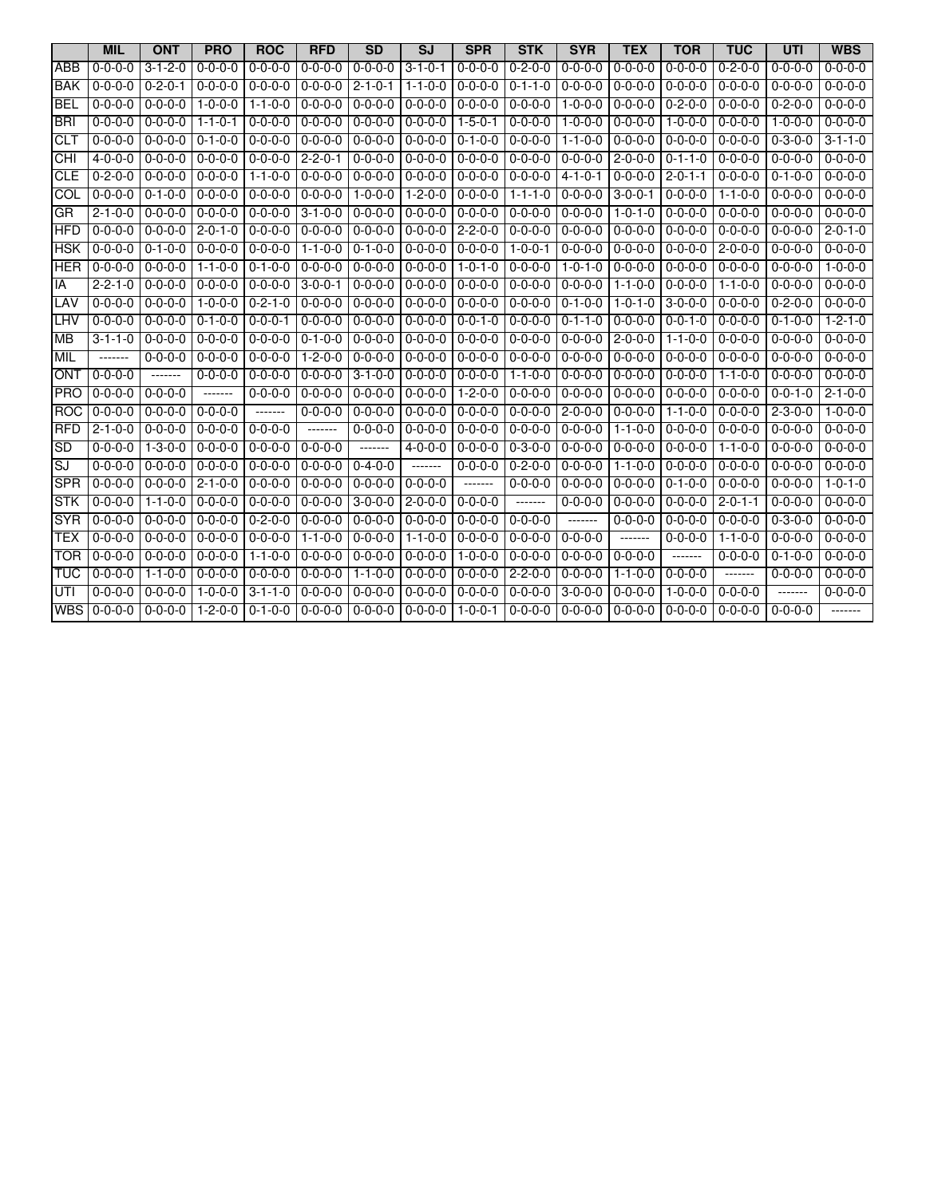| | MIL | ONT | PRO | ROC | RFD | SD | SJ | SPR | STK | SYR | TEX | TOR | TUC | UTI | WBS |
|---|---|---|---|---|---|---|---|---|---|---|---|---|---|---|---|
| ABB | 0-0-0-0 | 3-1-2-0 | 0-0-0-0 | 0-0-0-0 | 0-0-0-0 | 0-0-0-0 | 3-1-0-1 | 0-0-0-0 | 0-2-0-0 | 0-0-0-0 | 0-0-0-0 | 0-0-0-0 | 0-2-0-0 | 0-0-0-0 | 0-0-0-0 |
| BAK | 0-0-0-0 | 0-2-0-1 | 0-0-0-0 | 0-0-0-0 | 0-0-0-0 | 2-1-0-1 | 1-1-0-0 | 0-0-0-0 | 0-1-1-0 | 0-0-0-0 | 0-0-0-0 | 0-0-0-0 | 0-0-0-0 | 0-0-0-0 | 0-0-0-0 |
| BEL | 0-0-0-0 | 0-0-0-0 | 1-0-0-0 | 1-1-0-0 | 0-0-0-0 | 0-0-0-0 | 0-0-0-0 | 0-0-0-0 | 0-0-0-0 | 1-0-0-0 | 0-0-0-0 | 0-2-0-0 | 0-0-0-0 | 0-2-0-0 | 0-0-0-0 |
| BRI | 0-0-0-0 | 0-0-0-0 | 1-1-0-1 | 0-0-0-0 | 0-0-0-0 | 0-0-0-0 | 0-0-0-0 | 1-5-0-1 | 0-0-0-0 | 1-0-0-0 | 0-0-0-0 | 1-0-0-0 | 0-0-0-0 | 1-0-0-0 | 0-0-0-0 |
| CLT | 0-0-0-0 | 0-0-0-0 | 0-1-0-0 | 0-0-0-0 | 0-0-0-0 | 0-0-0-0 | 0-0-0-0 | 0-1-0-0 | 0-0-0-0 | 1-1-0-0 | 0-0-0-0 | 0-0-0-0 | 0-0-0-0 | 0-3-0-0 | 3-1-1-0 |
| CHI | 4-0-0-0 | 0-0-0-0 | 0-0-0-0 | 0-0-0-0 | 2-2-0-1 | 0-0-0-0 | 0-0-0-0 | 0-0-0-0 | 0-0-0-0 | 0-0-0-0 | 2-0-0-0 | 0-1-1-0 | 0-0-0-0 | 0-0-0-0 | 0-0-0-0 |
| CLE | 0-2-0-0 | 0-0-0-0 | 0-0-0-0 | 1-1-0-0 | 0-0-0-0 | 0-0-0-0 | 0-0-0-0 | 0-0-0-0 | 0-0-0-0 | 4-1-0-1 | 0-0-0-0 | 2-0-1-1 | 0-0-0-0 | 0-1-0-0 | 0-0-0-0 |
| COL | 0-0-0-0 | 0-1-0-0 | 0-0-0-0 | 0-0-0-0 | 0-0-0-0 | 1-0-0-0 | 1-2-0-0 | 0-0-0-0 | 1-1-1-0 | 0-0-0-0 | 3-0-0-1 | 0-0-0-0 | 1-1-0-0 | 0-0-0-0 | 0-0-0-0 |
| GR | 2-1-0-0 | 0-0-0-0 | 0-0-0-0 | 0-0-0-0 | 3-1-0-0 | 0-0-0-0 | 0-0-0-0 | 0-0-0-0 | 0-0-0-0 | 0-0-0-0 | 1-0-1-0 | 0-0-0-0 | 0-0-0-0 | 0-0-0-0 | 0-0-0-0 |
| HFD | 0-0-0-0 | 0-0-0-0 | 2-0-1-0 | 0-0-0-0 | 0-0-0-0 | 0-0-0-0 | 0-0-0-0 | 2-2-0-0 | 0-0-0-0 | 0-0-0-0 | 0-0-0-0 | 0-0-0-0 | 0-0-0-0 | 0-0-0-0 | 2-0-1-0 |
| HSK | 0-0-0-0 | 0-1-0-0 | 0-0-0-0 | 0-0-0-0 | 1-1-0-0 | 0-1-0-0 | 0-0-0-0 | 0-0-0-0 | 1-0-0-1 | 0-0-0-0 | 0-0-0-0 | 0-0-0-0 | 2-0-0-0 | 0-0-0-0 | 0-0-0-0 |
| HER | 0-0-0-0 | 0-0-0-0 | 1-1-0-0 | 0-1-0-0 | 0-0-0-0 | 0-0-0-0 | 0-0-0-0 | 1-0-1-0 | 0-0-0-0 | 1-0-1-0 | 0-0-0-0 | 0-0-0-0 | 0-0-0-0 | 0-0-0-0 | 1-0-0-0 |
| IA | 2-2-1-0 | 0-0-0-0 | 0-0-0-0 | 0-0-0-0 | 3-0-0-1 | 0-0-0-0 | 0-0-0-0 | 0-0-0-0 | 0-0-0-0 | 0-0-0-0 | 1-1-0-0 | 0-0-0-0 | 1-1-0-0 | 0-0-0-0 | 0-0-0-0 |
| LAV | 0-0-0-0 | 0-0-0-0 | 1-0-0-0 | 0-2-1-0 | 0-0-0-0 | 0-0-0-0 | 0-0-0-0 | 0-0-0-0 | 0-0-0-0 | 0-1-0-0 | 1-0-1-0 | 3-0-0-0 | 0-0-0-0 | 0-2-0-0 | 0-0-0-0 |
| LHV | 0-0-0-0 | 0-0-0-0 | 0-1-0-0 | 0-0-0-1 | 0-0-0-0 | 0-0-0-0 | 0-0-0-0 | 0-0-1-0 | 0-0-0-0 | 0-1-1-0 | 0-0-0-0 | 0-0-1-0 | 0-0-0-0 | 0-1-0-0 | 1-2-1-0 |
| MB | 3-1-1-0 | 0-0-0-0 | 0-0-0-0 | 0-0-0-0 | 0-1-0-0 | 0-0-0-0 | 0-0-0-0 | 0-0-0-0 | 0-0-0-0 | 0-0-0-0 | 2-0-0-0 | 1-1-0-0 | 0-0-0-0 | 0-0-0-0 | 0-0-0-0 |
| MIL | ------- | 0-0-0-0 | 0-0-0-0 | 0-0-0-0 | 1-2-0-0 | 0-0-0-0 | 0-0-0-0 | 0-0-0-0 | 0-0-0-0 | 0-0-0-0 | 0-0-0-0 | 0-0-0-0 | 0-0-0-0 | 0-0-0-0 | 0-0-0-0 |
| ONT | 0-0-0-0 | ------- | 0-0-0-0 | 0-0-0-0 | 0-0-0-0 | 3-1-0-0 | 0-0-0-0 | 0-0-0-0 | 1-1-0-0 | 0-0-0-0 | 0-0-0-0 | 0-0-0-0 | 1-1-0-0 | 0-0-0-0 | 0-0-0-0 |
| PRO | 0-0-0-0 | 0-0-0-0 | ------- | 0-0-0-0 | 0-0-0-0 | 0-0-0-0 | 0-0-0-0 | 1-2-0-0 | 0-0-0-0 | 0-0-0-0 | 0-0-0-0 | 0-0-0-0 | 0-0-0-0 | 0-0-1-0 | 2-1-0-0 |
| ROC | 0-0-0-0 | 0-0-0-0 | 0-0-0-0 | ------- | 0-0-0-0 | 0-0-0-0 | 0-0-0-0 | 0-0-0-0 | 0-0-0-0 | 2-0-0-0 | 0-0-0-0 | 1-1-0-0 | 0-0-0-0 | 2-3-0-0 | 1-0-0-0 |
| RFD | 2-1-0-0 | 0-0-0-0 | 0-0-0-0 | 0-0-0-0 | ------- | 0-0-0-0 | 0-0-0-0 | 0-0-0-0 | 0-0-0-0 | 0-0-0-0 | 1-1-0-0 | 0-0-0-0 | 0-0-0-0 | 0-0-0-0 | 0-0-0-0 |
| SD | 0-0-0-0 | 1-3-0-0 | 0-0-0-0 | 0-0-0-0 | 0-0-0-0 | ------- | 4-0-0-0 | 0-0-0-0 | 0-3-0-0 | 0-0-0-0 | 0-0-0-0 | 0-0-0-0 | 1-1-0-0 | 0-0-0-0 | 0-0-0-0 |
| SJ | 0-0-0-0 | 0-0-0-0 | 0-0-0-0 | 0-0-0-0 | 0-0-0-0 | 0-4-0-0 | ------- | 0-0-0-0 | 0-2-0-0 | 0-0-0-0 | 1-1-0-0 | 0-0-0-0 | 0-0-0-0 | 0-0-0-0 | 0-0-0-0 |
| SPR | 0-0-0-0 | 0-0-0-0 | 2-1-0-0 | 0-0-0-0 | 0-0-0-0 | 0-0-0-0 | 0-0-0-0 | ------- | 0-0-0-0 | 0-0-0-0 | 0-0-0-0 | 0-1-0-0 | 0-0-0-0 | 0-0-0-0 | 1-0-1-0 |
| STK | 0-0-0-0 | 1-1-0-0 | 0-0-0-0 | 0-0-0-0 | 0-0-0-0 | 3-0-0-0 | 2-0-0-0 | 0-0-0-0 | ------- | 0-0-0-0 | 0-0-0-0 | 0-0-0-0 | 2-0-1-1 | 0-0-0-0 | 0-0-0-0 |
| SYR | 0-0-0-0 | 0-0-0-0 | 0-0-0-0 | 0-2-0-0 | 0-0-0-0 | 0-0-0-0 | 0-0-0-0 | 0-0-0-0 | 0-0-0-0 | ------- | 0-0-0-0 | 0-0-0-0 | 0-0-0-0 | 0-3-0-0 | 0-0-0-0 |
| TEX | 0-0-0-0 | 0-0-0-0 | 0-0-0-0 | 0-0-0-0 | 1-1-0-0 | 0-0-0-0 | 1-1-0-0 | 0-0-0-0 | 0-0-0-0 | 0-0-0-0 | ------- | 0-0-0-0 | 1-1-0-0 | 0-0-0-0 | 0-0-0-0 |
| TOR | 0-0-0-0 | 0-0-0-0 | 0-0-0-0 | 1-1-0-0 | 0-0-0-0 | 0-0-0-0 | 0-0-0-0 | 1-0-0-0 | 0-0-0-0 | 0-0-0-0 | 0-0-0-0 | ------- | 0-0-0-0 | 0-1-0-0 | 0-0-0-0 |
| TUC | 0-0-0-0 | 1-1-0-0 | 0-0-0-0 | 0-0-0-0 | 0-0-0-0 | 1-1-0-0 | 0-0-0-0 | 0-0-0-0 | 2-2-0-0 | 0-0-0-0 | 1-1-0-0 | 0-0-0-0 | ------- | 0-0-0-0 | 0-0-0-0 |
| UTI | 0-0-0-0 | 0-0-0-0 | 1-0-0-0 | 3-1-1-0 | 0-0-0-0 | 0-0-0-0 | 0-0-0-0 | 0-0-0-0 | 0-0-0-0 | 3-0-0-0 | 0-0-0-0 | 1-0-0-0 | 0-0-0-0 | ------- | 0-0-0-0 |
| WBS | 0-0-0-0 | 0-0-0-0 | 1-2-0-0 | 0-1-0-0 | 0-0-0-0 | 0-0-0-0 | 0-0-0-0 | 1-0-0-1 | 0-0-0-0 | 0-0-0-0 | 0-0-0-0 | 0-0-0-0 | 0-0-0-0 | 0-0-0-0 | ------- |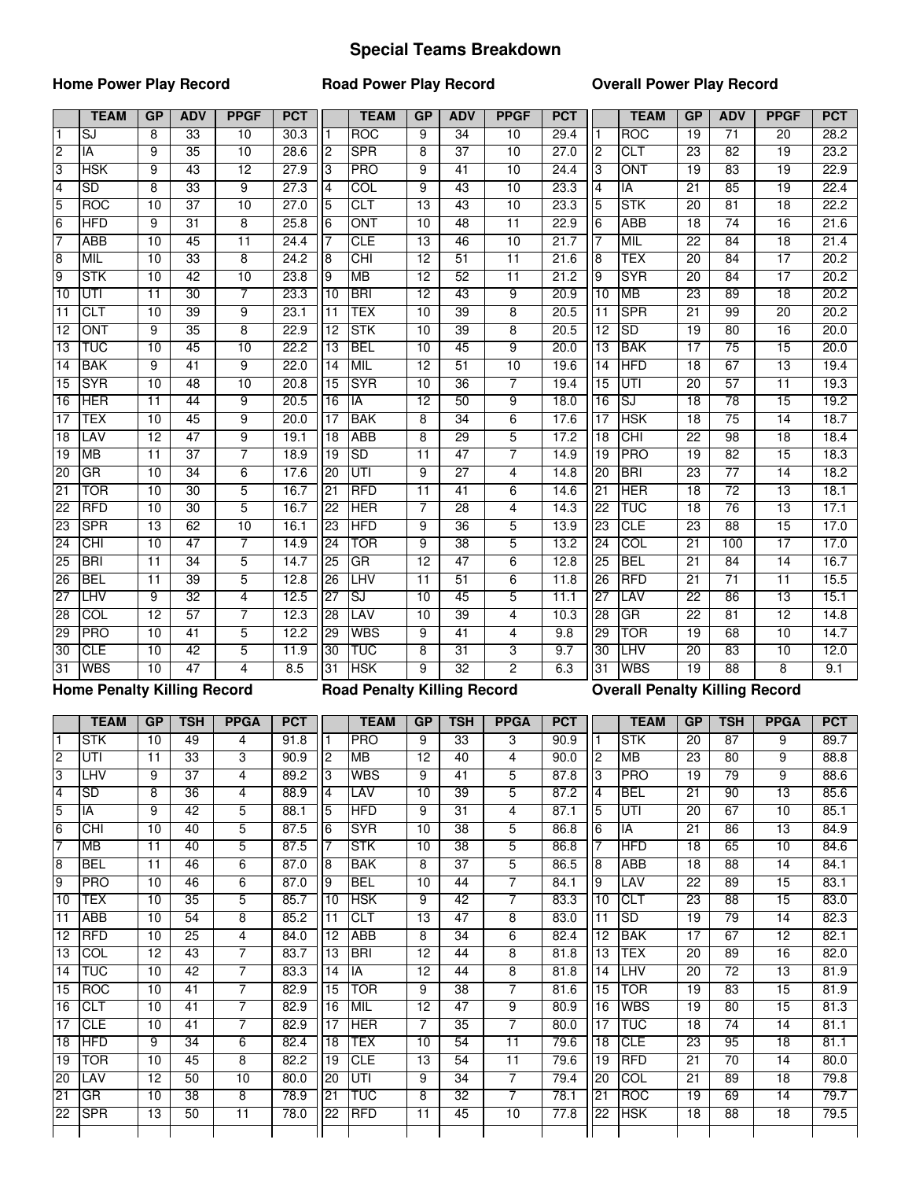# Special Teams Breakdown

### Home Power Play Record

| | TEAM | GP | ADV | PPGF | PCT |
|---|---|---|---|---|---|
| 1 | SJ | 8 | 33 | 10 | 30.3 |
| 2 | IA | 9 | 35 | 10 | 28.6 |
| 3 | HSK | 9 | 43 | 12 | 27.9 |
| 4 | SD | 8 | 33 | 9 | 27.3 |
| 5 | ROC | 10 | 37 | 10 | 27.0 |
| 6 | HFD | 9 | 31 | 8 | 25.8 |
| 7 | ABB | 10 | 45 | 11 | 24.4 |
| 8 | MIL | 10 | 33 | 8 | 24.2 |
| 9 | STK | 10 | 42 | 10 | 23.8 |
| 10 | UTI | 11 | 30 | 7 | 23.3 |
| 11 | CLT | 10 | 39 | 9 | 23.1 |
| 12 | ONT | 9 | 35 | 8 | 22.9 |
| 13 | TUC | 10 | 45 | 10 | 22.2 |
| 14 | BAK | 9 | 41 | 9 | 22.0 |
| 15 | SYR | 10 | 48 | 10 | 20.8 |
| 16 | HER | 11 | 44 | 9 | 20.5 |
| 17 | TEX | 10 | 45 | 9 | 20.0 |
| 18 | LAV | 12 | 47 | 9 | 19.1 |
| 19 | MB | 11 | 37 | 7 | 18.9 |
| 20 | GR | 10 | 34 | 6 | 17.6 |
| 21 | TOR | 10 | 30 | 5 | 16.7 |
| 22 | RFD | 10 | 30 | 5 | 16.7 |
| 23 | SPR | 13 | 62 | 10 | 16.1 |
| 24 | CHI | 10 | 47 | 7 | 14.9 |
| 25 | BRI | 11 | 34 | 5 | 14.7 |
| 26 | BEL | 11 | 39 | 5 | 12.8 |
| 27 | LHV | 9 | 32 | 4 | 12.5 |
| 28 | COL | 12 | 57 | 7 | 12.3 |
| 29 | PRO | 10 | 41 | 5 | 12.2 |
| 30 | CLE | 10 | 42 | 5 | 11.9 |
| 31 | WBS | 10 | 47 | 4 | 8.5 |

### Road Power Play Record

| | TEAM | GP | ADV | PPGF | PCT |
|---|---|---|---|---|---|
| 1 | ROC | 9 | 34 | 10 | 29.4 |
| 2 | SPR | 8 | 37 | 10 | 27.0 |
| 3 | PRO | 9 | 41 | 10 | 24.4 |
| 4 | COL | 9 | 43 | 10 | 23.3 |
| 5 | CLT | 13 | 43 | 10 | 23.3 |
| 6 | ONT | 10 | 48 | 11 | 22.9 |
| 7 | CLE | 13 | 46 | 10 | 21.7 |
| 8 | CHI | 12 | 51 | 11 | 21.6 |
| 9 | MB | 12 | 52 | 11 | 21.2 |
| 10 | BRI | 12 | 43 | 9 | 20.9 |
| 11 | TEX | 10 | 39 | 8 | 20.5 |
| 12 | STK | 10 | 39 | 8 | 20.5 |
| 13 | BEL | 10 | 45 | 9 | 20.0 |
| 14 | MIL | 12 | 51 | 10 | 19.6 |
| 15 | SYR | 10 | 36 | 7 | 19.4 |
| 16 | IA | 12 | 50 | 9 | 18.0 |
| 17 | BAK | 8 | 34 | 6 | 17.6 |
| 18 | ABB | 8 | 29 | 5 | 17.2 |
| 19 | SD | 11 | 47 | 7 | 14.9 |
| 20 | UTI | 9 | 27 | 4 | 14.8 |
| 21 | RFD | 11 | 41 | 6 | 14.6 |
| 22 | HER | 7 | 28 | 4 | 14.3 |
| 23 | HFD | 9 | 36 | 5 | 13.9 |
| 24 | TOR | 9 | 38 | 5 | 13.2 |
| 25 | GR | 12 | 47 | 6 | 12.8 |
| 26 | LHV | 11 | 51 | 6 | 11.8 |
| 27 | SJ | 10 | 45 | 5 | 11.1 |
| 28 | LAV | 10 | 39 | 4 | 10.3 |
| 29 | WBS | 9 | 41 | 4 | 9.8 |
| 30 | TUC | 8 | 31 | 3 | 9.7 |
| 31 | HSK | 9 | 32 | 2 | 6.3 |

### Overall Power Play Record

| | TEAM | GP | ADV | PPGF | PCT |
|---|---|---|---|---|---|
| 1 | ROC | 19 | 71 | 20 | 28.2 |
| 2 | CLT | 23 | 82 | 19 | 23.2 |
| 3 | ONT | 19 | 83 | 19 | 22.9 |
| 4 | IA | 21 | 85 | 19 | 22.4 |
| 5 | STK | 20 | 81 | 18 | 22.2 |
| 6 | ABB | 18 | 74 | 16 | 21.6 |
| 7 | MIL | 22 | 84 | 18 | 21.4 |
| 8 | TEX | 20 | 84 | 17 | 20.2 |
| 9 | SYR | 20 | 84 | 17 | 20.2 |
| 10 | MB | 23 | 89 | 18 | 20.2 |
| 11 | SPR | 21 | 99 | 20 | 20.2 |
| 12 | SD | 19 | 80 | 16 | 20.0 |
| 13 | BAK | 17 | 75 | 15 | 20.0 |
| 14 | HFD | 18 | 67 | 13 | 19.4 |
| 15 | UTI | 20 | 57 | 11 | 19.3 |
| 16 | SJ | 18 | 78 | 15 | 19.2 |
| 17 | HSK | 18 | 75 | 14 | 18.7 |
| 18 | CHI | 22 | 98 | 18 | 18.4 |
| 19 | PRO | 19 | 82 | 15 | 18.3 |
| 20 | BRI | 23 | 77 | 14 | 18.2 |
| 21 | HER | 18 | 72 | 13 | 18.1 |
| 22 | TUC | 18 | 76 | 13 | 17.1 |
| 23 | CLE | 23 | 88 | 15 | 17.0 |
| 24 | COL | 21 | 100 | 17 | 17.0 |
| 25 | BEL | 21 | 84 | 14 | 16.7 |
| 26 | RFD | 21 | 71 | 11 | 15.5 |
| 27 | LAV | 22 | 86 | 13 | 15.1 |
| 28 | GR | 22 | 81 | 12 | 14.8 |
| 29 | TOR | 19 | 68 | 10 | 14.7 |
| 30 | LHV | 20 | 83 | 10 | 12.0 |
| 31 | WBS | 19 | 88 | 8 | 9.1 |

### Home Penalty Killing Record

| | TEAM | GP | TSH | PPGA | PCT |
|---|---|---|---|---|---|
| 1 | STK | 10 | 49 | 4 | 91.8 |
| 2 | UTI | 11 | 33 | 3 | 90.9 |
| 3 | LHV | 9 | 37 | 4 | 89.2 |
| 4 | SD | 8 | 36 | 4 | 88.9 |
| 5 | IA | 9 | 42 | 5 | 88.1 |
| 6 | CHI | 10 | 40 | 5 | 87.5 |
| 7 | MB | 11 | 40 | 5 | 87.5 |
| 8 | BEL | 11 | 46 | 6 | 87.0 |
| 9 | PRO | 10 | 46 | 6 | 87.0 |
| 10 | TEX | 10 | 35 | 5 | 85.7 |
| 11 | ABB | 10 | 54 | 8 | 85.2 |
| 12 | RFD | 10 | 25 | 4 | 84.0 |
| 13 | COL | 12 | 43 | 7 | 83.7 |
| 14 | TUC | 10 | 42 | 7 | 83.3 |
| 15 | ROC | 10 | 41 | 7 | 82.9 |
| 16 | CLT | 10 | 41 | 7 | 82.9 |
| 17 | CLE | 10 | 41 | 7 | 82.9 |
| 18 | HFD | 9 | 34 | 6 | 82.4 |
| 19 | TOR | 10 | 45 | 8 | 82.2 |
| 20 | LAV | 12 | 50 | 10 | 80.0 |
| 21 | GR | 10 | 38 | 8 | 78.9 |
| 22 | SPR | 13 | 50 | 11 | 78.0 |

### Road Penalty Killing Record

| | TEAM | GP | TSH | PPGA | PCT |
|---|---|---|---|---|---|
| 1 | PRO | 9 | 33 | 3 | 90.9 |
| 2 | MB | 12 | 40 | 4 | 90.0 |
| 3 | WBS | 9 | 41 | 5 | 87.8 |
| 4 | LAV | 10 | 39 | 5 | 87.2 |
| 5 | HFD | 9 | 31 | 4 | 87.1 |
| 6 | SYR | 10 | 38 | 5 | 86.8 |
| 7 | STK | 10 | 38 | 5 | 86.8 |
| 8 | BAK | 8 | 37 | 5 | 86.5 |
| 9 | BEL | 10 | 44 | 7 | 84.1 |
| 10 | HSK | 9 | 42 | 7 | 83.3 |
| 11 | CLT | 13 | 47 | 8 | 83.0 |
| 12 | ABB | 8 | 34 | 6 | 82.4 |
| 13 | BRI | 12 | 44 | 8 | 81.8 |
| 14 | IA | 12 | 44 | 8 | 81.8 |
| 15 | TOR | 9 | 38 | 7 | 81.6 |
| 16 | MIL | 12 | 47 | 9 | 80.9 |
| 17 | HER | 7 | 35 | 7 | 80.0 |
| 18 | TEX | 10 | 54 | 11 | 79.6 |
| 19 | CLE | 13 | 54 | 11 | 79.6 |
| 20 | UTI | 9 | 34 | 7 | 79.4 |
| 21 | TUC | 8 | 32 | 7 | 78.1 |
| 22 | RFD | 11 | 45 | 10 | 77.8 |

### Overall Penalty Killing Record

| | TEAM | GP | TSH | PPGA | PCT |
|---|---|---|---|---|---|
| 1 | STK | 20 | 87 | 9 | 89.7 |
| 2 | MB | 23 | 80 | 9 | 88.8 |
| 3 | PRO | 19 | 79 | 9 | 88.6 |
| 4 | BEL | 21 | 90 | 13 | 85.6 |
| 5 | UTI | 20 | 67 | 10 | 85.1 |
| 6 | IA | 21 | 86 | 13 | 84.9 |
| 7 | HFD | 18 | 65 | 10 | 84.6 |
| 8 | ABB | 18 | 88 | 14 | 84.1 |
| 9 | LAV | 22 | 89 | 15 | 83.1 |
| 10 | CLT | 23 | 88 | 15 | 83.0 |
| 11 | SD | 19 | 79 | 14 | 82.3 |
| 12 | BAK | 17 | 67 | 12 | 82.1 |
| 13 | TEX | 20 | 89 | 16 | 82.0 |
| 14 | LHV | 20 | 72 | 13 | 81.9 |
| 15 | TOR | 19 | 83 | 15 | 81.9 |
| 16 | WBS | 19 | 80 | 15 | 81.3 |
| 17 | TUC | 18 | 74 | 14 | 81.1 |
| 18 | CLE | 23 | 95 | 18 | 81.1 |
| 19 | RFD | 21 | 70 | 14 | 80.0 |
| 20 | COL | 21 | 89 | 18 | 79.8 |
| 21 | ROC | 19 | 69 | 14 | 79.7 |
| 22 | HSK | 18 | 88 | 18 | 79.5 |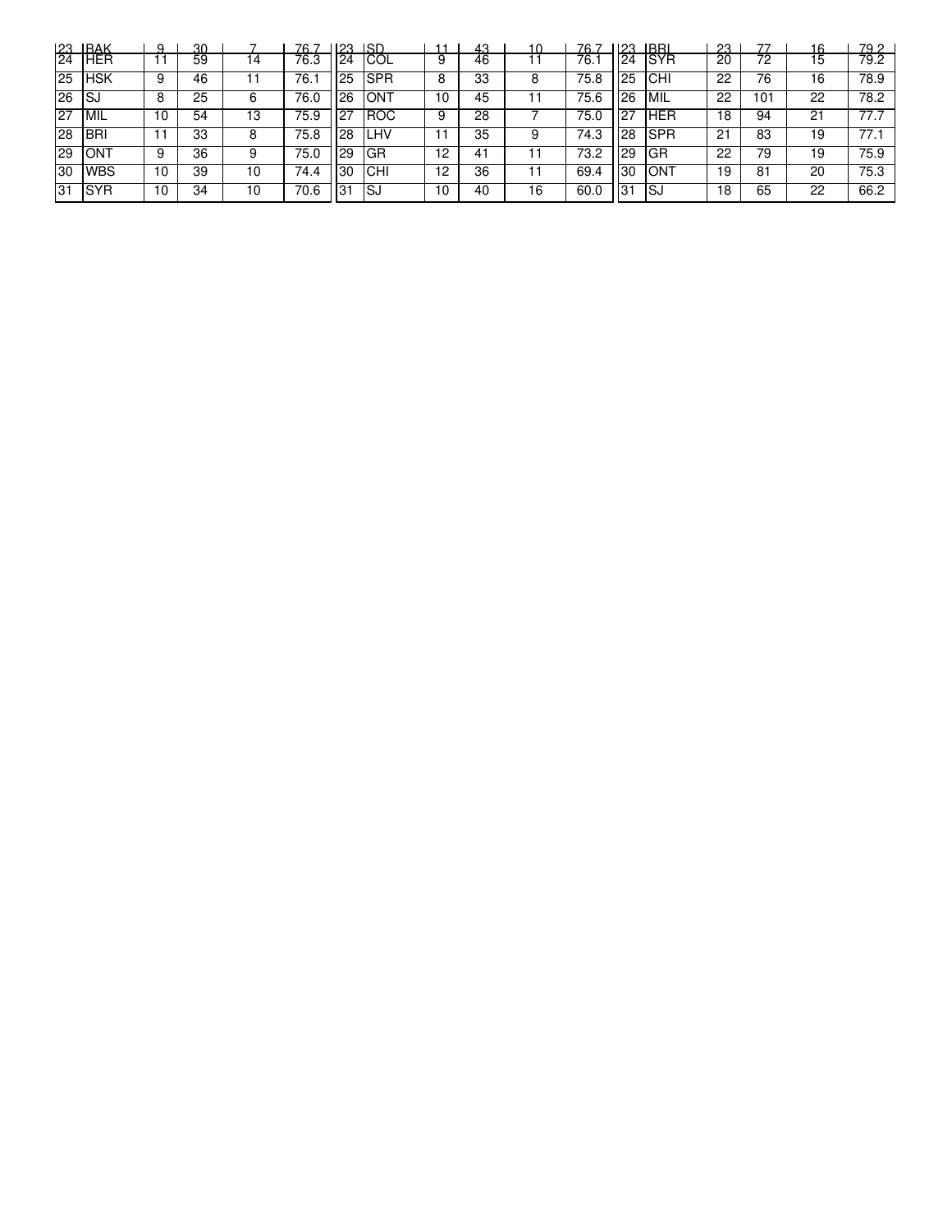| 23 | BAK | 9 | 30 | 7 | 76.7 | 23 | SD | 11 | 43 | 10 | 76.7 | 23 | BRI | 23 | 77 | 16 | 79.2 |
|---|---|---|---|---|---|---|---|---|---|---|---|---|---|---|---|---|---|
| 24 | HER | 11 | 59 | 14 | 76.3 | 24 | COL | 9 | 46 | 11 | 76.1 | 24 | SYR | 20 | 72 | 15 | 79.2 |
| 25 | HSK | 9 | 46 | 11 | 76.1 | 25 | SPR | 8 | 33 | 8 | 75.8 | 25 | CHI | 22 | 76 | 16 | 78.9 |
| 26 | SJ | 8 | 25 | 6 | 76.0 | 26 | ONT | 10 | 45 | 11 | 75.6 | 26 | MIL | 22 | 101 | 22 | 78.2 |
| 27 | MIL | 10 | 54 | 13 | 75.9 | 27 | ROC | 9 | 28 | 7 | 75.0 | 27 | HER | 18 | 94 | 21 | 77.7 |
| 28 | BRI | 11 | 33 | 8 | 75.8 | 28 | LHV | 11 | 35 | 9 | 74.3 | 28 | SPR | 21 | 83 | 19 | 77.1 |
| 29 | ONT | 9 | 36 | 9 | 75.0 | 29 | GR | 12 | 41 | 11 | 73.2 | 29 | GR | 22 | 79 | 19 | 75.9 |
| 30 | WBS | 10 | 39 | 10 | 74.4 | 30 | CHI | 12 | 36 | 11 | 69.4 | 30 | ONT | 19 | 81 | 20 | 75.3 |
| 31 | SYR | 10 | 34 | 10 | 70.6 | 31 | SJ | 10 | 40 | 16 | 60.0 | 31 | SJ | 18 | 65 | 22 | 66.2 |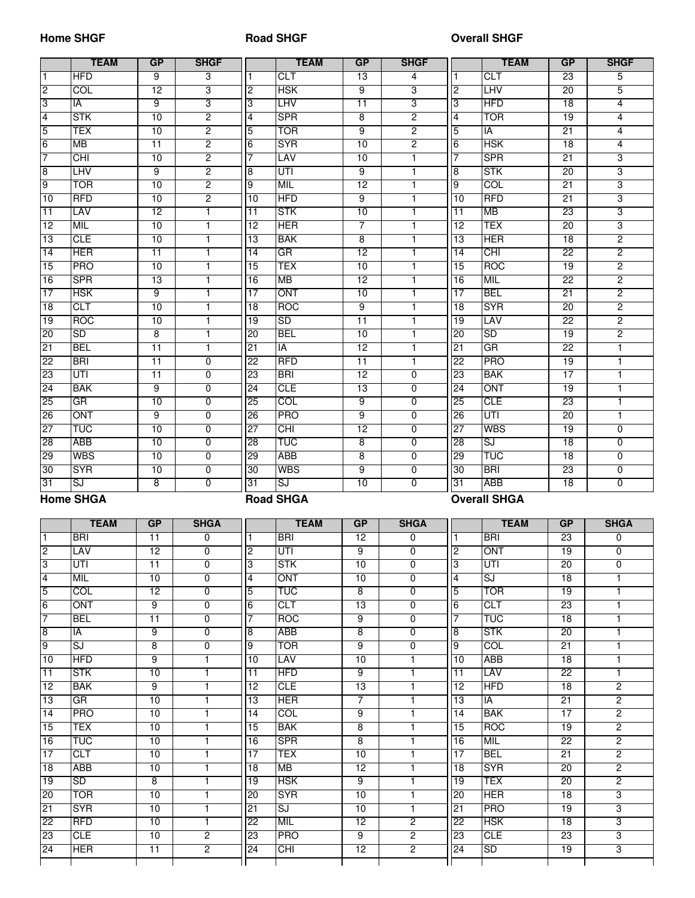**Home SHGF**

| | TEAM | GP | SHGF |
|---|---|---|---|
| 1 | HFD | 9 | 3 |
| 2 | COL | 12 | 3 |
| 3 | IA | 9 | 3 |
| 4 | STK | 10 | 2 |
| 5 | TEX | 10 | 2 |
| 6 | MB | 11 | 2 |
| 7 | CHI | 10 | 2 |
| 8 | LHV | 9 | 2 |
| 9 | TOR | 10 | 2 |
| 10 | RFD | 10 | 2 |
| 11 | LAV | 12 | 1 |
| 12 | MIL | 10 | 1 |
| 13 | CLE | 10 | 1 |
| 14 | HER | 11 | 1 |
| 15 | PRO | 10 | 1 |
| 16 | SPR | 13 | 1 |
| 17 | HSK | 9 | 1 |
| 18 | CLT | 10 | 1 |
| 19 | ROC | 10 | 1 |
| 20 | SD | 8 | 1 |
| 21 | BEL | 11 | 1 |
| 22 | BRI | 11 | 0 |
| 23 | UTI | 11 | 0 |
| 24 | BAK | 9 | 0 |
| 25 | GR | 10 | 0 |
| 26 | ONT | 9 | 0 |
| 27 | TUC | 10 | 0 |
| 28 | ABB | 10 | 0 |
| 29 | WBS | 10 | 0 |
| 30 | SYR | 10 | 0 |
| 31 | SJ | 8 | 0 |

**Road SHGF**

| | TEAM | GP | SHGF |
|---|---|---|---|
| 1 | CLT | 13 | 4 |
| 2 | HSK | 9 | 3 |
| 3 | LHV | 11 | 3 |
| 4 | SPR | 8 | 2 |
| 5 | TOR | 9 | 2 |
| 6 | SYR | 10 | 2 |
| 7 | LAV | 10 | 1 |
| 8 | UTI | 9 | 1 |
| 9 | MIL | 12 | 1 |
| 10 | HFD | 9 | 1 |
| 11 | STK | 10 | 1 |
| 12 | HER | 7 | 1 |
| 13 | BAK | 8 | 1 |
| 14 | GR | 12 | 1 |
| 15 | TEX | 10 | 1 |
| 16 | MB | 12 | 1 |
| 17 | ONT | 10 | 1 |
| 18 | ROC | 9 | 1 |
| 19 | SD | 11 | 1 |
| 20 | BEL | 10 | 1 |
| 21 | IA | 12 | 1 |
| 22 | RFD | 11 | 1 |
| 23 | BRI | 12 | 0 |
| 24 | CLE | 13 | 0 |
| 25 | COL | 9 | 0 |
| 26 | PRO | 9 | 0 |
| 27 | CHI | 12 | 0 |
| 28 | TUC | 8 | 0 |
| 29 | ABB | 8 | 0 |
| 30 | WBS | 9 | 0 |
| 31 | SJ | 10 | 0 |

**Overall SHGF**

| | TEAM | GP | SHGF |
|---|---|---|---|
| 1 | CLT | 23 | 5 |
| 2 | LHV | 20 | 5 |
| 3 | HFD | 18 | 4 |
| 4 | TOR | 19 | 4 |
| 5 | IA | 21 | 4 |
| 6 | HSK | 18 | 4 |
| 7 | SPR | 21 | 3 |
| 8 | STK | 20 | 3 |
| 9 | COL | 21 | 3 |
| 10 | RFD | 21 | 3 |
| 11 | MB | 23 | 3 |
| 12 | TEX | 20 | 3 |
| 13 | HER | 18 | 2 |
| 14 | CHI | 22 | 2 |
| 15 | ROC | 19 | 2 |
| 16 | MIL | 22 | 2 |
| 17 | BEL | 21 | 2 |
| 18 | SYR | 20 | 2 |
| 19 | LAV | 22 | 2 |
| 20 | SD | 19 | 2 |
| 21 | GR | 22 | 1 |
| 22 | PRO | 19 | 1 |
| 23 | BAK | 17 | 1 |
| 24 | ONT | 19 | 1 |
| 25 | CLE | 23 | 1 |
| 26 | UTI | 20 | 1 |
| 27 | WBS | 19 | 0 |
| 28 | SJ | 18 | 0 |
| 29 | TUC | 18 | 0 |
| 30 | BRI | 23 | 0 |
| 31 | ABB | 18 | 0 |

**Home SHGA**

| | TEAM | GP | SHGA |
|---|---|---|---|
| 1 | BRI | 11 | 0 |
| 2 | LAV | 12 | 0 |
| 3 | UTI | 11 | 0 |
| 4 | MIL | 10 | 0 |
| 5 | COL | 12 | 0 |
| 6 | ONT | 9 | 0 |
| 7 | BEL | 11 | 0 |
| 8 | IA | 9 | 0 |
| 9 | SJ | 8 | 0 |
| 10 | HFD | 9 | 1 |
| 11 | STK | 10 | 1 |
| 12 | BAK | 9 | 1 |
| 13 | GR | 10 | 1 |
| 14 | PRO | 10 | 1 |
| 15 | TEX | 10 | 1 |
| 16 | TUC | 10 | 1 |
| 17 | CLT | 10 | 1 |
| 18 | ABB | 10 | 1 |
| 19 | SD | 8 | 1 |
| 20 | TOR | 10 | 1 |
| 21 | SYR | 10 | 1 |
| 22 | RFD | 10 | 1 |
| 23 | CLE | 10 | 2 |
| 24 | HER | 11 | 2 |

**Road SHGA**

| | TEAM | GP | SHGA |
|---|---|---|---|
| 1 | BRI | 12 | 0 |
| 2 | UTI | 9 | 0 |
| 3 | STK | 10 | 0 |
| 4 | ONT | 10 | 0 |
| 5 | TUC | 8 | 0 |
| 6 | CLT | 13 | 0 |
| 7 | ROC | 9 | 0 |
| 8 | ABB | 8 | 0 |
| 9 | TOR | 9 | 0 |
| 10 | LAV | 10 | 1 |
| 11 | HFD | 9 | 1 |
| 12 | CLE | 13 | 1 |
| 13 | HER | 7 | 1 |
| 14 | COL | 9 | 1 |
| 15 | BAK | 8 | 1 |
| 16 | SPR | 8 | 1 |
| 17 | TEX | 10 | 1 |
| 18 | MB | 12 | 1 |
| 19 | HSK | 9 | 1 |
| 20 | SYR | 10 | 1 |
| 21 | SJ | 10 | 1 |
| 22 | MIL | 12 | 2 |
| 23 | PRO | 9 | 2 |
| 24 | CHI | 12 | 2 |

**Overall SHGA**

| | TEAM | GP | SHGA |
|---|---|---|---|
| 1 | BRI | 23 | 0 |
| 2 | ONT | 19 | 0 |
| 3 | UTI | 20 | 0 |
| 4 | SJ | 18 | 1 |
| 5 | TOR | 19 | 1 |
| 6 | CLT | 23 | 1 |
| 7 | TUC | 18 | 1 |
| 8 | STK | 20 | 1 |
| 9 | COL | 21 | 1 |
| 10 | ABB | 18 | 1 |
| 11 | LAV | 22 | 1 |
| 12 | HFD | 18 | 2 |
| 13 | IA | 21 | 2 |
| 14 | BAK | 17 | 2 |
| 15 | ROC | 19 | 2 |
| 16 | MIL | 22 | 2 |
| 17 | BEL | 21 | 2 |
| 18 | SYR | 20 | 2 |
| 19 | TEX | 20 | 2 |
| 20 | HER | 18 | 3 |
| 21 | PRO | 19 | 3 |
| 22 | HSK | 18 | 3 |
| 23 | CLE | 23 | 3 |
| 24 | SD | 19 | 3 |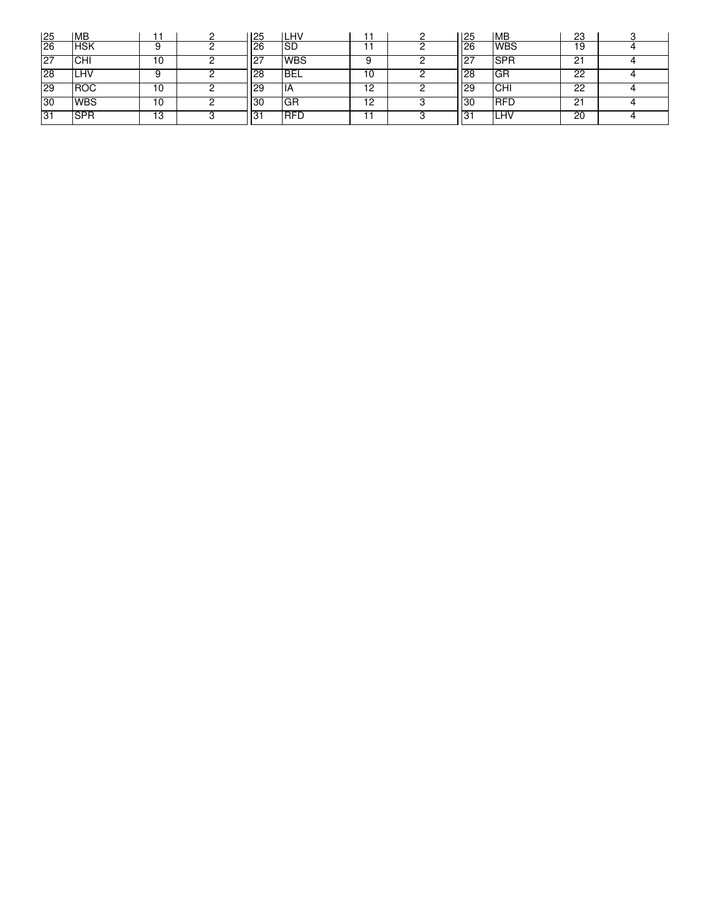| 25 | MB | 11 | 2 | 25 | LHV | 11 | 2 | 25 | MB | 23 | 3 |
|---|---|---|---|---|---|---|---|---|---|---|---|
| 26 | HSK | 9 | 2 | 26 | SD | 11 | 2 | 26 | WBS | 19 | 4 |
| 27 | CHI | 10 | 2 | 27 | WBS | 9 | 2 | 27 | SPR | 21 | 4 |
| 28 | LHV | 9 | 2 | 28 | BEL | 10 | 2 | 28 | GR | 22 | 4 |
| 29 | ROC | 10 | 2 | 29 | IA | 12 | 2 | 29 | CHI | 22 | 4 |
| 30 | WBS | 10 | 2 | 30 | GR | 12 | 3 | 30 | RFD | 21 | 4 |
| 31 | SPR | 13 | 3 | 31 | RFD | 11 | 3 | 31 | LHV | 20 | 4 |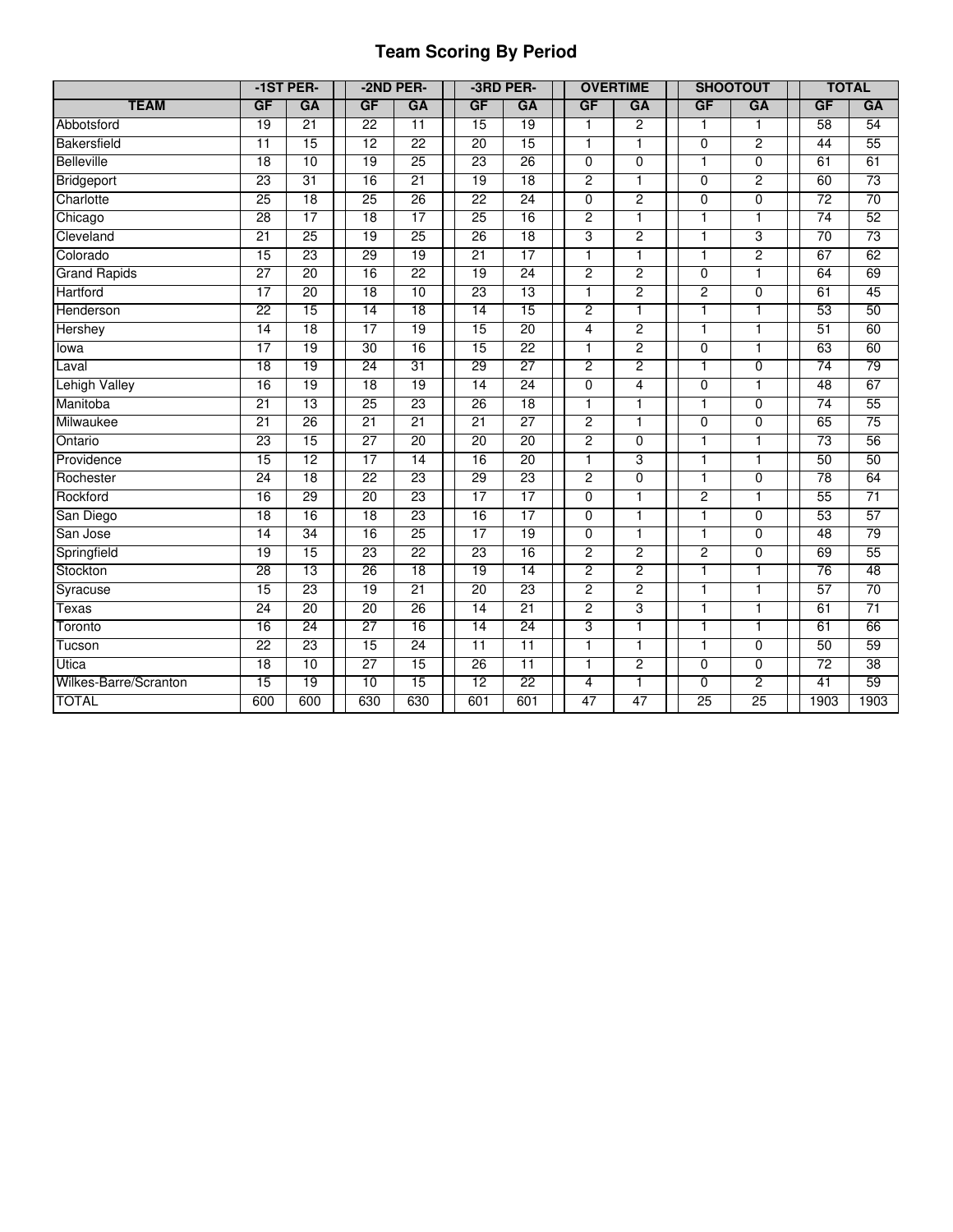# Team Scoring By Period

| | -1ST PER- | | -2ND PER- | | -3RD PER- | | OVERTIME | | SHOOTOUT | | TOTAL | |
|---|---|---|---|---|---|---|---|---|---|---|---|---|
| TEAM | GF | GA | GF | GA | GF | GA | GF | GA | GF | GA | GF | GA |
| Abbotsford | 19 | 21 | 22 | 11 | 15 | 19 | 1 | 2 | 1 | 1 | 58 | 54 |
| Bakersfield | 11 | 15 | 12 | 22 | 20 | 15 | 1 | 1 | 0 | 2 | 44 | 55 |
| Belleville | 18 | 10 | 19 | 25 | 23 | 26 | 0 | 0 | 1 | 0 | 61 | 61 |
| Bridgeport | 23 | 31 | 16 | 21 | 19 | 18 | 2 | 1 | 0 | 2 | 60 | 73 |
| Charlotte | 25 | 18 | 25 | 26 | 22 | 24 | 0 | 2 | 0 | 0 | 72 | 70 |
| Chicago | 28 | 17 | 18 | 17 | 25 | 16 | 2 | 1 | 1 | 1 | 74 | 52 |
| Cleveland | 21 | 25 | 19 | 25 | 26 | 18 | 3 | 2 | 1 | 3 | 70 | 73 |
| Colorado | 15 | 23 | 29 | 19 | 21 | 17 | 1 | 1 | 1 | 2 | 67 | 62 |
| Grand Rapids | 27 | 20 | 16 | 22 | 19 | 24 | 2 | 2 | 0 | 1 | 64 | 69 |
| Hartford | 17 | 20 | 18 | 10 | 23 | 13 | 1 | 2 | 2 | 0 | 61 | 45 |
| Henderson | 22 | 15 | 14 | 18 | 14 | 15 | 2 | 1 | 1 | 1 | 53 | 50 |
| Hershey | 14 | 18 | 17 | 19 | 15 | 20 | 4 | 2 | 1 | 1 | 51 | 60 |
| Iowa | 17 | 19 | 30 | 16 | 15 | 22 | 1 | 2 | 0 | 1 | 63 | 60 |
| Laval | 18 | 19 | 24 | 31 | 29 | 27 | 2 | 2 | 1 | 0 | 74 | 79 |
| Lehigh Valley | 16 | 19 | 18 | 19 | 14 | 24 | 0 | 4 | 0 | 1 | 48 | 67 |
| Manitoba | 21 | 13 | 25 | 23 | 26 | 18 | 1 | 1 | 1 | 0 | 74 | 55 |
| Milwaukee | 21 | 26 | 21 | 21 | 21 | 27 | 2 | 1 | 0 | 0 | 65 | 75 |
| Ontario | 23 | 15 | 27 | 20 | 20 | 20 | 2 | 0 | 1 | 1 | 73 | 56 |
| Providence | 15 | 12 | 17 | 14 | 16 | 20 | 1 | 3 | 1 | 1 | 50 | 50 |
| Rochester | 24 | 18 | 22 | 23 | 29 | 23 | 2 | 0 | 1 | 0 | 78 | 64 |
| Rockford | 16 | 29 | 20 | 23 | 17 | 17 | 0 | 1 | 2 | 1 | 55 | 71 |
| San Diego | 18 | 16 | 18 | 23 | 16 | 17 | 0 | 1 | 1 | 0 | 53 | 57 |
| San Jose | 14 | 34 | 16 | 25 | 17 | 19 | 0 | 1 | 1 | 0 | 48 | 79 |
| Springfield | 19 | 15 | 23 | 22 | 23 | 16 | 2 | 2 | 2 | 0 | 69 | 55 |
| Stockton | 28 | 13 | 26 | 18 | 19 | 14 | 2 | 2 | 1 | 1 | 76 | 48 |
| Syracuse | 15 | 23 | 19 | 21 | 20 | 23 | 2 | 2 | 1 | 1 | 57 | 70 |
| Texas | 24 | 20 | 20 | 26 | 14 | 21 | 2 | 3 | 1 | 1 | 61 | 71 |
| Toronto | 16 | 24 | 27 | 16 | 14 | 24 | 3 | 1 | 1 | 1 | 61 | 66 |
| Tucson | 22 | 23 | 15 | 24 | 11 | 11 | 1 | 1 | 1 | 0 | 50 | 59 |
| Utica | 18 | 10 | 27 | 15 | 26 | 11 | 1 | 2 | 0 | 0 | 72 | 38 |
| Wilkes-Barre/Scranton | 15 | 19 | 10 | 15 | 12 | 22 | 4 | 1 | 0 | 2 | 41 | 59 |
| TOTAL | 600 | 600 | 630 | 630 | 601 | 601 | 47 | 47 | 25 | 25 | 1903 | 1903 |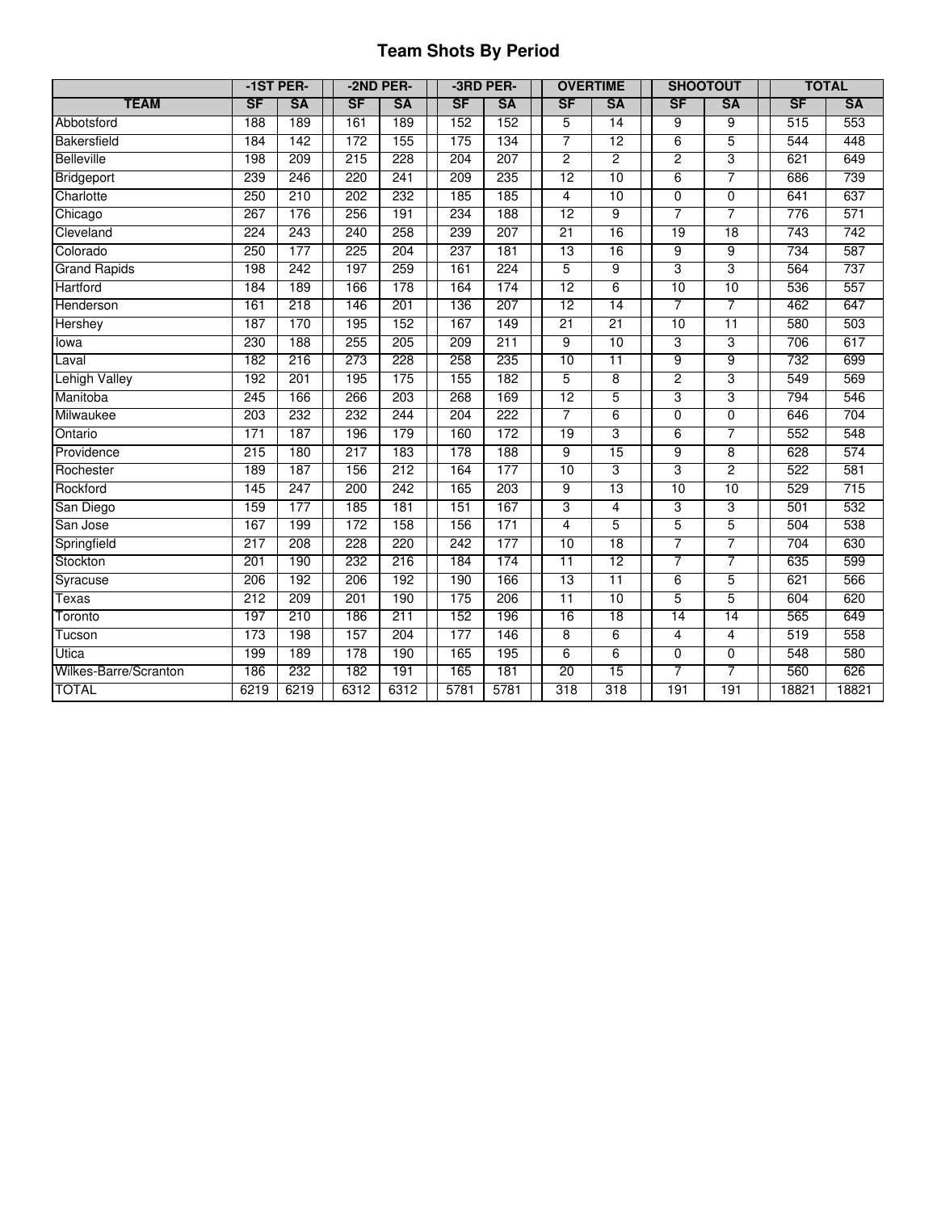# Team Shots By Period

| | -1ST PER- | | -2ND PER- | | -3RD PER- | | OVERTIME | | SHOOTOUT | | TOTAL | |
|---|---|---|---|---|---|---|---|---|---|---|---|---|
| TEAM | SF | SA | SF | SA | SF | SA | SF | SA | SF | SA | SF | SA |
| Abbotsford | 188 | 189 | 161 | 189 | 152 | 152 | 5 | 14 | 9 | 9 | 515 | 553 |
| Bakersfield | 184 | 142 | 172 | 155 | 175 | 134 | 7 | 12 | 6 | 5 | 544 | 448 |
| Belleville | 198 | 209 | 215 | 228 | 204 | 207 | 2 | 2 | 2 | 3 | 621 | 649 |
| Bridgeport | 239 | 246 | 220 | 241 | 209 | 235 | 12 | 10 | 6 | 7 | 686 | 739 |
| Charlotte | 250 | 210 | 202 | 232 | 185 | 185 | 4 | 10 | 0 | 0 | 641 | 637 |
| Chicago | 267 | 176 | 256 | 191 | 234 | 188 | 12 | 9 | 7 | 7 | 776 | 571 |
| Cleveland | 224 | 243 | 240 | 258 | 239 | 207 | 21 | 16 | 19 | 18 | 743 | 742 |
| Colorado | 250 | 177 | 225 | 204 | 237 | 181 | 13 | 16 | 9 | 9 | 734 | 587 |
| Grand Rapids | 198 | 242 | 197 | 259 | 161 | 224 | 5 | 9 | 3 | 3 | 564 | 737 |
| Hartford | 184 | 189 | 166 | 178 | 164 | 174 | 12 | 6 | 10 | 10 | 536 | 557 |
| Henderson | 161 | 218 | 146 | 201 | 136 | 207 | 12 | 14 | 7 | 7 | 462 | 647 |
| Hershey | 187 | 170 | 195 | 152 | 167 | 149 | 21 | 21 | 10 | 11 | 580 | 503 |
| Iowa | 230 | 188 | 255 | 205 | 209 | 211 | 9 | 10 | 3 | 3 | 706 | 617 |
| Laval | 182 | 216 | 273 | 228 | 258 | 235 | 10 | 11 | 9 | 9 | 732 | 699 |
| Lehigh Valley | 192 | 201 | 195 | 175 | 155 | 182 | 5 | 8 | 2 | 3 | 549 | 569 |
| Manitoba | 245 | 166 | 266 | 203 | 268 | 169 | 12 | 5 | 3 | 3 | 794 | 546 |
| Milwaukee | 203 | 232 | 232 | 244 | 204 | 222 | 7 | 6 | 0 | 0 | 646 | 704 |
| Ontario | 171 | 187 | 196 | 179 | 160 | 172 | 19 | 3 | 6 | 7 | 552 | 548 |
| Providence | 215 | 180 | 217 | 183 | 178 | 188 | 9 | 15 | 9 | 8 | 628 | 574 |
| Rochester | 189 | 187 | 156 | 212 | 164 | 177 | 10 | 3 | 3 | 2 | 522 | 581 |
| Rockford | 145 | 247 | 200 | 242 | 165 | 203 | 9 | 13 | 10 | 10 | 529 | 715 |
| San Diego | 159 | 177 | 185 | 181 | 151 | 167 | 3 | 4 | 3 | 3 | 501 | 532 |
| San Jose | 167 | 199 | 172 | 158 | 156 | 171 | 4 | 5 | 5 | 5 | 504 | 538 |
| Springfield | 217 | 208 | 228 | 220 | 242 | 177 | 10 | 18 | 7 | 7 | 704 | 630 |
| Stockton | 201 | 190 | 232 | 216 | 184 | 174 | 11 | 12 | 7 | 7 | 635 | 599 |
| Syracuse | 206 | 192 | 206 | 192 | 190 | 166 | 13 | 11 | 6 | 5 | 621 | 566 |
| Texas | 212 | 209 | 201 | 190 | 175 | 206 | 11 | 10 | 5 | 5 | 604 | 620 |
| Toronto | 197 | 210 | 186 | 211 | 152 | 196 | 16 | 18 | 14 | 14 | 565 | 649 |
| Tucson | 173 | 198 | 157 | 204 | 177 | 146 | 8 | 6 | 4 | 4 | 519 | 558 |
| Utica | 199 | 189 | 178 | 190 | 165 | 195 | 6 | 6 | 0 | 0 | 548 | 580 |
| Wilkes-Barre/Scranton | 186 | 232 | 182 | 191 | 165 | 181 | 20 | 15 | 7 | 7 | 560 | 626 |
| TOTAL | 6219 | 6219 | 6312 | 6312 | 5781 | 5781 | 318 | 318 | 191 | 191 | 18821 | 18821 |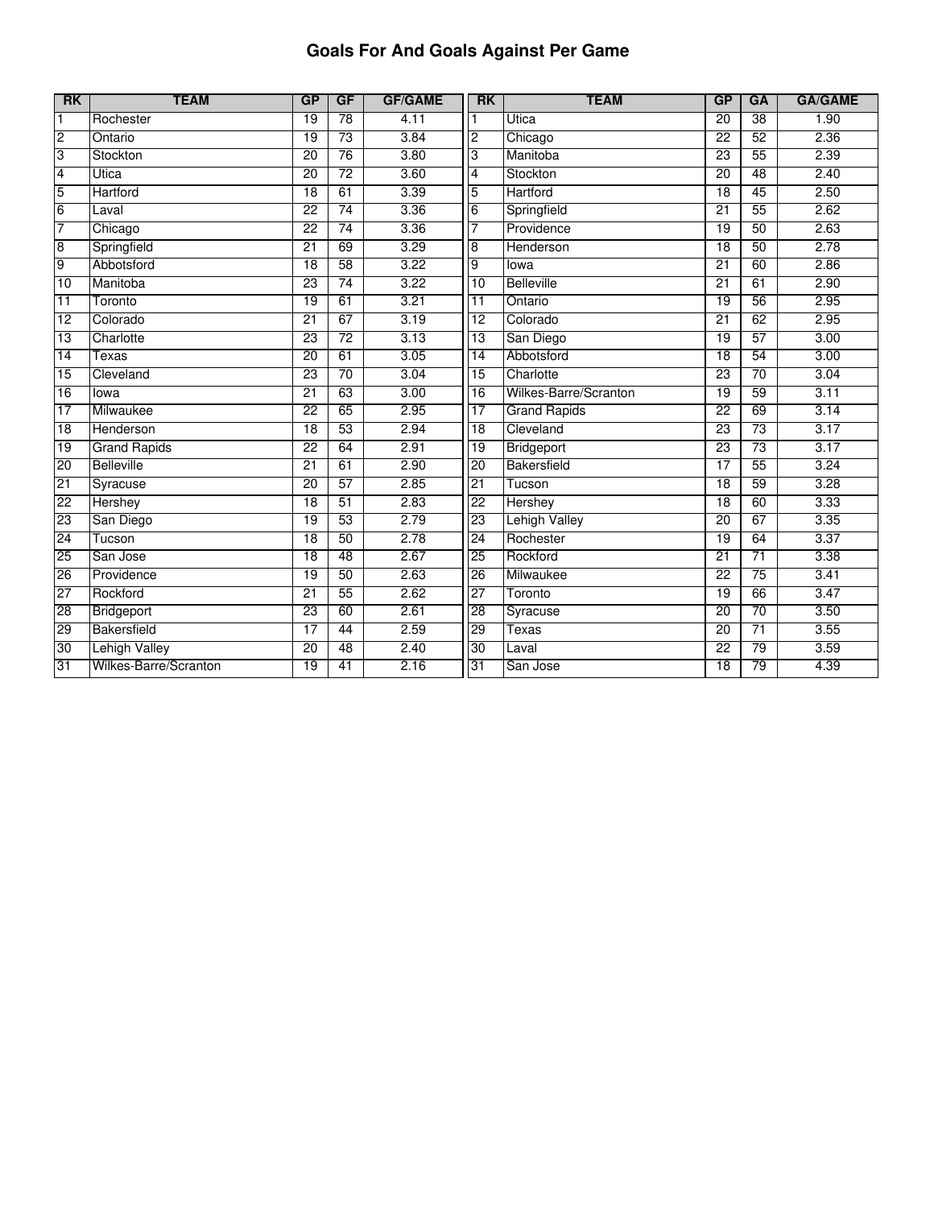# Goals For And Goals Against Per Game

| RK | TEAM | GP | GF | GF/GAME | RK | TEAM | GP | GA | GA/GAME |
|---|---|---|---|---|---|---|---|---|---|
| 1 | Rochester | 19 | 78 | 4.11 | 1 | Utica | 20 | 38 | 1.90 |
| 2 | Ontario | 19 | 73 | 3.84 | 2 | Chicago | 22 | 52 | 2.36 |
| 3 | Stockton | 20 | 76 | 3.80 | 3 | Manitoba | 23 | 55 | 2.39 |
| 4 | Utica | 20 | 72 | 3.60 | 4 | Stockton | 20 | 48 | 2.40 |
| 5 | Hartford | 18 | 61 | 3.39 | 5 | Hartford | 18 | 45 | 2.50 |
| 6 | Laval | 22 | 74 | 3.36 | 6 | Springfield | 21 | 55 | 2.62 |
| 7 | Chicago | 22 | 74 | 3.36 | 7 | Providence | 19 | 50 | 2.63 |
| 8 | Springfield | 21 | 69 | 3.29 | 8 | Henderson | 18 | 50 | 2.78 |
| 9 | Abbotsford | 18 | 58 | 3.22 | 9 | Iowa | 21 | 60 | 2.86 |
| 10 | Manitoba | 23 | 74 | 3.22 | 10 | Belleville | 21 | 61 | 2.90 |
| 11 | Toronto | 19 | 61 | 3.21 | 11 | Ontario | 19 | 56 | 2.95 |
| 12 | Colorado | 21 | 67 | 3.19 | 12 | Colorado | 21 | 62 | 2.95 |
| 13 | Charlotte | 23 | 72 | 3.13 | 13 | San Diego | 19 | 57 | 3.00 |
| 14 | Texas | 20 | 61 | 3.05 | 14 | Abbotsford | 18 | 54 | 3.00 |
| 15 | Cleveland | 23 | 70 | 3.04 | 15 | Charlotte | 23 | 70 | 3.04 |
| 16 | Iowa | 21 | 63 | 3.00 | 16 | Wilkes-Barre/Scranton | 19 | 59 | 3.11 |
| 17 | Milwaukee | 22 | 65 | 2.95 | 17 | Grand Rapids | 22 | 69 | 3.14 |
| 18 | Henderson | 18 | 53 | 2.94 | 18 | Cleveland | 23 | 73 | 3.17 |
| 19 | Grand Rapids | 22 | 64 | 2.91 | 19 | Bridgeport | 23 | 73 | 3.17 |
| 20 | Belleville | 21 | 61 | 2.90 | 20 | Bakersfield | 17 | 55 | 3.24 |
| 21 | Syracuse | 20 | 57 | 2.85 | 21 | Tucson | 18 | 59 | 3.28 |
| 22 | Hershey | 18 | 51 | 2.83 | 22 | Hershey | 18 | 60 | 3.33 |
| 23 | San Diego | 19 | 53 | 2.79 | 23 | Lehigh Valley | 20 | 67 | 3.35 |
| 24 | Tucson | 18 | 50 | 2.78 | 24 | Rochester | 19 | 64 | 3.37 |
| 25 | San Jose | 18 | 48 | 2.67 | 25 | Rockford | 21 | 71 | 3.38 |
| 26 | Providence | 19 | 50 | 2.63 | 26 | Milwaukee | 22 | 75 | 3.41 |
| 27 | Rockford | 21 | 55 | 2.62 | 27 | Toronto | 19 | 66 | 3.47 |
| 28 | Bridgeport | 23 | 60 | 2.61 | 28 | Syracuse | 20 | 70 | 3.50 |
| 29 | Bakersfield | 17 | 44 | 2.59 | 29 | Texas | 20 | 71 | 3.55 |
| 30 | Lehigh Valley | 20 | 48 | 2.40 | 30 | Laval | 22 | 79 | 3.59 |
| 31 | Wilkes-Barre/Scranton | 19 | 41 | 2.16 | 31 | San Jose | 18 | 79 | 4.39 |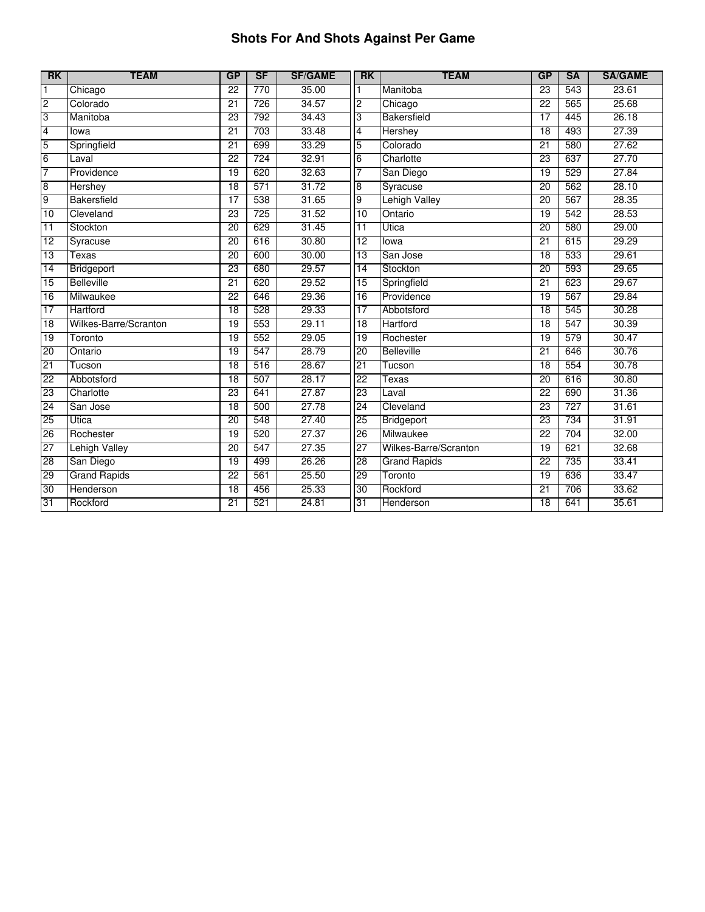# Shots For And Shots Against Per Game

| RK | TEAM | GP | SF | SF/GAME | RK | TEAM | GP | SA | SA/GAME |
|---|---|---|---|---|---|---|---|---|---|
| 1 | Chicago | 22 | 770 | 35.00 | 1 | Manitoba | 23 | 543 | 23.61 |
| 2 | Colorado | 21 | 726 | 34.57 | 2 | Chicago | 22 | 565 | 25.68 |
| 3 | Manitoba | 23 | 792 | 34.43 | 3 | Bakersfield | 17 | 445 | 26.18 |
| 4 | Iowa | 21 | 703 | 33.48 | 4 | Hershey | 18 | 493 | 27.39 |
| 5 | Springfield | 21 | 699 | 33.29 | 5 | Colorado | 21 | 580 | 27.62 |
| 6 | Laval | 22 | 724 | 32.91 | 6 | Charlotte | 23 | 637 | 27.70 |
| 7 | Providence | 19 | 620 | 32.63 | 7 | San Diego | 19 | 529 | 27.84 |
| 8 | Hershey | 18 | 571 | 31.72 | 8 | Syracuse | 20 | 562 | 28.10 |
| 9 | Bakersfield | 17 | 538 | 31.65 | 9 | Lehigh Valley | 20 | 567 | 28.35 |
| 10 | Cleveland | 23 | 725 | 31.52 | 10 | Ontario | 19 | 542 | 28.53 |
| 11 | Stockton | 20 | 629 | 31.45 | 11 | Utica | 20 | 580 | 29.00 |
| 12 | Syracuse | 20 | 616 | 30.80 | 12 | Iowa | 21 | 615 | 29.29 |
| 13 | Texas | 20 | 600 | 30.00 | 13 | San Jose | 18 | 533 | 29.61 |
| 14 | Bridgeport | 23 | 680 | 29.57 | 14 | Stockton | 20 | 593 | 29.65 |
| 15 | Belleville | 21 | 620 | 29.52 | 15 | Springfield | 21 | 623 | 29.67 |
| 16 | Milwaukee | 22 | 646 | 29.36 | 16 | Providence | 19 | 567 | 29.84 |
| 17 | Hartford | 18 | 528 | 29.33 | 17 | Abbotsford | 18 | 545 | 30.28 |
| 18 | Wilkes-Barre/Scranton | 19 | 553 | 29.11 | 18 | Hartford | 18 | 547 | 30.39 |
| 19 | Toronto | 19 | 552 | 29.05 | 19 | Rochester | 19 | 579 | 30.47 |
| 20 | Ontario | 19 | 547 | 28.79 | 20 | Belleville | 21 | 646 | 30.76 |
| 21 | Tucson | 18 | 516 | 28.67 | 21 | Tucson | 18 | 554 | 30.78 |
| 22 | Abbotsford | 18 | 507 | 28.17 | 22 | Texas | 20 | 616 | 30.80 |
| 23 | Charlotte | 23 | 641 | 27.87 | 23 | Laval | 22 | 690 | 31.36 |
| 24 | San Jose | 18 | 500 | 27.78 | 24 | Cleveland | 23 | 727 | 31.61 |
| 25 | Utica | 20 | 548 | 27.40 | 25 | Bridgeport | 23 | 734 | 31.91 |
| 26 | Rochester | 19 | 520 | 27.37 | 26 | Milwaukee | 22 | 704 | 32.00 |
| 27 | Lehigh Valley | 20 | 547 | 27.35 | 27 | Wilkes-Barre/Scranton | 19 | 621 | 32.68 |
| 28 | San Diego | 19 | 499 | 26.26 | 28 | Grand Rapids | 22 | 735 | 33.41 |
| 29 | Grand Rapids | 22 | 561 | 25.50 | 29 | Toronto | 19 | 636 | 33.47 |
| 30 | Henderson | 18 | 456 | 25.33 | 30 | Rockford | 21 | 706 | 33.62 |
| 31 | Rockford | 21 | 521 | 24.81 | 31 | Henderson | 18 | 641 | 35.61 |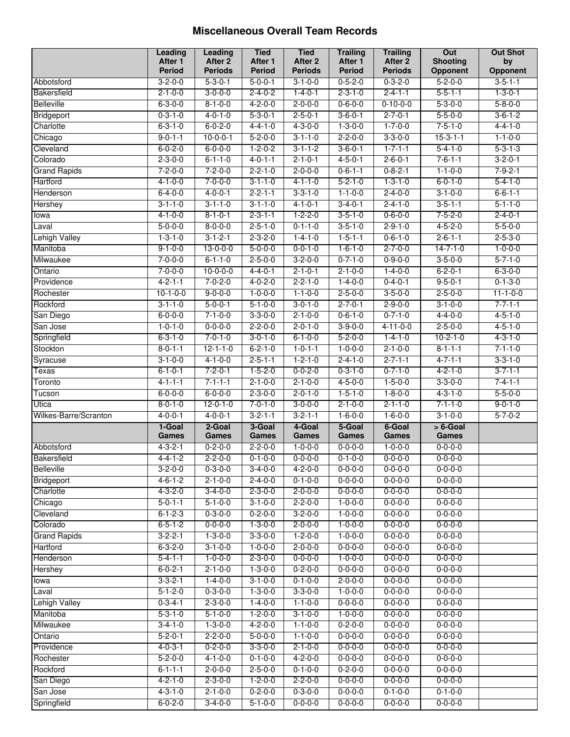# Miscellaneous Overall Team Records

| | Leading After 1 Period | Leading After 2 Periods | Tied After 1 Period | Tied After 2 Periods | Trailing After 1 Period | Trailing After 2 Periods | Out Shooting Opponent | Out Shot by Opponent |
|---|---|---|---|---|---|---|---|---|
| Abbotsford | 3-2-0-0 | 5-3-0-1 | 5-0-0-1 | 3-1-0-0 | 0-5-2-0 | 0-3-2-0 | 5-2-0-0 | 3-5-1-1 |
| Bakersfield | 2-1-0-0 | 3-0-0-0 | 2-4-0-2 | 1-4-0-1 | 2-3-1-0 | 2-4-1-1 | 5-5-1-1 | 1-3-0-1 |
| Belleville | 6-3-0-0 | 8-1-0-0 | 4-2-0-0 | 2-0-0-0 | 0-6-0-0 | 0-10-0-0 | 5-3-0-0 | 5-8-0-0 |
| Bridgeport | 0-3-1-0 | 4-0-1-0 | 5-3-0-1 | 2-5-0-1 | 3-6-0-1 | 2-7-0-1 | 5-5-0-0 | 3-6-1-2 |
| Charlotte | 6-3-1-0 | 6-0-2-0 | 4-4-1-0 | 4-3-0-0 | 1-3-0-0 | 1-7-0-0 | 7-5-1-0 | 4-4-1-0 |
| Chicago | 9-0-1-1 | 10-0-0-1 | 5-2-0-0 | 3-1-1-0 | 2-2-0-0 | 3-3-0-0 | 15-3-1-1 | 1-1-0-0 |
| Cleveland | 6-0-2-0 | 6-0-0-0 | 1-2-0-2 | 3-1-1-2 | 3-6-0-1 | 1-7-1-1 | 5-4-1-0 | 5-3-1-3 |
| Colorado | 2-3-0-0 | 6-1-1-0 | 4-0-1-1 | 2-1-0-1 | 4-5-0-1 | 2-6-0-1 | 7-6-1-1 | 3-2-0-1 |
| Grand Rapids | 7-2-0-0 | 7-2-0-0 | 2-2-1-0 | 2-0-0-0 | 0-6-1-1 | 0-8-2-1 | 1-1-0-0 | 7-9-2-1 |
| Hartford | 4-1-0-0 | 7-0-0-0 | 3-1-1-0 | 4-1-1-0 | 5-2-1-0 | 1-3-1-0 | 6-0-1-0 | 5-4-1-0 |
| Henderson | 6-4-0-0 | 4-0-0-1 | 2-2-1-1 | 3-3-1-0 | 1-1-0-0 | 2-4-0-0 | 3-1-0-0 | 6-6-1-1 |
| Hershey | 3-1-1-0 | 3-1-1-0 | 3-1-1-0 | 4-1-0-1 | 3-4-0-1 | 2-4-1-0 | 3-5-1-1 | 5-1-1-0 |
| Iowa | 4-1-0-0 | 8-1-0-1 | 2-3-1-1 | 1-2-2-0 | 3-5-1-0 | 0-6-0-0 | 7-5-2-0 | 2-4-0-1 |
| Laval | 5-0-0-0 | 8-0-0-0 | 2-5-1-0 | 0-1-1-0 | 3-5-1-0 | 2-9-1-0 | 4-5-2-0 | 5-5-0-0 |
| Lehigh Valley | 1-3-1-0 | 3-1-2-1 | 2-3-2-0 | 1-4-1-0 | 1-5-1-1 | 0-6-1-0 | 2-6-1-1 | 2-5-3-0 |
| Manitoba | 9-1-0-0 | 13-0-0-0 | 5-0-0-0 | 0-0-1-0 | 1-6-1-0 | 2-7-0-0 | 14-7-1-0 | 1-0-0-0 |
| Milwaukee | 7-0-0-0 | 6-1-1-0 | 2-5-0-0 | 3-2-0-0 | 0-7-1-0 | 0-9-0-0 | 3-5-0-0 | 5-7-1-0 |
| Ontario | 7-0-0-0 | 10-0-0-0 | 4-4-0-1 | 2-1-0-1 | 2-1-0-0 | 1-4-0-0 | 6-2-0-1 | 6-3-0-0 |
| Providence | 4-2-1-1 | 7-0-2-0 | 4-0-2-0 | 2-2-1-0 | 1-4-0-0 | 0-4-0-1 | 9-5-0-1 | 0-1-3-0 |
| Rochester | 10-1-0-0 | 9-0-0-0 | 1-0-0-0 | 1-1-0-0 | 2-5-0-0 | 3-5-0-0 | 2-5-0-0 | 11-1-0-0 |
| Rockford | 3-1-1-0 | 5-0-0-1 | 5-1-0-0 | 3-0-1-0 | 2-7-0-1 | 2-9-0-0 | 3-1-0-0 | 7-7-1-1 |
| San Diego | 6-0-0-0 | 7-1-0-0 | 3-3-0-0 | 2-1-0-0 | 0-6-1-0 | 0-7-1-0 | 4-4-0-0 | 4-5-1-0 |
| San Jose | 1-0-1-0 | 0-0-0-0 | 2-2-0-0 | 2-0-1-0 | 3-9-0-0 | 4-11-0-0 | 2-5-0-0 | 4-5-1-0 |
| Springfield | 6-3-1-0 | 7-0-1-0 | 3-0-1-0 | 6-1-0-0 | 5-2-0-0 | 1-4-1-0 | 10-2-1-0 | 4-3-1-0 |
| Stockton | 8-0-1-1 | 12-1-1-0 | 6-2-1-0 | 1-0-1-1 | 1-0-0-0 | 2-1-0-0 | 8-1-1-1 | 7-1-1-0 |
| Syracuse | 3-1-0-0 | 4-1-0-0 | 2-5-1-1 | 1-2-1-0 | 2-4-1-0 | 2-7-1-1 | 4-7-1-1 | 3-3-1-0 |
| Texas | 6-1-0-1 | 7-2-0-1 | 1-5-2-0 | 0-0-2-0 | 0-3-1-0 | 0-7-1-0 | 4-2-1-0 | 3-7-1-1 |
| Toronto | 4-1-1-1 | 7-1-1-1 | 2-1-0-0 | 2-1-0-0 | 4-5-0-0 | 1-5-0-0 | 3-3-0-0 | 7-4-1-1 |
| Tucson | 6-0-0-0 | 6-0-0-0 | 2-3-0-0 | 2-0-1-0 | 1-5-1-0 | 1-8-0-0 | 4-3-1-0 | 5-5-0-0 |
| Utica | 8-0-1-0 | 12-0-1-0 | 7-0-1-0 | 3-0-0-0 | 2-1-0-0 | 2-1-1-0 | 7-1-1-0 | 9-0-1-0 |
| Wilkes-Barre/Scranton | 4-0-0-1 | 4-0-0-1 | 3-2-1-1 | 3-2-1-1 | 1-6-0-0 | 1-6-0-0 | 3-1-0-0 | 5-7-0-2 |
| | **1-Goal Games** | **2-Goal Games** | **3-Goal Games** | **4-Goal Games** | **5-Goal Games** | **6-Goal Games** | **> 6-Goal Games** | |
| Abbotsford | 4-3-2-1 | 0-2-0-0 | 2-2-0-0 | 1-0-0-0 | 0-0-0-0 | 1-0-0-0 | 0-0-0-0 | |
| Bakersfield | 4-4-1-2 | 2-2-0-0 | 0-1-0-0 | 0-0-0-0 | 0-1-0-0 | 0-0-0-0 | 0-0-0-0 | |
| Belleville | 3-2-0-0 | 0-3-0-0 | 3-4-0-0 | 4-2-0-0 | 0-0-0-0 | 0-0-0-0 | 0-0-0-0 | |
| Bridgeport | 4-6-1-2 | 2-1-0-0 | 2-4-0-0 | 0-1-0-0 | 0-0-0-0 | 0-0-0-0 | 0-0-0-0 | |
| Charlotte | 4-3-2-0 | 3-4-0-0 | 2-3-0-0 | 2-0-0-0 | 0-0-0-0 | 0-0-0-0 | 0-0-0-0 | |
| Chicago | 5-0-1-1 | 5-1-0-0 | 3-1-0-0 | 2-2-0-0 | 1-0-0-0 | 0-0-0-0 | 0-0-0-0 | |
| Cleveland | 6-1-2-3 | 0-3-0-0 | 0-2-0-0 | 3-2-0-0 | 1-0-0-0 | 0-0-0-0 | 0-0-0-0 | |
| Colorado | 6-5-1-2 | 0-0-0-0 | 1-3-0-0 | 2-0-0-0 | 1-0-0-0 | 0-0-0-0 | 0-0-0-0 | |
| Grand Rapids | 3-2-2-1 | 1-3-0-0 | 3-3-0-0 | 1-2-0-0 | 1-0-0-0 | 0-0-0-0 | 0-0-0-0 | |
| Hartford | 6-3-2-0 | 3-1-0-0 | 1-0-0-0 | 2-0-0-0 | 0-0-0-0 | 0-0-0-0 | 0-0-0-0 | |
| Henderson | 5-4-1-1 | 1-0-0-0 | 2-3-0-0 | 0-0-0-0 | 1-0-0-0 | 0-0-0-0 | 0-0-0-0 | |
| Hershey | 6-0-2-1 | 2-1-0-0 | 1-3-0-0 | 0-2-0-0 | 0-0-0-0 | 0-0-0-0 | 0-0-0-0 | |
| Iowa | 3-3-2-1 | 1-4-0-0 | 3-1-0-0 | 0-1-0-0 | 2-0-0-0 | 0-0-0-0 | 0-0-0-0 | |
| Laval | 5-1-2-0 | 0-3-0-0 | 1-3-0-0 | 3-3-0-0 | 1-0-0-0 | 0-0-0-0 | 0-0-0-0 | |
| Lehigh Valley | 0-3-4-1 | 2-3-0-0 | 1-4-0-0 | 1-1-0-0 | 0-0-0-0 | 0-0-0-0 | 0-0-0-0 | |
| Manitoba | 5-3-1-0 | 5-1-0-0 | 1-2-0-0 | 3-1-0-0 | 1-0-0-0 | 0-0-0-0 | 0-0-0-0 | |
| Milwaukee | 3-4-1-0 | 1-3-0-0 | 4-2-0-0 | 1-1-0-0 | 0-2-0-0 | 0-0-0-0 | 0-0-0-0 | |
| Ontario | 5-2-0-1 | 2-2-0-0 | 5-0-0-0 | 1-1-0-0 | 0-0-0-0 | 0-0-0-0 | 0-0-0-0 | |
| Providence | 4-0-3-1 | 0-2-0-0 | 3-3-0-0 | 2-1-0-0 | 0-0-0-0 | 0-0-0-0 | 0-0-0-0 | |
| Rochester | 5-2-0-0 | 4-1-0-0 | 0-1-0-0 | 4-2-0-0 | 0-0-0-0 | 0-0-0-0 | 0-0-0-0 | |
| Rockford | 6-1-1-1 | 2-0-0-0 | 2-5-0-0 | 0-1-0-0 | 0-2-0-0 | 0-0-0-0 | 0-0-0-0 | |
| San Diego | 4-2-1-0 | 2-3-0-0 | 1-2-0-0 | 2-2-0-0 | 0-0-0-0 | 0-0-0-0 | 0-0-0-0 | |
| San Jose | 4-3-1-0 | 2-1-0-0 | 0-2-0-0 | 0-3-0-0 | 0-0-0-0 | 0-1-0-0 | 0-1-0-0 | |
| Springfield | 6-0-2-0 | 3-4-0-0 | 5-1-0-0 | 0-0-0-0 | 0-0-0-0 | 0-0-0-0 | 0-0-0-0 | |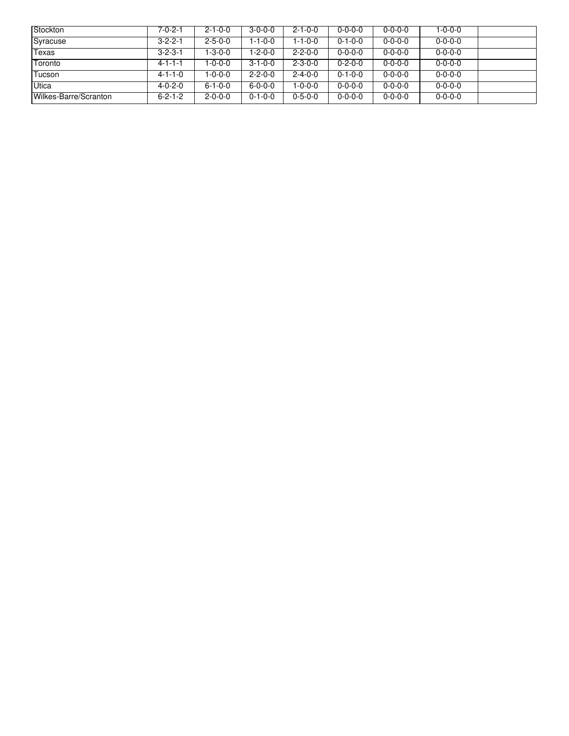| | | | | | | | | |
|---|---|---|---|---|---|---|---|---|
| Stockton | 7-0-2-1 | 2-1-0-0 | 3-0-0-0 | 2-1-0-0 | 0-0-0-0 | 0-0-0-0 | 1-0-0-0 | |
| Syracuse | 3-2-2-1 | 2-5-0-0 | 1-1-0-0 | 1-1-0-0 | 0-1-0-0 | 0-0-0-0 | 0-0-0-0 | |
| Texas | 3-2-3-1 | 1-3-0-0 | 1-2-0-0 | 2-2-0-0 | 0-0-0-0 | 0-0-0-0 | 0-0-0-0 | |
| Toronto | 4-1-1-1 | 1-0-0-0 | 3-1-0-0 | 2-3-0-0 | 0-2-0-0 | 0-0-0-0 | 0-0-0-0 | |
| Tucson | 4-1-1-0 | 1-0-0-0 | 2-2-0-0 | 2-4-0-0 | 0-1-0-0 | 0-0-0-0 | 0-0-0-0 | |
| Utica | 4-0-2-0 | 6-1-0-0 | 6-0-0-0 | 1-0-0-0 | 0-0-0-0 | 0-0-0-0 | 0-0-0-0 | |
| Wilkes-Barre/Scranton | 6-2-1-2 | 2-0-0-0 | 0-1-0-0 | 0-5-0-0 | 0-0-0-0 | 0-0-0-0 | 0-0-0-0 | |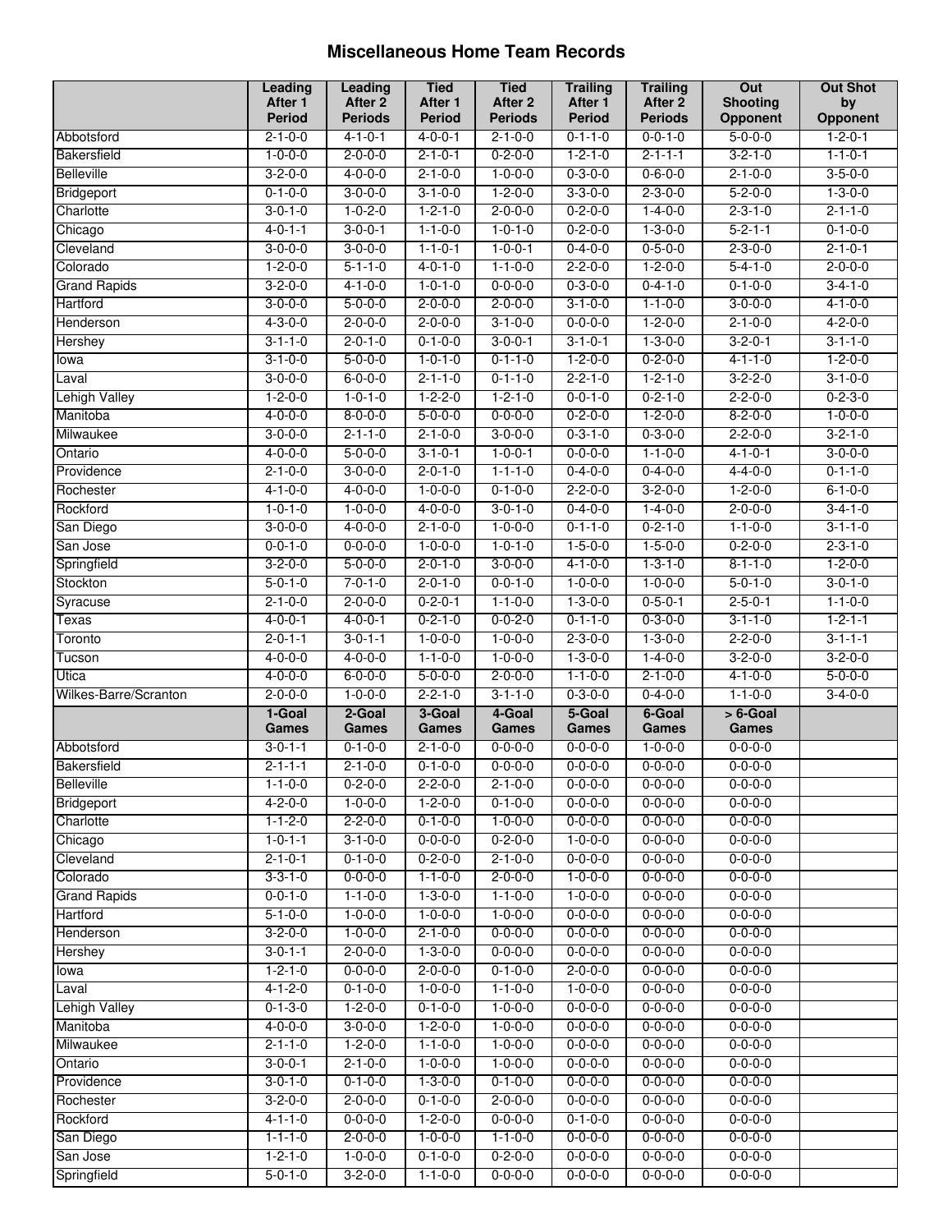# Miscellaneous Home Team Records

| | Leading After 1 Period | Leading After 2 Periods | Tied After 1 Period | Tied After 2 Periods | Trailing After 1 Period | Trailing After 2 Periods | Out Shooting Opponent | Out Shot by Opponent |
|---|---|---|---|---|---|---|---|---|
| Abbotsford | 2-1-0-0 | 4-1-0-1 | 4-0-0-1 | 2-1-0-0 | 0-1-1-0 | 0-0-1-0 | 5-0-0-0 | 1-2-0-1 |
| Bakersfield | 1-0-0-0 | 2-0-0-0 | 2-1-0-1 | 0-2-0-0 | 1-2-1-0 | 2-1-1-1 | 3-2-1-0 | 1-1-0-1 |
| Belleville | 3-2-0-0 | 4-0-0-0 | 2-1-0-0 | 1-0-0-0 | 0-3-0-0 | 0-6-0-0 | 2-1-0-0 | 3-5-0-0 |
| Bridgeport | 0-1-0-0 | 3-0-0-0 | 3-1-0-0 | 1-2-0-0 | 3-3-0-0 | 2-3-0-0 | 5-2-0-0 | 1-3-0-0 |
| Charlotte | 3-0-1-0 | 1-0-2-0 | 1-2-1-0 | 2-0-0-0 | 0-2-0-0 | 1-4-0-0 | 2-3-1-0 | 2-1-1-0 |
| Chicago | 4-0-1-1 | 3-0-0-1 | 1-1-0-0 | 1-0-1-0 | 0-2-0-0 | 1-3-0-0 | 5-2-1-1 | 0-1-0-0 |
| Cleveland | 3-0-0-0 | 3-0-0-0 | 1-1-0-1 | 1-0-0-1 | 0-4-0-0 | 0-5-0-0 | 2-3-0-0 | 2-1-0-1 |
| Colorado | 1-2-0-0 | 5-1-1-0 | 4-0-1-0 | 1-1-0-0 | 2-2-0-0 | 1-2-0-0 | 5-4-1-0 | 2-0-0-0 |
| Grand Rapids | 3-2-0-0 | 4-1-0-0 | 1-0-1-0 | 0-0-0-0 | 0-3-0-0 | 0-4-1-0 | 0-1-0-0 | 3-4-1-0 |
| Hartford | 3-0-0-0 | 5-0-0-0 | 2-0-0-0 | 2-0-0-0 | 3-1-0-0 | 1-1-0-0 | 3-0-0-0 | 4-1-0-0 |
| Henderson | 4-3-0-0 | 2-0-0-0 | 2-0-0-0 | 3-1-0-0 | 0-0-0-0 | 1-2-0-0 | 2-1-0-0 | 4-2-0-0 |
| Hershey | 3-1-1-0 | 2-0-1-0 | 0-1-0-0 | 3-0-0-1 | 3-1-0-1 | 1-3-0-0 | 3-2-0-1 | 3-1-1-0 |
| Iowa | 3-1-0-0 | 5-0-0-0 | 1-0-1-0 | 0-1-1-0 | 1-2-0-0 | 0-2-0-0 | 4-1-1-0 | 1-2-0-0 |
| Laval | 3-0-0-0 | 6-0-0-0 | 2-1-1-0 | 0-1-1-0 | 2-2-1-0 | 1-2-1-0 | 3-2-2-0 | 3-1-0-0 |
| Lehigh Valley | 1-2-0-0 | 1-0-1-0 | 1-2-2-0 | 1-2-1-0 | 0-0-1-0 | 0-2-1-0 | 2-2-0-0 | 0-2-3-0 |
| Manitoba | 4-0-0-0 | 8-0-0-0 | 5-0-0-0 | 0-0-0-0 | 0-2-0-0 | 1-2-0-0 | 8-2-0-0 | 1-0-0-0 |
| Milwaukee | 3-0-0-0 | 2-1-1-0 | 2-1-0-0 | 3-0-0-0 | 0-3-1-0 | 0-3-0-0 | 2-2-0-0 | 3-2-1-0 |
| Ontario | 4-0-0-0 | 5-0-0-0 | 3-1-0-1 | 1-0-0-1 | 0-0-0-0 | 1-1-0-0 | 4-1-0-1 | 3-0-0-0 |
| Providence | 2-1-0-0 | 3-0-0-0 | 2-0-1-0 | 1-1-1-0 | 0-4-0-0 | 0-4-0-0 | 4-4-0-0 | 0-1-1-0 |
| Rochester | 4-1-0-0 | 4-0-0-0 | 1-0-0-0 | 0-1-0-0 | 2-2-0-0 | 3-2-0-0 | 1-2-0-0 | 6-1-0-0 |
| Rockford | 1-0-1-0 | 1-0-0-0 | 4-0-0-0 | 3-0-1-0 | 0-4-0-0 | 1-4-0-0 | 2-0-0-0 | 3-4-1-0 |
| San Diego | 3-0-0-0 | 4-0-0-0 | 2-1-0-0 | 1-0-0-0 | 0-1-1-0 | 0-2-1-0 | 1-1-0-0 | 3-1-1-0 |
| San Jose | 0-0-1-0 | 0-0-0-0 | 1-0-0-0 | 1-0-1-0 | 1-5-0-0 | 1-5-0-0 | 0-2-0-0 | 2-3-1-0 |
| Springfield | 3-2-0-0 | 5-0-0-0 | 2-0-1-0 | 3-0-0-0 | 4-1-0-0 | 1-3-1-0 | 8-1-1-0 | 1-2-0-0 |
| Stockton | 5-0-1-0 | 7-0-1-0 | 2-0-1-0 | 0-0-1-0 | 1-0-0-0 | 1-0-0-0 | 5-0-1-0 | 3-0-1-0 |
| Syracuse | 2-1-0-0 | 2-0-0-0 | 0-2-0-1 | 1-1-0-0 | 1-3-0-0 | 0-5-0-1 | 2-5-0-1 | 1-1-0-0 |
| Texas | 4-0-0-1 | 4-0-0-1 | 0-2-1-0 | 0-0-2-0 | 0-1-1-0 | 0-3-0-0 | 3-1-1-0 | 1-2-1-1 |
| Toronto | 2-0-1-1 | 3-0-1-1 | 1-0-0-0 | 1-0-0-0 | 2-3-0-0 | 1-3-0-0 | 2-2-0-0 | 3-1-1-1 |
| Tucson | 4-0-0-0 | 4-0-0-0 | 1-1-0-0 | 1-0-0-0 | 1-3-0-0 | 1-4-0-0 | 3-2-0-0 | 3-2-0-0 |
| Utica | 4-0-0-0 | 6-0-0-0 | 5-0-0-0 | 2-0-0-0 | 1-1-0-0 | 2-1-0-0 | 4-1-0-0 | 5-0-0-0 |
| Wilkes-Barre/Scranton | 2-0-0-0 | 1-0-0-0 | 2-2-1-0 | 3-1-1-0 | 0-3-0-0 | 0-4-0-0 | 1-1-0-0 | 3-4-0-0 |
| | **1-Goal Games** | **2-Goal Games** | **3-Goal Games** | **4-Goal Games** | **5-Goal Games** | **6-Goal Games** | **> 6-Goal Games** | |
| Abbotsford | 3-0-1-1 | 0-1-0-0 | 2-1-0-0 | 0-0-0-0 | 0-0-0-0 | 1-0-0-0 | 0-0-0-0 | |
| Bakersfield | 2-1-1-1 | 2-1-0-0 | 0-1-0-0 | 0-0-0-0 | 0-0-0-0 | 0-0-0-0 | 0-0-0-0 | |
| Belleville | 1-1-0-0 | 0-2-0-0 | 2-2-0-0 | 2-1-0-0 | 0-0-0-0 | 0-0-0-0 | 0-0-0-0 | |
| Bridgeport | 4-2-0-0 | 1-0-0-0 | 1-2-0-0 | 0-1-0-0 | 0-0-0-0 | 0-0-0-0 | 0-0-0-0 | |
| Charlotte | 1-1-2-0 | 2-2-0-0 | 0-1-0-0 | 1-0-0-0 | 0-0-0-0 | 0-0-0-0 | 0-0-0-0 | |
| Chicago | 1-0-1-1 | 3-1-0-0 | 0-0-0-0 | 0-2-0-0 | 1-0-0-0 | 0-0-0-0 | 0-0-0-0 | |
| Cleveland | 2-1-0-1 | 0-1-0-0 | 0-2-0-0 | 2-1-0-0 | 0-0-0-0 | 0-0-0-0 | 0-0-0-0 | |
| Colorado | 3-3-1-0 | 0-0-0-0 | 1-1-0-0 | 2-0-0-0 | 1-0-0-0 | 0-0-0-0 | 0-0-0-0 | |
| Grand Rapids | 0-0-1-0 | 1-1-0-0 | 1-3-0-0 | 1-1-0-0 | 1-0-0-0 | 0-0-0-0 | 0-0-0-0 | |
| Hartford | 5-1-0-0 | 1-0-0-0 | 1-0-0-0 | 1-0-0-0 | 0-0-0-0 | 0-0-0-0 | 0-0-0-0 | |
| Henderson | 3-2-0-0 | 1-0-0-0 | 2-1-0-0 | 0-0-0-0 | 0-0-0-0 | 0-0-0-0 | 0-0-0-0 | |
| Hershey | 3-0-1-1 | 2-0-0-0 | 1-3-0-0 | 0-0-0-0 | 0-0-0-0 | 0-0-0-0 | 0-0-0-0 | |
| Iowa | 1-2-1-0 | 0-0-0-0 | 2-0-0-0 | 0-1-0-0 | 2-0-0-0 | 0-0-0-0 | 0-0-0-0 | |
| Laval | 4-1-2-0 | 0-1-0-0 | 1-0-0-0 | 1-1-0-0 | 1-0-0-0 | 0-0-0-0 | 0-0-0-0 | |
| Lehigh Valley | 0-1-3-0 | 1-2-0-0 | 0-1-0-0 | 1-0-0-0 | 0-0-0-0 | 0-0-0-0 | 0-0-0-0 | |
| Manitoba | 4-0-0-0 | 3-0-0-0 | 1-2-0-0 | 1-0-0-0 | 0-0-0-0 | 0-0-0-0 | 0-0-0-0 | |
| Milwaukee | 2-1-1-0 | 1-2-0-0 | 1-1-0-0 | 1-0-0-0 | 0-0-0-0 | 0-0-0-0 | 0-0-0-0 | |
| Ontario | 3-0-0-1 | 2-1-0-0 | 1-0-0-0 | 1-0-0-0 | 0-0-0-0 | 0-0-0-0 | 0-0-0-0 | |
| Providence | 3-0-1-0 | 0-1-0-0 | 1-3-0-0 | 0-1-0-0 | 0-0-0-0 | 0-0-0-0 | 0-0-0-0 | |
| Rochester | 3-2-0-0 | 2-0-0-0 | 0-1-0-0 | 2-0-0-0 | 0-0-0-0 | 0-0-0-0 | 0-0-0-0 | |
| Rockford | 4-1-1-0 | 0-0-0-0 | 1-2-0-0 | 0-0-0-0 | 0-1-0-0 | 0-0-0-0 | 0-0-0-0 | |
| San Diego | 1-1-1-0 | 2-0-0-0 | 1-0-0-0 | 1-1-0-0 | 0-0-0-0 | 0-0-0-0 | 0-0-0-0 | |
| San Jose | 1-2-1-0 | 1-0-0-0 | 0-1-0-0 | 0-2-0-0 | 0-0-0-0 | 0-0-0-0 | 0-0-0-0 | |
| Springfield | 5-0-1-0 | 3-2-0-0 | 1-1-0-0 | 0-0-0-0 | 0-0-0-0 | 0-0-0-0 | 0-0-0-0 | |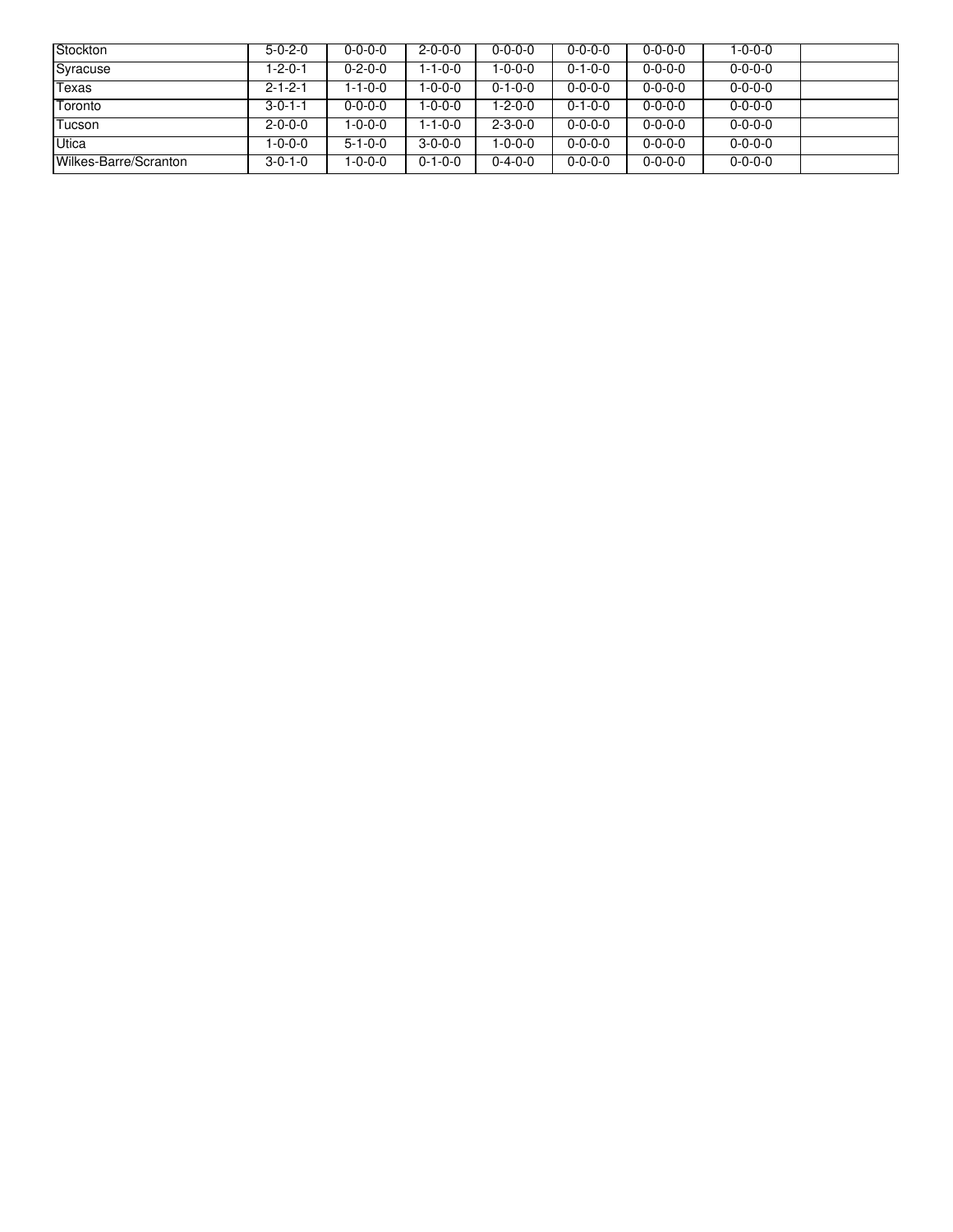| | | | | | | | | |
|---|---|---|---|---|---|---|---|---|
| Stockton | 5-0-2-0 | 0-0-0-0 | 2-0-0-0 | 0-0-0-0 | 0-0-0-0 | 0-0-0-0 | 1-0-0-0 | |
| Syracuse | 1-2-0-1 | 0-2-0-0 | 1-1-0-0 | 1-0-0-0 | 0-1-0-0 | 0-0-0-0 | 0-0-0-0 | |
| Texas | 2-1-2-1 | 1-1-0-0 | 1-0-0-0 | 0-1-0-0 | 0-0-0-0 | 0-0-0-0 | 0-0-0-0 | |
| Toronto | 3-0-1-1 | 0-0-0-0 | 1-0-0-0 | 1-2-0-0 | 0-1-0-0 | 0-0-0-0 | 0-0-0-0 | |
| Tucson | 2-0-0-0 | 1-0-0-0 | 1-1-0-0 | 2-3-0-0 | 0-0-0-0 | 0-0-0-0 | 0-0-0-0 | |
| Utica | 1-0-0-0 | 5-1-0-0 | 3-0-0-0 | 1-0-0-0 | 0-0-0-0 | 0-0-0-0 | 0-0-0-0 | |
| Wilkes-Barre/Scranton | 3-0-1-0 | 1-0-0-0 | 0-1-0-0 | 0-4-0-0 | 0-0-0-0 | 0-0-0-0 | 0-0-0-0 | |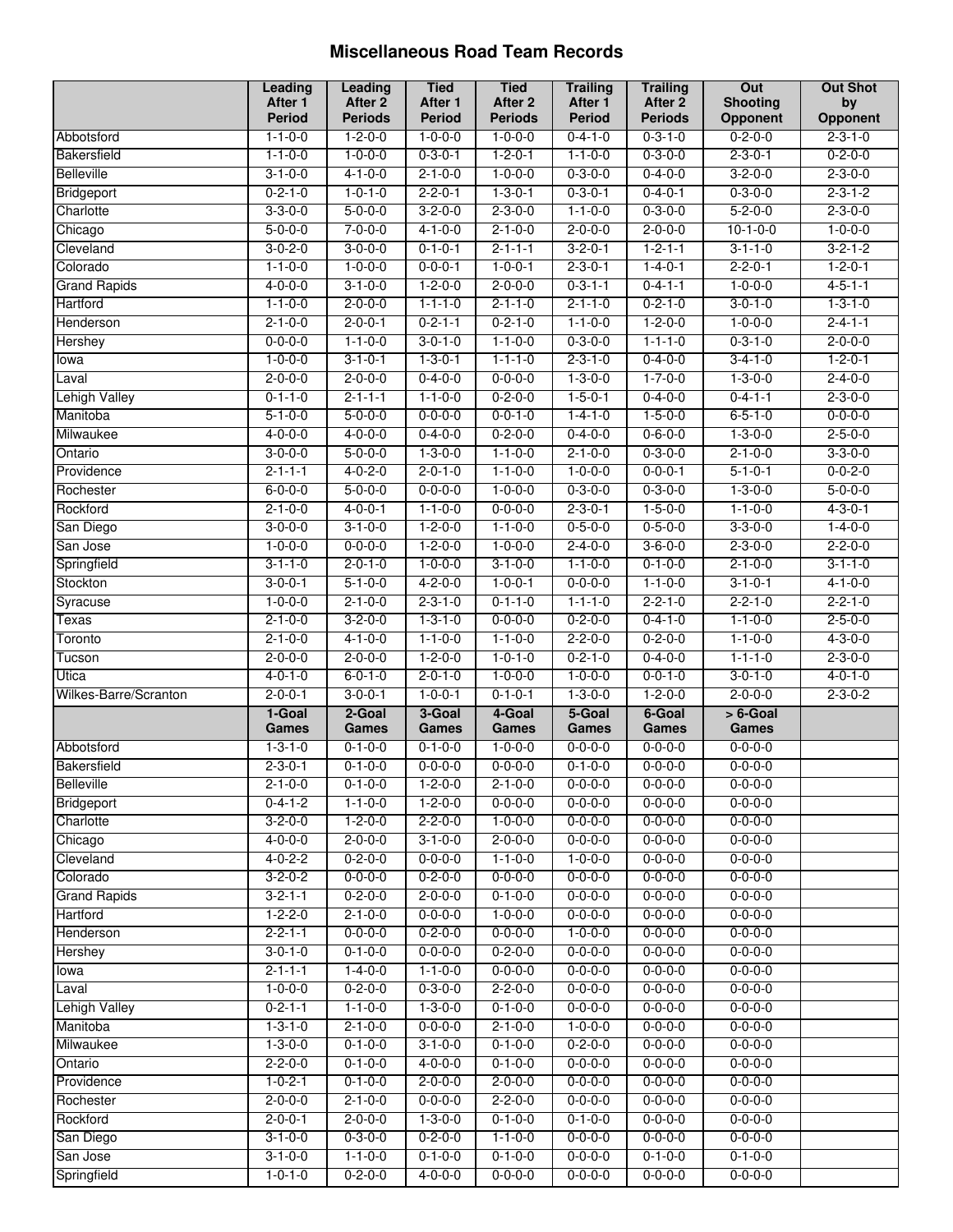# Miscellaneous Road Team Records

| | Leading After 1 Period | Leading After 2 Periods | Tied After 1 Period | Tied After 2 Periods | Trailing After 1 Period | Trailing After 2 Periods | Out Shooting Opponent | Out Shot by Opponent |
|---|---|---|---|---|---|---|---|---|
| Abbotsford | 1-1-0-0 | 1-2-0-0 | 1-0-0-0 | 1-0-0-0 | 0-4-1-0 | 0-3-1-0 | 0-2-0-0 | 2-3-1-0 |
| Bakersfield | 1-1-0-0 | 1-0-0-0 | 0-3-0-1 | 1-2-0-1 | 1-1-0-0 | 0-3-0-0 | 2-3-0-1 | 0-2-0-0 |
| Belleville | 3-1-0-0 | 4-1-0-0 | 2-1-0-0 | 1-0-0-0 | 0-3-0-0 | 0-4-0-0 | 3-2-0-0 | 2-3-0-0 |
| Bridgeport | 0-2-1-0 | 1-0-1-0 | 2-2-0-1 | 1-3-0-1 | 0-3-0-1 | 0-4-0-1 | 0-3-0-0 | 2-3-1-2 |
| Charlotte | 3-3-0-0 | 5-0-0-0 | 3-2-0-0 | 2-3-0-0 | 1-1-0-0 | 0-3-0-0 | 5-2-0-0 | 2-3-0-0 |
| Chicago | 5-0-0-0 | 7-0-0-0 | 4-1-0-0 | 2-1-0-0 | 2-0-0-0 | 2-0-0-0 | 10-1-0-0 | 1-0-0-0 |
| Cleveland | 3-0-2-0 | 3-0-0-0 | 0-1-0-1 | 2-1-1-1 | 3-2-0-1 | 1-2-1-1 | 3-1-1-0 | 3-2-1-2 |
| Colorado | 1-1-0-0 | 1-0-0-0 | 0-0-0-1 | 1-0-0-1 | 2-3-0-1 | 1-4-0-1 | 2-2-0-1 | 1-2-0-1 |
| Grand Rapids | 4-0-0-0 | 3-1-0-0 | 1-2-0-0 | 2-0-0-0 | 0-3-1-1 | 0-4-1-1 | 1-0-0-0 | 4-5-1-1 |
| Hartford | 1-1-0-0 | 2-0-0-0 | 1-1-1-0 | 2-1-1-0 | 2-1-1-0 | 0-2-1-0 | 3-0-1-0 | 1-3-1-0 |
| Henderson | 2-1-0-0 | 2-0-0-1 | 0-2-1-1 | 0-2-1-0 | 1-1-0-0 | 1-2-0-0 | 1-0-0-0 | 2-4-1-1 |
| Hershey | 0-0-0-0 | 1-1-0-0 | 3-0-1-0 | 1-1-0-0 | 0-3-0-0 | 1-1-1-0 | 0-3-1-0 | 2-0-0-0 |
| Iowa | 1-0-0-0 | 3-1-0-1 | 1-3-0-1 | 1-1-1-0 | 2-3-1-0 | 0-4-0-0 | 3-4-1-0 | 1-2-0-1 |
| Laval | 2-0-0-0 | 2-0-0-0 | 0-4-0-0 | 0-0-0-0 | 1-3-0-0 | 1-7-0-0 | 1-3-0-0 | 2-4-0-0 |
| Lehigh Valley | 0-1-1-0 | 2-1-1-1 | 1-1-0-0 | 0-2-0-0 | 1-5-0-1 | 0-4-0-0 | 0-4-1-1 | 2-3-0-0 |
| Manitoba | 5-1-0-0 | 5-0-0-0 | 0-0-0-0 | 0-0-1-0 | 1-4-1-0 | 1-5-0-0 | 6-5-1-0 | 0-0-0-0 |
| Milwaukee | 4-0-0-0 | 4-0-0-0 | 0-4-0-0 | 0-2-0-0 | 0-4-0-0 | 0-6-0-0 | 1-3-0-0 | 2-5-0-0 |
| Ontario | 3-0-0-0 | 5-0-0-0 | 1-3-0-0 | 1-1-0-0 | 2-1-0-0 | 0-3-0-0 | 2-1-0-0 | 3-3-0-0 |
| Providence | 2-1-1-1 | 4-0-2-0 | 2-0-1-0 | 1-1-0-0 | 1-0-0-0 | 0-0-0-1 | 5-1-0-1 | 0-0-2-0 |
| Rochester | 6-0-0-0 | 5-0-0-0 | 0-0-0-0 | 1-0-0-0 | 0-3-0-0 | 0-3-0-0 | 1-3-0-0 | 5-0-0-0 |
| Rockford | 2-1-0-0 | 4-0-0-1 | 1-1-0-0 | 0-0-0-0 | 2-3-0-1 | 1-5-0-0 | 1-1-0-0 | 4-3-0-1 |
| San Diego | 3-0-0-0 | 3-1-0-0 | 1-2-0-0 | 1-1-0-0 | 0-5-0-0 | 0-5-0-0 | 3-3-0-0 | 1-4-0-0 |
| San Jose | 1-0-0-0 | 0-0-0-0 | 1-2-0-0 | 1-0-0-0 | 2-4-0-0 | 3-6-0-0 | 2-3-0-0 | 2-2-0-0 |
| Springfield | 3-1-1-0 | 2-0-1-0 | 1-0-0-0 | 3-1-0-0 | 1-1-0-0 | 0-1-0-0 | 2-1-0-0 | 3-1-1-0 |
| Stockton | 3-0-0-1 | 5-1-0-0 | 4-2-0-0 | 1-0-0-1 | 0-0-0-0 | 1-1-0-0 | 3-1-0-1 | 4-1-0-0 |
| Syracuse | 1-0-0-0 | 2-1-0-0 | 2-3-1-0 | 0-1-1-0 | 1-1-1-0 | 2-2-1-0 | 2-2-1-0 | 2-2-1-0 |
| Texas | 2-1-0-0 | 3-2-0-0 | 1-3-1-0 | 0-0-0-0 | 0-2-0-0 | 0-4-1-0 | 1-1-0-0 | 2-5-0-0 |
| Toronto | 2-1-0-0 | 4-1-0-0 | 1-1-0-0 | 1-1-0-0 | 2-2-0-0 | 0-2-0-0 | 1-1-0-0 | 4-3-0-0 |
| Tucson | 2-0-0-0 | 2-0-0-0 | 1-2-0-0 | 1-0-1-0 | 0-2-1-0 | 0-4-0-0 | 1-1-1-0 | 2-3-0-0 |
| Utica | 4-0-1-0 | 6-0-1-0 | 2-0-1-0 | 1-0-0-0 | 1-0-0-0 | 0-0-1-0 | 3-0-1-0 | 4-0-1-0 |
| Wilkes-Barre/Scranton | 2-0-0-1 | 3-0-0-1 | 1-0-0-1 | 0-1-0-1 | 1-3-0-0 | 1-2-0-0 | 2-0-0-0 | 2-3-0-2 |
| | **1-Goal Games** | **2-Goal Games** | **3-Goal Games** | **4-Goal Games** | **5-Goal Games** | **6-Goal Games** | **> 6-Goal Games** | |
| Abbotsford | 1-3-1-0 | 0-1-0-0 | 0-1-0-0 | 1-0-0-0 | 0-0-0-0 | 0-0-0-0 | 0-0-0-0 | |
| Bakersfield | 2-3-0-1 | 0-1-0-0 | 0-0-0-0 | 0-0-0-0 | 0-1-0-0 | 0-0-0-0 | 0-0-0-0 | |
| Belleville | 2-1-0-0 | 0-1-0-0 | 1-2-0-0 | 2-1-0-0 | 0-0-0-0 | 0-0-0-0 | 0-0-0-0 | |
| Bridgeport | 0-4-1-2 | 1-1-0-0 | 1-2-0-0 | 0-0-0-0 | 0-0-0-0 | 0-0-0-0 | 0-0-0-0 | |
| Charlotte | 3-2-0-0 | 1-2-0-0 | 2-2-0-0 | 1-0-0-0 | 0-0-0-0 | 0-0-0-0 | 0-0-0-0 | |
| Chicago | 4-0-0-0 | 2-0-0-0 | 3-1-0-0 | 2-0-0-0 | 0-0-0-0 | 0-0-0-0 | 0-0-0-0 | |
| Cleveland | 4-0-2-2 | 0-2-0-0 | 0-0-0-0 | 1-1-0-0 | 1-0-0-0 | 0-0-0-0 | 0-0-0-0 | |
| Colorado | 3-2-0-2 | 0-0-0-0 | 0-2-0-0 | 0-0-0-0 | 0-0-0-0 | 0-0-0-0 | 0-0-0-0 | |
| Grand Rapids | 3-2-1-1 | 0-2-0-0 | 2-0-0-0 | 0-1-0-0 | 0-0-0-0 | 0-0-0-0 | 0-0-0-0 | |
| Hartford | 1-2-2-0 | 2-1-0-0 | 0-0-0-0 | 1-0-0-0 | 0-0-0-0 | 0-0-0-0 | 0-0-0-0 | |
| Henderson | 2-2-1-1 | 0-0-0-0 | 0-2-0-0 | 0-0-0-0 | 1-0-0-0 | 0-0-0-0 | 0-0-0-0 | |
| Hershey | 3-0-1-0 | 0-1-0-0 | 0-0-0-0 | 0-2-0-0 | 0-0-0-0 | 0-0-0-0 | 0-0-0-0 | |
| Iowa | 2-1-1-1 | 1-4-0-0 | 1-1-0-0 | 0-0-0-0 | 0-0-0-0 | 0-0-0-0 | 0-0-0-0 | |
| Laval | 1-0-0-0 | 0-2-0-0 | 0-3-0-0 | 2-2-0-0 | 0-0-0-0 | 0-0-0-0 | 0-0-0-0 | |
| Lehigh Valley | 0-2-1-1 | 1-1-0-0 | 1-3-0-0 | 0-1-0-0 | 0-0-0-0 | 0-0-0-0 | 0-0-0-0 | |
| Manitoba | 1-3-1-0 | 2-1-0-0 | 0-0-0-0 | 2-1-0-0 | 1-0-0-0 | 0-0-0-0 | 0-0-0-0 | |
| Milwaukee | 1-3-0-0 | 0-1-0-0 | 3-1-0-0 | 0-1-0-0 | 0-2-0-0 | 0-0-0-0 | 0-0-0-0 | |
| Ontario | 2-2-0-0 | 0-1-0-0 | 4-0-0-0 | 0-1-0-0 | 0-0-0-0 | 0-0-0-0 | 0-0-0-0 | |
| Providence | 1-0-2-1 | 0-1-0-0 | 2-0-0-0 | 2-0-0-0 | 0-0-0-0 | 0-0-0-0 | 0-0-0-0 | |
| Rochester | 2-0-0-0 | 2-1-0-0 | 0-0-0-0 | 2-2-0-0 | 0-0-0-0 | 0-0-0-0 | 0-0-0-0 | |
| Rockford | 2-0-0-1 | 2-0-0-0 | 1-3-0-0 | 0-1-0-0 | 0-1-0-0 | 0-0-0-0 | 0-0-0-0 | |
| San Diego | 3-1-0-0 | 0-3-0-0 | 0-2-0-0 | 1-1-0-0 | 0-0-0-0 | 0-0-0-0 | 0-0-0-0 | |
| San Jose | 3-1-0-0 | 1-1-0-0 | 0-1-0-0 | 0-1-0-0 | 0-0-0-0 | 0-1-0-0 | 0-1-0-0 | |
| Springfield | 1-0-1-0 | 0-2-0-0 | 4-0-0-0 | 0-0-0-0 | 0-0-0-0 | 0-0-0-0 | 0-0-0-0 | |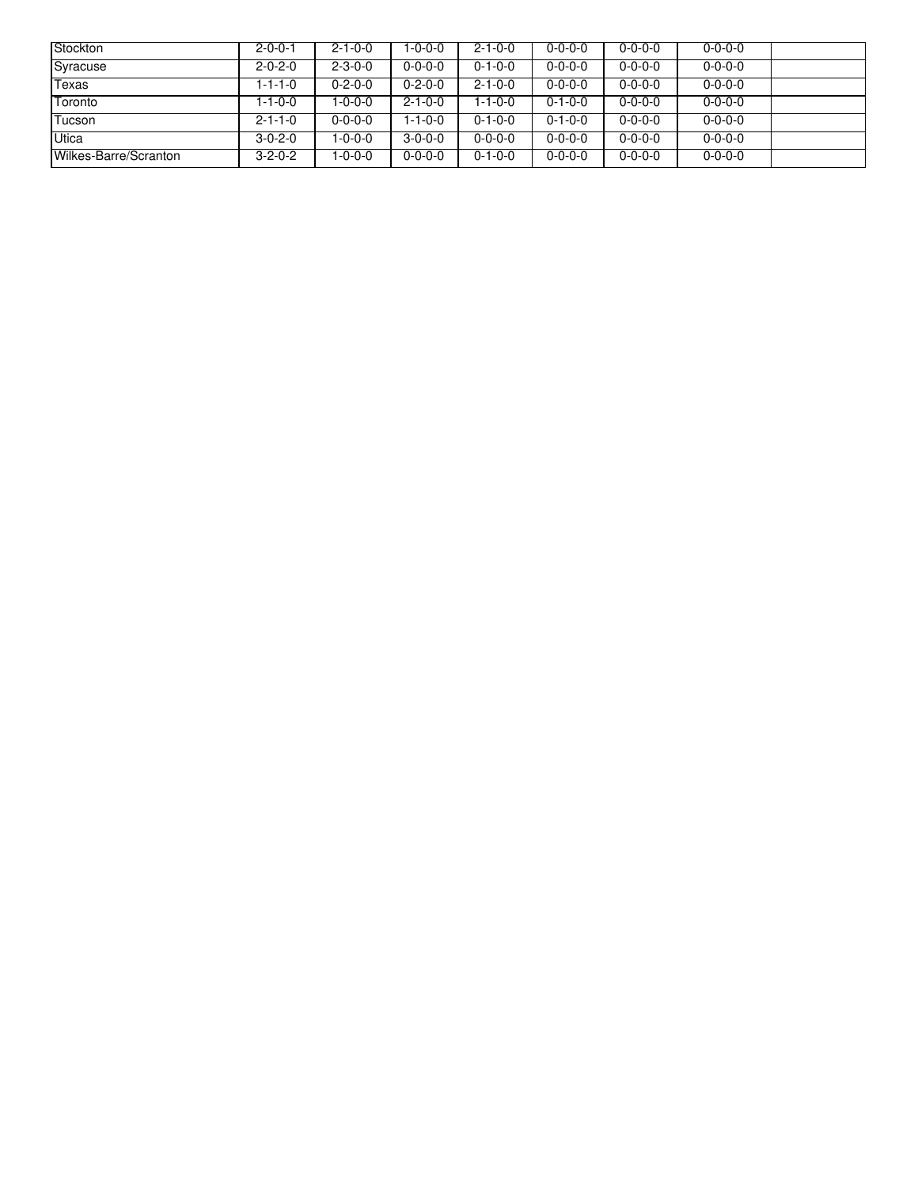| | | | | | | | | |
|---|---|---|---|---|---|---|---|---|
| Stockton | 2-0-0-1 | 2-1-0-0 | 1-0-0-0 | 2-1-0-0 | 0-0-0-0 | 0-0-0-0 | 0-0-0-0 | |
| Syracuse | 2-0-2-0 | 2-3-0-0 | 0-0-0-0 | 0-1-0-0 | 0-0-0-0 | 0-0-0-0 | 0-0-0-0 | |
| Texas | 1-1-1-0 | 0-2-0-0 | 0-2-0-0 | 2-1-0-0 | 0-0-0-0 | 0-0-0-0 | 0-0-0-0 | |
| Toronto | 1-1-0-0 | 1-0-0-0 | 2-1-0-0 | 1-1-0-0 | 0-1-0-0 | 0-0-0-0 | 0-0-0-0 | |
| Tucson | 2-1-1-0 | 0-0-0-0 | 1-1-0-0 | 0-1-0-0 | 0-1-0-0 | 0-0-0-0 | 0-0-0-0 | |
| Utica | 3-0-2-0 | 1-0-0-0 | 3-0-0-0 | 0-0-0-0 | 0-0-0-0 | 0-0-0-0 | 0-0-0-0 | |
| Wilkes-Barre/Scranton | 3-2-0-2 | 1-0-0-0 | 0-0-0-0 | 0-1-0-0 | 0-0-0-0 | 0-0-0-0 | 0-0-0-0 | |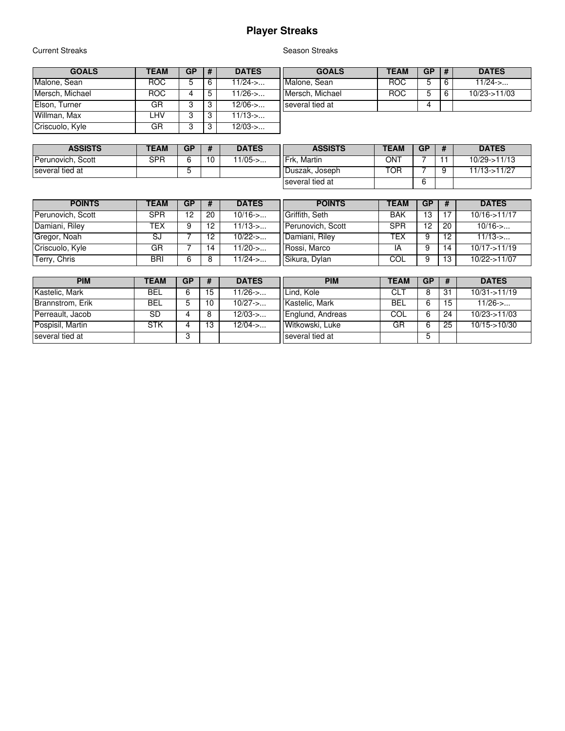# Player Streaks

## Current Streaks

| GOALS | TEAM | GP | # | DATES |
|---|---|---|---|---|
| Malone, Sean | ROC | 5 | 6 | 11/24->... |
| Mersch, Michael | ROC | 4 | 5 | 11/26->... |
| Elson, Turner | GR | 3 | 3 | 12/06->... |
| Willman, Max | LHV | 3 | 3 | 11/13->... |
| Criscuolo, Kyle | GR | 3 | 3 | 12/03->... |

| ASSISTS | TEAM | GP | # | DATES |
|---|---|---|---|---|
| Perunovich, Scott | SPR | 6 | 10 | 11/05->... |
| several tied at | | 5 | | |

| POINTS | TEAM | GP | # | DATES |
|---|---|---|---|---|
| Perunovich, Scott | SPR | 12 | 20 | 10/16->... |
| Damiani, Riley | TEX | 9 | 12 | 11/13->... |
| Gregor, Noah | SJ | 7 | 12 | 10/22->... |
| Criscuolo, Kyle | GR | 7 | 14 | 11/20->... |
| Terry, Chris | BRI | 6 | 8 | 11/24->... |

| PIM | TEAM | GP | # | DATES |
|---|---|---|---|---|
| Kastelic, Mark | BEL | 6 | 15 | 11/26->... |
| Brannstrom, Erik | BEL | 5 | 10 | 10/27->... |
| Perreault, Jacob | SD | 4 | 8 | 12/03->... |
| Pospisil, Martin | STK | 4 | 13 | 12/04->... |
| several tied at | | 3 | | |

## Season Streaks

| GOALS | TEAM | GP | # | DATES |
|---|---|---|---|---|
| Malone, Sean | ROC | 5 | 6 | 11/24->... |
| Mersch, Michael | ROC | 5 | 6 | 10/23->11/03 |
| several tied at | | 4 | | |

| ASSISTS | TEAM | GP | # | DATES |
|---|---|---|---|---|
| Frk, Martin | ONT | 7 | 11 | 10/29->11/13 |
| Duszak, Joseph | TOR | 7 | 9 | 11/13->11/27 |
| several tied at | | 6 | | |

| POINTS | TEAM | GP | # | DATES |
|---|---|---|---|---|
| Griffith, Seth | BAK | 13 | 17 | 10/16->11/17 |
| Perunovich, Scott | SPR | 12 | 20 | 10/16->... |
| Damiani, Riley | TEX | 9 | 12 | 11/13->... |
| Rossi, Marco | IA | 9 | 14 | 10/17->11/19 |
| Sikura, Dylan | COL | 9 | 13 | 10/22->11/07 |

| PIM | TEAM | GP | # | DATES |
|---|---|---|---|---|
| Lind, Kole | CLT | 8 | 31 | 10/31->11/19 |
| Kastelic, Mark | BEL | 6 | 15 | 11/26->... |
| Englund, Andreas | COL | 6 | 24 | 10/23->11/03 |
| Witkowski, Luke | GR | 6 | 25 | 10/15->10/30 |
| several tied at | | 5 | | |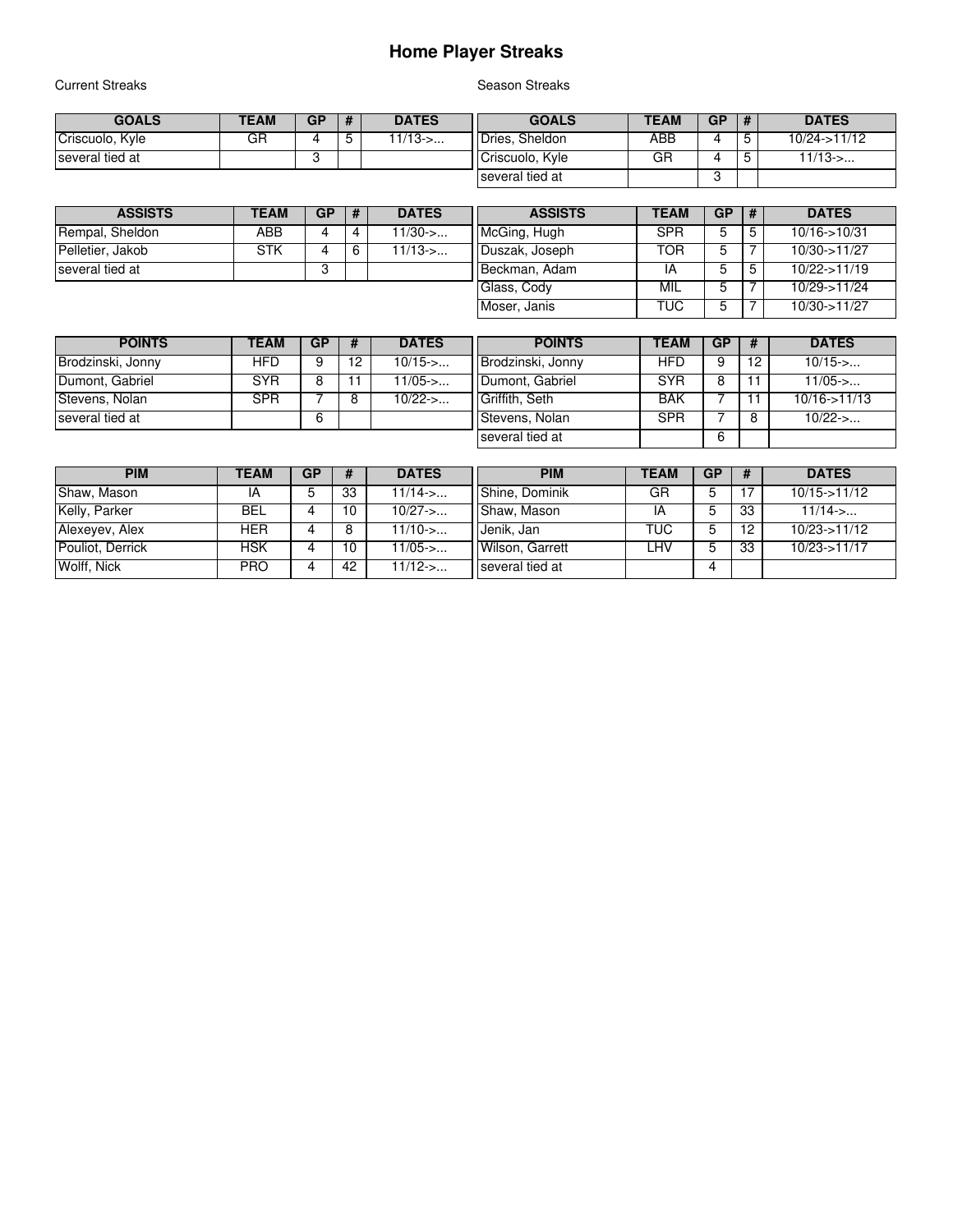# Home Player Streaks

## Current Streaks

| GOALS | TEAM | GP | # | DATES |
|---|---|---|---|---|
| Criscuolo, Kyle | GR | 4 | 5 | 11/13->... |
| several tied at | | 3 | | |

| ASSISTS | TEAM | GP | # | DATES |
|---|---|---|---|---|
| Rempal, Sheldon | ABB | 4 | 4 | 11/30->... |
| Pelletier, Jakob | STK | 4 | 6 | 11/13->... |
| several tied at | | 3 | | |

| POINTS | TEAM | GP | # | DATES |
|---|---|---|---|---|
| Brodzinski, Jonny | HFD | 9 | 12 | 10/15->... |
| Dumont, Gabriel | SYR | 8 | 11 | 11/05->... |
| Stevens, Nolan | SPR | 7 | 8 | 10/22->... |
| several tied at | | 6 | | |

| PIM | TEAM | GP | # | DATES |
|---|---|---|---|---|
| Shaw, Mason | IA | 5 | 33 | 11/14->... |
| Kelly, Parker | BEL | 4 | 10 | 10/27->... |
| Alexeyev, Alex | HER | 4 | 8 | 11/10->... |
| Pouliot, Derrick | HSK | 4 | 10 | 11/05->... |
| Wolff, Nick | PRO | 4 | 42 | 11/12->... |

## Season Streaks

| GOALS | TEAM | GP | # | DATES |
|---|---|---|---|---|
| Dries, Sheldon | ABB | 4 | 5 | 10/24->11/12 |
| Criscuolo, Kyle | GR | 4 | 5 | 11/13->... |
| several tied at | | 3 | | |

| ASSISTS | TEAM | GP | # | DATES |
|---|---|---|---|---|
| McGing, Hugh | SPR | 5 | 5 | 10/16->10/31 |
| Duszak, Joseph | TOR | 5 | 7 | 10/30->11/27 |
| Beckman, Adam | IA | 5 | 5 | 10/22->11/19 |
| Glass, Cody | MIL | 5 | 7 | 10/29->11/24 |
| Moser, Janis | TUC | 5 | 7 | 10/30->11/27 |

| POINTS | TEAM | GP | # | DATES |
|---|---|---|---|---|
| Brodzinski, Jonny | HFD | 9 | 12 | 10/15->... |
| Dumont, Gabriel | SYR | 8 | 11 | 11/05->... |
| Griffith, Seth | BAK | 7 | 11 | 10/16->11/13 |
| Stevens, Nolan | SPR | 7 | 8 | 10/22->... |
| several tied at | | 6 | | |

| PIM | TEAM | GP | # | DATES |
|---|---|---|---|---|
| Shine, Dominik | GR | 5 | 17 | 10/15->11/12 |
| Shaw, Mason | IA | 5 | 33 | 11/14->... |
| Jenik, Jan | TUC | 5 | 12 | 10/23->11/12 |
| Wilson, Garrett | LHV | 5 | 33 | 10/23->11/17 |
| several tied at | | 4 | | |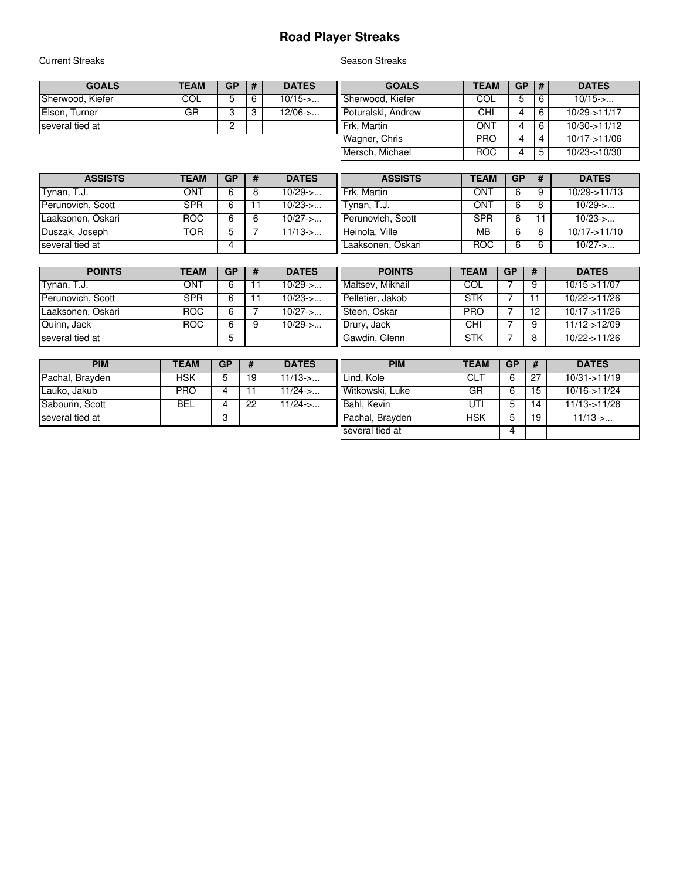# Road Player Streaks

## Current Streaks

| GOALS | TEAM | GP | # | DATES |
|---|---|---|---|---|
| Sherwood, Kiefer | COL | 5 | 6 | 10/15->... |
| Elson, Turner | GR | 3 | 3 | 12/06->... |
| several tied at | | 2 | | |

| ASSISTS | TEAM | GP | # | DATES |
|---|---|---|---|---|
| Tynan, T.J. | ONT | 6 | 8 | 10/29->... |
| Perunovich, Scott | SPR | 6 | 11 | 10/23->... |
| Laaksonen, Oskari | ROC | 6 | 6 | 10/27->... |
| Duszak, Joseph | TOR | 5 | 7 | 11/13->... |
| several tied at | | 4 | | |

| POINTS | TEAM | GP | # | DATES |
|---|---|---|---|---|
| Tynan, T.J. | ONT | 6 | 11 | 10/29->... |
| Perunovich, Scott | SPR | 6 | 11 | 10/23->... |
| Laaksonen, Oskari | ROC | 6 | 7 | 10/27->... |
| Quinn, Jack | ROC | 6 | 9 | 10/29->... |
| several tied at | | 5 | | |

| PIM | TEAM | GP | # | DATES |
|---|---|---|---|---|
| Pachal, Brayden | HSK | 5 | 19 | 11/13->... |
| Lauko, Jakub | PRO | 4 | 11 | 11/24->... |
| Sabourin, Scott | BEL | 4 | 22 | 11/24->... |
| several tied at | | 3 | | |

## Season Streaks

| GOALS | TEAM | GP | # | DATES |
|---|---|---|---|---|
| Sherwood, Kiefer | COL | 5 | 6 | 10/15->... |
| Poturalski, Andrew | CHI | 4 | 6 | 10/29->11/17 |
| Frk, Martin | ONT | 4 | 6 | 10/30->11/12 |
| Wagner, Chris | PRO | 4 | 4 | 10/17->11/06 |
| Mersch, Michael | ROC | 4 | 5 | 10/23->10/30 |

| ASSISTS | TEAM | GP | # | DATES |
|---|---|---|---|---|
| Frk, Martin | ONT | 6 | 9 | 10/29->11/13 |
| Tynan, T.J. | ONT | 6 | 8 | 10/29->... |
| Perunovich, Scott | SPR | 6 | 11 | 10/23->... |
| Heinola, Ville | MB | 6 | 8 | 10/17->11/10 |
| Laaksonen, Oskari | ROC | 6 | 6 | 10/27->... |

| POINTS | TEAM | GP | # | DATES |
|---|---|---|---|---|
| Maltsev, Mikhail | COL | 7 | 9 | 10/15->11/07 |
| Pelletier, Jakob | STK | 7 | 11 | 10/22->11/26 |
| Steen, Oskar | PRO | 7 | 12 | 10/17->11/26 |
| Drury, Jack | CHI | 7 | 9 | 11/12->12/09 |
| Gawdin, Glenn | STK | 7 | 8 | 10/22->11/26 |

| PIM | TEAM | GP | # | DATES |
|---|---|---|---|---|
| Lind, Kole | CLT | 6 | 27 | 10/31->11/19 |
| Witkowski, Luke | GR | 6 | 15 | 10/16->11/24 |
| Bahl, Kevin | UTI | 5 | 14 | 11/13->11/28 |
| Pachal, Brayden | HSK | 5 | 19 | 11/13->... |
| several tied at | | 4 | | |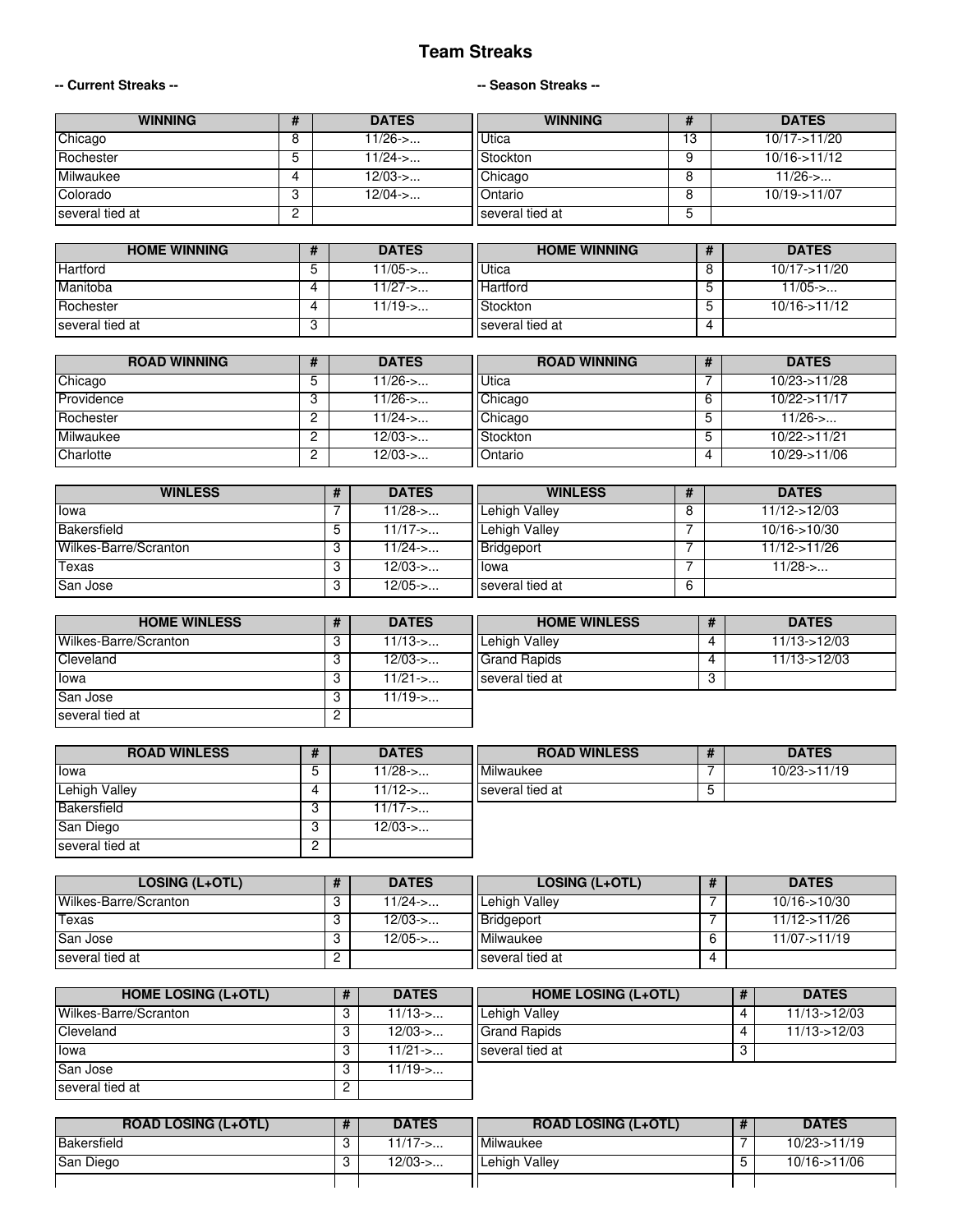# Team Streaks

**-- Current Streaks --**

| WINNING | # | DATES |
|---|---|---|
| Chicago | 8 | 11/26->... |
| Rochester | 5 | 11/24->... |
| Milwaukee | 4 | 12/03->... |
| Colorado | 3 | 12/04->... |
| several tied at | 2 | |

| HOME WINNING | # | DATES |
|---|---|---|
| Hartford | 5 | 11/05->... |
| Manitoba | 4 | 11/27->... |
| Rochester | 4 | 11/19->... |
| several tied at | 3 | |

| ROAD WINNING | # | DATES |
|---|---|---|
| Chicago | 5 | 11/26->... |
| Providence | 3 | 11/26->... |
| Rochester | 2 | 11/24->... |
| Milwaukee | 2 | 12/03->... |
| Charlotte | 2 | 12/03->... |

| WINLESS | # | DATES |
|---|---|---|
| Iowa | 7 | 11/28->... |
| Bakersfield | 5 | 11/17->... |
| Wilkes-Barre/Scranton | 3 | 11/24->... |
| Texas | 3 | 12/03->... |
| San Jose | 3 | 12/05->... |

| HOME WINLESS | # | DATES |
|---|---|---|
| Wilkes-Barre/Scranton | 3 | 11/13->... |
| Cleveland | 3 | 12/03->... |
| Iowa | 3 | 11/21->... |
| San Jose | 3 | 11/19->... |
| several tied at | 2 | |

| ROAD WINLESS | # | DATES |
|---|---|---|
| Iowa | 5 | 11/28->... |
| Lehigh Valley | 4 | 11/12->... |
| Bakersfield | 3 | 11/17->... |
| San Diego | 3 | 12/03->... |
| several tied at | 2 | |

| LOSING (L+OTL) | # | DATES |
|---|---|---|
| Wilkes-Barre/Scranton | 3 | 11/24->... |
| Texas | 3 | 12/03->... |
| San Jose | 3 | 12/05->... |
| several tied at | 2 | |

| HOME LOSING (L+OTL) | # | DATES |
|---|---|---|
| Wilkes-Barre/Scranton | 3 | 11/13->... |
| Cleveland | 3 | 12/03->... |
| Iowa | 3 | 11/21->... |
| San Jose | 3 | 11/19->... |
| several tied at | 2 | |

| ROAD LOSING (L+OTL) | # | DATES |
|---|---|---|
| Bakersfield | 3 | 11/17->... |
| San Diego | 3 | 12/03->... |

**-- Season Streaks --**

| WINNING | # | DATES |
|---|---|---|
| Utica | 13 | 10/17->11/20 |
| Stockton | 9 | 10/16->11/12 |
| Chicago | 8 | 11/26->... |
| Ontario | 8 | 10/19->11/07 |
| several tied at | 5 | |

| HOME WINNING | # | DATES |
|---|---|---|
| Utica | 8 | 10/17->11/20 |
| Hartford | 5 | 11/05->... |
| Stockton | 5 | 10/16->11/12 |
| several tied at | 4 | |

| ROAD WINNING | # | DATES |
|---|---|---|
| Utica | 7 | 10/23->11/28 |
| Chicago | 6 | 10/22->11/17 |
| Chicago | 5 | 11/26->... |
| Stockton | 5 | 10/22->11/21 |
| Ontario | 4 | 10/29->11/06 |

| WINLESS | # | DATES |
|---|---|---|
| Lehigh Valley | 8 | 11/12->12/03 |
| Lehigh Valley | 7 | 10/16->10/30 |
| Bridgeport | 7 | 11/12->11/26 |
| Iowa | 7 | 11/28->... |
| several tied at | 6 | |

| HOME WINLESS | # | DATES |
|---|---|---|
| Lehigh Valley | 4 | 11/13->12/03 |
| Grand Rapids | 4 | 11/13->12/03 |
| several tied at | 3 | |

| ROAD WINLESS | # | DATES |
|---|---|---|
| Milwaukee | 7 | 10/23->11/19 |
| several tied at | 5 | |

| LOSING (L+OTL) | # | DATES |
|---|---|---|
| Lehigh Valley | 7 | 10/16->10/30 |
| Bridgeport | 7 | 11/12->11/26 |
| Milwaukee | 6 | 11/07->11/19 |
| several tied at | 4 | |

| HOME LOSING (L+OTL) | # | DATES |
|---|---|---|
| Lehigh Valley | 4 | 11/13->12/03 |
| Grand Rapids | 4 | 11/13->12/03 |
| several tied at | 3 | |

| ROAD LOSING (L+OTL) | # | DATES |
|---|---|---|
| Milwaukee | 7 | 10/23->11/19 |
| Lehigh Valley | 5 | 10/16->11/06 |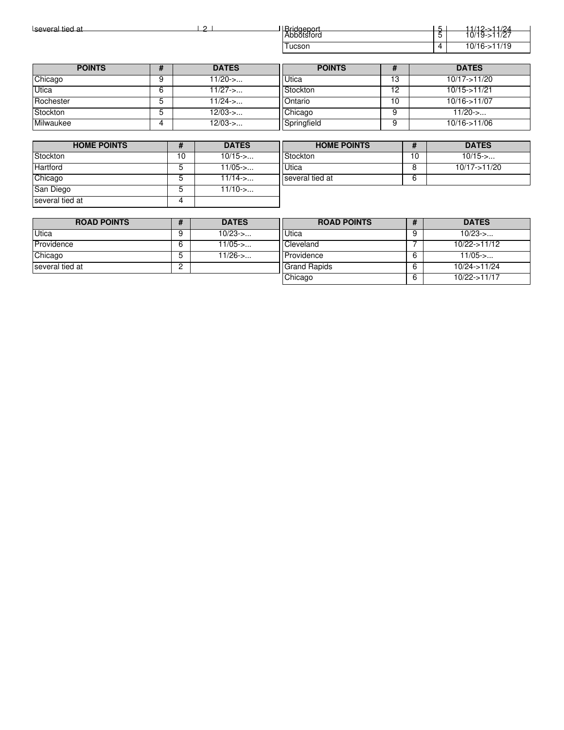| | | |
|---|---|---|
| several tied at | 2 | |

| | | |
|---|---|---|
| Bridgeport | 5 | 11/12->11/24 |
| Abbotsford | 5 | 10/19->11/27 |
| Tucson | 4 | 10/16->11/19 |

| POINTS | # | DATES |
|---|---|---|
| Chicago | 9 | 11/20->... |
| Utica | 6 | 11/27->... |
| Rochester | 5 | 11/24->... |
| Stockton | 5 | 12/03->... |
| Milwaukee | 4 | 12/03->... |

| POINTS | # | DATES |
|---|---|---|
| Utica | 13 | 10/17->11/20 |
| Stockton | 12 | 10/15->11/21 |
| Ontario | 10 | 10/16->11/07 |
| Chicago | 9 | 11/20->... |
| Springfield | 9 | 10/16->11/06 |

| HOME POINTS | # | DATES |
|---|---|---|
| Stockton | 10 | 10/15->... |
| Hartford | 5 | 11/05->... |
| Chicago | 5 | 11/14->... |
| San Diego | 5 | 11/10->... |
| several tied at | 4 | |

| HOME POINTS | # | DATES |
|---|---|---|
| Stockton | 10 | 10/15->... |
| Utica | 8 | 10/17->11/20 |
| several tied at | 6 | |

| ROAD POINTS | # | DATES |
|---|---|---|
| Utica | 9 | 10/23->... |
| Providence | 6 | 11/05->... |
| Chicago | 5 | 11/26->... |
| several tied at | 2 | |

| ROAD POINTS | # | DATES |
|---|---|---|
| Utica | 9 | 10/23->... |
| Cleveland | 7 | 10/22->11/12 |
| Providence | 6 | 11/05->... |
| Grand Rapids | 6 | 10/24->11/24 |
| Chicago | 6 | 10/22->11/17 |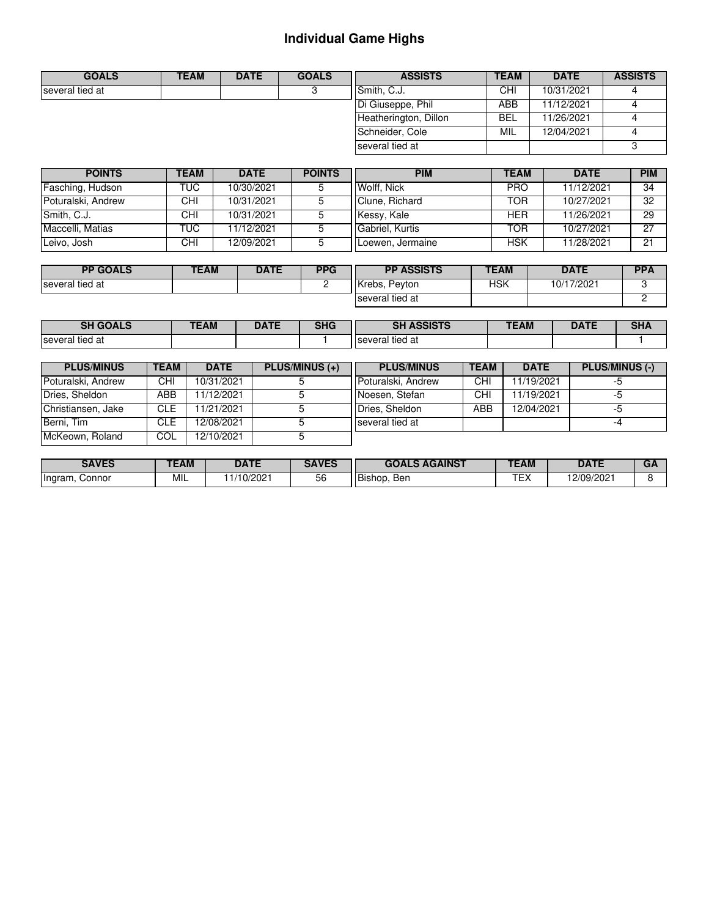# Individual Game Highs

| GOALS | TEAM | DATE | GOALS |
|---|---|---|---|
| several tied at | | | 3 |

| ASSISTS | TEAM | DATE | ASSISTS |
|---|---|---|---|
| Smith, C.J. | CHI | 10/31/2021 | 4 |
| Di Giuseppe, Phil | ABB | 11/12/2021 | 4 |
| Heatherington, Dillon | BEL | 11/26/2021 | 4 |
| Schneider, Cole | MIL | 12/04/2021 | 4 |
| several tied at | | | 3 |

| POINTS | TEAM | DATE | POINTS |
|---|---|---|---|
| Fasching, Hudson | TUC | 10/30/2021 | 5 |
| Poturalski, Andrew | CHI | 10/31/2021 | 5 |
| Smith, C.J. | CHI | 10/31/2021 | 5 |
| Maccelli, Matias | TUC | 11/12/2021 | 5 |
| Leivo, Josh | CHI | 12/09/2021 | 5 |

| PIM | TEAM | DATE | PIM |
|---|---|---|---|
| Wolff, Nick | PRO | 11/12/2021 | 34 |
| Clune, Richard | TOR | 10/27/2021 | 32 |
| Kessy, Kale | HER | 11/26/2021 | 29 |
| Gabriel, Kurtis | TOR | 10/27/2021 | 27 |
| Loewen, Jermaine | HSK | 11/28/2021 | 21 |

| PP GOALS | TEAM | DATE | PPG |
|---|---|---|---|
| several tied at | | | 2 |

| PP ASSISTS | TEAM | DATE | PPA |
|---|---|---|---|
| Krebs, Peyton | HSK | 10/17/2021 | 3 |
| several tied at | | | 2 |

| SH GOALS | TEAM | DATE | SHG |
|---|---|---|---|
| several tied at | | | 1 |

| SH ASSISTS | TEAM | DATE | SHA |
|---|---|---|---|
| several tied at | | | 1 |

| PLUS/MINUS | TEAM | DATE | PLUS/MINUS (+) |
|---|---|---|---|
| Poturalski, Andrew | CHI | 10/31/2021 | 5 |
| Dries, Sheldon | ABB | 11/12/2021 | 5 |
| Christiansen, Jake | CLE | 11/21/2021 | 5 |
| Berni, Tim | CLE | 12/08/2021 | 5 |
| McKeown, Roland | COL | 12/10/2021 | 5 |

| PLUS/MINUS | TEAM | DATE | PLUS/MINUS (-) |
|---|---|---|---|
| Poturalski, Andrew | CHI | 11/19/2021 | -5 |
| Noesen, Stefan | CHI | 11/19/2021 | -5 |
| Dries, Sheldon | ABB | 12/04/2021 | -5 |
| several tied at | | | -4 |

| SAVES | TEAM | DATE | SAVES |
|---|---|---|---|
| Ingram, Connor | MIL | 11/10/2021 | 56 |

| GOALS AGAINST | TEAM | DATE | GA |
|---|---|---|---|
| Bishop, Ben | TEX | 12/09/2021 | 8 |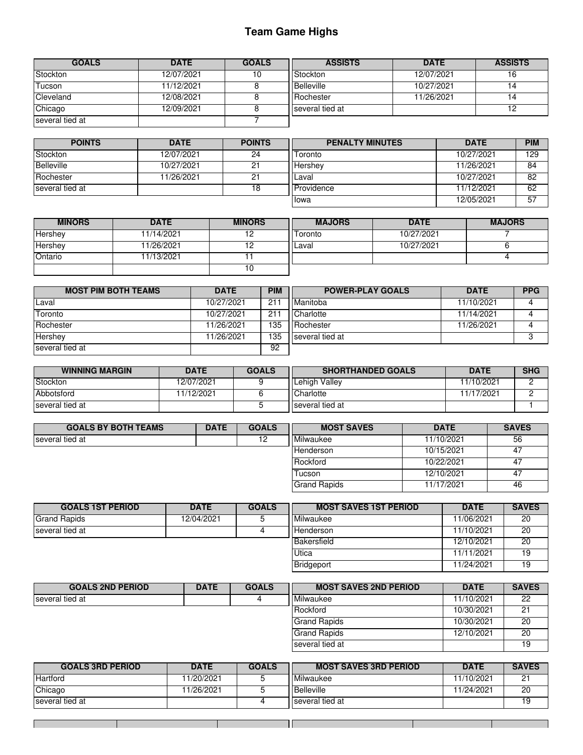# Team Game Highs

| GOALS | DATE | GOALS |
| --- | --- | --- |
| Stockton | 12/07/2021 | 10 |
| Tucson | 11/12/2021 | 8 |
| Cleveland | 12/08/2021 | 8 |
| Chicago | 12/09/2021 | 8 |
| several tied at | | 7 |

| ASSISTS | DATE | ASSISTS |
| --- | --- | --- |
| Stockton | 12/07/2021 | 16 |
| Belleville | 10/27/2021 | 14 |
| Rochester | 11/26/2021 | 14 |
| several tied at | | 12 |

| POINTS | DATE | POINTS |
| --- | --- | --- |
| Stockton | 12/07/2021 | 24 |
| Belleville | 10/27/2021 | 21 |
| Rochester | 11/26/2021 | 21 |
| several tied at | | 18 |

| PENALTY MINUTES | DATE | PIM |
| --- | --- | --- |
| Toronto | 10/27/2021 | 129 |
| Hershey | 11/26/2021 | 84 |
| Laval | 10/27/2021 | 82 |
| Providence | 11/12/2021 | 62 |
| Iowa | 12/05/2021 | 57 |

| MINORS | DATE | MINORS |
| --- | --- | --- |
| Hershey | 11/14/2021 | 12 |
| Hershey | 11/26/2021 | 12 |
| Ontario | 11/13/2021 | 11 |
| | | 10 |

| MAJORS | DATE | MAJORS |
| --- | --- | --- |
| Toronto | 10/27/2021 | 7 |
| Laval | 10/27/2021 | 6 |
| | | 4 |

| MOST PIM BOTH TEAMS | DATE | PIM |
| --- | --- | --- |
| Laval | 10/27/2021 | 211 |
| Toronto | 10/27/2021 | 211 |
| Rochester | 11/26/2021 | 135 |
| Hershey | 11/26/2021 | 135 |
| several tied at | | 92 |

| POWER-PLAY GOALS | DATE | PPG |
| --- | --- | --- |
| Manitoba | 11/10/2021 | 4 |
| Charlotte | 11/14/2021 | 4 |
| Rochester | 11/26/2021 | 4 |
| several tied at | | 3 |

| WINNING MARGIN | DATE | GOALS |
| --- | --- | --- |
| Stockton | 12/07/2021 | 9 |
| Abbotsford | 11/12/2021 | 6 |
| several tied at | | 5 |

| SHORTHANDED GOALS | DATE | SHG |
| --- | --- | --- |
| Lehigh Valley | 11/10/2021 | 2 |
| Charlotte | 11/17/2021 | 2 |
| several tied at | | 1 |

| GOALS BY BOTH TEAMS | DATE | GOALS |
| --- | --- | --- |
| several tied at | | 12 |

| MOST SAVES | DATE | SAVES |
| --- | --- | --- |
| Milwaukee | 11/10/2021 | 56 |
| Henderson | 10/15/2021 | 47 |
| Rockford | 10/22/2021 | 47 |
| Tucson | 12/10/2021 | 47 |
| Grand Rapids | 11/17/2021 | 46 |

| GOALS 1ST PERIOD | DATE | GOALS |
| --- | --- | --- |
| Grand Rapids | 12/04/2021 | 5 |
| several tied at | | 4 |

| MOST SAVES 1ST PERIOD | DATE | SAVES |
| --- | --- | --- |
| Milwaukee | 11/06/2021 | 20 |
| Henderson | 11/10/2021 | 20 |
| Bakersfield | 12/10/2021 | 20 |
| Utica | 11/11/2021 | 19 |
| Bridgeport | 11/24/2021 | 19 |

| GOALS 2ND PERIOD | DATE | GOALS |
| --- | --- | --- |
| several tied at | | 4 |

| MOST SAVES 2ND PERIOD | DATE | SAVES |
| --- | --- | --- |
| Milwaukee | 11/10/2021 | 22 |
| Rockford | 10/30/2021 | 21 |
| Grand Rapids | 10/30/2021 | 20 |
| Grand Rapids | 12/10/2021 | 20 |
| several tied at | | 19 |

| GOALS 3RD PERIOD | DATE | GOALS |
| --- | --- | --- |
| Hartford | 11/20/2021 | 5 |
| Chicago | 11/26/2021 | 5 |
| several tied at | | 4 |

| MOST SAVES 3RD PERIOD | DATE | SAVES |
| --- | --- | --- |
| Milwaukee | 11/10/2021 | 21 |
| Belleville | 11/24/2021 | 20 |
| several tied at | | 19 |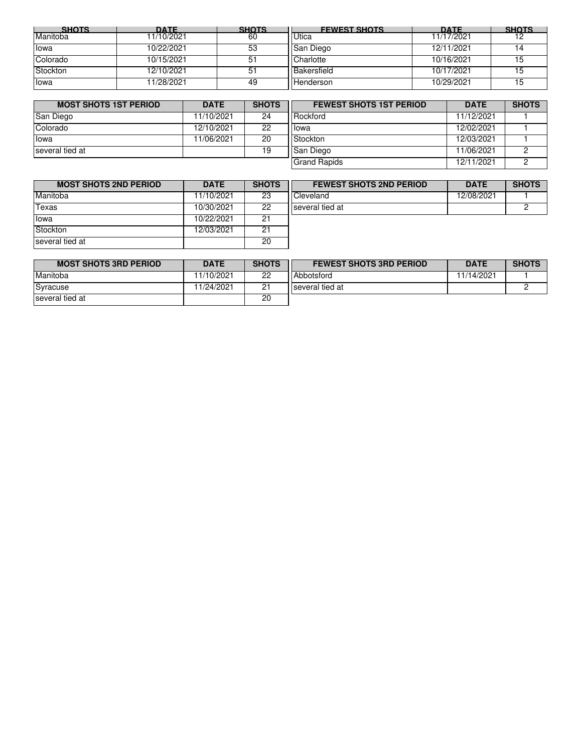| SHOTS | DATE | SHOTS |
|---|---|---|
| Manitoba | 11/10/2021 | 60 |
| Iowa | 10/22/2021 | 53 |
| Colorado | 10/15/2021 | 51 |
| Stockton | 12/10/2021 | 51 |
| Iowa | 11/28/2021 | 49 |

| FEWEST SHOTS | DATE | SHOTS |
|---|---|---|
| Utica | 11/17/2021 | 12 |
| San Diego | 12/11/2021 | 14 |
| Charlotte | 10/16/2021 | 15 |
| Bakersfield | 10/17/2021 | 15 |
| Henderson | 10/29/2021 | 15 |

| MOST SHOTS 1ST PERIOD | DATE | SHOTS |
|---|---|---|
| San Diego | 11/10/2021 | 24 |
| Colorado | 12/10/2021 | 22 |
| Iowa | 11/06/2021 | 20 |
| several tied at | | 19 |

| FEWEST SHOTS 1ST PERIOD | DATE | SHOTS |
|---|---|---|
| Rockford | 11/12/2021 | 1 |
| Iowa | 12/02/2021 | 1 |
| Stockton | 12/03/2021 | 1 |
| San Diego | 11/06/2021 | 2 |
| Grand Rapids | 12/11/2021 | 2 |

| MOST SHOTS 2ND PERIOD | DATE | SHOTS |
|---|---|---|
| Manitoba | 11/10/2021 | 23 |
| Texas | 10/30/2021 | 22 |
| Iowa | 10/22/2021 | 21 |
| Stockton | 12/03/2021 | 21 |
| several tied at | | 20 |

| FEWEST SHOTS 2ND PERIOD | DATE | SHOTS |
|---|---|---|
| Cleveland | 12/08/2021 | 1 |
| several tied at | | 2 |

| MOST SHOTS 3RD PERIOD | DATE | SHOTS |
|---|---|---|
| Manitoba | 11/10/2021 | 22 |
| Syracuse | 11/24/2021 | 21 |
| several tied at | | 20 |

| FEWEST SHOTS 3RD PERIOD | DATE | SHOTS |
|---|---|---|
| Abbotsford | 11/14/2021 | 1 |
| several tied at | | 2 |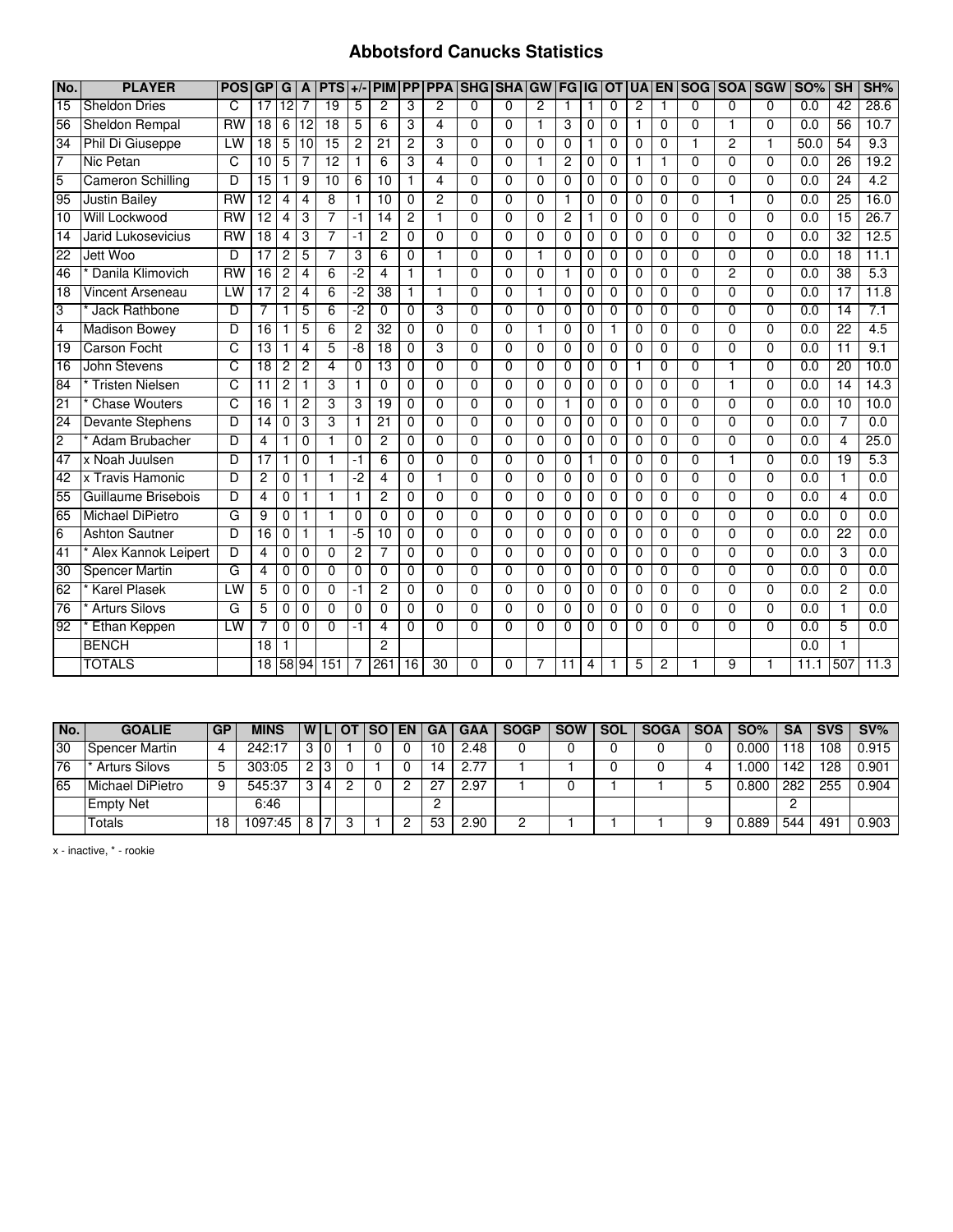# Abbotsford Canucks Statistics

| No. | PLAYER | POS | GP | G | A | PTS | +/- | PIM | PP | PPA | SHG | SHA | GW | FG | IG | OT | UA | EN | SOG | SOA | SGW | SO% | SH | SH% |
|---|---|---|---|---|---|---|---|---|---|---|---|---|---|---|---|---|---|---|---|---|---|---|---|---|
| 15 | Sheldon Dries | C | 17 | 12 | 7 | 19 | 5 | 2 | 3 | 2 | 0 | 0 | 2 | 1 | 1 | 0 | 2 | 1 | 0 | 0 | 0 | 0.0 | 42 | 28.6 |
| 56 | Sheldon Rempal | RW | 18 | 6 | 12 | 18 | 5 | 6 | 3 | 4 | 0 | 0 | 1 | 3 | 0 | 0 | 1 | 0 | 0 | 1 | 0 | 0.0 | 56 | 10.7 |
| 34 | Phil Di Giuseppe | LW | 18 | 5 | 10 | 15 | 2 | 21 | 2 | 3 | 0 | 0 | 0 | 0 | 1 | 0 | 0 | 0 | 1 | 2 | 1 | 50.0 | 54 | 9.3 |
| 7 | Nic Petan | C | 10 | 5 | 7 | 12 | 1 | 6 | 3 | 4 | 0 | 0 | 1 | 2 | 0 | 0 | 1 | 1 | 0 | 0 | 0 | 0.0 | 26 | 19.2 |
| 5 | Cameron Schilling | D | 15 | 1 | 9 | 10 | 6 | 10 | 1 | 4 | 0 | 0 | 0 | 0 | 0 | 0 | 0 | 0 | 0 | 0 | 0 | 0.0 | 24 | 4.2 |
| 95 | Justin Bailey | RW | 12 | 4 | 4 | 8 | 1 | 10 | 0 | 2 | 0 | 0 | 0 | 1 | 0 | 0 | 0 | 0 | 0 | 1 | 0 | 0.0 | 25 | 16.0 |
| 10 | Will Lockwood | RW | 12 | 4 | 3 | 7 | -1 | 14 | 2 | 1 | 0 | 0 | 0 | 2 | 1 | 0 | 0 | 0 | 0 | 0 | 0 | 0.0 | 15 | 26.7 |
| 14 | Jarid Lukosevicius | RW | 18 | 4 | 3 | 7 | -1 | 2 | 0 | 0 | 0 | 0 | 0 | 0 | 0 | 0 | 0 | 0 | 0 | 0 | 0 | 0.0 | 32 | 12.5 |
| 22 | Jett Woo | D | 17 | 2 | 5 | 7 | 3 | 6 | 0 | 1 | 0 | 0 | 1 | 0 | 0 | 0 | 0 | 0 | 0 | 0 | 0 | 0.0 | 18 | 11.1 |
| 46 | * Danila Klimovich | RW | 16 | 2 | 4 | 6 | -2 | 4 | 1 | 1 | 0 | 0 | 0 | 1 | 0 | 0 | 0 | 0 | 0 | 2 | 0 | 0.0 | 38 | 5.3 |
| 18 | Vincent Arseneau | LW | 17 | 2 | 4 | 6 | -2 | 38 | 1 | 1 | 0 | 0 | 1 | 0 | 0 | 0 | 0 | 0 | 0 | 0 | 0 | 0.0 | 17 | 11.8 |
| 3 | * Jack Rathbone | D | 7 | 1 | 5 | 6 | -2 | 0 | 0 | 3 | 0 | 0 | 0 | 0 | 0 | 0 | 0 | 0 | 0 | 0 | 0 | 0.0 | 14 | 7.1 |
| 4 | Madison Bowey | D | 16 | 1 | 5 | 6 | 2 | 32 | 0 | 0 | 0 | 0 | 1 | 0 | 0 | 1 | 0 | 0 | 0 | 0 | 0 | 0.0 | 22 | 4.5 |
| 19 | Carson Focht | C | 13 | 1 | 4 | 5 | -8 | 18 | 0 | 3 | 0 | 0 | 0 | 0 | 0 | 0 | 0 | 0 | 0 | 0 | 0 | 0.0 | 11 | 9.1 |
| 16 | John Stevens | C | 18 | 2 | 2 | 4 | 0 | 13 | 0 | 0 | 0 | 0 | 0 | 0 | 0 | 0 | 1 | 0 | 0 | 1 | 0 | 0.0 | 20 | 10.0 |
| 84 | * Tristen Nielsen | C | 11 | 2 | 1 | 3 | 1 | 0 | 0 | 0 | 0 | 0 | 0 | 0 | 0 | 0 | 0 | 0 | 0 | 1 | 0 | 0.0 | 14 | 14.3 |
| 21 | * Chase Wouters | C | 16 | 1 | 2 | 3 | 3 | 19 | 0 | 0 | 0 | 0 | 0 | 1 | 0 | 0 | 0 | 0 | 0 | 0 | 0 | 0.0 | 10 | 10.0 |
| 24 | Devante Stephens | D | 14 | 0 | 3 | 3 | 1 | 21 | 0 | 0 | 0 | 0 | 0 | 0 | 0 | 0 | 0 | 0 | 0 | 0 | 0 | 0.0 | 7 | 0.0 |
| 2 | * Adam Brubacher | D | 4 | 1 | 0 | 1 | 0 | 2 | 0 | 0 | 0 | 0 | 0 | 0 | 0 | 0 | 0 | 0 | 0 | 0 | 0 | 0.0 | 4 | 25.0 |
| 47 | x Noah Juulsen | D | 17 | 1 | 0 | 1 | -1 | 6 | 0 | 0 | 0 | 0 | 0 | 0 | 1 | 0 | 0 | 0 | 0 | 1 | 0 | 0.0 | 19 | 5.3 |
| 42 | x Travis Hamonic | D | 2 | 0 | 1 | 1 | -2 | 4 | 0 | 1 | 0 | 0 | 0 | 0 | 0 | 0 | 0 | 0 | 0 | 0 | 0 | 0.0 | 1 | 0.0 |
| 55 | Guillaume Brisebois | D | 4 | 0 | 1 | 1 | 1 | 2 | 0 | 0 | 0 | 0 | 0 | 0 | 0 | 0 | 0 | 0 | 0 | 0 | 0 | 0.0 | 4 | 0.0 |
| 65 | Michael DiPietro | G | 9 | 0 | 1 | 1 | 0 | 0 | 0 | 0 | 0 | 0 | 0 | 0 | 0 | 0 | 0 | 0 | 0 | 0 | 0 | 0.0 | 0 | 0.0 |
| 6 | Ashton Sautner | D | 16 | 0 | 1 | 1 | -5 | 10 | 0 | 0 | 0 | 0 | 0 | 0 | 0 | 0 | 0 | 0 | 0 | 0 | 0 | 0.0 | 22 | 0.0 |
| 41 | * Alex Kannok Leipert | D | 4 | 0 | 0 | 0 | 2 | 7 | 0 | 0 | 0 | 0 | 0 | 0 | 0 | 0 | 0 | 0 | 0 | 0 | 0 | 0.0 | 3 | 0.0 |
| 30 | Spencer Martin | G | 4 | 0 | 0 | 0 | 0 | 0 | 0 | 0 | 0 | 0 | 0 | 0 | 0 | 0 | 0 | 0 | 0 | 0 | 0 | 0.0 | 0 | 0.0 |
| 62 | * Karel Plasek | LW | 5 | 0 | 0 | 0 | -1 | 2 | 0 | 0 | 0 | 0 | 0 | 0 | 0 | 0 | 0 | 0 | 0 | 0 | 0 | 0.0 | 2 | 0.0 |
| 76 | * Arturs Silovs | G | 5 | 0 | 0 | 0 | 0 | 0 | 0 | 0 | 0 | 0 | 0 | 0 | 0 | 0 | 0 | 0 | 0 | 0 | 0 | 0.0 | 1 | 0.0 |
| 92 | * Ethan Keppen | LW | 7 | 0 | 0 | 0 | -1 | 4 | 0 | 0 | 0 | 0 | 0 | 0 | 0 | 0 | 0 | 0 | 0 | 0 | 0 | 0.0 | 5 | 0.0 |
| | BENCH | | 18 | 1 | | | | 2 | | | | | | | | | | | | | | 0.0 | 1 | |
| | TOTALS | | 18 | 58 | 94 | 151 | 7 | 261 | 16 | 30 | 0 | 0 | 7 | 11 | 4 | 1 | 5 | 2 | 1 | 9 | 1 | 11.1 | 507 | 11.3 |

| No. | GOALIE | GP | MINS | W | L | OT | SO | EN | GA | GAA | SOGP | SOW | SOL | SOGA | SOA | SO% | SA | SVS | SV% |
|---|---|---|---|---|---|---|---|---|---|---|---|---|---|---|---|---|---|---|---|
| 30 | Spencer Martin | 4 | 242:17 | 3 | 0 | 1 | 0 | 0 | 10 | 2.48 | 0 | 0 | 0 | 0 | 0 | 0.000 | 118 | 108 | 0.915 |
| 76 | * Arturs Silovs | 5 | 303:05 | 2 | 3 | 0 | 1 | 0 | 14 | 2.77 | 1 | 1 | 0 | 0 | 4 | 1.000 | 142 | 128 | 0.901 |
| 65 | Michael DiPietro | 9 | 545:37 | 3 | 4 | 2 | 0 | 2 | 27 | 2.97 | 1 | 0 | 1 | 1 | 5 | 0.800 | 282 | 255 | 0.904 |
| | Empty Net | | 6:46 | | | | | | 2 | | | | | | | | 2 | | |
| | Totals | 18 | 1097:45 | 8 | 7 | 3 | 1 | 2 | 53 | 2.90 | 2 | 1 | 1 | 1 | 9 | 0.889 | 544 | 491 | 0.903 |

x - inactive, * - rookie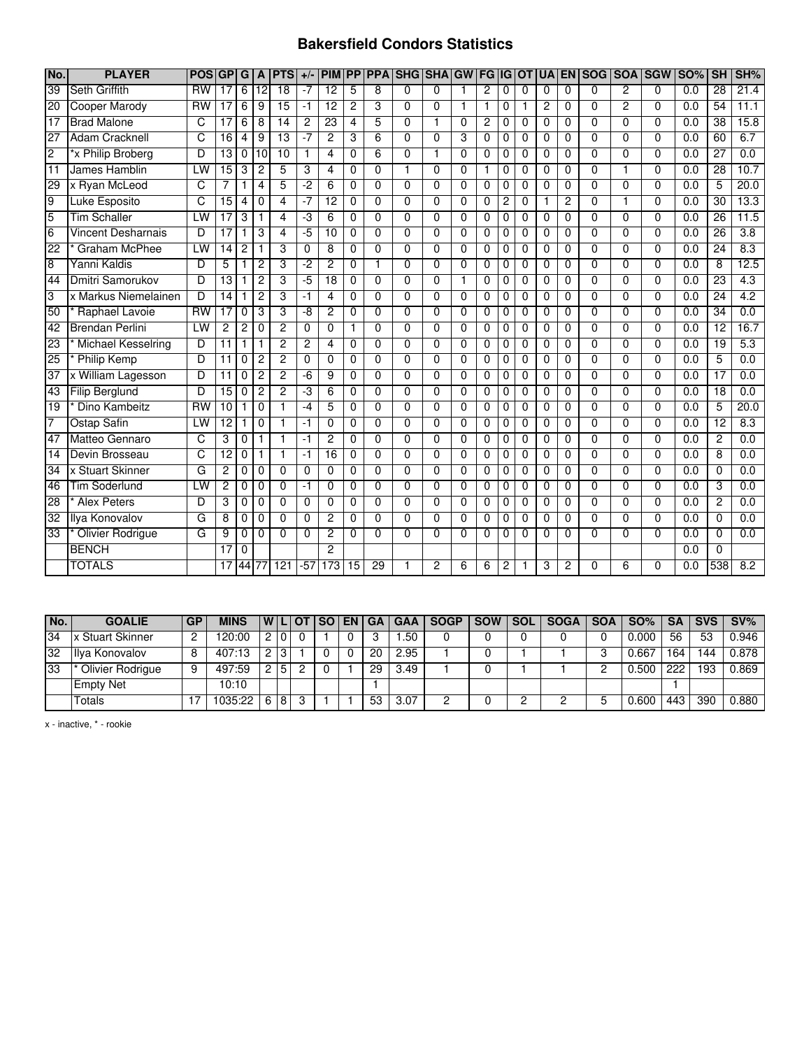# Bakersfield Condors Statistics

| No. | PLAYER | POS | GP | G | A | PTS | +/- | PIM | PP | PPA | SHG | SHA | GW | FG | IG | OT | UA | EN | SOG | SOA | SGW | SO% | SH | SH% |
|---|---|---|---|---|---|---|---|---|---|---|---|---|---|---|---|---|---|---|---|---|---|---|---|---|
| 39 | Seth Griffith | RW | 17 | 6 | 12 | 18 | -7 | 12 | 5 | 8 | 0 | 0 | 1 | 2 | 0 | 0 | 0 | 0 | 0 | 2 | 0 | 0.0 | 28 | 21.4 |
| 20 | Cooper Marody | RW | 17 | 6 | 9 | 15 | -1 | 12 | 2 | 3 | 0 | 0 | 1 | 1 | 0 | 1 | 2 | 0 | 0 | 2 | 0 | 0.0 | 54 | 11.1 |
| 17 | Brad Malone | C | 17 | 6 | 8 | 14 | 2 | 23 | 4 | 5 | 0 | 1 | 0 | 2 | 0 | 0 | 0 | 0 | 0 | 0 | 0 | 0.0 | 38 | 15.8 |
| 27 | Adam Cracknell | C | 16 | 4 | 9 | 13 | -7 | 2 | 3 | 6 | 0 | 0 | 3 | 0 | 0 | 0 | 0 | 0 | 0 | 0 | 0 | 0.0 | 60 | 6.7 |
| 2 | *x Philip Broberg | D | 13 | 0 | 10 | 10 | 1 | 4 | 0 | 6 | 0 | 1 | 0 | 0 | 0 | 0 | 0 | 0 | 0 | 0 | 0 | 0.0 | 27 | 0.0 |
| 11 | James Hamblin | LW | 15 | 3 | 2 | 5 | 3 | 4 | 0 | 0 | 1 | 0 | 0 | 1 | 0 | 0 | 0 | 0 | 0 | 1 | 0 | 0.0 | 28 | 10.7 |
| 29 | x Ryan McLeod | C | 7 | 1 | 4 | 5 | -2 | 6 | 0 | 0 | 0 | 0 | 0 | 0 | 0 | 0 | 0 | 0 | 0 | 0 | 0 | 0.0 | 5 | 20.0 |
| 9 | Luke Esposito | C | 15 | 4 | 0 | 4 | -7 | 12 | 0 | 0 | 0 | 0 | 0 | 0 | 2 | 0 | 1 | 2 | 0 | 1 | 0 | 0.0 | 30 | 13.3 |
| 5 | Tim Schaller | LW | 17 | 3 | 1 | 4 | -3 | 6 | 0 | 0 | 0 | 0 | 0 | 0 | 0 | 0 | 0 | 0 | 0 | 0 | 0 | 0.0 | 26 | 11.5 |
| 6 | Vincent Desharnais | D | 17 | 1 | 3 | 4 | -5 | 10 | 0 | 0 | 0 | 0 | 0 | 0 | 0 | 0 | 0 | 0 | 0 | 0 | 0 | 0.0 | 26 | 3.8 |
| 22 | * Graham McPhee | LW | 14 | 2 | 1 | 3 | 0 | 8 | 0 | 0 | 0 | 0 | 0 | 0 | 0 | 0 | 0 | 0 | 0 | 0 | 0 | 0.0 | 24 | 8.3 |
| 8 | Yanni Kaldis | D | 5 | 1 | 2 | 3 | -2 | 2 | 0 | 1 | 0 | 0 | 0 | 0 | 0 | 0 | 0 | 0 | 0 | 0 | 0 | 0.0 | 8 | 12.5 |
| 44 | Dmitri Samorukov | D | 13 | 1 | 2 | 3 | -5 | 18 | 0 | 0 | 0 | 0 | 1 | 0 | 0 | 0 | 0 | 0 | 0 | 0 | 0 | 0.0 | 23 | 4.3 |
| 3 | x Markus Niemelainen | D | 14 | 1 | 2 | 3 | -1 | 4 | 0 | 0 | 0 | 0 | 0 | 0 | 0 | 0 | 0 | 0 | 0 | 0 | 0 | 0.0 | 24 | 4.2 |
| 50 | * Raphael Lavoie | RW | 17 | 0 | 3 | 3 | -8 | 2 | 0 | 0 | 0 | 0 | 0 | 0 | 0 | 0 | 0 | 0 | 0 | 0 | 0 | 0.0 | 34 | 0.0 |
| 42 | Brendan Perlini | LW | 2 | 2 | 0 | 2 | 0 | 0 | 1 | 0 | 0 | 0 | 0 | 0 | 0 | 0 | 0 | 0 | 0 | 0 | 0 | 0.0 | 12 | 16.7 |
| 23 | * Michael Kesselring | D | 11 | 1 | 1 | 2 | 2 | 4 | 0 | 0 | 0 | 0 | 0 | 0 | 0 | 0 | 0 | 0 | 0 | 0 | 0 | 0.0 | 19 | 5.3 |
| 25 | * Philip Kemp | D | 11 | 0 | 2 | 2 | 0 | 0 | 0 | 0 | 0 | 0 | 0 | 0 | 0 | 0 | 0 | 0 | 0 | 0 | 0 | 0.0 | 5 | 0.0 |
| 37 | x William Lagesson | D | 11 | 0 | 2 | 2 | -6 | 9 | 0 | 0 | 0 | 0 | 0 | 0 | 0 | 0 | 0 | 0 | 0 | 0 | 0 | 0.0 | 17 | 0.0 |
| 43 | Filip Berglund | D | 15 | 0 | 2 | 2 | -3 | 6 | 0 | 0 | 0 | 0 | 0 | 0 | 0 | 0 | 0 | 0 | 0 | 0 | 0 | 0.0 | 18 | 0.0 |
| 19 | * Dino Kambeitz | RW | 10 | 1 | 0 | 1 | -4 | 5 | 0 | 0 | 0 | 0 | 0 | 0 | 0 | 0 | 0 | 0 | 0 | 0 | 0 | 0.0 | 5 | 20.0 |
| 7 | Ostap Safin | LW | 12 | 1 | 0 | 1 | -1 | 0 | 0 | 0 | 0 | 0 | 0 | 0 | 0 | 0 | 0 | 0 | 0 | 0 | 0 | 0.0 | 12 | 8.3 |
| 47 | Matteo Gennaro | C | 3 | 0 | 1 | 1 | -1 | 2 | 0 | 0 | 0 | 0 | 0 | 0 | 0 | 0 | 0 | 0 | 0 | 0 | 0 | 0.0 | 2 | 0.0 |
| 14 | Devin Brosseau | C | 12 | 0 | 1 | 1 | -1 | 16 | 0 | 0 | 0 | 0 | 0 | 0 | 0 | 0 | 0 | 0 | 0 | 0 | 0 | 0.0 | 8 | 0.0 |
| 34 | x Stuart Skinner | G | 2 | 0 | 0 | 0 | 0 | 0 | 0 | 0 | 0 | 0 | 0 | 0 | 0 | 0 | 0 | 0 | 0 | 0 | 0 | 0.0 | 0 | 0.0 |
| 46 | Tim Soderlund | LW | 2 | 0 | 0 | 0 | -1 | 0 | 0 | 0 | 0 | 0 | 0 | 0 | 0 | 0 | 0 | 0 | 0 | 0 | 0 | 0.0 | 3 | 0.0 |
| 28 | * Alex Peters | D | 3 | 0 | 0 | 0 | 0 | 0 | 0 | 0 | 0 | 0 | 0 | 0 | 0 | 0 | 0 | 0 | 0 | 0 | 0 | 0.0 | 2 | 0.0 |
| 32 | Ilya Konovalov | G | 8 | 0 | 0 | 0 | 0 | 2 | 0 | 0 | 0 | 0 | 0 | 0 | 0 | 0 | 0 | 0 | 0 | 0 | 0 | 0.0 | 0 | 0.0 |
| 33 | * Olivier Rodrigue | G | 9 | 0 | 0 | 0 | 0 | 2 | 0 | 0 | 0 | 0 | 0 | 0 | 0 | 0 | 0 | 0 | 0 | 0 | 0 | 0.0 | 0 | 0.0 |
| | BENCH | | 17 | 0 | | | | 2 | | | | | | | | | | | | | | 0.0 | 0 | |
| | TOTALS | | 17 | 44 | 77 | 121 | -57 | 173 | 15 | 29 | 1 | 2 | 6 | 6 | 2 | 1 | 3 | 2 | 0 | 6 | 0 | 0.0 | 538 | 8.2 |

| No. | GOALIE | GP | MINS | W | L | OT | SO | EN | GA | GAA | SOGP | SOW | SOL | SOGA | SOA | SO% | SA | SVS | SV% |
|---|---|---|---|---|---|---|---|---|---|---|---|---|---|---|---|---|---|---|---|
| 34 | x Stuart Skinner | 2 | 120:00 | 2 | 0 | 0 | 1 | 0 | 3 | 1.50 | 0 | 0 | 0 | 0 | 0 | 0.000 | 56 | 53 | 0.946 |
| 32 | Ilya Konovalov | 8 | 407:13 | 2 | 3 | 1 | 0 | 0 | 20 | 2.95 | 1 | 0 | 1 | 1 | 3 | 0.667 | 164 | 144 | 0.878 |
| 33 | * Olivier Rodrigue | 9 | 497:59 | 2 | 5 | 2 | 0 | 1 | 29 | 3.49 | 1 | 0 | 1 | 1 | 2 | 0.500 | 222 | 193 | 0.869 |
| | Empty Net | | 10:10 | | | | | | 1 | | | | | | | | 1 | | |
| | Totals | 17 | 1035:22 | 6 | 8 | 3 | 1 | 1 | 53 | 3.07 | 2 | 0 | 2 | 2 | 5 | 0.600 | 443 | 390 | 0.880 |

x - inactive, * - rookie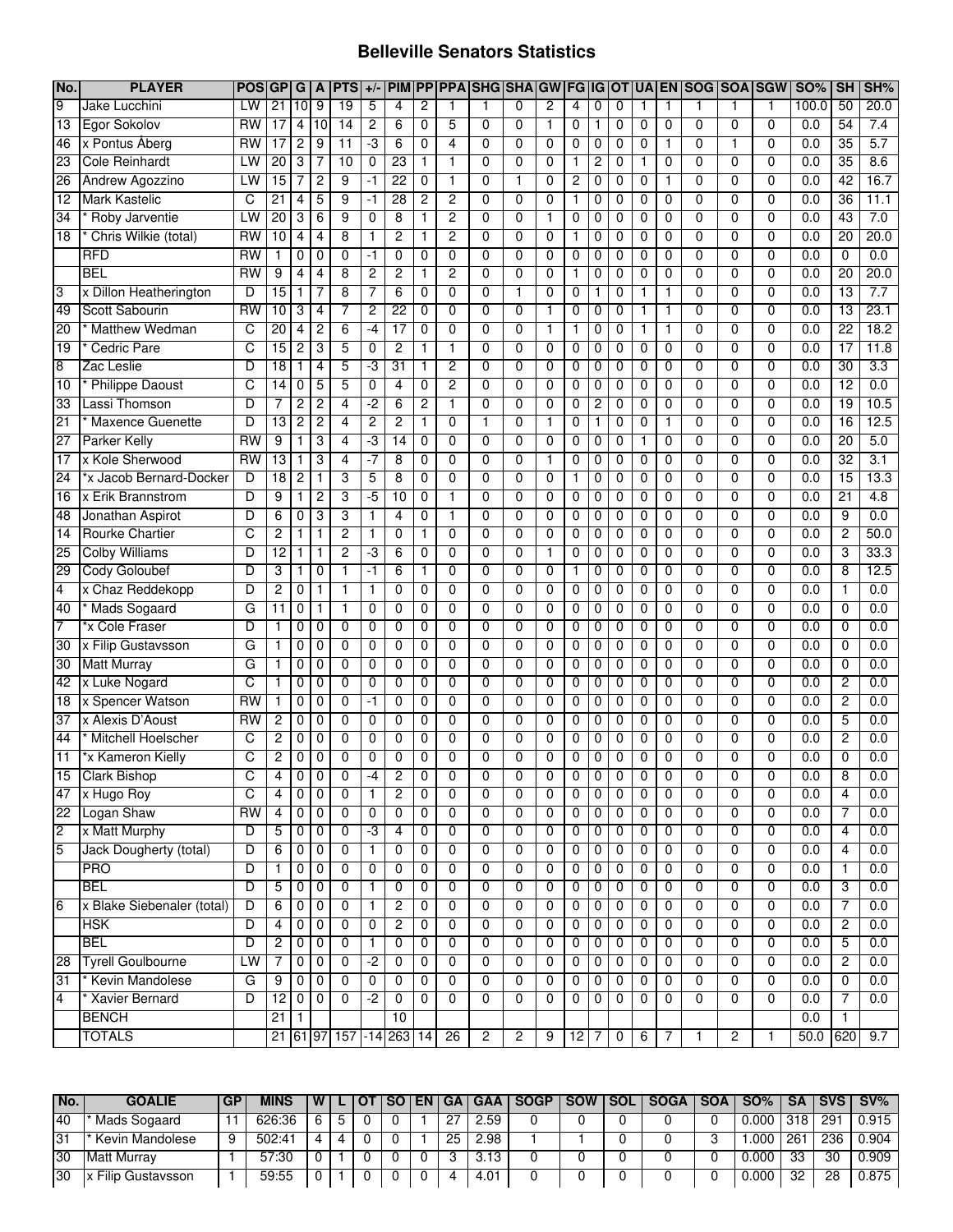# Belleville Senators Statistics

| No. | PLAYER | POS | GP | G | A | PTS | +/- | PIM | PP | PPA | SHG | SHA | GW | FG | IG | OT | UA | EN | SOG | SOA | SGW | SO% | SH | SH% |
|---|---|---|---|---|---|---|---|---|---|---|---|---|---|---|---|---|---|---|---|---|---|---|---|---|
| 9 | Jake Lucchini | LW | 21 | 10 | 9 | 19 | 5 | 4 | 2 | 1 | 1 | 0 | 2 | 4 | 0 | 0 | 1 | 1 | 1 | 1 | 1 | 100.0 | 50 | 20.0 |
| 13 | Egor Sokolov | RW | 17 | 4 | 10 | 14 | 2 | 6 | 0 | 5 | 0 | 0 | 1 | 0 | 1 | 0 | 0 | 0 | 0 | 0 | 0 | 0.0 | 54 | 7.4 |
| 46 | x Pontus Åberg | RW | 17 | 2 | 9 | 11 | -3 | 6 | 0 | 4 | 0 | 0 | 0 | 0 | 0 | 0 | 0 | 1 | 0 | 1 | 0 | 0.0 | 35 | 5.7 |
| 23 | Cole Reinhardt | LW | 20 | 3 | 7 | 10 | 0 | 23 | 1 | 1 | 0 | 0 | 0 | 1 | 2 | 0 | 1 | 0 | 0 | 0 | 0 | 0.0 | 35 | 8.6 |
| 26 | Andrew Agozzino | LW | 15 | 7 | 2 | 9 | -1 | 22 | 0 | 1 | 0 | 1 | 0 | 2 | 0 | 0 | 0 | 1 | 0 | 0 | 0 | 0.0 | 42 | 16.7 |
| 12 | Mark Kastelic | C | 21 | 4 | 5 | 9 | -1 | 28 | 2 | 2 | 0 | 0 | 0 | 1 | 0 | 0 | 0 | 0 | 0 | 0 | 0 | 0.0 | 36 | 11.1 |
| 34 | * Roby Jarventie | LW | 20 | 3 | 6 | 9 | 0 | 8 | 1 | 2 | 0 | 0 | 1 | 0 | 0 | 0 | 0 | 0 | 0 | 0 | 0 | 0.0 | 43 | 7.0 |
| 18 | * Chris Wilkie (total) | RW | 10 | 4 | 4 | 8 | 1 | 2 | 1 | 2 | 0 | 0 | 0 | 1 | 0 | 0 | 0 | 0 | 0 | 0 | 0 | 0.0 | 20 | 20.0 |
| | RFD | RW | 1 | 0 | 0 | 0 | -1 | 0 | 0 | 0 | 0 | 0 | 0 | 0 | 0 | 0 | 0 | 0 | 0 | 0 | 0 | 0.0 | 0 | 0.0 |
| | BEL | RW | 9 | 4 | 4 | 8 | 2 | 2 | 1 | 2 | 0 | 0 | 0 | 1 | 0 | 0 | 0 | 0 | 0 | 0 | 0 | 0.0 | 20 | 20.0 |
| 3 | x Dillon Heatherington | D | 15 | 1 | 7 | 8 | 7 | 6 | 0 | 0 | 0 | 1 | 0 | 0 | 1 | 0 | 1 | 1 | 0 | 0 | 0 | 0.0 | 13 | 7.7 |
| 49 | Scott Sabourin | RW | 10 | 3 | 4 | 7 | 2 | 22 | 0 | 0 | 0 | 0 | 1 | 0 | 0 | 0 | 1 | 1 | 0 | 0 | 0 | 0.0 | 13 | 23.1 |
| 20 | * Matthew Wedman | C | 20 | 4 | 2 | 6 | -4 | 17 | 0 | 0 | 0 | 0 | 1 | 1 | 0 | 0 | 1 | 1 | 0 | 0 | 0 | 0.0 | 22 | 18.2 |
| 19 | * Cedric Pare | C | 15 | 2 | 3 | 5 | 0 | 2 | 1 | 1 | 0 | 0 | 0 | 0 | 0 | 0 | 0 | 0 | 0 | 0 | 0 | 0.0 | 17 | 11.8 |
| 8 | Zac Leslie | D | 18 | 1 | 4 | 5 | -3 | 31 | 1 | 2 | 0 | 0 | 0 | 0 | 0 | 0 | 0 | 0 | 0 | 0 | 0 | 0.0 | 30 | 3.3 |
| 10 | * Philippe Daoust | C | 14 | 0 | 5 | 5 | 0 | 4 | 0 | 2 | 0 | 0 | 0 | 0 | 0 | 0 | 0 | 0 | 0 | 0 | 0 | 0.0 | 12 | 0.0 |
| 33 | Lassi Thomson | D | 7 | 2 | 2 | 4 | -2 | 6 | 2 | 1 | 0 | 0 | 0 | 0 | 2 | 0 | 0 | 0 | 0 | 0 | 0 | 0.0 | 19 | 10.5 |
| 21 | * Maxence Guenette | D | 13 | 2 | 2 | 4 | 2 | 2 | 1 | 0 | 1 | 0 | 1 | 0 | 1 | 0 | 0 | 1 | 0 | 0 | 0 | 0.0 | 16 | 12.5 |
| 27 | Parker Kelly | RW | 9 | 1 | 3 | 4 | -3 | 14 | 0 | 0 | 0 | 0 | 0 | 0 | 0 | 0 | 1 | 0 | 0 | 0 | 0 | 0.0 | 20 | 5.0 |
| 17 | x Kole Sherwood | RW | 13 | 1 | 3 | 4 | -7 | 8 | 0 | 0 | 0 | 0 | 1 | 0 | 0 | 0 | 0 | 0 | 0 | 0 | 0 | 0.0 | 32 | 3.1 |
| 24 | *x Jacob Bernard-Docker | D | 18 | 2 | 1 | 3 | 5 | 8 | 0 | 0 | 0 | 0 | 0 | 1 | 0 | 0 | 0 | 0 | 0 | 0 | 0 | 0.0 | 15 | 13.3 |
| 16 | x Erik Brannstrom | D | 9 | 1 | 2 | 3 | -5 | 10 | 0 | 1 | 0 | 0 | 0 | 0 | 0 | 0 | 0 | 0 | 0 | 0 | 0 | 0.0 | 21 | 4.8 |
| 48 | Jonathan Aspirot | D | 6 | 0 | 3 | 3 | 1 | 4 | 0 | 1 | 0 | 0 | 0 | 0 | 0 | 0 | 0 | 0 | 0 | 0 | 0 | 0.0 | 9 | 0.0 |
| 14 | Rourke Chartier | C | 2 | 1 | 1 | 2 | 1 | 0 | 1 | 0 | 0 | 0 | 0 | 0 | 0 | 0 | 0 | 0 | 0 | 0 | 0 | 0.0 | 2 | 50.0 |
| 25 | Colby Williams | D | 12 | 1 | 1 | 2 | -3 | 6 | 0 | 0 | 0 | 0 | 1 | 1 | 0 | 0 | 0 | 0 | 0 | 0 | 0 | 0.0 | 3 | 33.3 |
| 29 | Cody Goloubef | D | 3 | 1 | 0 | 1 | -1 | 6 | 1 | 0 | 0 | 0 | 0 | 1 | 0 | 0 | 0 | 0 | 0 | 0 | 0 | 0.0 | 8 | 12.5 |
| 4 | x Chaz Reddekopp | D | 2 | 0 | 1 | 1 | 1 | 0 | 0 | 0 | 0 | 0 | 0 | 0 | 0 | 0 | 0 | 0 | 0 | 0 | 0 | 0.0 | 1 | 0.0 |
| 40 | * Mads Sogaard | G | 11 | 0 | 1 | 1 | 0 | 0 | 0 | 0 | 0 | 0 | 0 | 0 | 0 | 0 | 0 | 0 | 0 | 0 | 0 | 0.0 | 0 | 0.0 |
| 7 | *x Cole Fraser | D | 1 | 0 | 0 | 0 | 0 | 0 | 0 | 0 | 0 | 0 | 0 | 0 | 0 | 0 | 0 | 0 | 0 | 0 | 0 | 0.0 | 0 | 0.0 |
| 30 | x Filip Gustavsson | G | 1 | 0 | 0 | 0 | 0 | 0 | 0 | 0 | 0 | 0 | 0 | 0 | 0 | 0 | 0 | 0 | 0 | 0 | 0 | 0.0 | 0 | 0.0 |
| 30 | Matt Murray | G | 1 | 0 | 0 | 0 | 0 | 0 | 0 | 0 | 0 | 0 | 0 | 0 | 0 | 0 | 0 | 0 | 0 | 0 | 0 | 0.0 | 0 | 0.0 |
| 42 | x Luke Nogard | C | 1 | 0 | 0 | 0 | 0 | 0 | 0 | 0 | 0 | 0 | 0 | 0 | 0 | 0 | 0 | 0 | 0 | 0 | 0 | 0.0 | 2 | 0.0 |
| 18 | x Spencer Watson | RW | 1 | 0 | 0 | 0 | -1 | 0 | 0 | 0 | 0 | 0 | 0 | 0 | 0 | 0 | 0 | 0 | 0 | 0 | 0 | 0.0 | 2 | 0.0 |
| 37 | x Alexis D'Aoust | RW | 2 | 0 | 0 | 0 | 0 | 0 | 0 | 0 | 0 | 0 | 0 | 0 | 0 | 0 | 0 | 0 | 0 | 0 | 0 | 0.0 | 5 | 0.0 |
| 44 | * Mitchell Hoelscher | C | 2 | 0 | 0 | 0 | 0 | 0 | 0 | 0 | 0 | 0 | 0 | 0 | 0 | 0 | 0 | 0 | 0 | 0 | 0 | 0.0 | 2 | 0.0 |
| 11 | *x Kameron Kielly | C | 2 | 0 | 0 | 0 | 0 | 0 | 0 | 0 | 0 | 0 | 0 | 0 | 0 | 0 | 0 | 0 | 0 | 0 | 0 | 0.0 | 0 | 0.0 |
| 15 | Clark Bishop | C | 4 | 0 | 0 | 0 | -4 | 2 | 0 | 0 | 0 | 0 | 0 | 0 | 0 | 0 | 0 | 0 | 0 | 0 | 0 | 0.0 | 8 | 0.0 |
| 47 | x Hugo Roy | C | 4 | 0 | 0 | 0 | 1 | 2 | 0 | 0 | 0 | 0 | 0 | 0 | 0 | 0 | 0 | 0 | 0 | 0 | 0 | 0.0 | 4 | 0.0 |
| 22 | Logan Shaw | RW | 4 | 0 | 0 | 0 | 0 | 0 | 0 | 0 | 0 | 0 | 0 | 0 | 0 | 0 | 0 | 0 | 0 | 0 | 0 | 0.0 | 7 | 0.0 |
| 2 | x Matt Murphy | D | 5 | 0 | 0 | 0 | -3 | 4 | 0 | 0 | 0 | 0 | 0 | 0 | 0 | 0 | 0 | 0 | 0 | 0 | 0 | 0.0 | 4 | 0.0 |
| 5 | Jack Dougherty (total) | D | 6 | 0 | 0 | 0 | 1 | 0 | 0 | 0 | 0 | 0 | 0 | 0 | 0 | 0 | 0 | 0 | 0 | 0 | 0 | 0.0 | 4 | 0.0 |
| | PRO | D | 1 | 0 | 0 | 0 | 0 | 0 | 0 | 0 | 0 | 0 | 0 | 0 | 0 | 0 | 0 | 0 | 0 | 0 | 0 | 0.0 | 1 | 0.0 |
| | BEL | D | 5 | 0 | 0 | 0 | 1 | 0 | 0 | 0 | 0 | 0 | 0 | 0 | 0 | 0 | 0 | 0 | 0 | 0 | 0 | 0.0 | 3 | 0.0 |
| 6 | x Blake Siebenaler (total) | D | 6 | 0 | 0 | 0 | 1 | 2 | 0 | 0 | 0 | 0 | 0 | 0 | 0 | 0 | 0 | 0 | 0 | 0 | 0 | 0.0 | 7 | 0.0 |
| | HSK | D | 4 | 0 | 0 | 0 | 0 | 2 | 0 | 0 | 0 | 0 | 0 | 0 | 0 | 0 | 0 | 0 | 0 | 0 | 0 | 0.0 | 2 | 0.0 |
| | BEL | D | 2 | 0 | 0 | 0 | 1 | 0 | 0 | 0 | 0 | 0 | 0 | 0 | 0 | 0 | 0 | 0 | 0 | 0 | 0 | 0.0 | 5 | 0.0 |
| 28 | Tyrell Goulbourne | LW | 7 | 0 | 0 | 0 | -2 | 0 | 0 | 0 | 0 | 0 | 0 | 0 | 0 | 0 | 0 | 0 | 0 | 0 | 0 | 0.0 | 2 | 0.0 |
| 31 | * Kevin Mandolese | G | 9 | 0 | 0 | 0 | 0 | 0 | 0 | 0 | 0 | 0 | 0 | 0 | 0 | 0 | 0 | 0 | 0 | 0 | 0 | 0.0 | 0 | 0.0 |
| 4 | * Xavier Bernard | D | 12 | 0 | 0 | 0 | -2 | 0 | 0 | 0 | 0 | 0 | 0 | 0 | 0 | 0 | 0 | 0 | 0 | 0 | 0 | 0.0 | 7 | 0.0 |
| | BENCH | | 21 | 1 | | | | 10 | | | | | | | | | | | | | | 0.0 | 1 | |
| | TOTALS | | 21 | 61 | 97 | 157 | -14 | 263 | 14 | 26 | 2 | 2 | 9 | 12 | 7 | 0 | 6 | 7 | 1 | 2 | 1 | 50.0 | 620 | 9.7 |

| No. | GOALIE | GP | MINS | W | L | OT | SO | EN | GA | GAA | SOGP | SOW | SOL | SOGA | SOA | SO% | SA | SVS | SV% |
|---|---|---|---|---|---|---|---|---|---|---|---|---|---|---|---|---|---|---|---|
| 40 | * Mads Sogaard | 11 | 626:36 | 6 | 5 | 0 | 0 | 1 | 27 | 2.59 | 0 | 0 | 0 | 0 | 0 | 0.000 | 318 | 291 | 0.915 |
| 31 | * Kevin Mandolese | 9 | 502:41 | 4 | 4 | 0 | 0 | 1 | 25 | 2.98 | 1 | 1 | 0 | 0 | 3 | 1.000 | 261 | 236 | 0.904 |
| 30 | Matt Murray | 1 | 57:30 | 0 | 1 | 0 | 0 | 0 | 3 | 3.13 | 0 | 0 | 0 | 0 | 0 | 0.000 | 33 | 30 | 0.909 |
| 30 | x Filip Gustavsson | 1 | 59:55 | 0 | 1 | 0 | 0 | 0 | 4 | 4.01 | 0 | 0 | 0 | 0 | 0 | 0.000 | 32 | 28 | 0.875 |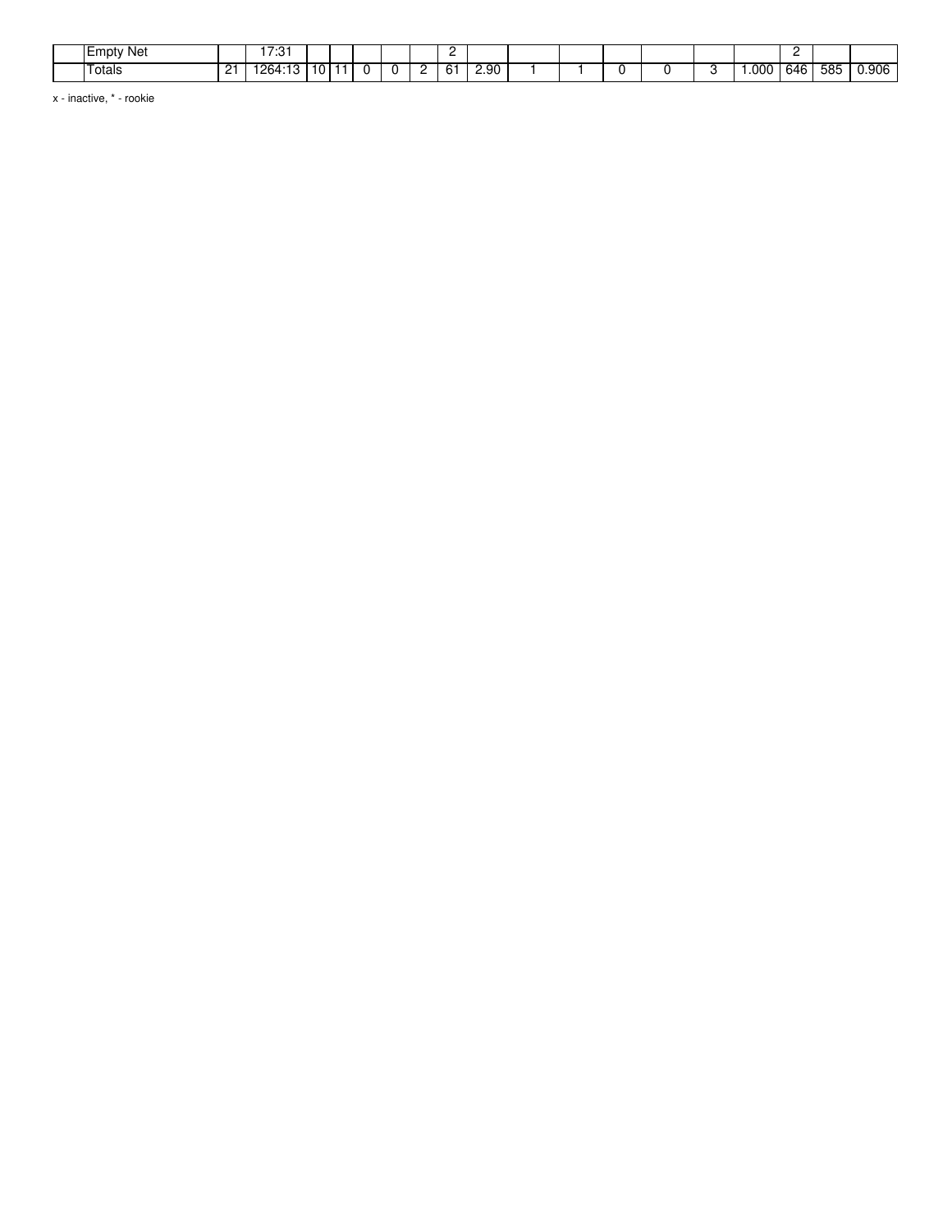|  |  |  |  |  |  |  |  |  |  |  |  |  |  |  |  |  |  |  |  |
|---|---|---|---|---|---|---|---|---|---|---|---|---|---|---|---|---|---|---|---|
|  | Empty Net |  | 17:31 |  |  |  |  |  | 2 |  |  |  |  |  |  |  | 2 |  |  |
|  | Totals | 21 | 1264:13 | 10 | 11 | 0 | 0 | 2 | 61 | 2.90 | 1 | 1 | 0 | 0 | 3 | 1.000 | 646 | 585 | 0.906 |

x - inactive, * - rookie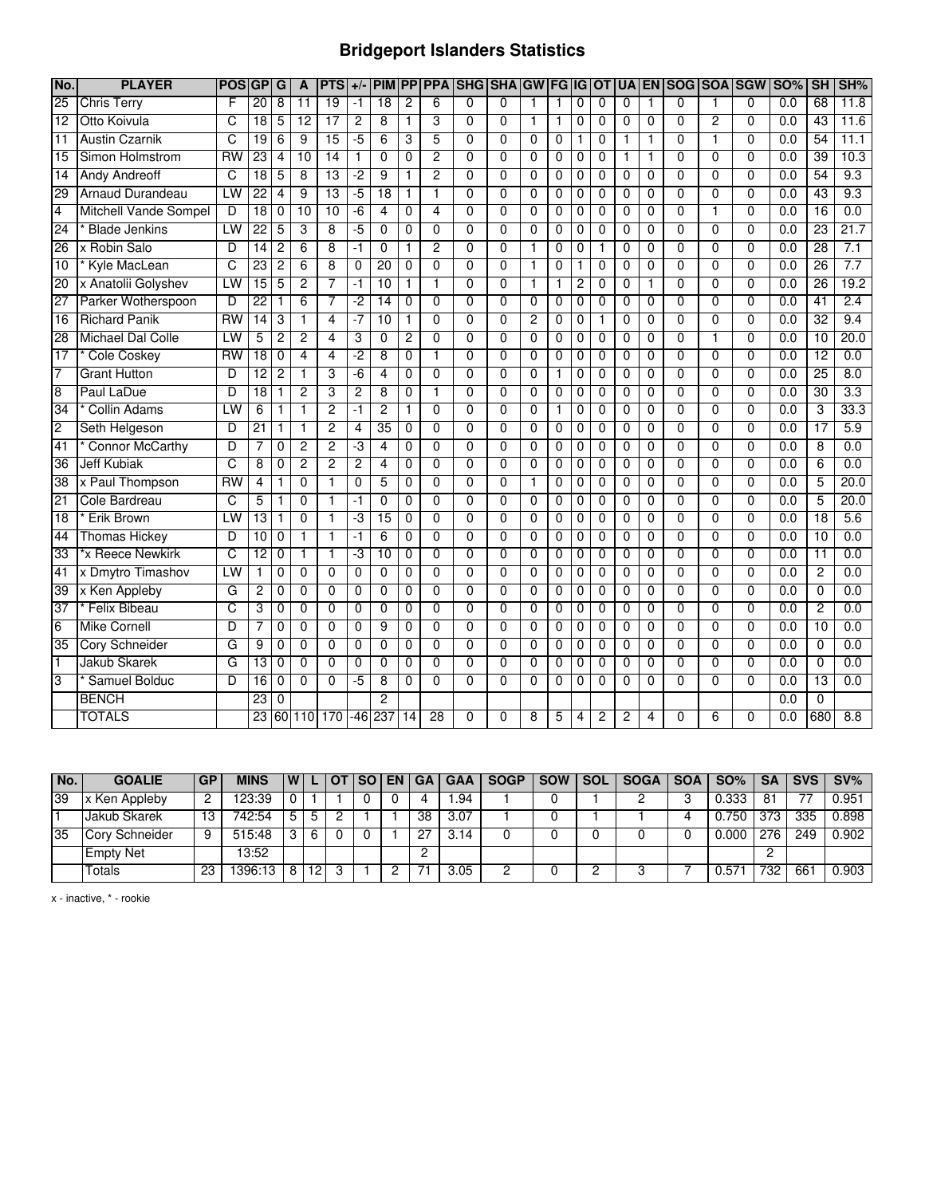# Bridgeport Islanders Statistics

| No. | PLAYER | POS | GP | G | A | PTS | +/- | PIM | PP | PPA | SHG | SHA | GW | FG | IG | OT | UA | EN | SOG | SOA | SGW | SO% | SH | SH% |
|---|---|---|---|---|---|---|---|---|---|---|---|---|---|---|---|---|---|---|---|---|---|---|---|---|
| 25 | Chris Terry | F | 20 | 8 | 11 | 19 | -1 | 18 | 2 | 6 | 0 | 0 | 1 | 1 | 0 | 0 | 0 | 1 | 0 | 1 | 0 | 0.0 | 68 | 11.8 |
| 12 | Otto Koivula | C | 18 | 5 | 12 | 17 | 2 | 8 | 1 | 3 | 0 | 0 | 1 | 1 | 0 | 0 | 0 | 0 | 0 | 2 | 0 | 0.0 | 43 | 11.6 |
| 11 | Austin Czarnik | C | 19 | 6 | 9 | 15 | -5 | 6 | 3 | 5 | 0 | 0 | 0 | 0 | 1 | 0 | 1 | 1 | 0 | 1 | 0 | 0.0 | 54 | 11.1 |
| 15 | Simon Holmstrom | RW | 23 | 4 | 10 | 14 | 1 | 0 | 0 | 2 | 0 | 0 | 0 | 0 | 0 | 0 | 1 | 1 | 0 | 0 | 0 | 0.0 | 39 | 10.3 |
| 14 | Andy Andreoff | C | 18 | 5 | 8 | 13 | -2 | 9 | 1 | 2 | 0 | 0 | 0 | 0 | 0 | 0 | 0 | 0 | 0 | 0 | 0 | 0.0 | 54 | 9.3 |
| 29 | Arnaud Durandeau | LW | 22 | 4 | 9 | 13 | -5 | 18 | 1 | 1 | 0 | 0 | 0 | 0 | 0 | 0 | 0 | 0 | 0 | 0 | 0 | 0.0 | 43 | 9.3 |
| 4 | Mitchell Vande Sompel | D | 18 | 0 | 10 | 10 | -6 | 4 | 0 | 4 | 0 | 0 | 0 | 0 | 0 | 0 | 0 | 0 | 0 | 1 | 0 | 0.0 | 16 | 0.0 |
| 24 | * Blade Jenkins | LW | 22 | 5 | 3 | 8 | -5 | 0 | 0 | 0 | 0 | 0 | 0 | 0 | 0 | 0 | 0 | 0 | 0 | 0 | 0 | 0.0 | 23 | 21.7 |
| 26 | x Robin Salo | D | 14 | 2 | 6 | 8 | -1 | 0 | 1 | 2 | 0 | 0 | 1 | 0 | 0 | 1 | 0 | 0 | 0 | 0 | 0 | 0.0 | 28 | 7.1 |
| 10 | * Kyle MacLean | C | 23 | 2 | 6 | 8 | 0 | 20 | 0 | 0 | 0 | 0 | 1 | 0 | 1 | 0 | 0 | 0 | 0 | 0 | 0 | 0.0 | 26 | 7.7 |
| 20 | x Anatolii Golyshev | LW | 15 | 5 | 2 | 7 | -1 | 10 | 1 | 1 | 0 | 0 | 1 | 1 | 2 | 0 | 0 | 1 | 0 | 0 | 0 | 0.0 | 26 | 19.2 |
| 27 | Parker Wotherspoon | D | 22 | 1 | 6 | 7 | -2 | 14 | 0 | 0 | 0 | 0 | 0 | 0 | 0 | 0 | 0 | 0 | 0 | 0 | 0 | 0.0 | 41 | 2.4 |
| 16 | Richard Panik | RW | 14 | 3 | 1 | 4 | -7 | 10 | 1 | 0 | 0 | 0 | 2 | 0 | 0 | 1 | 0 | 0 | 0 | 0 | 0 | 0.0 | 32 | 9.4 |
| 28 | Michael Dal Colle | LW | 5 | 2 | 2 | 4 | 3 | 0 | 2 | 0 | 0 | 0 | 0 | 0 | 0 | 0 | 0 | 0 | 0 | 1 | 0 | 0.0 | 10 | 20.0 |
| 17 | * Cole Coskey | RW | 18 | 0 | 4 | 4 | -2 | 8 | 0 | 1 | 0 | 0 | 0 | 0 | 0 | 0 | 0 | 0 | 0 | 0 | 0 | 0.0 | 12 | 0.0 |
| 7 | Grant Hutton | D | 12 | 2 | 1 | 3 | -6 | 4 | 0 | 0 | 0 | 0 | 0 | 1 | 0 | 0 | 0 | 0 | 0 | 0 | 0 | 0.0 | 25 | 8.0 |
| 8 | Paul LaDue | D | 18 | 1 | 2 | 3 | 2 | 8 | 0 | 1 | 0 | 0 | 0 | 0 | 0 | 0 | 0 | 0 | 0 | 0 | 0 | 0.0 | 30 | 3.3 |
| 34 | * Collin Adams | LW | 6 | 1 | 1 | 2 | -1 | 2 | 1 | 0 | 0 | 0 | 0 | 1 | 0 | 0 | 0 | 0 | 0 | 0 | 0 | 0.0 | 3 | 33.3 |
| 2 | Seth Helgeson | D | 21 | 1 | 1 | 2 | 4 | 35 | 0 | 0 | 0 | 0 | 0 | 0 | 0 | 0 | 0 | 0 | 0 | 0 | 0 | 0.0 | 17 | 5.9 |
| 41 | * Connor McCarthy | D | 7 | 0 | 2 | 2 | -3 | 4 | 0 | 0 | 0 | 0 | 0 | 0 | 0 | 0 | 0 | 0 | 0 | 0 | 0 | 0.0 | 8 | 0.0 |
| 36 | Jeff Kubiak | C | 8 | 0 | 2 | 2 | 2 | 4 | 0 | 0 | 0 | 0 | 0 | 0 | 0 | 0 | 0 | 0 | 0 | 0 | 0 | 0.0 | 6 | 0.0 |
| 38 | x Paul Thompson | RW | 4 | 1 | 0 | 1 | 0 | 5 | 0 | 0 | 0 | 0 | 1 | 0 | 0 | 0 | 0 | 0 | 0 | 0 | 0 | 0.0 | 5 | 20.0 |
| 21 | Cole Bardreau | C | 5 | 1 | 0 | 1 | -1 | 0 | 0 | 0 | 0 | 0 | 0 | 0 | 0 | 0 | 0 | 0 | 0 | 0 | 0 | 0.0 | 5 | 20.0 |
| 18 | * Erik Brown | LW | 13 | 1 | 0 | 1 | -3 | 15 | 0 | 0 | 0 | 0 | 0 | 0 | 0 | 0 | 0 | 0 | 0 | 0 | 0 | 0.0 | 18 | 5.6 |
| 44 | Thomas Hickey | D | 10 | 0 | 1 | 1 | -1 | 6 | 0 | 0 | 0 | 0 | 0 | 0 | 0 | 0 | 0 | 0 | 0 | 0 | 0 | 0.0 | 10 | 0.0 |
| 33 | *x Reece Newkirk | C | 12 | 0 | 1 | 1 | -3 | 10 | 0 | 0 | 0 | 0 | 0 | 0 | 0 | 0 | 0 | 0 | 0 | 0 | 0 | 0.0 | 11 | 0.0 |
| 41 | x Dmytro Timashov | LW | 1 | 0 | 0 | 0 | 0 | 0 | 0 | 0 | 0 | 0 | 0 | 0 | 0 | 0 | 0 | 0 | 0 | 0 | 0 | 0.0 | 2 | 0.0 |
| 39 | x Ken Appleby | G | 2 | 0 | 0 | 0 | 0 | 0 | 0 | 0 | 0 | 0 | 0 | 0 | 0 | 0 | 0 | 0 | 0 | 0 | 0 | 0.0 | 0 | 0.0 |
| 37 | * Felix Bibeau | C | 3 | 0 | 0 | 0 | 0 | 0 | 0 | 0 | 0 | 0 | 0 | 0 | 0 | 0 | 0 | 0 | 0 | 0 | 0 | 0.0 | 2 | 0.0 |
| 6 | Mike Cornell | D | 7 | 0 | 0 | 0 | 0 | 9 | 0 | 0 | 0 | 0 | 0 | 0 | 0 | 0 | 0 | 0 | 0 | 0 | 0 | 0.0 | 10 | 0.0 |
| 35 | Cory Schneider | G | 9 | 0 | 0 | 0 | 0 | 0 | 0 | 0 | 0 | 0 | 0 | 0 | 0 | 0 | 0 | 0 | 0 | 0 | 0 | 0.0 | 0 | 0.0 |
| 1 | Jakub Skarek | G | 13 | 0 | 0 | 0 | 0 | 0 | 0 | 0 | 0 | 0 | 0 | 0 | 0 | 0 | 0 | 0 | 0 | 0 | 0 | 0.0 | 0 | 0.0 |
| 3 | * Samuel Bolduc | D | 16 | 0 | 0 | 0 | -5 | 8 | 0 | 0 | 0 | 0 | 0 | 0 | 0 | 0 | 0 | 0 | 0 | 0 | 0 | 0.0 | 13 | 0.0 |
| | BENCH | | 23 | 0 | | | | 2 | | | | | | | | | | | | | | 0.0 | 0 | |
| | TOTALS | | 23 | 60 | 110 | 170 | -46 | 237 | 14 | 28 | 0 | 0 | 8 | 5 | 4 | 2 | 2 | 4 | 0 | 6 | 0 | 0.0 | 680 | 8.8 |

| No. | GOALIE | GP | MINS | W | L | OT | SO | EN | GA | GAA | SOGP | SOW | SOL | SOGA | SOA | SO% | SA | SVS | SV% |
|---|---|---|---|---|---|---|---|---|---|---|---|---|---|---|---|---|---|---|---|
| 39 | x Ken Appleby | 2 | 123:39 | 0 | 1 | 1 | 0 | 0 | 4 | 1.94 | 1 | 0 | 1 | 2 | 3 | 0.333 | 81 | 77 | 0.951 |
| 1 | Jakub Skarek | 13 | 742:54 | 5 | 5 | 2 | 1 | 1 | 38 | 3.07 | 1 | 0 | 1 | 1 | 4 | 0.750 | 373 | 335 | 0.898 |
| 35 | Cory Schneider | 9 | 515:48 | 3 | 6 | 0 | 0 | 1 | 27 | 3.14 | 0 | 0 | 0 | 0 | 0 | 0.000 | 276 | 249 | 0.902 |
| | Empty Net | | 13:52 | | | | | | 2 | | | | | | | | 2 | | |
| | Totals | 23 | 1396:13 | 8 | 12 | 3 | 1 | 2 | 71 | 3.05 | 2 | 0 | 2 | 3 | 7 | 0.571 | 732 | 661 | 0.903 |

x - inactive, * - rookie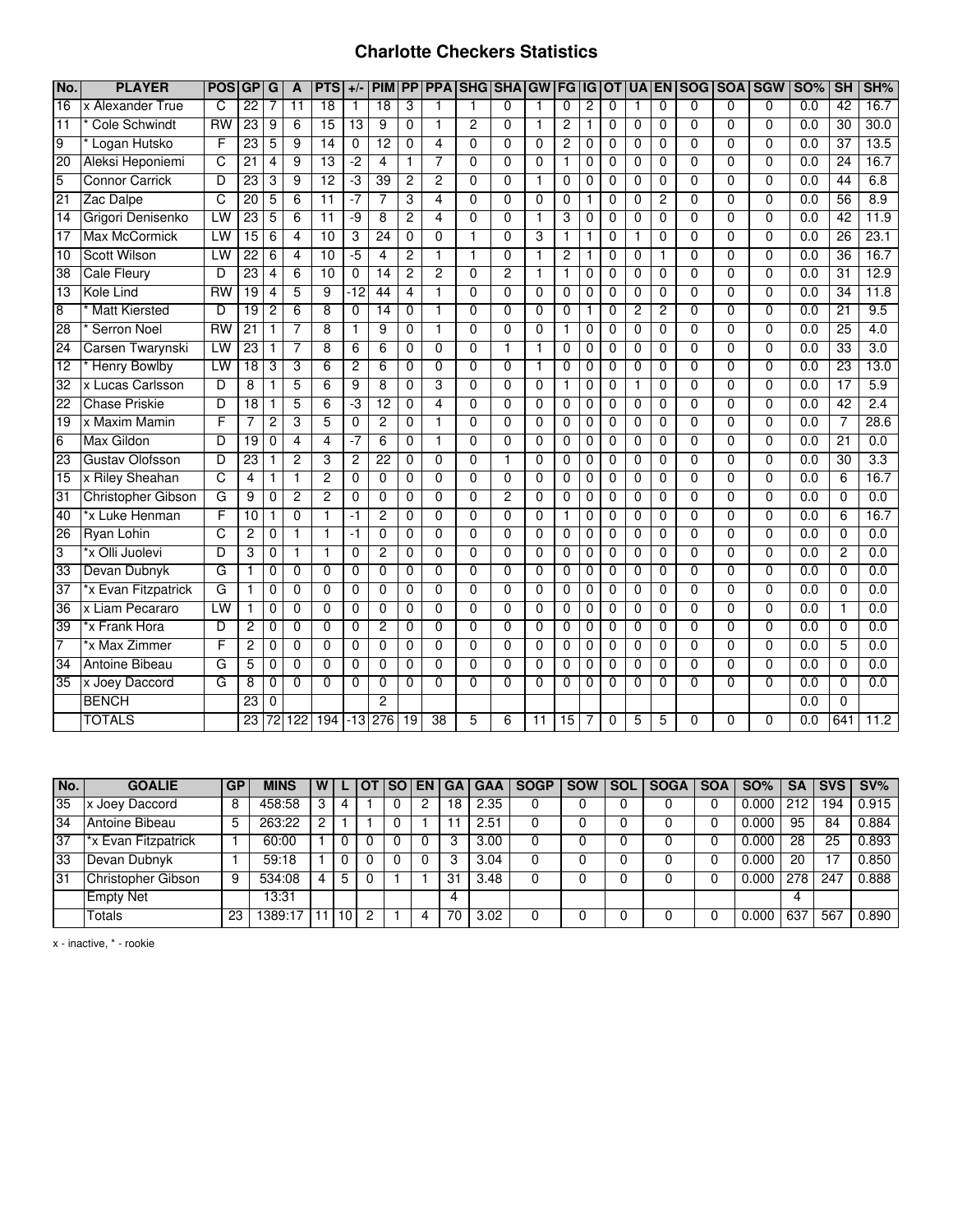# Charlotte Checkers Statistics

| No. | PLAYER | POS | GP | G | A | PTS | +/- | PIM | PP | PPA | SHG | SHA | GW | FG | IG | OT | UA | EN | SOG | SOA | SGW | SO% | SH | SH% |
|---|---|---|---|---|---|---|---|---|---|---|---|---|---|---|---|---|---|---|---|---|---|---|---|---|
| 16 | x Alexander True | C | 22 | 7 | 11 | 18 | 1 | 18 | 3 | 1 | 1 | 0 | 1 | 0 | 2 | 0 | 1 | 0 | 0 | 0 | 0 | 0.0 | 42 | 16.7 |
| 11 | * Cole Schwindt | RW | 23 | 9 | 6 | 15 | 13 | 9 | 0 | 1 | 2 | 0 | 1 | 2 | 1 | 0 | 0 | 0 | 0 | 0 | 0 | 0.0 | 30 | 30.0 |
| 9 | * Logan Hutsko | F | 23 | 5 | 9 | 14 | 0 | 12 | 0 | 4 | 0 | 0 | 0 | 2 | 0 | 0 | 0 | 0 | 0 | 0 | 0 | 0.0 | 37 | 13.5 |
| 20 | Aleksi Heponiemi | C | 21 | 4 | 9 | 13 | -2 | 4 | 1 | 7 | 0 | 0 | 0 | 1 | 0 | 0 | 0 | 0 | 0 | 0 | 0 | 0.0 | 24 | 16.7 |
| 5 | Connor Carrick | D | 23 | 3 | 9 | 12 | -3 | 39 | 2 | 2 | 0 | 0 | 1 | 0 | 0 | 0 | 0 | 0 | 0 | 0 | 0 | 0.0 | 44 | 6.8 |
| 21 | Zac Dalpe | C | 20 | 5 | 6 | 11 | -7 | 7 | 3 | 4 | 0 | 0 | 0 | 0 | 1 | 0 | 0 | 2 | 0 | 0 | 0 | 0.0 | 56 | 8.9 |
| 14 | Grigori Denisenko | LW | 23 | 5 | 6 | 11 | -9 | 8 | 2 | 4 | 0 | 0 | 1 | 3 | 0 | 0 | 0 | 0 | 0 | 0 | 0 | 0.0 | 42 | 11.9 |
| 17 | Max McCormick | LW | 15 | 6 | 4 | 10 | 3 | 24 | 0 | 0 | 1 | 0 | 3 | 1 | 1 | 0 | 1 | 0 | 0 | 0 | 0 | 0.0 | 26 | 23.1 |
| 10 | Scott Wilson | LW | 22 | 6 | 4 | 10 | -5 | 4 | 2 | 1 | 1 | 0 | 1 | 2 | 1 | 0 | 0 | 1 | 0 | 0 | 0 | 0.0 | 36 | 16.7 |
| 38 | Cale Fleury | D | 23 | 4 | 6 | 10 | 0 | 14 | 2 | 2 | 0 | 2 | 1 | 1 | 0 | 0 | 0 | 0 | 0 | 0 | 0 | 0.0 | 31 | 12.9 |
| 13 | Kole Lind | RW | 19 | 4 | 5 | 9 | -12 | 44 | 4 | 1 | 0 | 0 | 0 | 0 | 0 | 0 | 0 | 0 | 0 | 0 | 0 | 0.0 | 34 | 11.8 |
| 8 | * Matt Kiersted | D | 19 | 2 | 6 | 8 | 0 | 14 | 0 | 1 | 0 | 0 | 0 | 0 | 1 | 0 | 2 | 2 | 0 | 0 | 0 | 0.0 | 21 | 9.5 |
| 28 | * Serron Noel | RW | 21 | 1 | 7 | 8 | 1 | 9 | 0 | 1 | 0 | 0 | 0 | 1 | 0 | 0 | 0 | 0 | 0 | 0 | 0 | 0.0 | 25 | 4.0 |
| 24 | Carsen Twarynski | LW | 23 | 1 | 7 | 8 | 6 | 6 | 0 | 0 | 0 | 1 | 1 | 0 | 0 | 0 | 0 | 0 | 0 | 0 | 0 | 0.0 | 33 | 3.0 |
| 12 | * Henry Bowlby | LW | 18 | 3 | 3 | 6 | 2 | 6 | 0 | 0 | 0 | 0 | 1 | 0 | 0 | 0 | 0 | 0 | 0 | 0 | 0 | 0.0 | 23 | 13.0 |
| 32 | x Lucas Carlsson | D | 8 | 1 | 5 | 6 | 9 | 8 | 0 | 3 | 0 | 0 | 0 | 1 | 0 | 0 | 1 | 0 | 0 | 0 | 0 | 0.0 | 17 | 5.9 |
| 22 | Chase Priskie | D | 18 | 1 | 5 | 6 | -3 | 12 | 0 | 4 | 0 | 0 | 0 | 0 | 0 | 0 | 0 | 0 | 0 | 0 | 0 | 0.0 | 42 | 2.4 |
| 19 | x Maxim Mamin | F | 7 | 2 | 3 | 5 | 0 | 2 | 0 | 1 | 0 | 0 | 0 | 0 | 0 | 0 | 0 | 0 | 0 | 0 | 0 | 0.0 | 7 | 28.6 |
| 6 | Max Gildon | D | 19 | 0 | 4 | 4 | -7 | 6 | 0 | 1 | 0 | 0 | 0 | 0 | 0 | 0 | 0 | 0 | 0 | 0 | 0 | 0.0 | 21 | 0.0 |
| 23 | Gustav Olofsson | D | 23 | 1 | 2 | 3 | 2 | 22 | 0 | 0 | 0 | 1 | 0 | 0 | 0 | 0 | 0 | 0 | 0 | 0 | 0 | 0.0 | 30 | 3.3 |
| 15 | x Riley Sheahan | C | 4 | 1 | 1 | 2 | 0 | 0 | 0 | 0 | 0 | 0 | 0 | 0 | 0 | 0 | 0 | 0 | 0 | 0 | 0 | 0.0 | 6 | 16.7 |
| 31 | Christopher Gibson | G | 9 | 0 | 2 | 2 | 0 | 0 | 0 | 0 | 0 | 2 | 0 | 0 | 0 | 0 | 0 | 0 | 0 | 0 | 0 | 0.0 | 0 | 0.0 |
| 40 | *x Luke Henman | F | 10 | 1 | 0 | 1 | -1 | 2 | 0 | 0 | 0 | 0 | 0 | 1 | 0 | 0 | 0 | 0 | 0 | 0 | 0 | 0.0 | 6 | 16.7 |
| 26 | Ryan Lohin | C | 2 | 0 | 1 | 1 | -1 | 0 | 0 | 0 | 0 | 0 | 0 | 0 | 0 | 0 | 0 | 0 | 0 | 0 | 0 | 0.0 | 0 | 0.0 |
| 3 | *x Olli Juolevi | D | 3 | 0 | 1 | 1 | 0 | 2 | 0 | 0 | 0 | 0 | 0 | 0 | 0 | 0 | 0 | 0 | 0 | 0 | 0 | 0.0 | 2 | 0.0 |
| 33 | Devan Dubnyk | G | 1 | 0 | 0 | 0 | 0 | 0 | 0 | 0 | 0 | 0 | 0 | 0 | 0 | 0 | 0 | 0 | 0 | 0 | 0 | 0.0 | 0 | 0.0 |
| 37 | *x Evan Fitzpatrick | G | 1 | 0 | 0 | 0 | 0 | 0 | 0 | 0 | 0 | 0 | 0 | 0 | 0 | 0 | 0 | 0 | 0 | 0 | 0 | 0.0 | 0 | 0.0 |
| 36 | x Liam Pecararo | LW | 1 | 0 | 0 | 0 | 0 | 0 | 0 | 0 | 0 | 0 | 0 | 0 | 0 | 0 | 0 | 0 | 0 | 0 | 0 | 0.0 | 1 | 0.0 |
| 39 | *x Frank Hora | D | 2 | 0 | 0 | 0 | 0 | 2 | 0 | 0 | 0 | 0 | 0 | 0 | 0 | 0 | 0 | 0 | 0 | 0 | 0 | 0.0 | 0 | 0.0 |
| 7 | *x Max Zimmer | F | 2 | 0 | 0 | 0 | 0 | 0 | 0 | 0 | 0 | 0 | 0 | 0 | 0 | 0 | 0 | 0 | 0 | 0 | 0 | 0.0 | 5 | 0.0 |
| 34 | Antoine Bibeau | G | 5 | 0 | 0 | 0 | 0 | 0 | 0 | 0 | 0 | 0 | 0 | 0 | 0 | 0 | 0 | 0 | 0 | 0 | 0 | 0.0 | 0 | 0.0 |
| 35 | x Joey Daccord | G | 8 | 0 | 0 | 0 | 0 | 0 | 0 | 0 | 0 | 0 | 0 | 0 | 0 | 0 | 0 | 0 | 0 | 0 | 0 | 0.0 | 0 | 0.0 |
| | BENCH | | 23 | 0 | | | | 2 | | | | | | | | | | | | | | 0.0 | 0 | |
| | TOTALS | | 23 | 72 | 122 | 194 | -13 | 276 | 19 | 38 | 5 | 6 | 11 | 15 | 7 | 0 | 5 | 5 | 0 | 0 | 0 | 0.0 | 641 | 11.2 |

| No. | GOALIE | GP | MINS | W | L | OT | SO | EN | GA | GAA | SOGP | SOW | SOL | SOGA | SOA | SO% | SA | SVS | SV% |
|---|---|---|---|---|---|---|---|---|---|---|---|---|---|---|---|---|---|---|---|
| 35 | x Joey Daccord | 8 | 458:58 | 3 | 4 | 1 | 0 | 2 | 18 | 2.35 | 0 | 0 | 0 | 0 | 0 | 0.000 | 212 | 194 | 0.915 |
| 34 | Antoine Bibeau | 5 | 263:22 | 2 | 1 | 1 | 0 | 1 | 11 | 2.51 | 0 | 0 | 0 | 0 | 0 | 0.000 | 95 | 84 | 0.884 |
| 37 | *x Evan Fitzpatrick | 1 | 60:00 | 1 | 0 | 0 | 0 | 0 | 3 | 3.00 | 0 | 0 | 0 | 0 | 0 | 0.000 | 28 | 25 | 0.893 |
| 33 | Devan Dubnyk | 1 | 59:18 | 1 | 0 | 0 | 0 | 0 | 3 | 3.04 | 0 | 0 | 0 | 0 | 0 | 0.000 | 20 | 17 | 0.850 |
| 31 | Christopher Gibson | 9 | 534:08 | 4 | 5 | 0 | 1 | 1 | 31 | 3.48 | 0 | 0 | 0 | 0 | 0 | 0.000 | 278 | 247 | 0.888 |
| | Empty Net | | 13:31 | | | | | | 4 | | | | | | | | 4 | | |
| | Totals | 23 | 1389:17 | 11 | 10 | 2 | 1 | 4 | 70 | 3.02 | 0 | 0 | 0 | 0 | 0 | 0.000 | 637 | 567 | 0.890 |

x - inactive, * - rookie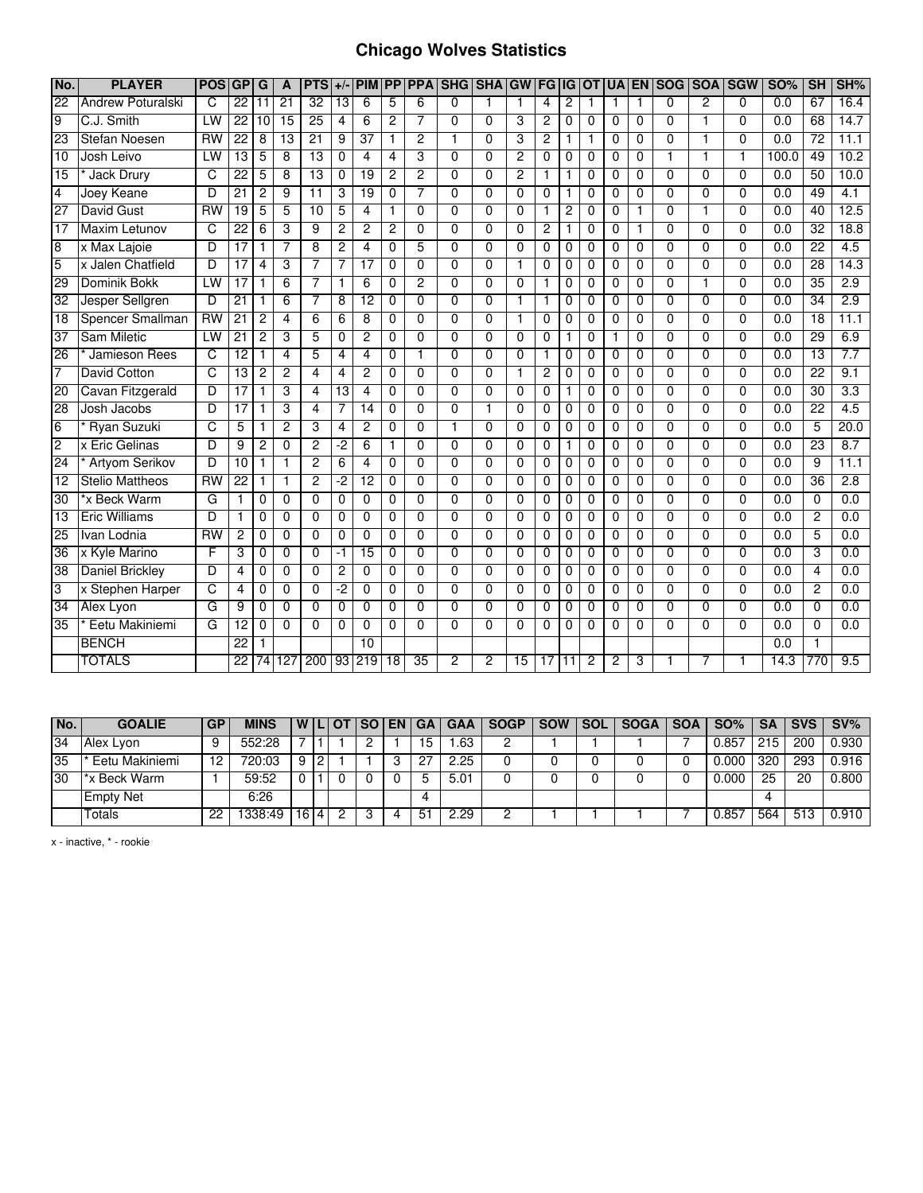# Chicago Wolves Statistics

| No. | PLAYER | POS | GP | G | A | PTS | +/- | PIM | PP | PPA | SHG | SHA | GW | FG | IG | OT | UA | EN | SOG | SOA | SGW | SO% | SH | SH% |
|---|---|---|---|---|---|---|---|---|---|---|---|---|---|---|---|---|---|---|---|---|---|---|---|---|
| 22 | Andrew Poturalski | C | 22 | 11 | 21 | 32 | 13 | 6 | 5 | 6 | 0 | 1 | 1 | 4 | 2 | 1 | 1 | 1 | 0 | 2 | 0 | 0.0 | 67 | 16.4 |
| 9 | C.J. Smith | LW | 22 | 10 | 15 | 25 | 4 | 6 | 2 | 7 | 0 | 0 | 3 | 2 | 0 | 0 | 0 | 0 | 0 | 1 | 0 | 0.0 | 68 | 14.7 |
| 23 | Stefan Noesen | RW | 22 | 8 | 13 | 21 | 9 | 37 | 1 | 2 | 1 | 0 | 3 | 2 | 1 | 1 | 0 | 0 | 0 | 1 | 0 | 0.0 | 72 | 11.1 |
| 10 | Josh Leivo | LW | 13 | 5 | 8 | 13 | 0 | 4 | 4 | 3 | 0 | 0 | 2 | 0 | 0 | 0 | 0 | 0 | 1 | 1 | 1 | 100.0 | 49 | 10.2 |
| 15 | * Jack Drury | C | 22 | 5 | 8 | 13 | 0 | 19 | 2 | 2 | 0 | 0 | 2 | 1 | 1 | 0 | 0 | 0 | 0 | 0 | 0 | 0.0 | 50 | 10.0 |
| 4 | Joey Keane | D | 21 | 2 | 9 | 11 | 3 | 19 | 0 | 7 | 0 | 0 | 0 | 0 | 1 | 0 | 0 | 0 | 0 | 0 | 0 | 0.0 | 49 | 4.1 |
| 27 | David Gust | RW | 19 | 5 | 5 | 10 | 5 | 4 | 1 | 0 | 0 | 0 | 0 | 1 | 2 | 0 | 0 | 1 | 0 | 1 | 0 | 0.0 | 40 | 12.5 |
| 17 | Maxim Letunov | C | 22 | 6 | 3 | 9 | 2 | 2 | 2 | 0 | 0 | 0 | 0 | 2 | 1 | 0 | 0 | 1 | 0 | 0 | 0 | 0.0 | 32 | 18.8 |
| 8 | x Max Lajoie | D | 17 | 1 | 7 | 8 | 2 | 4 | 0 | 5 | 0 | 0 | 0 | 0 | 0 | 0 | 0 | 0 | 0 | 0 | 0 | 0.0 | 22 | 4.5 |
| 5 | x Jalen Chatfield | D | 17 | 4 | 3 | 7 | 7 | 17 | 0 | 0 | 0 | 0 | 1 | 0 | 0 | 0 | 0 | 0 | 0 | 0 | 0 | 0.0 | 28 | 14.3 |
| 29 | Dominik Bokk | LW | 17 | 1 | 6 | 7 | 1 | 6 | 0 | 2 | 0 | 0 | 0 | 1 | 0 | 0 | 0 | 0 | 0 | 1 | 0 | 0.0 | 35 | 2.9 |
| 32 | Jesper Sellgren | D | 21 | 1 | 6 | 7 | 8 | 12 | 0 | 0 | 0 | 0 | 1 | 1 | 0 | 0 | 0 | 0 | 0 | 0 | 0 | 0.0 | 34 | 2.9 |
| 18 | Spencer Smallman | RW | 21 | 2 | 4 | 6 | 6 | 8 | 0 | 0 | 0 | 0 | 1 | 0 | 0 | 0 | 0 | 0 | 0 | 0 | 0 | 0.0 | 18 | 11.1 |
| 37 | Sam Miletic | LW | 21 | 2 | 3 | 5 | 0 | 2 | 0 | 0 | 0 | 0 | 0 | 0 | 1 | 0 | 1 | 0 | 0 | 0 | 0 | 0.0 | 29 | 6.9 |
| 26 | * Jamieson Rees | C | 12 | 1 | 4 | 5 | 4 | 4 | 0 | 1 | 0 | 0 | 0 | 1 | 0 | 0 | 0 | 0 | 0 | 0 | 0 | 0.0 | 13 | 7.7 |
| 7 | David Cotton | C | 13 | 2 | 2 | 4 | 4 | 2 | 0 | 0 | 0 | 0 | 1 | 2 | 0 | 0 | 0 | 0 | 0 | 0 | 0 | 0.0 | 22 | 9.1 |
| 20 | Cavan Fitzgerald | D | 17 | 1 | 3 | 4 | 13 | 4 | 0 | 0 | 0 | 0 | 0 | 0 | 1 | 0 | 0 | 0 | 0 | 0 | 0 | 0.0 | 30 | 3.3 |
| 28 | Josh Jacobs | D | 17 | 1 | 3 | 4 | 7 | 14 | 0 | 0 | 0 | 1 | 0 | 0 | 0 | 0 | 0 | 0 | 0 | 0 | 0 | 0.0 | 22 | 4.5 |
| 6 | * Ryan Suzuki | C | 5 | 1 | 2 | 3 | 4 | 2 | 0 | 0 | 1 | 0 | 0 | 0 | 0 | 0 | 0 | 0 | 0 | 0 | 0 | 0.0 | 5 | 20.0 |
| 2 | x Eric Gelinas | D | 9 | 2 | 0 | 2 | -2 | 6 | 1 | 0 | 0 | 0 | 0 | 0 | 1 | 0 | 0 | 0 | 0 | 0 | 0 | 0.0 | 23 | 8.7 |
| 24 | * Artyom Serikov | D | 10 | 1 | 1 | 2 | 6 | 4 | 0 | 0 | 0 | 0 | 0 | 0 | 0 | 0 | 0 | 0 | 0 | 0 | 0 | 0.0 | 9 | 11.1 |
| 12 | Stelio Mattheos | RW | 22 | 1 | 1 | 2 | -2 | 12 | 0 | 0 | 0 | 0 | 0 | 0 | 0 | 0 | 0 | 0 | 0 | 0 | 0 | 0.0 | 36 | 2.8 |
| 30 | *x Beck Warm | G | 1 | 0 | 0 | 0 | 0 | 0 | 0 | 0 | 0 | 0 | 0 | 0 | 0 | 0 | 0 | 0 | 0 | 0 | 0 | 0.0 | 0 | 0.0 |
| 13 | Eric Williams | D | 1 | 0 | 0 | 0 | 0 | 0 | 0 | 0 | 0 | 0 | 0 | 0 | 0 | 0 | 0 | 0 | 0 | 0 | 0 | 0.0 | 2 | 0.0 |
| 25 | Ivan Lodnia | RW | 2 | 0 | 0 | 0 | 0 | 0 | 0 | 0 | 0 | 0 | 0 | 0 | 0 | 0 | 0 | 0 | 0 | 0 | 0 | 0.0 | 5 | 0.0 |
| 36 | x Kyle Marino | F | 3 | 0 | 0 | 0 | -1 | 15 | 0 | 0 | 0 | 0 | 0 | 0 | 0 | 0 | 0 | 0 | 0 | 0 | 0 | 0.0 | 3 | 0.0 |
| 38 | Daniel Brickley | D | 4 | 0 | 0 | 0 | 2 | 0 | 0 | 0 | 0 | 0 | 0 | 0 | 0 | 0 | 0 | 0 | 0 | 0 | 0 | 0.0 | 4 | 0.0 |
| 3 | x Stephen Harper | C | 4 | 0 | 0 | 0 | -2 | 0 | 0 | 0 | 0 | 0 | 0 | 0 | 0 | 0 | 0 | 0 | 0 | 0 | 0 | 0.0 | 2 | 0.0 |
| 34 | Alex Lyon | G | 9 | 0 | 0 | 0 | 0 | 0 | 0 | 0 | 0 | 0 | 0 | 0 | 0 | 0 | 0 | 0 | 0 | 0 | 0 | 0.0 | 0 | 0.0 |
| 35 | * Eetu Makiniemi | G | 12 | 0 | 0 | 0 | 0 | 0 | 0 | 0 | 0 | 0 | 0 | 0 | 0 | 0 | 0 | 0 | 0 | 0 | 0 | 0.0 | 0 | 0.0 |
| | BENCH | | 22 | 1 | | | | 10 | | | | | | | | | | | | | | 0.0 | 1 | |
| | TOTALS | | 22 | 74 | 127 | 200 | 93 | 219 | 18 | 35 | 2 | 2 | 15 | 17 | 11 | 2 | 2 | 3 | 1 | 7 | 1 | 14.3 | 770 | 9.5 |

| No. | GOALIE | GP | MINS | W | L | OT | SO | EN | GA | GAA | SOGP | SOW | SOL | SOGA | SOA | SO% | SA | SVS | SV% |
|---|---|---|---|---|---|---|---|---|---|---|---|---|---|---|---|---|---|---|---|
| 34 | Alex Lyon | 9 | 552:28 | 7 | 1 | 1 | 2 | 1 | 15 | 1.63 | 2 | 1 | 1 | 1 | 7 | 0.857 | 215 | 200 | 0.930 |
| 35 | * Eetu Makiniemi | 12 | 720:03 | 9 | 2 | 1 | 1 | 3 | 27 | 2.25 | 0 | 0 | 0 | 0 | 0 | 0.000 | 320 | 293 | 0.916 |
| 30 | *x Beck Warm | 1 | 59:52 | 0 | 1 | 0 | 0 | 0 | 5 | 5.01 | 0 | 0 | 0 | 0 | 0 | 0.000 | 25 | 20 | 0.800 |
| | Empty Net | | 6:26 | | | | | | 4 | | | | | | | | 4 | | |
| | Totals | 22 | 1338:49 | 16 | 4 | 2 | 3 | 4 | 51 | 2.29 | 2 | 1 | 1 | 1 | 7 | 0.857 | 564 | 513 | 0.910 |

x - inactive, * - rookie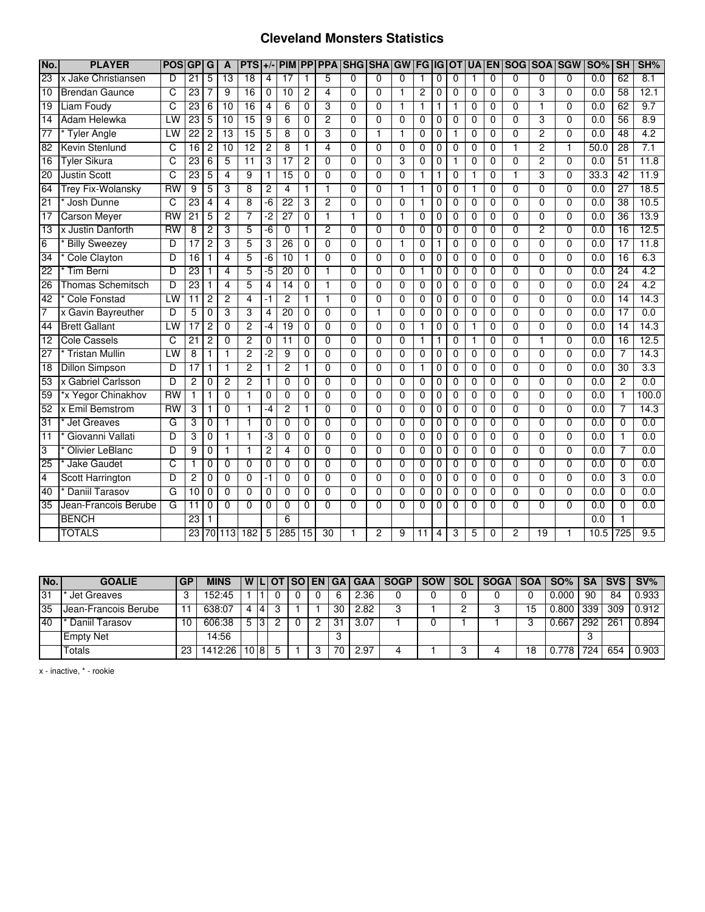# Cleveland Monsters Statistics

| No. | PLAYER | POS | GP | G | A | PTS | +/- | PIM | PP | PPA | SHG | SHA | GW | FG | IG | OT | UA | EN | SOG | SOA | SGW | SO% | SH | SH% |
|---|---|---|---|---|---|---|---|---|---|---|---|---|---|---|---|---|---|---|---|---|---|---|---|---|
| 23 | x Jake Christiansen | D | 21 | 5 | 13 | 18 | 4 | 17 | 1 | 5 | 0 | 0 | 0 | 1 | 0 | 0 | 1 | 0 | 0 | 0 | 0 | 0.0 | 62 | 8.1 |
| 10 | Brendan Gaunce | C | 23 | 7 | 9 | 16 | 0 | 10 | 2 | 4 | 0 | 0 | 1 | 2 | 0 | 0 | 0 | 0 | 0 | 3 | 0 | 0.0 | 58 | 12.1 |
| 19 | Liam Foudy | C | 23 | 6 | 10 | 16 | 4 | 6 | 0 | 3 | 0 | 0 | 1 | 1 | 1 | 1 | 0 | 0 | 0 | 1 | 0 | 0.0 | 62 | 9.7 |
| 14 | Adam Helewka | LW | 23 | 5 | 10 | 15 | 9 | 6 | 0 | 2 | 0 | 0 | 0 | 0 | 0 | 0 | 0 | 0 | 0 | 3 | 0 | 0.0 | 56 | 8.9 |
| 77 | * Tyler Angle | LW | 22 | 2 | 13 | 15 | 5 | 8 | 0 | 3 | 0 | 1 | 1 | 0 | 0 | 1 | 0 | 0 | 0 | 2 | 0 | 0.0 | 48 | 4.2 |
| 82 | Kevin Stenlund | C | 16 | 2 | 10 | 12 | 2 | 8 | 1 | 4 | 0 | 0 | 0 | 0 | 0 | 0 | 0 | 0 | 1 | 2 | 1 | 50.0 | 28 | 7.1 |
| 16 | Tyler Sikura | C | 23 | 6 | 5 | 11 | 3 | 17 | 2 | 0 | 0 | 0 | 3 | 0 | 0 | 1 | 0 | 0 | 0 | 2 | 0 | 0.0 | 51 | 11.8 |
| 20 | Justin Scott | C | 23 | 5 | 4 | 9 | 1 | 15 | 0 | 0 | 0 | 0 | 0 | 1 | 1 | 0 | 1 | 0 | 1 | 3 | 0 | 33.3 | 42 | 11.9 |
| 64 | Trey Fix-Wolansky | RW | 9 | 5 | 3 | 8 | 2 | 4 | 1 | 1 | 0 | 0 | 1 | 1 | 0 | 0 | 1 | 0 | 0 | 0 | 0 | 0.0 | 27 | 18.5 |
| 21 | * Josh Dunne | C | 23 | 4 | 4 | 8 | -6 | 22 | 3 | 2 | 0 | 0 | 0 | 1 | 0 | 0 | 0 | 0 | 0 | 0 | 0 | 0.0 | 38 | 10.5 |
| 17 | Carson Meyer | RW | 21 | 5 | 2 | 7 | -2 | 27 | 0 | 1 | 1 | 0 | 1 | 0 | 0 | 0 | 0 | 0 | 0 | 0 | 0 | 0.0 | 36 | 13.9 |
| 13 | x Justin Danforth | RW | 8 | 2 | 3 | 5 | -6 | 0 | 1 | 2 | 0 | 0 | 0 | 0 | 0 | 0 | 0 | 0 | 0 | 2 | 0 | 0.0 | 16 | 12.5 |
| 6 | * Billy Sweezey | D | 17 | 2 | 3 | 5 | 3 | 26 | 0 | 0 | 0 | 0 | 1 | 0 | 1 | 0 | 0 | 0 | 0 | 0 | 0 | 0.0 | 17 | 11.8 |
| 34 | * Cole Clayton | D | 16 | 1 | 4 | 5 | -6 | 10 | 1 | 0 | 0 | 0 | 0 | 0 | 0 | 0 | 0 | 0 | 0 | 0 | 0 | 0.0 | 16 | 6.3 |
| 22 | * Tim Berni | D | 23 | 1 | 4 | 5 | -5 | 20 | 0 | 1 | 0 | 0 | 0 | 1 | 0 | 0 | 0 | 0 | 0 | 0 | 0 | 0.0 | 24 | 4.2 |
| 26 | Thomas Schemitsch | D | 23 | 1 | 4 | 5 | 4 | 14 | 0 | 1 | 0 | 0 | 0 | 0 | 0 | 0 | 0 | 0 | 0 | 0 | 0 | 0.0 | 24 | 4.2 |
| 42 | * Cole Fonstad | LW | 11 | 2 | 2 | 4 | -1 | 2 | 1 | 1 | 0 | 0 | 0 | 0 | 0 | 0 | 0 | 0 | 0 | 0 | 0 | 0.0 | 14 | 14.3 |
| 7 | x Gavin Bayreuther | D | 5 | 0 | 3 | 3 | 4 | 20 | 0 | 0 | 0 | 1 | 0 | 0 | 0 | 0 | 0 | 0 | 0 | 0 | 0 | 0.0 | 17 | 0.0 |
| 44 | Brett Gallant | LW | 17 | 2 | 0 | 2 | -4 | 19 | 0 | 0 | 0 | 0 | 0 | 1 | 0 | 0 | 1 | 0 | 0 | 0 | 0 | 0.0 | 14 | 14.3 |
| 12 | Cole Cassels | C | 21 | 2 | 0 | 2 | 0 | 11 | 0 | 0 | 0 | 0 | 0 | 1 | 1 | 0 | 1 | 0 | 0 | 1 | 0 | 0.0 | 16 | 12.5 |
| 27 | * Tristan Mullin | LW | 8 | 1 | 1 | 2 | -2 | 9 | 0 | 0 | 0 | 0 | 0 | 0 | 0 | 0 | 0 | 0 | 0 | 0 | 0 | 0.0 | 7 | 14.3 |
| 18 | Dillon Simpson | D | 17 | 1 | 1 | 2 | 1 | 2 | 1 | 0 | 0 | 0 | 0 | 1 | 0 | 0 | 0 | 0 | 0 | 0 | 0 | 0.0 | 30 | 3.3 |
| 53 | x Gabriel Carlsson | D | 2 | 0 | 2 | 2 | 1 | 0 | 0 | 0 | 0 | 0 | 0 | 0 | 0 | 0 | 0 | 0 | 0 | 0 | 0 | 0.0 | 2 | 0.0 |
| 59 | *x Yegor Chinakhov | RW | 1 | 1 | 0 | 1 | 0 | 0 | 0 | 0 | 0 | 0 | 0 | 0 | 0 | 0 | 0 | 0 | 0 | 0 | 0 | 0.0 | 1 | 100.0 |
| 52 | x Emil Bemstrom | RW | 3 | 1 | 0 | 1 | -4 | 2 | 1 | 0 | 0 | 0 | 0 | 0 | 0 | 0 | 0 | 0 | 0 | 0 | 0 | 0.0 | 7 | 14.3 |
| 31 | * Jet Greaves | G | 3 | 0 | 1 | 1 | 0 | 0 | 0 | 0 | 0 | 0 | 0 | 0 | 0 | 0 | 0 | 0 | 0 | 0 | 0 | 0.0 | 0 | 0.0 |
| 11 | * Giovanni Vallati | D | 3 | 0 | 1 | 1 | -3 | 0 | 0 | 0 | 0 | 0 | 0 | 0 | 0 | 0 | 0 | 0 | 0 | 0 | 0 | 0.0 | 1 | 0.0 |
| 3 | * Olivier LeBlanc | D | 9 | 0 | 1 | 1 | 2 | 4 | 0 | 0 | 0 | 0 | 0 | 0 | 0 | 0 | 0 | 0 | 0 | 0 | 0 | 0.0 | 7 | 0.0 |
| 25 | * Jake Gaudet | C | 1 | 0 | 0 | 0 | 0 | 0 | 0 | 0 | 0 | 0 | 0 | 0 | 0 | 0 | 0 | 0 | 0 | 0 | 0 | 0.0 | 0 | 0.0 |
| 4 | Scott Harrington | D | 2 | 0 | 0 | 0 | -1 | 0 | 0 | 0 | 0 | 0 | 0 | 0 | 0 | 0 | 0 | 0 | 0 | 0 | 0 | 0.0 | 3 | 0.0 |
| 40 | * Daniil Tarasov | G | 10 | 0 | 0 | 0 | 0 | 0 | 0 | 0 | 0 | 0 | 0 | 0 | 0 | 0 | 0 | 0 | 0 | 0 | 0 | 0.0 | 0 | 0.0 |
| 35 | Jean-Francois Berube | G | 11 | 0 | 0 | 0 | 0 | 0 | 0 | 0 | 0 | 0 | 0 | 0 | 0 | 0 | 0 | 0 | 0 | 0 | 0 | 0.0 | 0 | 0.0 |
| | BENCH | | 23 | 1 | | | | 6 | | | | | | | | | | | | | | 0.0 | 1 | |
| | TOTALS | | 23 | 70 | 113 | 182 | 5 | 285 | 15 | 30 | 1 | 2 | 9 | 11 | 4 | 3 | 5 | 0 | 2 | 19 | 1 | 10.5 | 725 | 9.5 |

| No. | GOALIE | GP | MINS | W | L | OT | SO | EN | GA | GAA | SOGP | SOW | SOL | SOGA | SOA | SO% | SA | SVS | SV% |
|---|---|---|---|---|---|---|---|---|---|---|---|---|---|---|---|---|---|---|---|
| 31 | * Jet Greaves | 3 | 152:45 | 1 | 1 | 0 | 0 | 0 | 6 | 2.36 | 0 | 0 | 0 | 0 | 0 | 0.000 | 90 | 84 | 0.933 |
| 35 | Jean-Francois Berube | 11 | 638:07 | 4 | 4 | 3 | 1 | 1 | 30 | 2.82 | 3 | 1 | 2 | 3 | 15 | 0.800 | 339 | 309 | 0.912 |
| 40 | * Daniil Tarasov | 10 | 606:38 | 5 | 3 | 2 | 0 | 2 | 31 | 3.07 | 1 | 0 | 1 | 1 | 3 | 0.667 | 292 | 261 | 0.894 |
| | Empty Net | | 14:56 | | | | | | 3 | | | | | | | | 3 | | |
| | Totals | 23 | 1412:26 | 10 | 8 | 5 | 1 | 3 | 70 | 2.97 | 4 | 1 | 3 | 4 | 18 | 0.778 | 724 | 654 | 0.903 |

x - inactive, * - rookie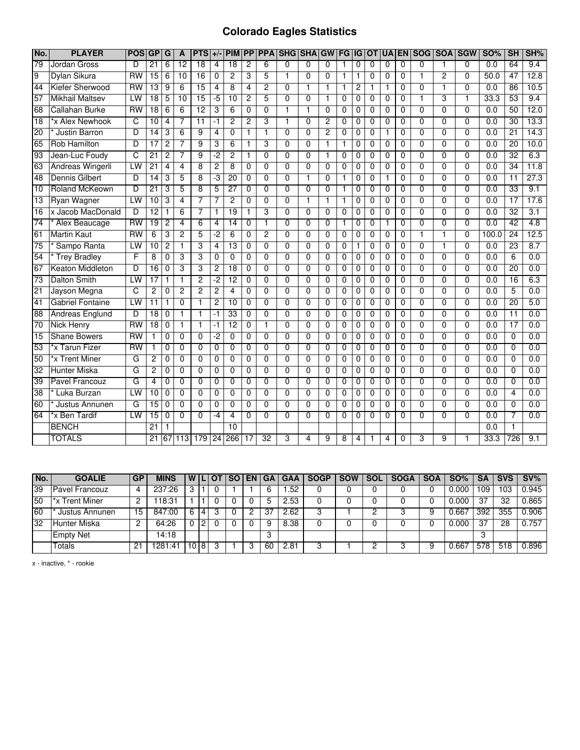# Colorado Eagles Statistics

| No. | PLAYER | POS | GP | G | A | PTS | +/- | PIM | PP | PPA | SHG | SHA | GW | FG | IG | OT | UA | EN | SOG | SOA | SGW | SO% | SH | SH% |
|---|---|---|---|---|---|---|---|---|---|---|---|---|---|---|---|---|---|---|---|---|---|---|---|---|
| 79 | Jordan Gross | D | 21 | 6 | 12 | 18 | 4 | 18 | 2 | 6 | 0 | 0 | 0 | 1 | 0 | 0 | 0 | 0 | 0 | 1 | 0 | 0.0 | 64 | 9.4 |
| 9 | Dylan Sikura | RW | 15 | 6 | 10 | 16 | 0 | 2 | 3 | 5 | 1 | 0 | 0 | 1 | 1 | 0 | 0 | 0 | 1 | 2 | 0 | 50.0 | 47 | 12.8 |
| 44 | Kiefer Sherwood | RW | 13 | 9 | 6 | 15 | 4 | 8 | 4 | 2 | 0 | 1 | 1 | 1 | 2 | 1 | 1 | 0 | 0 | 1 | 0 | 0.0 | 86 | 10.5 |
| 57 | Mikhail Maltsev | LW | 18 | 5 | 10 | 15 | -5 | 10 | 2 | 5 | 0 | 0 | 1 | 0 | 0 | 0 | 0 | 0 | 1 | 3 | 1 | 33.3 | 53 | 9.4 |
| 68 | Callahan Burke | RW | 18 | 6 | 6 | 12 | 3 | 6 | 0 | 0 | 1 | 1 | 0 | 0 | 0 | 0 | 0 | 0 | 0 | 0 | 0 | 0.0 | 50 | 12.0 |
| 18 | *x Alex Newhook | C | 10 | 4 | 7 | 11 | -1 | 2 | 2 | 3 | 1 | 0 | 2 | 0 | 0 | 0 | 0 | 0 | 0 | 0 | 0 | 0.0 | 30 | 13.3 |
| 20 | * Justin Barron | D | 14 | 3 | 6 | 9 | 4 | 0 | 1 | 1 | 0 | 0 | 2 | 0 | 0 | 0 | 1 | 0 | 0 | 0 | 0 | 0.0 | 21 | 14.3 |
| 65 | Rob Hamilton | D | 17 | 2 | 7 | 9 | 3 | 6 | 1 | 3 | 0 | 0 | 1 | 1 | 0 | 0 | 0 | 0 | 0 | 0 | 0 | 0.0 | 20 | 10.0 |
| 93 | Jean-Luc Foudy | C | 21 | 2 | 7 | 9 | -2 | 2 | 1 | 0 | 0 | 0 | 1 | 0 | 0 | 0 | 0 | 0 | 0 | 0 | 0 | 0.0 | 32 | 6.3 |
| 63 | Andreas Wingerli | LW | 21 | 4 | 4 | 8 | 2 | 8 | 0 | 0 | 0 | 0 | 0 | 0 | 0 | 0 | 0 | 0 | 0 | 0 | 0 | 0.0 | 34 | 11.8 |
| 48 | Dennis Gilbert | D | 14 | 3 | 5 | 8 | -3 | 20 | 0 | 0 | 0 | 1 | 0 | 1 | 0 | 0 | 1 | 0 | 0 | 0 | 0 | 0.0 | 11 | 27.3 |
| 10 | Roland McKeown | D | 21 | 3 | 5 | 8 | 5 | 27 | 0 | 0 | 0 | 0 | 0 | 1 | 0 | 0 | 0 | 0 | 0 | 0 | 0 | 0.0 | 33 | 9.1 |
| 13 | Ryan Wagner | LW | 10 | 3 | 4 | 7 | 7 | 2 | 0 | 0 | 0 | 1 | 1 | 1 | 0 | 0 | 0 | 0 | 0 | 0 | 0 | 0.0 | 17 | 17.6 |
| 16 | x Jacob MacDonald | D | 12 | 1 | 6 | 7 | 1 | 19 | 1 | 3 | 0 | 0 | 0 | 0 | 0 | 0 | 0 | 0 | 0 | 0 | 0 | 0.0 | 32 | 3.1 |
| 74 | * Alex Beaucage | RW | 19 | 2 | 4 | 6 | 4 | 14 | 0 | 1 | 0 | 0 | 0 | 1 | 0 | 0 | 1 | 0 | 0 | 0 | 0 | 0.0 | 42 | 4.8 |
| 61 | Martin Kaut | RW | 6 | 3 | 2 | 5 | -2 | 6 | 0 | 2 | 0 | 0 | 0 | 0 | 0 | 0 | 0 | 0 | 1 | 1 | 0 | 100.0 | 24 | 12.5 |
| 75 | * Sampo Ranta | LW | 10 | 2 | 1 | 3 | 4 | 13 | 0 | 0 | 0 | 0 | 0 | 0 | 1 | 0 | 0 | 0 | 0 | 1 | 0 | 0.0 | 23 | 8.7 |
| 54 | * Trey Bradley | F | 8 | 0 | 3 | 3 | 0 | 0 | 0 | 0 | 0 | 0 | 0 | 0 | 0 | 0 | 0 | 0 | 0 | 0 | 0 | 0.0 | 6 | 0.0 |
| 67 | Keaton Middleton | D | 16 | 0 | 3 | 3 | 2 | 18 | 0 | 0 | 0 | 0 | 0 | 0 | 0 | 0 | 0 | 0 | 0 | 0 | 0 | 0.0 | 20 | 0.0 |
| 73 | Dalton Smith | LW | 17 | 1 | 1 | 2 | -2 | 12 | 0 | 0 | 0 | 0 | 0 | 0 | 0 | 0 | 0 | 0 | 0 | 0 | 0 | 0.0 | 16 | 6.3 |
| 21 | Jayson Megna | C | 2 | 0 | 2 | 2 | 2 | 4 | 0 | 0 | 0 | 0 | 0 | 0 | 0 | 0 | 0 | 0 | 0 | 0 | 0 | 0.0 | 5 | 0.0 |
| 41 | Gabriel Fontaine | LW | 11 | 1 | 0 | 1 | 2 | 10 | 0 | 0 | 0 | 0 | 0 | 0 | 0 | 0 | 0 | 0 | 0 | 0 | 0 | 0.0 | 20 | 5.0 |
| 88 | Andreas Englund | D | 18 | 0 | 1 | 1 | -1 | 33 | 0 | 0 | 0 | 0 | 0 | 0 | 0 | 0 | 0 | 0 | 0 | 0 | 0 | 0.0 | 11 | 0.0 |
| 70 | Nick Henry | RW | 18 | 0 | 1 | 1 | -1 | 12 | 0 | 1 | 0 | 0 | 0 | 0 | 0 | 0 | 0 | 0 | 0 | 0 | 0 | 0.0 | 17 | 0.0 |
| 15 | Shane Bowers | RW | 1 | 0 | 0 | 0 | -2 | 0 | 0 | 0 | 0 | 0 | 0 | 0 | 0 | 0 | 0 | 0 | 0 | 0 | 0 | 0.0 | 0 | 0.0 |
| 53 | *x Tarun Fizer | RW | 1 | 0 | 0 | 0 | 0 | 0 | 0 | 0 | 0 | 0 | 0 | 0 | 0 | 0 | 0 | 0 | 0 | 0 | 0 | 0.0 | 0 | 0.0 |
| 50 | *x Trent Miner | G | 2 | 0 | 0 | 0 | 0 | 0 | 0 | 0 | 0 | 0 | 0 | 0 | 0 | 0 | 0 | 0 | 0 | 0 | 0 | 0.0 | 0 | 0.0 |
| 32 | Hunter Miska | G | 2 | 0 | 0 | 0 | 0 | 0 | 0 | 0 | 0 | 0 | 0 | 0 | 0 | 0 | 0 | 0 | 0 | 0 | 0 | 0.0 | 0 | 0.0 |
| 39 | Pavel Francouz | G | 4 | 0 | 0 | 0 | 0 | 0 | 0 | 0 | 0 | 0 | 0 | 0 | 0 | 0 | 0 | 0 | 0 | 0 | 0 | 0.0 | 0 | 0.0 |
| 38 | * Luka Burzan | LW | 10 | 0 | 0 | 0 | 0 | 0 | 0 | 0 | 0 | 0 | 0 | 0 | 0 | 0 | 0 | 0 | 0 | 0 | 0 | 0.0 | 4 | 0.0 |
| 60 | * Justus Annunen | G | 15 | 0 | 0 | 0 | 0 | 0 | 0 | 0 | 0 | 0 | 0 | 0 | 0 | 0 | 0 | 0 | 0 | 0 | 0 | 0.0 | 0 | 0.0 |
| 64 | *x Ben Tardif | LW | 15 | 0 | 0 | 0 | -4 | 4 | 0 | 0 | 0 | 0 | 0 | 0 | 0 | 0 | 0 | 0 | 0 | 0 | 0 | 0.0 | 7 | 0.0 |
| | BENCH | | 21 | 1 | | | | 10 | | | | | | | | | | | | | | 0.0 | 1 | |
| | TOTALS | | 21 | 67 | 113 | 179 | 24 | 266 | 17 | 32 | 3 | 4 | 9 | 8 | 4 | 1 | 4 | 0 | 3 | 9 | 1 | 33.3 | 726 | 9.1 |

| No. | GOALIE | GP | MINS | W | L | OT | SO | EN | GA | GAA | SOGP | SOW | SOL | SOGA | SOA | SO% | SA | SVS | SV% |
|---|---|---|---|---|---|---|---|---|---|---|---|---|---|---|---|---|---|---|---|
| 39 | Pavel Francouz | 4 | 237:26 | 3 | 1 | 0 | 1 | 1 | 6 | 1.52 | 0 | 0 | 0 | 0 | 0 | 0.000 | 109 | 103 | 0.945 |
| 50 | *x Trent Miner | 2 | 118:31 | 1 | 1 | 0 | 0 | 0 | 5 | 2.53 | 0 | 0 | 0 | 0 | 0 | 0.000 | 37 | 32 | 0.865 |
| 60 | * Justus Annunen | 15 | 847:00 | 6 | 4 | 3 | 0 | 2 | 37 | 2.62 | 3 | 1 | 2 | 3 | 9 | 0.667 | 392 | 355 | 0.906 |
| 32 | Hunter Miska | 2 | 64:26 | 0 | 2 | 0 | 0 | 0 | 9 | 8.38 | 0 | 0 | 0 | 0 | 0 | 0.000 | 37 | 28 | 0.757 |
| | Empty Net | | 14:18 | | | | | | 3 | | | | | | | | 3 | | |
| | Totals | 21 | 1281:41 | 10 | 8 | 3 | 1 | 3 | 60 | 2.81 | 3 | 1 | 2 | 3 | 9 | 0.667 | 578 | 518 | 0.896 |

x - inactive, * - rookie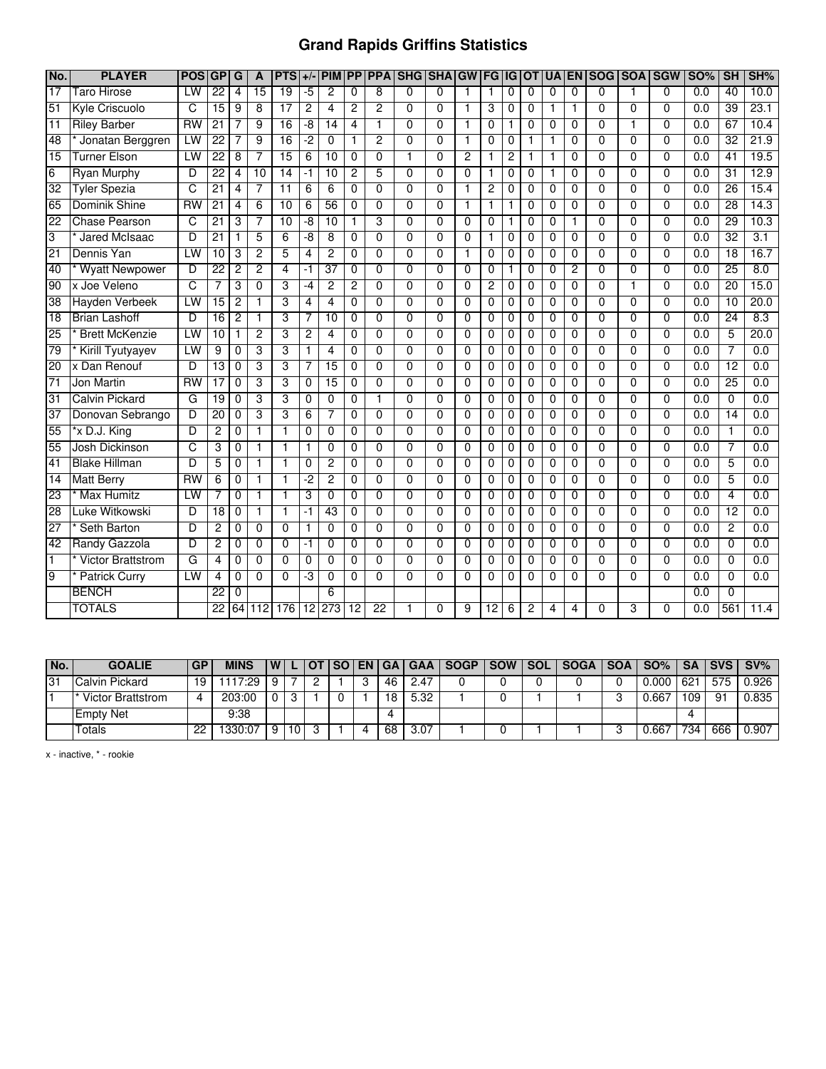# Grand Rapids Griffins Statistics

| No. | PLAYER | POS | GP | G | A | PTS | +/- | PIM | PP | PPA | SHG | SHA | GW | FG | IG | OT | UA | EN | SOG | SOA | SGW | SO% | SH | SH% |
|---|---|---|---|---|---|---|---|---|---|---|---|---|---|---|---|---|---|---|---|---|---|---|---|---|
| 17 | Taro Hirose | LW | 22 | 4 | 15 | 19 | -5 | 2 | 0 | 8 | 0 | 0 | 1 | 1 | 0 | 0 | 0 | 0 | 0 | 1 | 0 | 0.0 | 40 | 10.0 |
| 51 | Kyle Criscuolo | C | 15 | 9 | 8 | 17 | 2 | 4 | 2 | 2 | 0 | 0 | 1 | 3 | 0 | 0 | 1 | 1 | 0 | 0 | 0 | 0.0 | 39 | 23.1 |
| 11 | Riley Barber | RW | 21 | 7 | 9 | 16 | -8 | 14 | 4 | 1 | 0 | 0 | 1 | 0 | 1 | 0 | 0 | 0 | 0 | 1 | 0 | 0.0 | 67 | 10.4 |
| 48 | * Jonatan Berggren | LW | 22 | 7 | 9 | 16 | -2 | 0 | 1 | 2 | 0 | 0 | 1 | 0 | 0 | 1 | 1 | 0 | 0 | 0 | 0 | 0.0 | 32 | 21.9 |
| 15 | Turner Elson | LW | 22 | 8 | 7 | 15 | 6 | 10 | 0 | 0 | 1 | 0 | 2 | 1 | 2 | 1 | 1 | 0 | 0 | 0 | 0 | 0.0 | 41 | 19.5 |
| 6 | Ryan Murphy | D | 22 | 4 | 10 | 14 | -1 | 10 | 2 | 5 | 0 | 0 | 0 | 1 | 0 | 0 | 1 | 0 | 0 | 0 | 0 | 0.0 | 31 | 12.9 |
| 32 | Tyler Spezia | C | 21 | 4 | 7 | 11 | 6 | 6 | 0 | 0 | 0 | 0 | 1 | 2 | 0 | 0 | 0 | 0 | 0 | 0 | 0 | 0.0 | 26 | 15.4 |
| 65 | Dominik Shine | RW | 21 | 4 | 6 | 10 | 6 | 56 | 0 | 0 | 0 | 0 | 1 | 1 | 1 | 0 | 0 | 0 | 0 | 0 | 0 | 0.0 | 28 | 14.3 |
| 22 | Chase Pearson | C | 21 | 3 | 7 | 10 | -8 | 10 | 1 | 3 | 0 | 0 | 0 | 0 | 1 | 0 | 0 | 1 | 0 | 0 | 0 | 0.0 | 29 | 10.3 |
| 3 | * Jared McIsaac | D | 21 | 1 | 5 | 6 | -8 | 8 | 0 | 0 | 0 | 0 | 0 | 1 | 0 | 0 | 0 | 0 | 0 | 0 | 0 | 0.0 | 32 | 3.1 |
| 21 | Dennis Yan | LW | 10 | 3 | 2 | 5 | 4 | 2 | 0 | 0 | 0 | 0 | 1 | 0 | 0 | 0 | 0 | 0 | 0 | 0 | 0 | 0.0 | 18 | 16.7 |
| 40 | * Wyatt Newpower | D | 22 | 2 | 2 | 4 | -1 | 37 | 0 | 0 | 0 | 0 | 0 | 0 | 1 | 0 | 0 | 2 | 0 | 0 | 0 | 0.0 | 25 | 8.0 |
| 90 | x Joe Veleno | C | 7 | 3 | 0 | 3 | -4 | 2 | 2 | 0 | 0 | 0 | 0 | 2 | 0 | 0 | 0 | 0 | 0 | 1 | 0 | 0.0 | 20 | 15.0 |
| 38 | Hayden Verbeek | LW | 15 | 2 | 1 | 3 | 4 | 4 | 0 | 0 | 0 | 0 | 0 | 0 | 0 | 0 | 0 | 0 | 0 | 0 | 0 | 0.0 | 10 | 20.0 |
| 18 | Brian Lashoff | D | 16 | 2 | 1 | 3 | 7 | 10 | 0 | 0 | 0 | 0 | 0 | 0 | 0 | 0 | 0 | 0 | 0 | 0 | 0 | 0.0 | 24 | 8.3 |
| 25 | * Brett McKenzie | LW | 10 | 1 | 2 | 3 | 2 | 4 | 0 | 0 | 0 | 0 | 0 | 0 | 0 | 0 | 0 | 0 | 0 | 0 | 0 | 0.0 | 5 | 20.0 |
| 79 | * Kirill Tyutyayev | LW | 9 | 0 | 3 | 3 | 1 | 4 | 0 | 0 | 0 | 0 | 0 | 0 | 0 | 0 | 0 | 0 | 0 | 0 | 0 | 0.0 | 7 | 0.0 |
| 20 | x Dan Renouf | D | 13 | 0 | 3 | 3 | 7 | 15 | 0 | 0 | 0 | 0 | 0 | 0 | 0 | 0 | 0 | 0 | 0 | 0 | 0 | 0.0 | 12 | 0.0 |
| 71 | Jon Martin | RW | 17 | 0 | 3 | 3 | 0 | 15 | 0 | 0 | 0 | 0 | 0 | 0 | 0 | 0 | 0 | 0 | 0 | 0 | 0 | 0.0 | 25 | 0.0 |
| 31 | Calvin Pickard | G | 19 | 0 | 3 | 3 | 0 | 0 | 0 | 1 | 0 | 0 | 0 | 0 | 0 | 0 | 0 | 0 | 0 | 0 | 0 | 0.0 | 0 | 0.0 |
| 37 | Donovan Sebrango | D | 20 | 0 | 3 | 3 | 6 | 7 | 0 | 0 | 0 | 0 | 0 | 0 | 0 | 0 | 0 | 0 | 0 | 0 | 0 | 0.0 | 14 | 0.0 |
| 55 | *x D.J. King | D | 2 | 0 | 1 | 1 | 0 | 0 | 0 | 0 | 0 | 0 | 0 | 0 | 0 | 0 | 0 | 0 | 0 | 0 | 0 | 0.0 | 1 | 0.0 |
| 55 | Josh Dickinson | C | 3 | 0 | 1 | 1 | 1 | 0 | 0 | 0 | 0 | 0 | 0 | 0 | 0 | 0 | 0 | 0 | 0 | 0 | 0 | 0.0 | 7 | 0.0 |
| 41 | Blake Hillman | D | 5 | 0 | 1 | 1 | 0 | 2 | 0 | 0 | 0 | 0 | 0 | 0 | 0 | 0 | 0 | 0 | 0 | 0 | 0 | 0.0 | 5 | 0.0 |
| 14 | Matt Berry | RW | 6 | 0 | 1 | 1 | -2 | 2 | 0 | 0 | 0 | 0 | 0 | 0 | 0 | 0 | 0 | 0 | 0 | 0 | 0 | 0.0 | 5 | 0.0 |
| 23 | * Max Humitz | LW | 7 | 0 | 1 | 1 | 3 | 0 | 0 | 0 | 0 | 0 | 0 | 0 | 0 | 0 | 0 | 0 | 0 | 0 | 0 | 0.0 | 4 | 0.0 |
| 28 | Luke Witkowski | D | 18 | 0 | 1 | 1 | -1 | 43 | 0 | 0 | 0 | 0 | 0 | 0 | 0 | 0 | 0 | 0 | 0 | 0 | 0 | 0.0 | 12 | 0.0 |
| 27 | * Seth Barton | D | 2 | 0 | 0 | 0 | 1 | 0 | 0 | 0 | 0 | 0 | 0 | 0 | 0 | 0 | 0 | 0 | 0 | 0 | 0 | 0.0 | 2 | 0.0 |
| 42 | Randy Gazzola | D | 2 | 0 | 0 | 0 | -1 | 0 | 0 | 0 | 0 | 0 | 0 | 0 | 0 | 0 | 0 | 0 | 0 | 0 | 0 | 0.0 | 0 | 0.0 |
| 1 | * Victor Brattstrom | G | 4 | 0 | 0 | 0 | 0 | 0 | 0 | 0 | 0 | 0 | 0 | 0 | 0 | 0 | 0 | 0 | 0 | 0 | 0 | 0.0 | 0 | 0.0 |
| 9 | * Patrick Curry | LW | 4 | 0 | 0 | 0 | -3 | 0 | 0 | 0 | 0 | 0 | 0 | 0 | 0 | 0 | 0 | 0 | 0 | 0 | 0 | 0.0 | 0 | 0.0 |
| | BENCH | | 22 | 0 | | | | 6 | | | | | | | | | | | | | | 0.0 | 0 | |
| | TOTALS | | 22 | 64 | 112 | 176 | 12 | 273 | 12 | 22 | 1 | 0 | 9 | 12 | 6 | 2 | 4 | 4 | 0 | 3 | 0 | 0.0 | 561 | 11.4 |

| No. | GOALIE | GP | MINS | W | L | OT | SO | EN | GA | GAA | SOGP | SOW | SOL | SOGA | SOA | SO% | SA | SVS | SV% |
|---|---|---|---|---|---|---|---|---|---|---|---|---|---|---|---|---|---|---|---|
| 31 | Calvin Pickard | 19 | 1117:29 | 9 | 7 | 2 | 1 | 3 | 46 | 2.47 | 0 | 0 | 0 | 0 | 0 | 0.000 | 621 | 575 | 0.926 |
| 1 | * Victor Brattstrom | 4 | 203:00 | 0 | 3 | 1 | 0 | 1 | 18 | 5.32 | 1 | 0 | 1 | 1 | 3 | 0.667 | 109 | 91 | 0.835 |
| | Empty Net | | 9:38 | | | | | | 4 | | | | | | | | 4 | | |
| | Totals | 22 | 1330:07 | 9 | 10 | 3 | 1 | 4 | 68 | 3.07 | 1 | 0 | 1 | 1 | 3 | 0.667 | 734 | 666 | 0.907 |

x - inactive, * - rookie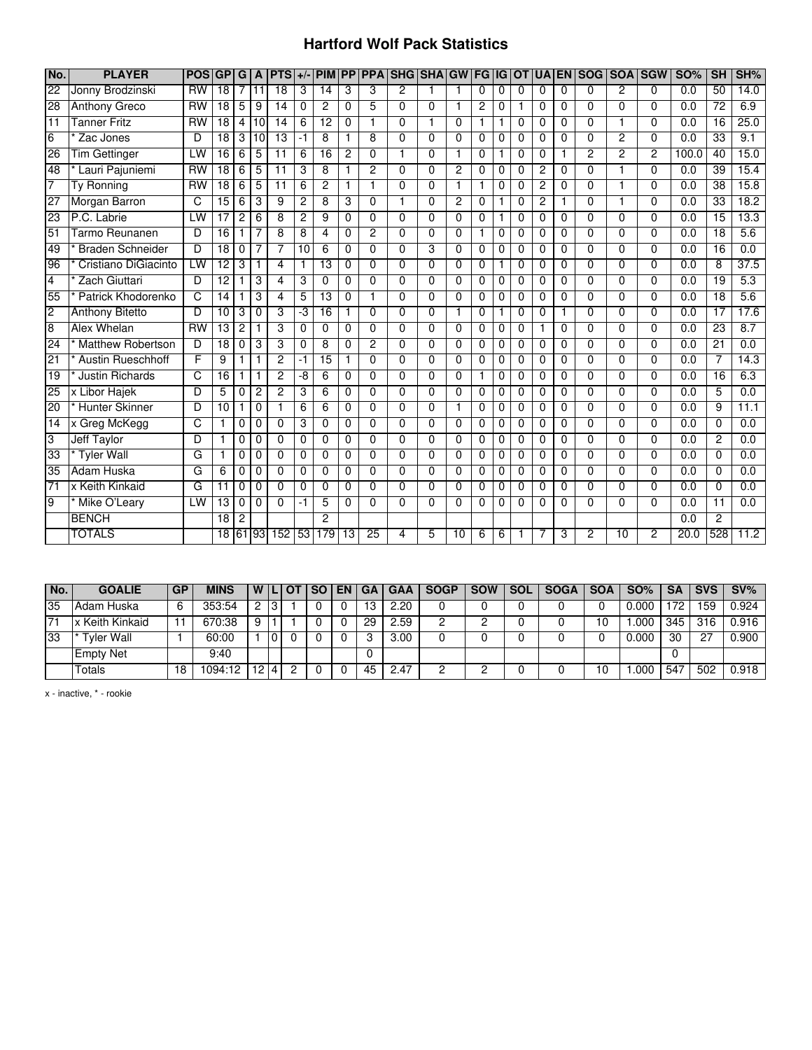# Hartford Wolf Pack Statistics

| No. | PLAYER | POS | GP | G | A | PTS | +/- | PIM | PP | PPA | SHG | SHA | GW | FG | IG | OT | UA | EN | SOG | SOA | SGW | SO% | SH | SH% |
|---|---|---|---|---|---|---|---|---|---|---|---|---|---|---|---|---|---|---|---|---|---|---|---|---|
| 22 | Jonny Brodzinski | RW | 18 | 7 | 11 | 18 | 3 | 14 | 3 | 3 | 2 | 1 | 1 | 0 | 0 | 0 | 0 | 0 | 0 | 2 | 0 | 0.0 | 50 | 14.0 |
| 28 | Anthony Greco | RW | 18 | 5 | 9 | 14 | 0 | 2 | 0 | 5 | 0 | 0 | 1 | 2 | 0 | 1 | 0 | 0 | 0 | 0 | 0 | 0.0 | 72 | 6.9 |
| 11 | Tanner Fritz | RW | 18 | 4 | 10 | 14 | 6 | 12 | 0 | 1 | 0 | 1 | 0 | 1 | 1 | 0 | 0 | 0 | 0 | 1 | 0 | 0.0 | 16 | 25.0 |
| 6 | * Zac Jones | D | 18 | 3 | 10 | 13 | -1 | 8 | 1 | 8 | 0 | 0 | 0 | 0 | 0 | 0 | 0 | 0 | 0 | 2 | 0 | 0.0 | 33 | 9.1 |
| 26 | Tim Gettinger | LW | 16 | 6 | 5 | 11 | 6 | 16 | 2 | 0 | 1 | 0 | 1 | 0 | 1 | 0 | 0 | 1 | 2 | 2 | 2 | 100.0 | 40 | 15.0 |
| 48 | * Lauri Pajuniemi | RW | 18 | 6 | 5 | 11 | 3 | 8 | 1 | 2 | 0 | 0 | 2 | 0 | 0 | 0 | 2 | 0 | 0 | 1 | 0 | 0.0 | 39 | 15.4 |
| 7 | Ty Ronning | RW | 18 | 6 | 5 | 11 | 6 | 2 | 1 | 1 | 0 | 0 | 1 | 1 | 0 | 0 | 2 | 0 | 0 | 1 | 0 | 0.0 | 38 | 15.8 |
| 27 | Morgan Barron | C | 15 | 6 | 3 | 9 | 2 | 8 | 3 | 0 | 1 | 0 | 2 | 0 | 1 | 0 | 2 | 1 | 0 | 1 | 0 | 0.0 | 33 | 18.2 |
| 23 | P.C. Labrie | LW | 17 | 2 | 6 | 8 | 2 | 9 | 0 | 0 | 0 | 0 | 0 | 0 | 1 | 0 | 0 | 0 | 0 | 0 | 0 | 0.0 | 15 | 13.3 |
| 51 | Tarmo Reunanen | D | 16 | 1 | 7 | 8 | 8 | 4 | 0 | 2 | 0 | 0 | 0 | 1 | 0 | 0 | 0 | 0 | 0 | 0 | 0 | 0.0 | 18 | 5.6 |
| 49 | * Braden Schneider | D | 18 | 0 | 7 | 7 | 10 | 6 | 0 | 0 | 0 | 3 | 0 | 0 | 0 | 0 | 0 | 0 | 0 | 0 | 0 | 0.0 | 16 | 0.0 |
| 96 | * Cristiano DiGiacinto | LW | 12 | 3 | 1 | 4 | 1 | 13 | 0 | 0 | 0 | 0 | 0 | 0 | 1 | 0 | 0 | 0 | 0 | 0 | 0 | 0.0 | 8 | 37.5 |
| 4 | * Zach Giuttari | D | 12 | 1 | 3 | 4 | 3 | 0 | 0 | 0 | 0 | 0 | 0 | 0 | 0 | 0 | 0 | 0 | 0 | 0 | 0 | 0.0 | 19 | 5.3 |
| 55 | * Patrick Khodorenko | C | 14 | 1 | 3 | 4 | 5 | 13 | 0 | 1 | 0 | 0 | 0 | 0 | 0 | 0 | 0 | 0 | 0 | 0 | 0 | 0.0 | 18 | 5.6 |
| 2 | Anthony Bitetto | D | 10 | 3 | 0 | 3 | -3 | 16 | 1 | 0 | 0 | 0 | 1 | 0 | 1 | 0 | 0 | 1 | 0 | 0 | 0 | 0.0 | 17 | 17.6 |
| 8 | Alex Whelan | RW | 13 | 2 | 1 | 3 | 0 | 0 | 0 | 0 | 0 | 0 | 0 | 0 | 0 | 0 | 1 | 0 | 0 | 0 | 0 | 0.0 | 23 | 8.7 |
| 24 | * Matthew Robertson | D | 18 | 0 | 3 | 3 | 0 | 8 | 0 | 2 | 0 | 0 | 0 | 0 | 0 | 0 | 0 | 0 | 0 | 0 | 0 | 0.0 | 21 | 0.0 |
| 21 | * Austin Rueschhoff | F | 9 | 1 | 1 | 2 | -1 | 15 | 1 | 0 | 0 | 0 | 0 | 0 | 0 | 0 | 0 | 0 | 0 | 0 | 0 | 0.0 | 7 | 14.3 |
| 19 | * Justin Richards | C | 16 | 1 | 1 | 2 | -8 | 6 | 0 | 0 | 0 | 0 | 0 | 1 | 0 | 0 | 0 | 0 | 0 | 0 | 0 | 0.0 | 16 | 6.3 |
| 25 | x Libor Hajek | D | 5 | 0 | 2 | 2 | 3 | 6 | 0 | 0 | 0 | 0 | 0 | 0 | 0 | 0 | 0 | 0 | 0 | 0 | 0 | 0.0 | 5 | 0.0 |
| 20 | * Hunter Skinner | D | 10 | 1 | 0 | 1 | 6 | 6 | 0 | 0 | 0 | 0 | 1 | 0 | 0 | 0 | 0 | 0 | 0 | 0 | 0 | 0.0 | 9 | 11.1 |
| 14 | x Greg McKegg | C | 1 | 0 | 0 | 0 | 3 | 0 | 0 | 0 | 0 | 0 | 0 | 0 | 0 | 0 | 0 | 0 | 0 | 0 | 0 | 0.0 | 0 | 0.0 |
| 3 | Jeff Taylor | D | 1 | 0 | 0 | 0 | 0 | 0 | 0 | 0 | 0 | 0 | 0 | 0 | 0 | 0 | 0 | 0 | 0 | 0 | 0 | 0.0 | 2 | 0.0 |
| 33 | * Tyler Wall | G | 1 | 0 | 0 | 0 | 0 | 0 | 0 | 0 | 0 | 0 | 0 | 0 | 0 | 0 | 0 | 0 | 0 | 0 | 0 | 0.0 | 0 | 0.0 |
| 35 | Adam Huska | G | 6 | 0 | 0 | 0 | 0 | 0 | 0 | 0 | 0 | 0 | 0 | 0 | 0 | 0 | 0 | 0 | 0 | 0 | 0 | 0.0 | 0 | 0.0 |
| 71 | x Keith Kinkaid | G | 11 | 0 | 0 | 0 | 0 | 0 | 0 | 0 | 0 | 0 | 0 | 0 | 0 | 0 | 0 | 0 | 0 | 0 | 0 | 0.0 | 0 | 0.0 |
| 9 | * Mike O'Leary | LW | 13 | 0 | 0 | 0 | -1 | 5 | 0 | 0 | 0 | 0 | 0 | 0 | 0 | 0 | 0 | 0 | 0 | 0 | 0 | 0.0 | 11 | 0.0 |
| | BENCH | | 18 | 2 | | | | 2 | | | | | | | | | | | | | | 0.0 | 2 | |
| | TOTALS | | 18 | 61 | 93 | 152 | 53 | 179 | 13 | 25 | 4 | 5 | 10 | 6 | 6 | 1 | 7 | 3 | 2 | 10 | 2 | 20.0 | 528 | 11.2 |

| No. | GOALIE | GP | MINS | W | L | OT | SO | EN | GA | GAA | SOGP | SOW | SOL | SOGA | SOA | SO% | SA | SVS | SV% |
|---|---|---|---|---|---|---|---|---|---|---|---|---|---|---|---|---|---|---|---|
| 35 | Adam Huska | 6 | 353:54 | 2 | 3 | 1 | 0 | 0 | 13 | 2.20 | 0 | 0 | 0 | 0 | 0 | 0.000 | 172 | 159 | 0.924 |
| 71 | x Keith Kinkaid | 11 | 670:38 | 9 | 1 | 1 | 0 | 0 | 29 | 2.59 | 2 | 2 | 0 | 0 | 10 | 1.000 | 345 | 316 | 0.916 |
| 33 | * Tyler Wall | 1 | 60:00 | 1 | 0 | 0 | 0 | 0 | 3 | 3.00 | 0 | 0 | 0 | 0 | 0 | 0.000 | 30 | 27 | 0.900 |
| | Empty Net | | 9:40 | | | | | | 0 | | | | | | | | 0 | | |
| | Totals | 18 | 1094:12 | 12 | 4 | 2 | 0 | 0 | 45 | 2.47 | 2 | 2 | 0 | 0 | 10 | 1.000 | 547 | 502 | 0.918 |

x - inactive, * - rookie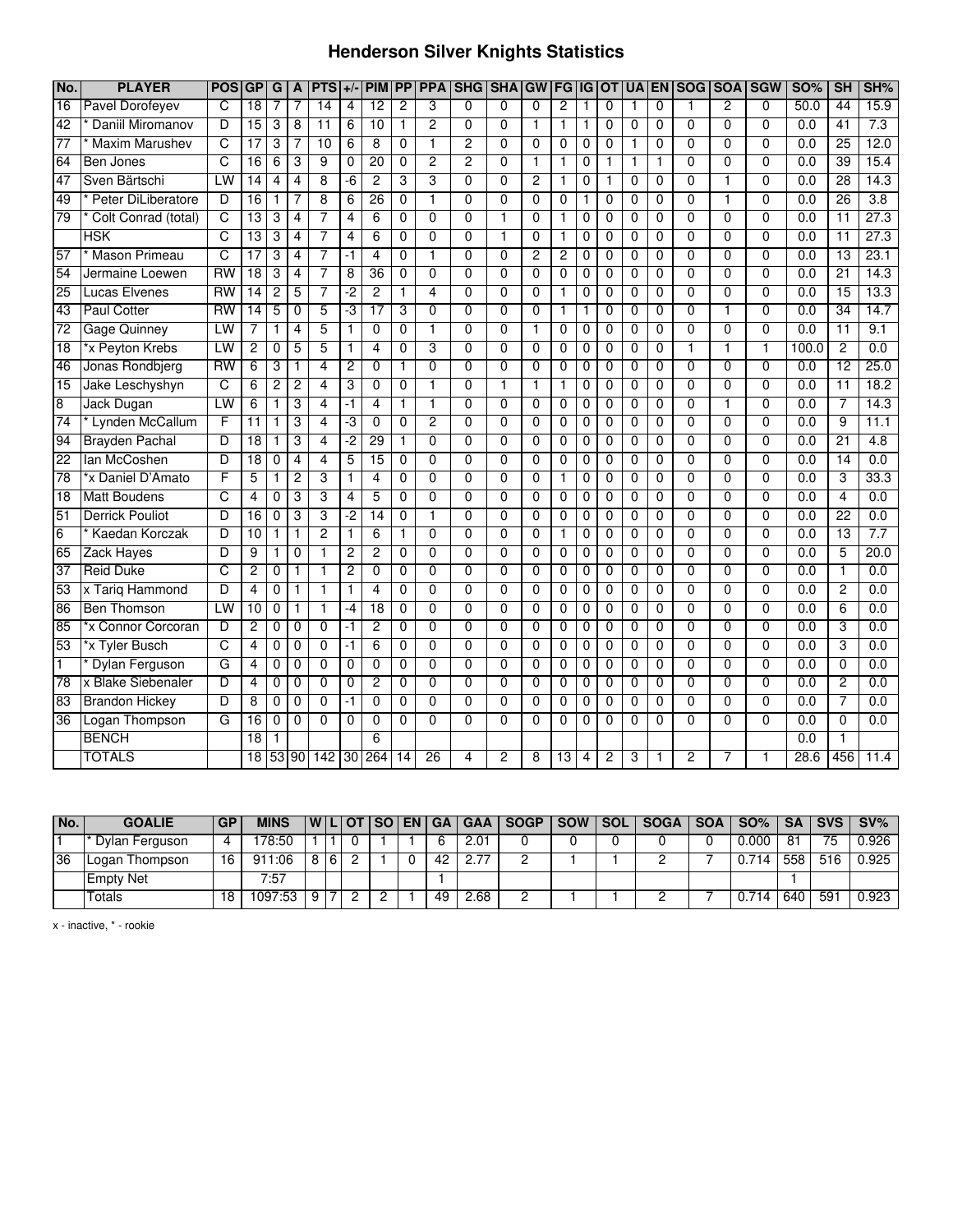# Henderson Silver Knights Statistics

| No. | PLAYER | POS | GP | G | A | PTS | +/- | PIM | PP | PPA | SHG | SHA | GW | FG | IG | OT | UA | EN | SOG | SOA | SGW | SO% | SH | SH% |
|---|---|---|---|---|---|---|---|---|---|---|---|---|---|---|---|---|---|---|---|---|---|---|---|---|
| 16 | Pavel Dorofeyev | C | 18 | 7 | 7 | 14 | 4 | 12 | 2 | 3 | 0 | 0 | 0 | 2 | 1 | 0 | 1 | 0 | 1 | 2 | 0 | 50.0 | 44 | 15.9 |
| 42 | * Daniil Miromanov | D | 15 | 3 | 8 | 11 | 6 | 10 | 1 | 2 | 0 | 0 | 1 | 1 | 1 | 0 | 0 | 0 | 0 | 0 | 0 | 0.0 | 41 | 7.3 |
| 77 | * Maxim Marushev | C | 17 | 3 | 7 | 10 | 6 | 8 | 0 | 1 | 2 | 0 | 0 | 0 | 0 | 0 | 1 | 0 | 0 | 0 | 0 | 0.0 | 25 | 12.0 |
| 64 | Ben Jones | C | 16 | 6 | 3 | 9 | 0 | 20 | 0 | 2 | 2 | 0 | 1 | 1 | 0 | 1 | 1 | 1 | 0 | 0 | 0 | 0.0 | 39 | 15.4 |
| 47 | Sven Bärtschi | LW | 14 | 4 | 4 | 8 | -6 | 2 | 3 | 3 | 0 | 0 | 2 | 1 | 0 | 1 | 0 | 0 | 0 | 1 | 0 | 0.0 | 28 | 14.3 |
| 49 | * Peter DiLiberatore | D | 16 | 1 | 7 | 8 | 6 | 26 | 0 | 1 | 0 | 0 | 0 | 0 | 1 | 0 | 0 | 0 | 0 | 1 | 0 | 0.0 | 26 | 3.8 |
| 79 | * Colt Conrad (total) | C | 13 | 3 | 4 | 7 | 4 | 6 | 0 | 0 | 0 | 1 | 0 | 1 | 0 | 0 | 0 | 0 | 0 | 0 | 0 | 0.0 | 11 | 27.3 |
| | HSK | C | 13 | 3 | 4 | 7 | 4 | 6 | 0 | 0 | 0 | 1 | 0 | 1 | 0 | 0 | 0 | 0 | 0 | 0 | 0 | 0.0 | 11 | 27.3 |
| 57 | * Mason Primeau | C | 17 | 3 | 4 | 7 | -1 | 4 | 0 | 1 | 0 | 0 | 2 | 2 | 0 | 0 | 0 | 0 | 0 | 0 | 0 | 0.0 | 13 | 23.1 |
| 54 | Jermaine Loewen | RW | 18 | 3 | 4 | 7 | 8 | 36 | 0 | 0 | 0 | 0 | 0 | 0 | 0 | 0 | 0 | 0 | 0 | 0 | 0 | 0.0 | 21 | 14.3 |
| 25 | Lucas Elvenes | RW | 14 | 2 | 5 | 7 | -2 | 2 | 1 | 4 | 0 | 0 | 0 | 1 | 0 | 0 | 0 | 0 | 0 | 0 | 0 | 0.0 | 15 | 13.3 |
| 43 | Paul Cotter | RW | 14 | 5 | 0 | 5 | -3 | 17 | 3 | 0 | 0 | 0 | 0 | 1 | 1 | 0 | 0 | 0 | 0 | 1 | 0 | 0.0 | 34 | 14.7 |
| 72 | Gage Quinney | LW | 7 | 1 | 4 | 5 | 1 | 0 | 0 | 1 | 0 | 0 | 1 | 0 | 0 | 0 | 0 | 0 | 0 | 0 | 0 | 0.0 | 11 | 9.1 |
| 18 | *x Peyton Krebs | LW | 2 | 0 | 5 | 5 | 1 | 4 | 0 | 3 | 0 | 0 | 0 | 0 | 0 | 0 | 0 | 0 | 1 | 1 | 1 | 100.0 | 2 | 0.0 |
| 46 | Jonas Rondbjerg | RW | 6 | 3 | 1 | 4 | 2 | 0 | 1 | 0 | 0 | 0 | 0 | 0 | 0 | 0 | 0 | 0 | 0 | 0 | 0 | 0.0 | 12 | 25.0 |
| 15 | Jake Leschyshyn | C | 6 | 2 | 2 | 4 | 3 | 0 | 0 | 1 | 0 | 1 | 1 | 1 | 0 | 0 | 0 | 0 | 0 | 0 | 0 | 0.0 | 11 | 18.2 |
| 8 | Jack Dugan | LW | 6 | 1 | 3 | 4 | -1 | 4 | 1 | 1 | 0 | 0 | 0 | 0 | 0 | 0 | 0 | 0 | 0 | 1 | 0 | 0.0 | 7 | 14.3 |
| 74 | * Lynden McCallum | F | 11 | 1 | 3 | 4 | -3 | 0 | 0 | 2 | 0 | 0 | 0 | 0 | 0 | 0 | 0 | 0 | 0 | 0 | 0 | 0.0 | 9 | 11.1 |
| 94 | Brayden Pachal | D | 18 | 1 | 3 | 4 | -2 | 29 | 1 | 0 | 0 | 0 | 0 | 0 | 0 | 0 | 0 | 0 | 0 | 0 | 0 | 0.0 | 21 | 4.8 |
| 22 | Ian McCoshen | D | 18 | 0 | 4 | 4 | 5 | 15 | 0 | 0 | 0 | 0 | 0 | 0 | 0 | 0 | 0 | 0 | 0 | 0 | 0 | 0.0 | 14 | 0.0 |
| 78 | *x Daniel D'Amato | F | 5 | 1 | 2 | 3 | 1 | 4 | 0 | 0 | 0 | 0 | 0 | 1 | 0 | 0 | 0 | 0 | 0 | 0 | 0 | 0.0 | 3 | 33.3 |
| 18 | Matt Boudens | C | 4 | 0 | 3 | 3 | 4 | 5 | 0 | 0 | 0 | 0 | 0 | 0 | 0 | 0 | 0 | 0 | 0 | 0 | 0 | 0.0 | 4 | 0.0 |
| 51 | Derrick Pouliot | D | 16 | 0 | 3 | 3 | -2 | 14 | 0 | 1 | 0 | 0 | 0 | 0 | 0 | 0 | 0 | 0 | 0 | 0 | 0 | 0.0 | 22 | 0.0 |
| 6 | * Kaedan Korczak | D | 10 | 1 | 1 | 2 | 1 | 6 | 1 | 0 | 0 | 0 | 0 | 1 | 0 | 0 | 0 | 0 | 0 | 0 | 0 | 0.0 | 13 | 7.7 |
| 65 | Zack Hayes | D | 9 | 1 | 0 | 1 | 2 | 2 | 0 | 0 | 0 | 0 | 0 | 0 | 0 | 0 | 0 | 0 | 0 | 0 | 0 | 0.0 | 5 | 20.0 |
| 37 | Reid Duke | C | 2 | 0 | 1 | 1 | 2 | 0 | 0 | 0 | 0 | 0 | 0 | 0 | 0 | 0 | 0 | 0 | 0 | 0 | 0 | 0.0 | 1 | 0.0 |
| 53 | x Tariq Hammond | D | 4 | 0 | 1 | 1 | 1 | 4 | 0 | 0 | 0 | 0 | 0 | 0 | 0 | 0 | 0 | 0 | 0 | 0 | 0 | 0.0 | 2 | 0.0 |
| 86 | Ben Thomson | LW | 10 | 0 | 1 | 1 | -4 | 18 | 0 | 0 | 0 | 0 | 0 | 0 | 0 | 0 | 0 | 0 | 0 | 0 | 0 | 0.0 | 6 | 0.0 |
| 85 | *x Connor Corcoran | D | 2 | 0 | 0 | 0 | -1 | 2 | 0 | 0 | 0 | 0 | 0 | 0 | 0 | 0 | 0 | 0 | 0 | 0 | 0 | 0.0 | 3 | 0.0 |
| 53 | *x Tyler Busch | C | 4 | 0 | 0 | 0 | -1 | 6 | 0 | 0 | 0 | 0 | 0 | 0 | 0 | 0 | 0 | 0 | 0 | 0 | 0 | 0.0 | 3 | 0.0 |
| 1 | * Dylan Ferguson | G | 4 | 0 | 0 | 0 | 0 | 0 | 0 | 0 | 0 | 0 | 0 | 0 | 0 | 0 | 0 | 0 | 0 | 0 | 0 | 0.0 | 0 | 0.0 |
| 78 | x Blake Siebenaler | D | 4 | 0 | 0 | 0 | 0 | 2 | 0 | 0 | 0 | 0 | 0 | 0 | 0 | 0 | 0 | 0 | 0 | 0 | 0 | 0.0 | 2 | 0.0 |
| 83 | Brandon Hickey | D | 8 | 0 | 0 | 0 | -1 | 0 | 0 | 0 | 0 | 0 | 0 | 0 | 0 | 0 | 0 | 0 | 0 | 0 | 0 | 0.0 | 7 | 0.0 |
| 36 | Logan Thompson | G | 16 | 0 | 0 | 0 | 0 | 0 | 0 | 0 | 0 | 0 | 0 | 0 | 0 | 0 | 0 | 0 | 0 | 0 | 0 | 0.0 | 0 | 0.0 |
| | BENCH | | 18 | 1 | | | | 6 | | | | | | | | | | | | | | 0.0 | 1 | |
| | TOTALS | | 18 | 53 | 90 | 142 | 30 | 264 | 14 | 26 | 4 | 2 | 8 | 13 | 4 | 2 | 3 | 1 | 2 | 7 | 1 | 28.6 | 456 | 11.4 |

| No. | GOALIE | GP | MINS | W | L | OT | SO | EN | GA | GAA | SOGP | SOW | SOL | SOGA | SOA | SO% | SA | SVS | SV% |
|---|---|---|---|---|---|---|---|---|---|---|---|---|---|---|---|---|---|---|---|
| 1 | * Dylan Ferguson | 4 | 178:50 | 1 | 1 | 0 | 1 | 1 | 6 | 2.01 | 0 | 0 | 0 | 0 | 0 | 0.000 | 81 | 75 | 0.926 |
| 36 | Logan Thompson | 16 | 911:06 | 8 | 6 | 2 | 1 | 0 | 42 | 2.77 | 2 | 1 | 1 | 2 | 7 | 0.714 | 558 | 516 | 0.925 |
| | Empty Net | | 7:57 | | | | | | 1 | | | | | | | | 1 | | |
| | Totals | 18 | 1097:53 | 9 | 7 | 2 | 2 | 1 | 49 | 2.68 | 2 | 1 | 1 | 2 | 7 | 0.714 | 640 | 591 | 0.923 |

x - inactive, * - rookie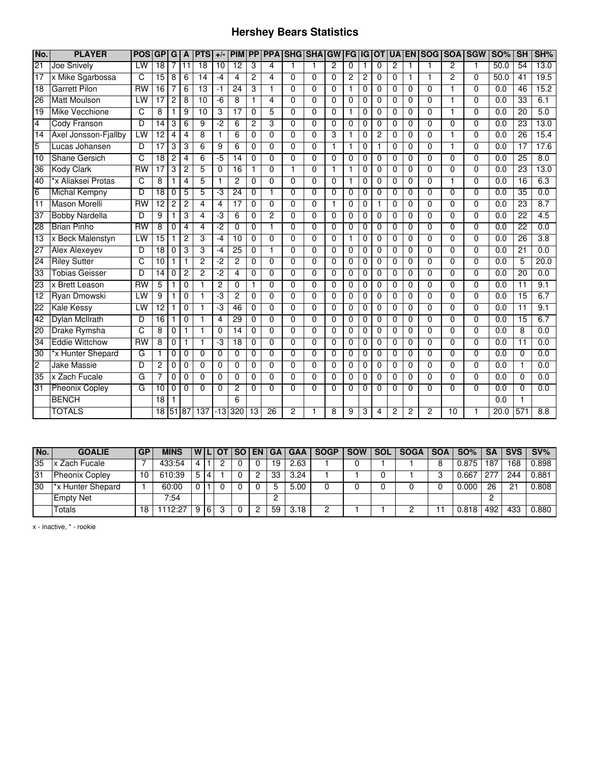# Hershey Bears Statistics

| No. | PLAYER | POS | GP | G | A | PTS | +/- | PIM | PP | PPA | SHG | SHA | GW | FG | IG | OT | UA | EN | SOG | SOA | SGW | SO% | SH | SH% |
|---|---|---|---|---|---|---|---|---|---|---|---|---|---|---|---|---|---|---|---|---|---|---|---|---|
| 21 | Joe Snively | LW | 18 | 7 | 11 | 18 | 10 | 12 | 3 | 4 | 1 | 1 | 2 | 0 | 1 | 0 | 2 | 1 | 1 | 2 | 1 | 50.0 | 54 | 13.0 |
| 17 | x Mike Sgarbossa | C | 15 | 8 | 6 | 14 | -4 | 4 | 2 | 4 | 0 | 0 | 0 | 2 | 2 | 0 | 0 | 1 | 1 | 2 | 0 | 50.0 | 41 | 19.5 |
| 18 | Garrett Pilon | RW | 16 | 7 | 6 | 13 | -1 | 24 | 3 | 1 | 0 | 0 | 0 | 1 | 0 | 0 | 0 | 0 | 0 | 1 | 0 | 0.0 | 46 | 15.2 |
| 26 | Matt Moulson | LW | 17 | 2 | 8 | 10 | -6 | 8 | 1 | 4 | 0 | 0 | 0 | 0 | 0 | 0 | 0 | 0 | 0 | 1 | 0 | 0.0 | 33 | 6.1 |
| 19 | Mike Vecchione | C | 8 | 1 | 9 | 10 | 3 | 17 | 0 | 5 | 0 | 0 | 0 | 1 | 0 | 0 | 0 | 0 | 0 | 1 | 0 | 0.0 | 20 | 5.0 |
| 4 | Cody Franson | D | 14 | 3 | 6 | 9 | -2 | 6 | 2 | 3 | 0 | 0 | 0 | 0 | 0 | 0 | 0 | 0 | 0 | 0 | 0 | 0.0 | 23 | 13.0 |
| 14 | Axel Jonsson-Fjallby | LW | 12 | 4 | 4 | 8 | 1 | 6 | 0 | 0 | 0 | 0 | 3 | 1 | 0 | 2 | 0 | 0 | 0 | 1 | 0 | 0.0 | 26 | 15.4 |
| 5 | Lucas Johansen | D | 17 | 3 | 3 | 6 | 9 | 6 | 0 | 0 | 0 | 0 | 1 | 1 | 0 | 1 | 0 | 0 | 0 | 1 | 0 | 0.0 | 17 | 17.6 |
| 10 | Shane Gersich | C | 18 | 2 | 4 | 6 | -5 | 14 | 0 | 0 | 0 | 0 | 0 | 0 | 0 | 0 | 0 | 0 | 0 | 0 | 0 | 0.0 | 25 | 8.0 |
| 36 | Kody Clark | RW | 17 | 3 | 2 | 5 | 0 | 16 | 1 | 0 | 1 | 0 | 1 | 1 | 0 | 0 | 0 | 0 | 0 | 0 | 0 | 0.0 | 23 | 13.0 |
| 40 | *x Aliaksei Protas | C | 8 | 1 | 4 | 5 | 1 | 2 | 0 | 0 | 0 | 0 | 0 | 1 | 0 | 0 | 0 | 0 | 0 | 1 | 0 | 0.0 | 16 | 6.3 |
| 6 | Michal Kempny | D | 18 | 0 | 5 | 5 | -3 | 24 | 0 | 1 | 0 | 0 | 0 | 0 | 0 | 0 | 0 | 0 | 0 | 0 | 0 | 0.0 | 35 | 0.0 |
| 11 | Mason Morelli | RW | 12 | 2 | 2 | 4 | 4 | 17 | 0 | 0 | 0 | 0 | 1 | 0 | 0 | 1 | 0 | 0 | 0 | 0 | 0 | 0.0 | 23 | 8.7 |
| 37 | Bobby Nardella | D | 9 | 1 | 3 | 4 | -3 | 6 | 0 | 2 | 0 | 0 | 0 | 0 | 0 | 0 | 0 | 0 | 0 | 0 | 0 | 0.0 | 22 | 4.5 |
| 28 | Brian Pinho | RW | 8 | 0 | 4 | 4 | -2 | 0 | 0 | 1 | 0 | 0 | 0 | 0 | 0 | 0 | 0 | 0 | 0 | 0 | 0 | 0.0 | 22 | 0.0 |
| 13 | x Beck Malenstyn | LW | 15 | 1 | 2 | 3 | -4 | 10 | 0 | 0 | 0 | 0 | 0 | 1 | 0 | 0 | 0 | 0 | 0 | 0 | 0 | 0.0 | 26 | 3.8 |
| 27 | Alex Alexeyev | D | 18 | 0 | 3 | 3 | -4 | 25 | 0 | 1 | 0 | 0 | 0 | 0 | 0 | 0 | 0 | 0 | 0 | 0 | 0 | 0.0 | 21 | 0.0 |
| 24 | Riley Sutter | C | 10 | 1 | 1 | 2 | -2 | 2 | 0 | 0 | 0 | 0 | 0 | 0 | 0 | 0 | 0 | 0 | 0 | 0 | 0 | 0.0 | 5 | 20.0 |
| 33 | Tobias Geisser | D | 14 | 0 | 2 | 2 | -2 | 4 | 0 | 0 | 0 | 0 | 0 | 0 | 0 | 0 | 0 | 0 | 0 | 0 | 0 | 0.0 | 20 | 0.0 |
| 23 | x Brett Leason | RW | 5 | 1 | 0 | 1 | 2 | 0 | 1 | 0 | 0 | 0 | 0 | 0 | 0 | 0 | 0 | 0 | 0 | 0 | 0 | 0.0 | 11 | 9.1 |
| 12 | Ryan Dmowski | LW | 9 | 1 | 0 | 1 | -3 | 2 | 0 | 0 | 0 | 0 | 0 | 0 | 0 | 0 | 0 | 0 | 0 | 0 | 0 | 0.0 | 15 | 6.7 |
| 22 | Kale Kessy | LW | 12 | 1 | 0 | 1 | -3 | 46 | 0 | 0 | 0 | 0 | 0 | 0 | 0 | 0 | 0 | 0 | 0 | 0 | 0 | 0.0 | 11 | 9.1 |
| 42 | Dylan McIlrath | D | 16 | 1 | 0 | 1 | 4 | 29 | 0 | 0 | 0 | 0 | 0 | 0 | 0 | 0 | 0 | 0 | 0 | 0 | 0 | 0.0 | 15 | 6.7 |
| 20 | Drake Rymsha | C | 8 | 0 | 1 | 1 | 0 | 14 | 0 | 0 | 0 | 0 | 0 | 0 | 0 | 0 | 0 | 0 | 0 | 0 | 0 | 0.0 | 8 | 0.0 |
| 34 | Eddie Wittchow | RW | 8 | 0 | 1 | 1 | -3 | 18 | 0 | 0 | 0 | 0 | 0 | 0 | 0 | 0 | 0 | 0 | 0 | 0 | 0 | 0.0 | 11 | 0.0 |
| 30 | *x Hunter Shepard | G | 1 | 0 | 0 | 0 | 0 | 0 | 0 | 0 | 0 | 0 | 0 | 0 | 0 | 0 | 0 | 0 | 0 | 0 | 0 | 0.0 | 0 | 0.0 |
| 2 | Jake Massie | D | 2 | 0 | 0 | 0 | 0 | 0 | 0 | 0 | 0 | 0 | 0 | 0 | 0 | 0 | 0 | 0 | 0 | 0 | 0 | 0.0 | 1 | 0.0 |
| 35 | x Zach Fucale | G | 7 | 0 | 0 | 0 | 0 | 0 | 0 | 0 | 0 | 0 | 0 | 0 | 0 | 0 | 0 | 0 | 0 | 0 | 0 | 0.0 | 0 | 0.0 |
| 31 | Pheonix Copley | G | 10 | 0 | 0 | 0 | 0 | 2 | 0 | 0 | 0 | 0 | 0 | 0 | 0 | 0 | 0 | 0 | 0 | 0 | 0 | 0.0 | 0 | 0.0 |
| | BENCH | | 18 | 1 | | | | 6 | | | | | | | | | | | | | | 0.0 | 1 | |
| | TOTALS | | 18 | 51 | 87 | 137 | -13 | 320 | 13 | 26 | 2 | 1 | 8 | 9 | 3 | 4 | 2 | 2 | 2 | 10 | 1 | 20.0 | 571 | 8.8 |

| No. | GOALIE | GP | MINS | W | L | OT | SO | EN | GA | GAA | SOGP | SOW | SOL | SOGA | SOA | SO% | SA | SVS | SV% |
|---|---|---|---|---|---|---|---|---|---|---|---|---|---|---|---|---|---|---|---|
| 35 | x Zach Fucale | 7 | 433:54 | 4 | 1 | 2 | 0 | 0 | 19 | 2.63 | 1 | 0 | 1 | 1 | 8 | 0.875 | 187 | 168 | 0.898 |
| 31 | Pheonix Copley | 10 | 610:39 | 5 | 4 | 1 | 0 | 2 | 33 | 3.24 | 1 | 1 | 0 | 1 | 3 | 0.667 | 277 | 244 | 0.881 |
| 30 | *x Hunter Shepard | 1 | 60:00 | 0 | 1 | 0 | 0 | 0 | 5 | 5.00 | 0 | 0 | 0 | 0 | 0 | 0.000 | 26 | 21 | 0.808 |
| | Empty Net | | 7:54 | | | | | | 2 | | | | | | | | 2 | | |
| | Totals | 18 | 1112:27 | 9 | 6 | 3 | 0 | 2 | 59 | 3.18 | 2 | 1 | 1 | 2 | 11 | 0.818 | 492 | 433 | 0.880 |

x - inactive, * - rookie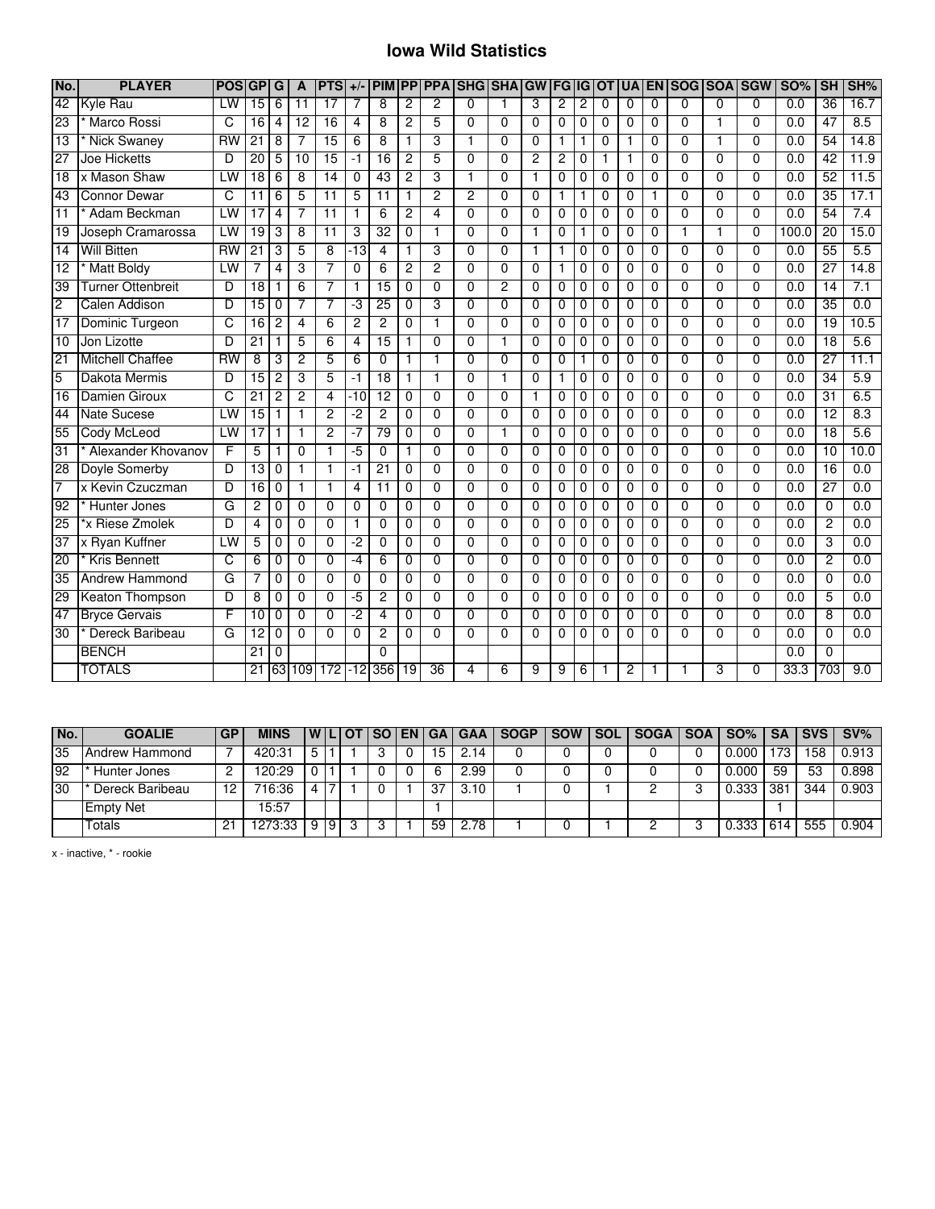# Iowa Wild Statistics

| No. | PLAYER | POS | GP | G | A | PTS | +/- | PIM | PP | PPA | SHG | SHA | GW | FG | IG | OT | UA | EN | SOG | SOA | SGW | SO% | SH | SH% |
|---|---|---|---|---|---|---|---|---|---|---|---|---|---|---|---|---|---|---|---|---|---|---|---|---|
| 42 | Kyle Rau | LW | 15 | 6 | 11 | 17 | 7 | 8 | 2 | 2 | 0 | 1 | 3 | 2 | 2 | 0 | 0 | 0 | 0 | 0 | 0 | 0.0 | 36 | 16.7 |
| 23 | * Marco Rossi | C | 16 | 4 | 12 | 16 | 4 | 8 | 2 | 5 | 0 | 0 | 0 | 0 | 0 | 0 | 0 | 0 | 0 | 1 | 0 | 0.0 | 47 | 8.5 |
| 13 | * Nick Swaney | RW | 21 | 8 | 7 | 15 | 6 | 8 | 1 | 3 | 1 | 0 | 0 | 1 | 1 | 0 | 1 | 0 | 0 | 1 | 0 | 0.0 | 54 | 14.8 |
| 27 | Joe Hicketts | D | 20 | 5 | 10 | 15 | -1 | 16 | 2 | 5 | 0 | 0 | 2 | 2 | 0 | 1 | 1 | 0 | 0 | 0 | 0 | 0.0 | 42 | 11.9 |
| 18 | x Mason Shaw | LW | 18 | 6 | 8 | 14 | 0 | 43 | 2 | 3 | 1 | 0 | 1 | 0 | 0 | 0 | 0 | 0 | 0 | 0 | 0 | 0.0 | 52 | 11.5 |
| 43 | Connor Dewar | C | 11 | 6 | 5 | 11 | 5 | 11 | 1 | 2 | 2 | 0 | 0 | 1 | 1 | 0 | 0 | 1 | 0 | 0 | 0 | 0.0 | 35 | 17.1 |
| 11 | * Adam Beckman | LW | 17 | 4 | 7 | 11 | 1 | 6 | 2 | 4 | 0 | 0 | 0 | 0 | 0 | 0 | 0 | 0 | 0 | 0 | 0 | 0.0 | 54 | 7.4 |
| 19 | Joseph Cramarossa | LW | 19 | 3 | 8 | 11 | 3 | 32 | 0 | 1 | 0 | 0 | 1 | 0 | 1 | 0 | 0 | 0 | 1 | 1 | 0 | 100.0 | 20 | 15.0 |
| 14 | Will Bitten | RW | 21 | 3 | 5 | 8 | -13 | 4 | 1 | 3 | 0 | 0 | 1 | 1 | 0 | 0 | 0 | 0 | 0 | 0 | 0 | 0.0 | 55 | 5.5 |
| 12 | * Matt Boldy | LW | 7 | 4 | 3 | 7 | 0 | 6 | 2 | 2 | 0 | 0 | 0 | 1 | 0 | 0 | 0 | 0 | 0 | 0 | 0 | 0.0 | 27 | 14.8 |
| 39 | Turner Ottenbreit | D | 18 | 1 | 6 | 7 | 1 | 15 | 0 | 0 | 0 | 2 | 0 | 0 | 0 | 0 | 0 | 0 | 0 | 0 | 0 | 0.0 | 14 | 7.1 |
| 2 | Calen Addison | D | 15 | 0 | 7 | 7 | -3 | 25 | 0 | 3 | 0 | 0 | 0 | 0 | 0 | 0 | 0 | 0 | 0 | 0 | 0 | 0.0 | 35 | 0.0 |
| 17 | Dominic Turgeon | C | 16 | 2 | 4 | 6 | 2 | 2 | 0 | 1 | 0 | 0 | 0 | 0 | 0 | 0 | 0 | 0 | 0 | 0 | 0 | 0.0 | 19 | 10.5 |
| 10 | Jon Lizotte | D | 21 | 1 | 5 | 6 | 4 | 15 | 1 | 0 | 0 | 1 | 0 | 0 | 0 | 0 | 0 | 0 | 0 | 0 | 0 | 0.0 | 18 | 5.6 |
| 21 | Mitchell Chaffee | RW | 8 | 3 | 2 | 5 | 6 | 0 | 1 | 1 | 0 | 0 | 0 | 0 | 1 | 0 | 0 | 0 | 0 | 0 | 0 | 0.0 | 27 | 11.1 |
| 5 | Dakota Mermis | D | 15 | 2 | 3 | 5 | -1 | 18 | 1 | 1 | 0 | 1 | 0 | 1 | 0 | 0 | 0 | 0 | 0 | 0 | 0 | 0.0 | 34 | 5.9 |
| 16 | Damien Giroux | C | 21 | 2 | 2 | 4 | -10 | 12 | 0 | 0 | 0 | 0 | 1 | 0 | 0 | 0 | 0 | 0 | 0 | 0 | 0 | 0.0 | 31 | 6.5 |
| 44 | Nate Sucese | LW | 15 | 1 | 1 | 2 | -2 | 2 | 0 | 0 | 0 | 0 | 0 | 0 | 0 | 0 | 0 | 0 | 0 | 0 | 0 | 0.0 | 12 | 8.3 |
| 55 | Cody McLeod | LW | 17 | 1 | 1 | 2 | -7 | 79 | 0 | 0 | 0 | 1 | 0 | 0 | 0 | 0 | 0 | 0 | 0 | 0 | 0 | 0.0 | 18 | 5.6 |
| 31 | * Alexander Khovanov | F | 5 | 1 | 0 | 1 | -5 | 0 | 1 | 0 | 0 | 0 | 0 | 0 | 0 | 0 | 0 | 0 | 0 | 0 | 0 | 0.0 | 10 | 10.0 |
| 28 | Doyle Somerby | D | 13 | 0 | 1 | 1 | -1 | 21 | 0 | 0 | 0 | 0 | 0 | 0 | 0 | 0 | 0 | 0 | 0 | 0 | 0 | 0.0 | 16 | 0.0 |
| 7 | x Kevin Czuczman | D | 16 | 0 | 1 | 1 | 4 | 11 | 0 | 0 | 0 | 0 | 0 | 0 | 0 | 0 | 0 | 0 | 0 | 0 | 0 | 0.0 | 27 | 0.0 |
| 92 | * Hunter Jones | G | 2 | 0 | 0 | 0 | 0 | 0 | 0 | 0 | 0 | 0 | 0 | 0 | 0 | 0 | 0 | 0 | 0 | 0 | 0 | 0.0 | 0 | 0.0 |
| 25 | *x Riese Zmolek | D | 4 | 0 | 0 | 0 | 1 | 0 | 0 | 0 | 0 | 0 | 0 | 0 | 0 | 0 | 0 | 0 | 0 | 0 | 0 | 0.0 | 2 | 0.0 |
| 37 | x Ryan Kuffner | LW | 5 | 0 | 0 | 0 | -2 | 0 | 0 | 0 | 0 | 0 | 0 | 0 | 0 | 0 | 0 | 0 | 0 | 0 | 0 | 0.0 | 3 | 0.0 |
| 20 | * Kris Bennett | C | 6 | 0 | 0 | 0 | -4 | 6 | 0 | 0 | 0 | 0 | 0 | 0 | 0 | 0 | 0 | 0 | 0 | 0 | 0 | 0.0 | 2 | 0.0 |
| 35 | Andrew Hammond | G | 7 | 0 | 0 | 0 | 0 | 0 | 0 | 0 | 0 | 0 | 0 | 0 | 0 | 0 | 0 | 0 | 0 | 0 | 0 | 0.0 | 0 | 0.0 |
| 29 | Keaton Thompson | D | 8 | 0 | 0 | 0 | -5 | 2 | 0 | 0 | 0 | 0 | 0 | 0 | 0 | 0 | 0 | 0 | 0 | 0 | 0 | 0.0 | 5 | 0.0 |
| 47 | Bryce Gervais | F | 10 | 0 | 0 | 0 | -2 | 4 | 0 | 0 | 0 | 0 | 0 | 0 | 0 | 0 | 0 | 0 | 0 | 0 | 0 | 0.0 | 8 | 0.0 |
| 30 | * Dereck Baribeau | G | 12 | 0 | 0 | 0 | 0 | 2 | 0 | 0 | 0 | 0 | 0 | 0 | 0 | 0 | 0 | 0 | 0 | 0 | 0 | 0.0 | 0 | 0.0 |
| | BENCH | | 21 | 0 | | | | 0 | | | | | | | | | | | | | | 0.0 | 0 | |
| | TOTALS | | 21 | 63 | 109 | 172 | -12 | 356 | 19 | 36 | 4 | 6 | 9 | 9 | 6 | 1 | 2 | 1 | 1 | 3 | 0 | 33.3 | 703 | 9.0 |

| No. | GOALIE | GP | MINS | W | L | OT | SO | EN | GA | GAA | SOGP | SOW | SOL | SOGA | SOA | SO% | SA | SVS | SV% |
|---|---|---|---|---|---|---|---|---|---|---|---|---|---|---|---|---|---|---|---|
| 35 | Andrew Hammond | 7 | 420:31 | 5 | 1 | 1 | 3 | 0 | 15 | 2.14 | 0 | 0 | 0 | 0 | 0 | 0.000 | 173 | 158 | 0.913 |
| 92 | * Hunter Jones | 2 | 120:29 | 0 | 1 | 1 | 0 | 0 | 6 | 2.99 | 0 | 0 | 0 | 0 | 0 | 0.000 | 59 | 53 | 0.898 |
| 30 | * Dereck Baribeau | 12 | 716:36 | 4 | 7 | 1 | 0 | 1 | 37 | 3.10 | 1 | 0 | 1 | 2 | 3 | 0.333 | 381 | 344 | 0.903 |
| | Empty Net | | 15:57 | | | | | | 1 | | | | | | | | 1 | | |
| | Totals | 21 | 1273:33 | 9 | 9 | 3 | 3 | 1 | 59 | 2.78 | 1 | 0 | 1 | 2 | 3 | 0.333 | 614 | 555 | 0.904 |

x - inactive, * - rookie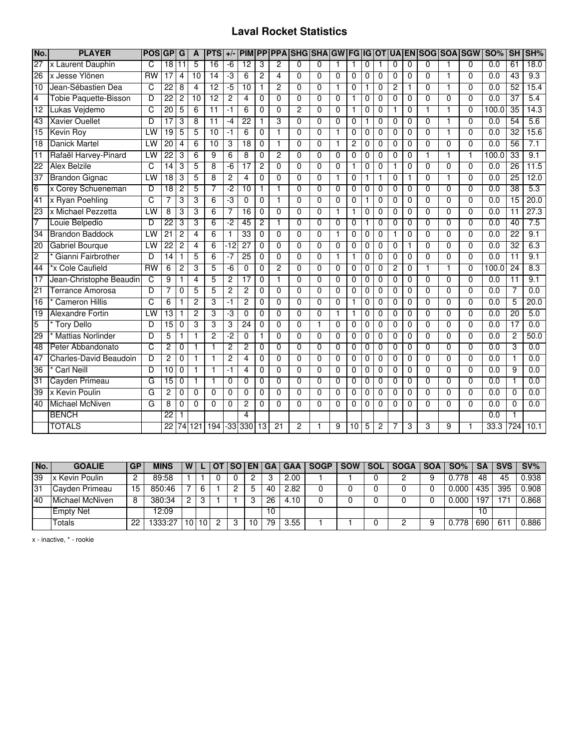# Laval Rocket Statistics

| No. | PLAYER | POS | GP | G | A | PTS | +/- | PIM | PP | PPA | SHG | SHA | GW | FG | IG | OT | UA | EN | SOG | SOA | SGW | SO% | SH | SH% |
|---|---|---|---|---|---|---|---|---|---|---|---|---|---|---|---|---|---|---|---|---|---|---|---|---|
| 27 | x Laurent Dauphin | C | 18 | 11 | 5 | 16 | -6 | 12 | 3 | 2 | 0 | 0 | 1 | 1 | 0 | 1 | 0 | 0 | 0 | 1 | 0 | 0.0 | 61 | 18.0 |
| 26 | x Jesse Ylönen | RW | 17 | 4 | 10 | 14 | -3 | 6 | 2 | 4 | 0 | 0 | 0 | 0 | 0 | 0 | 0 | 0 | 0 | 1 | 0 | 0.0 | 43 | 9.3 |
| 10 | Jean-Sébastien Dea | C | 22 | 8 | 4 | 12 | -5 | 10 | 1 | 2 | 0 | 0 | 1 | 0 | 1 | 0 | 2 | 1 | 0 | 1 | 0 | 0.0 | 52 | 15.4 |
| 4 | Tobie Paquette-Bisson | D | 22 | 2 | 10 | 12 | 2 | 4 | 0 | 0 | 0 | 0 | 0 | 1 | 0 | 0 | 0 | 0 | 0 | 0 | 0 | 0.0 | 37 | 5.4 |
| 12 | Lukas Vejdemo | C | 20 | 5 | 6 | 11 | -1 | 6 | 0 | 0 | 2 | 0 | 0 | 1 | 0 | 0 | 1 | 0 | 1 | 1 | 0 | 100.0 | 35 | 14.3 |
| 43 | Xavier Ouellet | D | 17 | 3 | 8 | 11 | -4 | 22 | 1 | 3 | 0 | 0 | 0 | 0 | 1 | 0 | 0 | 0 | 0 | 1 | 0 | 0.0 | 54 | 5.6 |
| 15 | Kevin Roy | LW | 19 | 5 | 5 | 10 | -1 | 6 | 0 | 1 | 0 | 0 | 1 | 0 | 0 | 0 | 0 | 0 | 0 | 1 | 0 | 0.0 | 32 | 15.6 |
| 18 | Danick Martel | LW | 20 | 4 | 6 | 10 | 3 | 18 | 0 | 1 | 0 | 0 | 1 | 2 | 0 | 0 | 0 | 0 | 0 | 0 | 0 | 0.0 | 56 | 7.1 |
| 11 | Rafaël Harvey-Pinard | LW | 22 | 3 | 6 | 9 | 6 | 8 | 0 | 2 | 0 | 0 | 0 | 0 | 0 | 0 | 0 | 0 | 1 | 1 | 1 | 100.0 | 33 | 9.1 |
| 22 | Alex Belzile | C | 14 | 3 | 5 | 8 | -6 | 17 | 2 | 0 | 0 | 0 | 0 | 1 | 0 | 0 | 1 | 0 | 0 | 0 | 0 | 0.0 | 26 | 11.5 |
| 37 | Brandon Gignac | LW | 18 | 3 | 5 | 8 | 2 | 4 | 0 | 0 | 0 | 0 | 1 | 0 | 1 | 1 | 0 | 1 | 0 | 1 | 0 | 0.0 | 25 | 12.0 |
| 6 | x Corey Schueneman | D | 18 | 2 | 5 | 7 | -2 | 10 | 1 | 1 | 0 | 0 | 0 | 0 | 0 | 0 | 0 | 0 | 0 | 0 | 0 | 0.0 | 38 | 5.3 |
| 41 | x Ryan Poehling | C | 7 | 3 | 3 | 6 | -3 | 0 | 0 | 1 | 0 | 0 | 0 | 0 | 1 | 0 | 0 | 0 | 0 | 0 | 0 | 0.0 | 15 | 20.0 |
| 23 | x Michael Pezzetta | LW | 8 | 3 | 3 | 6 | 7 | 16 | 0 | 0 | 0 | 0 | 1 | 1 | 0 | 0 | 0 | 0 | 0 | 0 | 0 | 0.0 | 11 | 27.3 |
| 7 | Louie Belpedio | D | 22 | 3 | 3 | 6 | -2 | 45 | 2 | 1 | 0 | 0 | 0 | 0 | 1 | 0 | 0 | 0 | 0 | 0 | 0 | 0.0 | 40 | 7.5 |
| 34 | Brandon Baddock | LW | 21 | 2 | 4 | 6 | 1 | 33 | 0 | 0 | 0 | 0 | 1 | 0 | 0 | 0 | 1 | 0 | 0 | 0 | 0 | 0.0 | 22 | 9.1 |
| 20 | Gabriel Bourque | LW | 22 | 2 | 4 | 6 | -12 | 27 | 0 | 0 | 0 | 0 | 0 | 0 | 0 | 0 | 0 | 1 | 0 | 0 | 0 | 0.0 | 32 | 6.3 |
| 2 | * Gianni Fairbrother | D | 14 | 1 | 5 | 6 | -7 | 25 | 0 | 0 | 0 | 0 | 1 | 1 | 0 | 0 | 0 | 0 | 0 | 0 | 0 | 0.0 | 11 | 9.1 |
| 44 | *x Cole Caufield | RW | 6 | 2 | 3 | 5 | -6 | 0 | 0 | 2 | 0 | 0 | 0 | 0 | 0 | 0 | 2 | 0 | 1 | 1 | 0 | 100.0 | 24 | 8.3 |
| 17 | Jean-Christophe Beaudin | C | 9 | 1 | 4 | 5 | 2 | 17 | 0 | 1 | 0 | 0 | 0 | 0 | 0 | 0 | 0 | 0 | 0 | 0 | 0 | 0.0 | 11 | 9.1 |
| 21 | Terrance Amorosa | D | 7 | 0 | 5 | 5 | 2 | 2 | 0 | 0 | 0 | 0 | 0 | 0 | 0 | 0 | 0 | 0 | 0 | 0 | 0 | 0.0 | 7 | 0.0 |
| 16 | * Cameron Hillis | C | 6 | 1 | 2 | 3 | -1 | 2 | 0 | 0 | 0 | 0 | 0 | 1 | 0 | 0 | 0 | 0 | 0 | 0 | 0 | 0.0 | 5 | 20.0 |
| 19 | Alexandre Fortin | LW | 13 | 1 | 2 | 3 | -3 | 0 | 0 | 0 | 0 | 0 | 1 | 1 | 0 | 0 | 0 | 0 | 0 | 0 | 0 | 0.0 | 20 | 5.0 |
| 5 | * Tory Dello | D | 15 | 0 | 3 | 3 | 3 | 24 | 0 | 0 | 0 | 1 | 0 | 0 | 0 | 0 | 0 | 0 | 0 | 0 | 0 | 0.0 | 17 | 0.0 |
| 29 | * Mattias Norlinder | D | 5 | 1 | 1 | 2 | -2 | 0 | 1 | 0 | 0 | 0 | 0 | 0 | 0 | 0 | 0 | 0 | 0 | 0 | 0 | 0.0 | 2 | 50.0 |
| 48 | Peter Abbandonato | C | 2 | 0 | 1 | 1 | 2 | 2 | 0 | 0 | 0 | 0 | 0 | 0 | 0 | 0 | 0 | 0 | 0 | 0 | 0 | 0.0 | 3 | 0.0 |
| 47 | Charles-David Beaudoin | D | 2 | 0 | 1 | 1 | 2 | 4 | 0 | 0 | 0 | 0 | 0 | 0 | 0 | 0 | 0 | 0 | 0 | 0 | 0 | 0.0 | 1 | 0.0 |
| 36 | * Carl Neill | D | 10 | 0 | 1 | 1 | -1 | 4 | 0 | 0 | 0 | 0 | 0 | 0 | 0 | 0 | 0 | 0 | 0 | 0 | 0 | 0.0 | 9 | 0.0 |
| 31 | Cayden Primeau | G | 15 | 0 | 1 | 1 | 0 | 0 | 0 | 0 | 0 | 0 | 0 | 0 | 0 | 0 | 0 | 0 | 0 | 0 | 0 | 0.0 | 1 | 0.0 |
| 39 | x Kevin Poulin | G | 2 | 0 | 0 | 0 | 0 | 0 | 0 | 0 | 0 | 0 | 0 | 0 | 0 | 0 | 0 | 0 | 0 | 0 | 0 | 0.0 | 0 | 0.0 |
| 40 | Michael McNiven | G | 8 | 0 | 0 | 0 | 0 | 2 | 0 | 0 | 0 | 0 | 0 | 0 | 0 | 0 | 0 | 0 | 0 | 0 | 0 | 0.0 | 0 | 0.0 |
| | BENCH | | 22 | 1 | | | | 4 | | | | | | | | | | | | | | 0.0 | 1 | |
| | TOTALS | | 22 | 74 | 121 | 194 | -33 | 330 | 13 | 21 | 2 | 1 | 9 | 10 | 5 | 2 | 7 | 3 | 3 | 9 | 1 | 33.3 | 724 | 10.1 |

| No. | GOALIE | GP | MINS | W | L | OT | SO | EN | GA | GAA | SOGP | SOW | SOL | SOGA | SOA | SO% | SA | SVS | SV% |
|---|---|---|---|---|---|---|---|---|---|---|---|---|---|---|---|---|---|---|---|
| 39 | x Kevin Poulin | 2 | 89:58 | 1 | 1 | 0 | 0 | 2 | 3 | 2.00 | 1 | 1 | 0 | 2 | 9 | 0.778 | 48 | 45 | 0.938 |
| 31 | Cayden Primeau | 15 | 850:46 | 7 | 6 | 1 | 2 | 5 | 40 | 2.82 | 0 | 0 | 0 | 0 | 0 | 0.000 | 435 | 395 | 0.908 |
| 40 | Michael McNiven | 8 | 380:34 | 2 | 3 | 1 | 1 | 3 | 26 | 4.10 | 0 | 0 | 0 | 0 | 0 | 0.000 | 197 | 171 | 0.868 |
| | Empty Net | | 12:09 | | | | | | 10 | | | | | | | | 10 | | |
| | Totals | 22 | 1333:27 | 10 | 10 | 2 | 3 | 10 | 79 | 3.55 | 1 | 1 | 0 | 2 | 9 | 0.778 | 690 | 611 | 0.886 |

x - inactive, * - rookie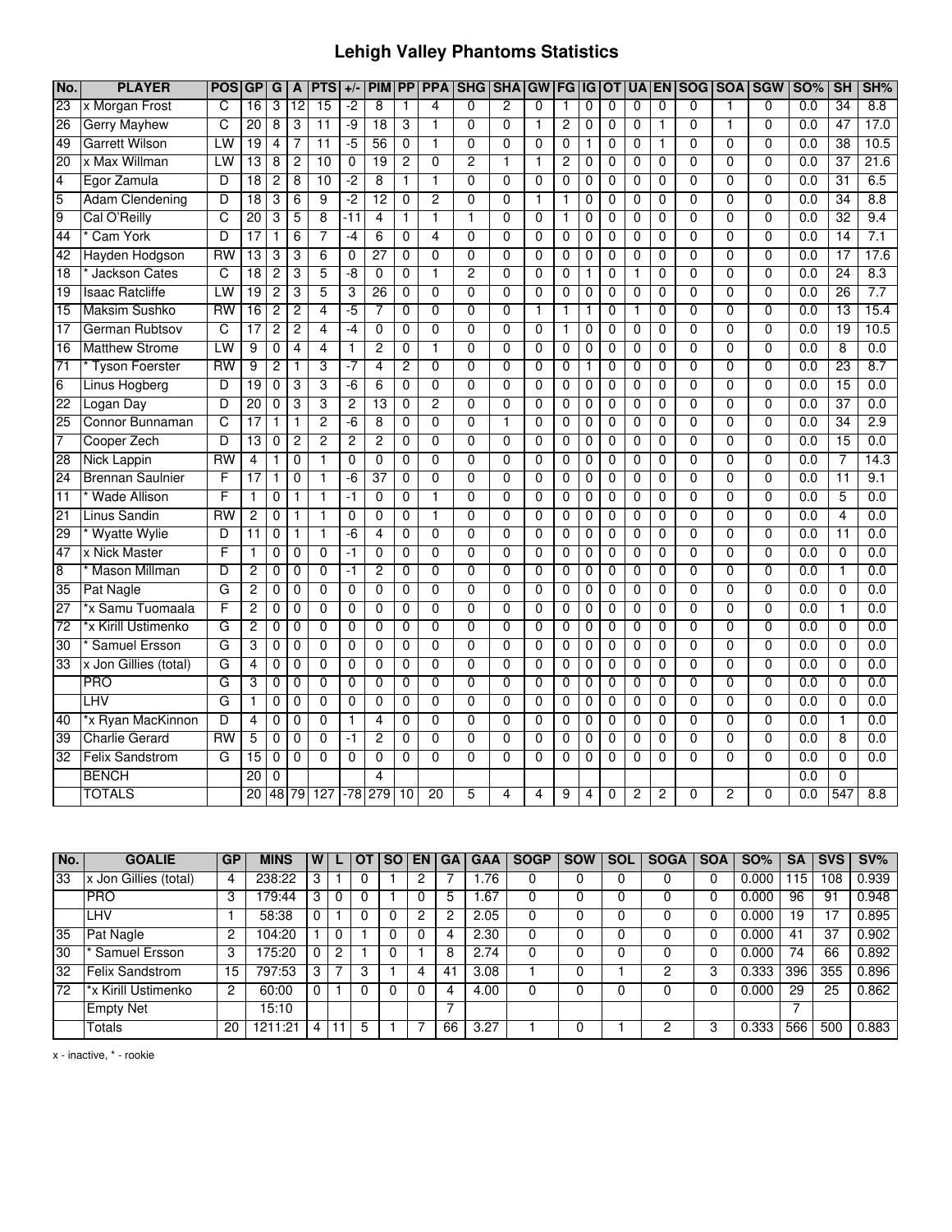# Lehigh Valley Phantoms Statistics

| No. | PLAYER | POS | GP | G | A | PTS | +/- | PIM | PP | PPA | SHG | SHA | GW | FG | IG | OT | UA | EN | SOG | SOA | SGW | SO% | SH | SH% |
|---|---|---|---|---|---|---|---|---|---|---|---|---|---|---|---|---|---|---|---|---|---|---|---|---|
| 23 | x Morgan Frost | C | 16 | 3 | 12 | 15 | -2 | 8 | 1 | 4 | 0 | 2 | 0 | 1 | 0 | 0 | 0 | 0 | 0 | 1 | 0 | 0.0 | 34 | 8.8 |
| 26 | Gerry Mayhew | C | 20 | 8 | 3 | 11 | -9 | 18 | 3 | 1 | 0 | 0 | 1 | 2 | 0 | 0 | 0 | 1 | 0 | 1 | 0 | 0.0 | 47 | 17.0 |
| 49 | Garrett Wilson | LW | 19 | 4 | 7 | 11 | -5 | 56 | 0 | 1 | 0 | 0 | 0 | 0 | 1 | 0 | 0 | 1 | 0 | 0 | 0 | 0.0 | 38 | 10.5 |
| 20 | x Max Willman | LW | 13 | 8 | 2 | 10 | 0 | 19 | 2 | 0 | 2 | 1 | 1 | 2 | 0 | 0 | 0 | 0 | 0 | 0 | 0 | 0.0 | 37 | 21.6 |
| 4 | Egor Zamula | D | 18 | 2 | 8 | 10 | -2 | 8 | 1 | 1 | 0 | 0 | 0 | 0 | 0 | 0 | 0 | 0 | 0 | 0 | 0 | 0.0 | 31 | 6.5 |
| 5 | Adam Clendening | D | 18 | 3 | 6 | 9 | -2 | 12 | 0 | 2 | 0 | 0 | 1 | 1 | 0 | 0 | 0 | 0 | 0 | 0 | 0 | 0.0 | 34 | 8.8 |
| 9 | Cal O'Reilly | C | 20 | 3 | 5 | 8 | -11 | 4 | 1 | 1 | 1 | 0 | 0 | 1 | 0 | 0 | 0 | 0 | 0 | 0 | 0 | 0.0 | 32 | 9.4 |
| 44 | * Cam York | D | 17 | 1 | 6 | 7 | -4 | 6 | 0 | 4 | 0 | 0 | 0 | 0 | 0 | 0 | 0 | 0 | 0 | 0 | 0 | 0.0 | 14 | 7.1 |
| 42 | Hayden Hodgson | RW | 13 | 3 | 3 | 6 | 0 | 27 | 0 | 0 | 0 | 0 | 0 | 0 | 0 | 0 | 0 | 0 | 0 | 0 | 0 | 0.0 | 17 | 17.6 |
| 18 | * Jackson Cates | C | 18 | 2 | 3 | 5 | -8 | 0 | 0 | 1 | 2 | 0 | 0 | 0 | 1 | 0 | 1 | 0 | 0 | 0 | 0 | 0.0 | 24 | 8.3 |
| 19 | Isaac Ratcliffe | LW | 19 | 2 | 3 | 5 | 3 | 26 | 0 | 0 | 0 | 0 | 0 | 0 | 0 | 0 | 0 | 0 | 0 | 0 | 0 | 0.0 | 26 | 7.7 |
| 15 | Maksim Sushko | RW | 16 | 2 | 2 | 4 | -5 | 7 | 0 | 0 | 0 | 0 | 1 | 1 | 1 | 0 | 1 | 0 | 0 | 0 | 0 | 0.0 | 13 | 15.4 |
| 17 | German Rubtsov | C | 17 | 2 | 2 | 4 | -4 | 0 | 0 | 0 | 0 | 0 | 0 | 1 | 0 | 0 | 0 | 0 | 0 | 0 | 0 | 0.0 | 19 | 10.5 |
| 16 | Matthew Strome | LW | 9 | 0 | 4 | 4 | 1 | 2 | 0 | 1 | 0 | 0 | 0 | 0 | 0 | 0 | 0 | 0 | 0 | 0 | 0 | 0.0 | 8 | 0.0 |
| 71 | * Tyson Foerster | RW | 9 | 2 | 1 | 3 | -7 | 4 | 2 | 0 | 0 | 0 | 0 | 0 | 1 | 0 | 0 | 0 | 0 | 0 | 0 | 0.0 | 23 | 8.7 |
| 6 | Linus Hogberg | D | 19 | 0 | 3 | 3 | -6 | 6 | 0 | 0 | 0 | 0 | 0 | 0 | 0 | 0 | 0 | 0 | 0 | 0 | 0 | 0.0 | 15 | 0.0 |
| 22 | Logan Day | D | 20 | 0 | 3 | 3 | 2 | 13 | 0 | 2 | 0 | 0 | 0 | 0 | 0 | 0 | 0 | 0 | 0 | 0 | 0 | 0.0 | 37 | 0.0 |
| 25 | Connor Bunnaman | C | 17 | 1 | 1 | 2 | -6 | 8 | 0 | 0 | 0 | 1 | 0 | 0 | 0 | 0 | 0 | 0 | 0 | 0 | 0 | 0.0 | 34 | 2.9 |
| 7 | Cooper Zech | D | 13 | 0 | 2 | 2 | 2 | 2 | 0 | 0 | 0 | 0 | 0 | 0 | 0 | 0 | 0 | 0 | 0 | 0 | 0 | 0.0 | 15 | 0.0 |
| 28 | Nick Lappin | RW | 4 | 1 | 0 | 1 | 0 | 0 | 0 | 0 | 0 | 0 | 0 | 0 | 0 | 0 | 0 | 0 | 0 | 0 | 0 | 0.0 | 7 | 14.3 |
| 24 | Brennan Saulnier | F | 17 | 1 | 0 | 1 | -6 | 37 | 0 | 0 | 0 | 0 | 0 | 0 | 0 | 0 | 0 | 0 | 0 | 0 | 0 | 0.0 | 11 | 9.1 |
| 11 | * Wade Allison | F | 1 | 0 | 1 | 1 | -1 | 0 | 0 | 1 | 0 | 0 | 0 | 0 | 0 | 0 | 0 | 0 | 0 | 0 | 0 | 0.0 | 5 | 0.0 |
| 21 | Linus Sandin | RW | 2 | 0 | 1 | 1 | 0 | 0 | 0 | 1 | 0 | 0 | 0 | 0 | 0 | 0 | 0 | 0 | 0 | 0 | 0 | 0.0 | 4 | 0.0 |
| 29 | * Wyatte Wylie | D | 11 | 0 | 1 | 1 | -6 | 4 | 0 | 0 | 0 | 0 | 0 | 0 | 0 | 0 | 0 | 0 | 0 | 0 | 0 | 0.0 | 11 | 0.0 |
| 47 | x Nick Master | F | 1 | 0 | 0 | 0 | -1 | 0 | 0 | 0 | 0 | 0 | 0 | 0 | 0 | 0 | 0 | 0 | 0 | 0 | 0 | 0.0 | 0 | 0.0 |
| 8 | * Mason Millman | D | 2 | 0 | 0 | 0 | -1 | 2 | 0 | 0 | 0 | 0 | 0 | 0 | 0 | 0 | 0 | 0 | 0 | 0 | 0 | 0.0 | 1 | 0.0 |
| 35 | Pat Nagle | G | 2 | 0 | 0 | 0 | 0 | 0 | 0 | 0 | 0 | 0 | 0 | 0 | 0 | 0 | 0 | 0 | 0 | 0 | 0 | 0.0 | 0 | 0.0 |
| 27 | *x Samu Tuomaala | F | 2 | 0 | 0 | 0 | 0 | 0 | 0 | 0 | 0 | 0 | 0 | 0 | 0 | 0 | 0 | 0 | 0 | 0 | 0 | 0.0 | 1 | 0.0 |
| 72 | *x Kirill Ustimenko | G | 2 | 0 | 0 | 0 | 0 | 0 | 0 | 0 | 0 | 0 | 0 | 0 | 0 | 0 | 0 | 0 | 0 | 0 | 0 | 0.0 | 0 | 0.0 |
| 30 | * Samuel Ersson | G | 3 | 0 | 0 | 0 | 0 | 0 | 0 | 0 | 0 | 0 | 0 | 0 | 0 | 0 | 0 | 0 | 0 | 0 | 0 | 0.0 | 0 | 0.0 |
| 33 | x Jon Gillies (total) | G | 4 | 0 | 0 | 0 | 0 | 0 | 0 | 0 | 0 | 0 | 0 | 0 | 0 | 0 | 0 | 0 | 0 | 0 | 0 | 0.0 | 0 | 0.0 |
| | PRO | G | 3 | 0 | 0 | 0 | 0 | 0 | 0 | 0 | 0 | 0 | 0 | 0 | 0 | 0 | 0 | 0 | 0 | 0 | 0 | 0.0 | 0 | 0.0 |
| | LHV | G | 1 | 0 | 0 | 0 | 0 | 0 | 0 | 0 | 0 | 0 | 0 | 0 | 0 | 0 | 0 | 0 | 0 | 0 | 0 | 0.0 | 0 | 0.0 |
| 40 | *x Ryan MacKinnon | D | 4 | 0 | 0 | 0 | 1 | 4 | 0 | 0 | 0 | 0 | 0 | 0 | 0 | 0 | 0 | 0 | 0 | 0 | 0 | 0.0 | 1 | 0.0 |
| 39 | Charlie Gerard | RW | 5 | 0 | 0 | 0 | -1 | 2 | 0 | 0 | 0 | 0 | 0 | 0 | 0 | 0 | 0 | 0 | 0 | 0 | 0 | 0.0 | 8 | 0.0 |
| 32 | Felix Sandstrom | G | 15 | 0 | 0 | 0 | 0 | 0 | 0 | 0 | 0 | 0 | 0 | 0 | 0 | 0 | 0 | 0 | 0 | 0 | 0 | 0.0 | 0 | 0.0 |
| | BENCH | | 20 | 0 | | | | 4 | | | | | | | | | | | | | | 0.0 | 0 | |
| | TOTALS | | 20 | 48 | 79 | 127 | -78 | 279 | 10 | 20 | 5 | 4 | 4 | 9 | 4 | 0 | 2 | 2 | 0 | 2 | 0 | 0.0 | 547 | 8.8 |

| No. | GOALIE | GP | MINS | W | L | OT | SO | EN | GA | GAA | SOGP | SOW | SOL | SOGA | SOA | SO% | SA | SVS | SV% |
|---|---|---|---|---|---|---|---|---|---|---|---|---|---|---|---|---|---|---|---|
| 33 | x Jon Gillies (total) | 4 | 238:22 | 3 | 1 | 0 | 1 | 2 | 7 | 1.76 | 0 | 0 | 0 | 0 | 0 | 0.000 | 115 | 108 | 0.939 |
| | PRO | 3 | 179:44 | 3 | 0 | 0 | 1 | 0 | 5 | 1.67 | 0 | 0 | 0 | 0 | 0 | 0.000 | 96 | 91 | 0.948 |
| | LHV | 1 | 58:38 | 0 | 1 | 0 | 0 | 2 | 2 | 2.05 | 0 | 0 | 0 | 0 | 0 | 0.000 | 19 | 17 | 0.895 |
| 35 | Pat Nagle | 2 | 104:20 | 1 | 0 | 1 | 0 | 0 | 4 | 2.30 | 0 | 0 | 0 | 0 | 0 | 0.000 | 41 | 37 | 0.902 |
| 30 | * Samuel Ersson | 3 | 175:20 | 0 | 2 | 1 | 0 | 1 | 8 | 2.74 | 0 | 0 | 0 | 0 | 0 | 0.000 | 74 | 66 | 0.892 |
| 32 | Felix Sandstrom | 15 | 797:53 | 3 | 7 | 3 | 1 | 4 | 41 | 3.08 | 1 | 0 | 1 | 2 | 3 | 0.333 | 396 | 355 | 0.896 |
| 72 | *x Kirill Ustimenko | 2 | 60:00 | 0 | 1 | 0 | 0 | 0 | 4 | 4.00 | 0 | 0 | 0 | 0 | 0 | 0.000 | 29 | 25 | 0.862 |
| | Empty Net | | 15:10 | | | | | | 7 | | | | | | | | 7 | | |
| | Totals | 20 | 1211:21 | 4 | 11 | 5 | 1 | 7 | 66 | 3.27 | 1 | 0 | 1 | 2 | 3 | 0.333 | 566 | 500 | 0.883 |

x - inactive, * - rookie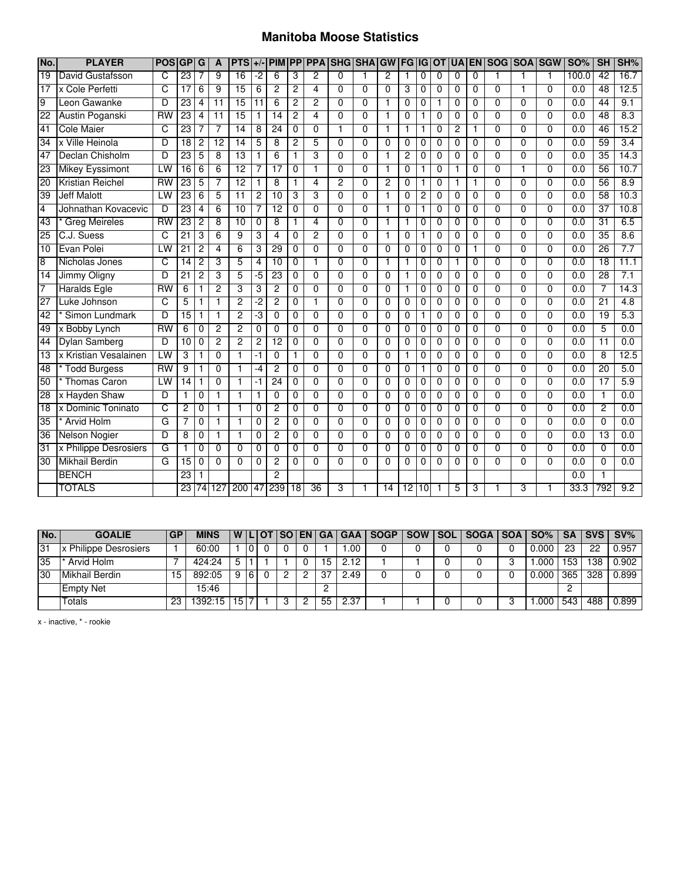# Manitoba Moose Statistics

| No. | PLAYER | POS | GP | G | A | PTS | +/- | PIM | PP | PPA | SHG | SHA | GW | FG | IG | OT | UA | EN | SOG | SOA | SGW | SO% | SH | SH% |
|---|---|---|---|---|---|---|---|---|---|---|---|---|---|---|---|---|---|---|---|---|---|---|---|---|
| 19 | David Gustafsson | C | 23 | 7 | 9 | 16 | -2 | 6 | 3 | 2 | 0 | 1 | 2 | 1 | 0 | 0 | 0 | 0 | 1 | 1 | 1 | 100.0 | 42 | 16.7 |
| 17 | x Cole Perfetti | C | 17 | 6 | 9 | 15 | 6 | 2 | 2 | 4 | 0 | 0 | 0 | 3 | 0 | 0 | 0 | 0 | 0 | 1 | 0 | 0.0 | 48 | 12.5 |
| 9 | Leon Gawanke | D | 23 | 4 | 11 | 15 | 11 | 6 | 2 | 2 | 0 | 0 | 1 | 0 | 0 | 1 | 0 | 0 | 0 | 0 | 0 | 0.0 | 44 | 9.1 |
| 22 | Austin Poganski | RW | 23 | 4 | 11 | 15 | 1 | 14 | 2 | 4 | 0 | 0 | 1 | 0 | 1 | 0 | 0 | 0 | 0 | 0 | 0 | 0.0 | 48 | 8.3 |
| 41 | Cole Maier | C | 23 | 7 | 7 | 14 | 8 | 24 | 0 | 0 | 1 | 0 | 1 | 1 | 1 | 0 | 2 | 1 | 0 | 0 | 0 | 0.0 | 46 | 15.2 |
| 34 | x Ville Heinola | D | 18 | 2 | 12 | 14 | 5 | 8 | 2 | 5 | 0 | 0 | 0 | 0 | 0 | 0 | 0 | 0 | 0 | 0 | 0 | 0.0 | 59 | 3.4 |
| 47 | Declan Chisholm | D | 23 | 5 | 8 | 13 | 1 | 6 | 1 | 3 | 0 | 0 | 1 | 2 | 0 | 0 | 0 | 0 | 0 | 0 | 0 | 0.0 | 35 | 14.3 |
| 23 | Mikey Eyssimont | LW | 16 | 6 | 6 | 12 | 7 | 17 | 0 | 1 | 0 | 0 | 1 | 0 | 1 | 0 | 1 | 0 | 0 | 1 | 0 | 0.0 | 56 | 10.7 |
| 20 | Kristian Reichel | RW | 23 | 5 | 7 | 12 | 1 | 8 | 1 | 4 | 2 | 0 | 2 | 0 | 1 | 0 | 1 | 1 | 0 | 0 | 0 | 0.0 | 56 | 8.9 |
| 39 | Jeff Malott | LW | 23 | 6 | 5 | 11 | 2 | 10 | 3 | 3 | 0 | 0 | 1 | 0 | 2 | 0 | 0 | 0 | 0 | 0 | 0 | 0.0 | 58 | 10.3 |
| 4 | Johnathan Kovacevic | D | 23 | 4 | 6 | 10 | 7 | 12 | 0 | 0 | 0 | 0 | 1 | 0 | 1 | 0 | 0 | 0 | 0 | 0 | 0 | 0.0 | 37 | 10.8 |
| 43 | * Greg Meireles | RW | 23 | 2 | 8 | 10 | 0 | 8 | 1 | 4 | 0 | 0 | 1 | 1 | 0 | 0 | 0 | 0 | 0 | 0 | 0 | 0.0 | 31 | 6.5 |
| 25 | C.J. Suess | C | 21 | 3 | 6 | 9 | 3 | 4 | 0 | 2 | 0 | 0 | 1 | 0 | 1 | 0 | 0 | 0 | 0 | 0 | 0 | 0.0 | 35 | 8.6 |
| 10 | Evan Polei | LW | 21 | 2 | 4 | 6 | 3 | 29 | 0 | 0 | 0 | 0 | 0 | 0 | 0 | 0 | 0 | 1 | 0 | 0 | 0 | 0.0 | 26 | 7.7 |
| 8 | Nicholas Jones | C | 14 | 2 | 3 | 5 | 4 | 10 | 0 | 1 | 0 | 0 | 1 | 1 | 0 | 0 | 1 | 0 | 0 | 0 | 0 | 0.0 | 18 | 11.1 |
| 14 | Jimmy Oligny | D | 21 | 2 | 3 | 5 | -5 | 23 | 0 | 0 | 0 | 0 | 0 | 1 | 0 | 0 | 0 | 0 | 0 | 0 | 0 | 0.0 | 28 | 7.1 |
| 7 | Haralds Egle | RW | 6 | 1 | 2 | 3 | 3 | 2 | 0 | 0 | 0 | 0 | 0 | 1 | 0 | 0 | 0 | 0 | 0 | 0 | 0 | 0.0 | 7 | 14.3 |
| 27 | Luke Johnson | C | 5 | 1 | 1 | 2 | -2 | 2 | 0 | 1 | 0 | 0 | 0 | 0 | 0 | 0 | 0 | 0 | 0 | 0 | 0 | 0.0 | 21 | 4.8 |
| 42 | * Simon Lundmark | D | 15 | 1 | 1 | 2 | -3 | 0 | 0 | 0 | 0 | 0 | 0 | 0 | 1 | 0 | 0 | 0 | 0 | 0 | 0 | 0.0 | 19 | 5.3 |
| 49 | x Bobby Lynch | RW | 6 | 0 | 2 | 2 | 0 | 0 | 0 | 0 | 0 | 0 | 0 | 0 | 0 | 0 | 0 | 0 | 0 | 0 | 0 | 0.0 | 5 | 0.0 |
| 44 | Dylan Samberg | D | 10 | 0 | 2 | 2 | 2 | 12 | 0 | 0 | 0 | 0 | 0 | 0 | 0 | 0 | 0 | 0 | 0 | 0 | 0 | 0.0 | 11 | 0.0 |
| 13 | x Kristian Vesalainen | LW | 3 | 1 | 0 | 1 | -1 | 0 | 1 | 0 | 0 | 0 | 0 | 1 | 0 | 0 | 0 | 0 | 0 | 0 | 0 | 0.0 | 8 | 12.5 |
| 48 | * Todd Burgess | RW | 9 | 1 | 0 | 1 | -4 | 2 | 0 | 0 | 0 | 0 | 0 | 0 | 1 | 0 | 0 | 0 | 0 | 0 | 0 | 0.0 | 20 | 5.0 |
| 50 | * Thomas Caron | LW | 14 | 1 | 0 | 1 | -1 | 24 | 0 | 0 | 0 | 0 | 0 | 0 | 0 | 0 | 0 | 0 | 0 | 0 | 0 | 0.0 | 17 | 5.9 |
| 28 | x Hayden Shaw | D | 1 | 0 | 1 | 1 | 1 | 0 | 0 | 0 | 0 | 0 | 0 | 0 | 0 | 0 | 0 | 0 | 0 | 0 | 0 | 0.0 | 1 | 0.0 |
| 18 | x Dominic Toninato | C | 2 | 0 | 1 | 1 | 0 | 2 | 0 | 0 | 0 | 0 | 0 | 0 | 0 | 0 | 0 | 0 | 0 | 0 | 0 | 0.0 | 2 | 0.0 |
| 35 | * Arvid Holm | G | 7 | 0 | 1 | 1 | 0 | 2 | 0 | 0 | 0 | 0 | 0 | 0 | 0 | 0 | 0 | 0 | 0 | 0 | 0 | 0.0 | 0 | 0.0 |
| 36 | Nelson Nogier | D | 8 | 0 | 1 | 1 | 0 | 2 | 0 | 0 | 0 | 0 | 0 | 0 | 0 | 0 | 0 | 0 | 0 | 0 | 0 | 0.0 | 13 | 0.0 |
| 31 | x Philippe Desrosiers | G | 1 | 0 | 0 | 0 | 0 | 0 | 0 | 0 | 0 | 0 | 0 | 0 | 0 | 0 | 0 | 0 | 0 | 0 | 0 | 0.0 | 0 | 0.0 |
| 30 | Mikhail Berdin | G | 15 | 0 | 0 | 0 | 0 | 2 | 0 | 0 | 0 | 0 | 0 | 0 | 0 | 0 | 0 | 0 | 0 | 0 | 0 | 0.0 | 0 | 0.0 |
| | BENCH | | 23 | 1 | | | | 2 | | | | | | | | | | | | | | 0.0 | 1 | |
| | TOTALS | | 23 | 74 | 127 | 200 | 47 | 239 | 18 | 36 | 3 | 1 | 14 | 12 | 10 | 1 | 5 | 3 | 1 | 3 | 1 | 33.3 | 792 | 9.2 |

| No. | GOALIE | GP | MINS | W | L | OT | SO | EN | GA | GAA | SOGP | SOW | SOL | SOGA | SOA | SO% | SA | SVS | SV% |
|---|---|---|---|---|---|---|---|---|---|---|---|---|---|---|---|---|---|---|---|
| 31 | x Philippe Desrosiers | 1 | 60:00 | 1 | 0 | 0 | 0 | 0 | 1 | 1.00 | 0 | 0 | 0 | 0 | 0 | 0.000 | 23 | 22 | 0.957 |
| 35 | * Arvid Holm | 7 | 424:24 | 5 | 1 | 1 | 1 | 0 | 15 | 2.12 | 1 | 1 | 0 | 0 | 3 | 1.000 | 153 | 138 | 0.902 |
| 30 | Mikhail Berdin | 15 | 892:05 | 9 | 6 | 0 | 2 | 2 | 37 | 2.49 | 0 | 0 | 0 | 0 | 0 | 0.000 | 365 | 328 | 0.899 |
| | Empty Net | | 15:46 | | | | | | 2 | | | | | | | | 2 | | |
| | Totals | 23 | 1392:15 | 15 | 7 | 1 | 3 | 2 | 55 | 2.37 | 1 | 1 | 0 | 0 | 3 | 1.000 | 543 | 488 | 0.899 |

x - inactive, * - rookie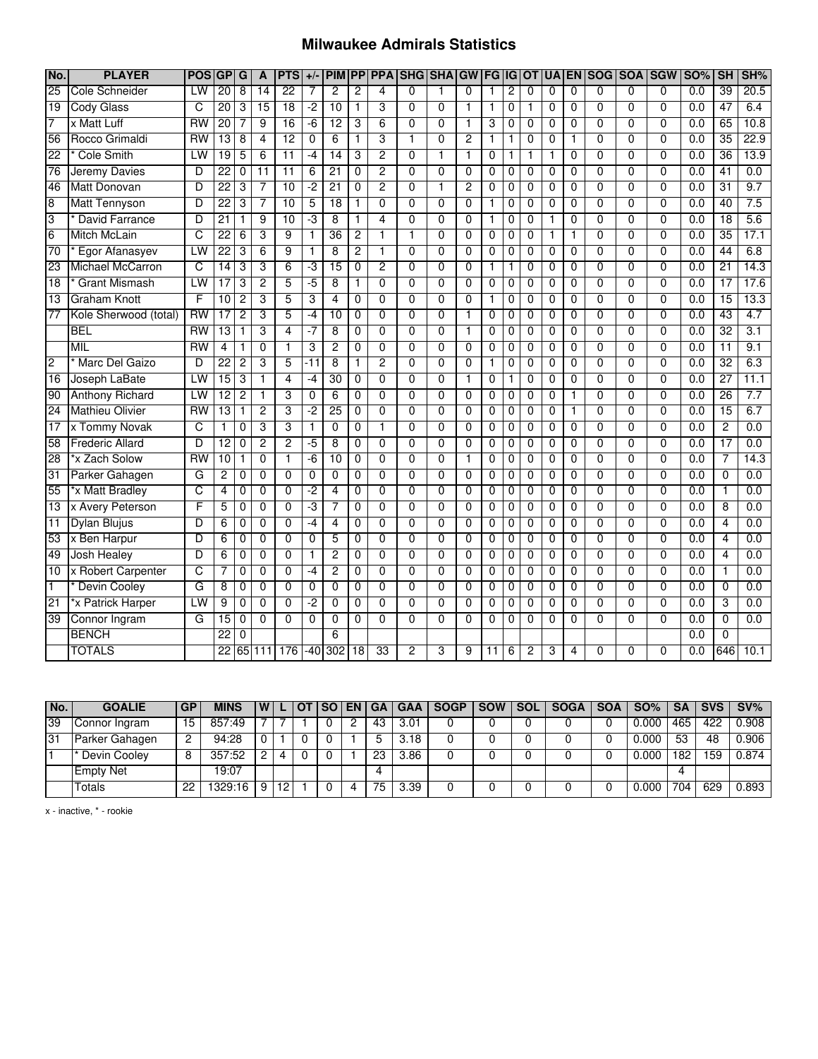# Milwaukee Admirals Statistics

| No. | PLAYER | POS | GP | G | A | PTS | +/- | PIM | PP | PPA | SHG | SHA | GW | FG | IG | OT | UA | EN | SOG | SOA | SGW | SO% | SH | SH% |
|---|---|---|---|---|---|---|---|---|---|---|---|---|---|---|---|---|---|---|---|---|---|---|---|---|
| 25 | Cole Schneider | LW | 20 | 8 | 14 | 22 | 7 | 2 | 2 | 4 | 0 | 1 | 0 | 1 | 2 | 0 | 0 | 0 | 0 | 0 | 0 | 0.0 | 39 | 20.5 |
| 19 | Cody Glass | C | 20 | 3 | 15 | 18 | -2 | 10 | 1 | 3 | 0 | 0 | 1 | 1 | 0 | 1 | 0 | 0 | 0 | 0 | 0 | 0.0 | 47 | 6.4 |
| 7 | x Matt Luff | RW | 20 | 7 | 9 | 16 | -6 | 12 | 3 | 6 | 0 | 0 | 1 | 3 | 0 | 0 | 0 | 0 | 0 | 0 | 0 | 0.0 | 65 | 10.8 |
| 56 | Rocco Grimaldi | RW | 13 | 8 | 4 | 12 | 0 | 6 | 1 | 3 | 1 | 0 | 2 | 1 | 1 | 0 | 0 | 1 | 0 | 0 | 0 | 0.0 | 35 | 22.9 |
| 22 | * Cole Smith | LW | 19 | 5 | 6 | 11 | -4 | 14 | 3 | 2 | 0 | 1 | 1 | 0 | 1 | 1 | 1 | 0 | 0 | 0 | 0 | 0.0 | 36 | 13.9 |
| 76 | Jeremy Davies | D | 22 | 0 | 11 | 11 | 6 | 21 | 0 | 2 | 0 | 0 | 0 | 0 | 0 | 0 | 0 | 0 | 0 | 0 | 0 | 0.0 | 41 | 0.0 |
| 46 | Matt Donovan | D | 22 | 3 | 7 | 10 | -2 | 21 | 0 | 2 | 0 | 1 | 2 | 0 | 0 | 0 | 0 | 0 | 0 | 0 | 0 | 0.0 | 31 | 9.7 |
| 8 | Matt Tennyson | D | 22 | 3 | 7 | 10 | 5 | 18 | 1 | 0 | 0 | 0 | 0 | 1 | 0 | 0 | 0 | 0 | 0 | 0 | 0 | 0.0 | 40 | 7.5 |
| 3 | * David Farrance | D | 21 | 1 | 9 | 10 | -3 | 8 | 1 | 4 | 0 | 0 | 0 | 1 | 0 | 0 | 1 | 0 | 0 | 0 | 0 | 0.0 | 18 | 5.6 |
| 6 | Mitch McLain | C | 22 | 6 | 3 | 9 | 1 | 36 | 2 | 1 | 1 | 0 | 0 | 0 | 0 | 0 | 1 | 1 | 0 | 0 | 0 | 0.0 | 35 | 17.1 |
| 70 | * Egor Afanasyev | LW | 22 | 3 | 6 | 9 | 1 | 8 | 2 | 1 | 0 | 0 | 0 | 0 | 0 | 0 | 0 | 0 | 0 | 0 | 0 | 0.0 | 44 | 6.8 |
| 23 | Michael McCarron | C | 14 | 3 | 3 | 6 | -3 | 15 | 0 | 2 | 0 | 0 | 0 | 1 | 1 | 0 | 0 | 0 | 0 | 0 | 0 | 0.0 | 21 | 14.3 |
| 18 | * Grant Mismash | LW | 17 | 3 | 2 | 5 | -5 | 8 | 1 | 0 | 0 | 0 | 0 | 0 | 0 | 0 | 0 | 0 | 0 | 0 | 0 | 0.0 | 17 | 17.6 |
| 13 | Graham Knott | F | 10 | 2 | 3 | 5 | 3 | 4 | 0 | 0 | 0 | 0 | 0 | 1 | 0 | 0 | 0 | 0 | 0 | 0 | 0 | 0.0 | 15 | 13.3 |
| 77 | Kole Sherwood (total) | RW | 17 | 2 | 3 | 5 | -4 | 10 | 0 | 0 | 0 | 0 | 1 | 0 | 0 | 0 | 0 | 0 | 0 | 0 | 0 | 0.0 | 43 | 4.7 |
| | BEL | RW | 13 | 1 | 3 | 4 | -7 | 8 | 0 | 0 | 0 | 0 | 1 | 0 | 0 | 0 | 0 | 0 | 0 | 0 | 0 | 0.0 | 32 | 3.1 |
| | MIL | RW | 4 | 1 | 0 | 1 | 3 | 2 | 0 | 0 | 0 | 0 | 0 | 0 | 0 | 0 | 0 | 0 | 0 | 0 | 0 | 0.0 | 11 | 9.1 |
| 2 | * Marc Del Gaizo | D | 22 | 2 | 3 | 5 | -11 | 8 | 1 | 2 | 0 | 0 | 0 | 1 | 0 | 0 | 0 | 0 | 0 | 0 | 0 | 0.0 | 32 | 6.3 |
| 16 | Joseph LaBate | LW | 15 | 3 | 1 | 4 | -4 | 30 | 0 | 0 | 0 | 0 | 1 | 0 | 1 | 0 | 0 | 0 | 0 | 0 | 0 | 0.0 | 27 | 11.1 |
| 90 | Anthony Richard | LW | 12 | 2 | 1 | 3 | 0 | 6 | 0 | 0 | 0 | 0 | 0 | 0 | 0 | 0 | 0 | 1 | 0 | 0 | 0 | 0.0 | 26 | 7.7 |
| 24 | Mathieu Olivier | RW | 13 | 1 | 2 | 3 | -2 | 25 | 0 | 0 | 0 | 0 | 0 | 0 | 0 | 0 | 0 | 1 | 0 | 0 | 0 | 0.0 | 15 | 6.7 |
| 17 | x Tommy Novak | C | 1 | 0 | 3 | 3 | 1 | 0 | 0 | 1 | 0 | 0 | 0 | 0 | 0 | 0 | 0 | 0 | 0 | 0 | 0 | 0.0 | 2 | 0.0 |
| 58 | Frederic Allard | D | 12 | 0 | 2 | 2 | -5 | 8 | 0 | 0 | 0 | 0 | 0 | 0 | 0 | 0 | 0 | 0 | 0 | 0 | 0 | 0.0 | 17 | 0.0 |
| 28 | *x Zach Solow | RW | 10 | 1 | 0 | 1 | -6 | 10 | 0 | 0 | 0 | 0 | 1 | 0 | 0 | 0 | 0 | 0 | 0 | 0 | 0 | 0.0 | 7 | 14.3 |
| 31 | Parker Gahagen | G | 2 | 0 | 0 | 0 | 0 | 0 | 0 | 0 | 0 | 0 | 0 | 0 | 0 | 0 | 0 | 0 | 0 | 0 | 0 | 0.0 | 0 | 0.0 |
| 55 | *x Matt Bradley | C | 4 | 0 | 0 | 0 | -2 | 4 | 0 | 0 | 0 | 0 | 0 | 0 | 0 | 0 | 0 | 0 | 0 | 0 | 0 | 0.0 | 1 | 0.0 |
| 13 | x Avery Peterson | F | 5 | 0 | 0 | 0 | -3 | 7 | 0 | 0 | 0 | 0 | 0 | 0 | 0 | 0 | 0 | 0 | 0 | 0 | 0 | 0.0 | 8 | 0.0 |
| 11 | Dylan Blujus | D | 6 | 0 | 0 | 0 | -4 | 4 | 0 | 0 | 0 | 0 | 0 | 0 | 0 | 0 | 0 | 0 | 0 | 0 | 0 | 0.0 | 4 | 0.0 |
| 53 | x Ben Harpur | D | 6 | 0 | 0 | 0 | 0 | 5 | 0 | 0 | 0 | 0 | 0 | 0 | 0 | 0 | 0 | 0 | 0 | 0 | 0 | 0.0 | 4 | 0.0 |
| 49 | Josh Healey | D | 6 | 0 | 0 | 0 | 1 | 2 | 0 | 0 | 0 | 0 | 0 | 0 | 0 | 0 | 0 | 0 | 0 | 0 | 0 | 0.0 | 4 | 0.0 |
| 10 | x Robert Carpenter | C | 7 | 0 | 0 | 0 | -4 | 2 | 0 | 0 | 0 | 0 | 0 | 0 | 0 | 0 | 0 | 0 | 0 | 0 | 0 | 0.0 | 1 | 0.0 |
| 1 | * Devin Cooley | G | 8 | 0 | 0 | 0 | 0 | 0 | 0 | 0 | 0 | 0 | 0 | 0 | 0 | 0 | 0 | 0 | 0 | 0 | 0 | 0.0 | 0 | 0.0 |
| 21 | *x Patrick Harper | LW | 9 | 0 | 0 | 0 | -2 | 0 | 0 | 0 | 0 | 0 | 0 | 0 | 0 | 0 | 0 | 0 | 0 | 0 | 0 | 0.0 | 3 | 0.0 |
| 39 | Connor Ingram | G | 15 | 0 | 0 | 0 | 0 | 0 | 0 | 0 | 0 | 0 | 0 | 0 | 0 | 0 | 0 | 0 | 0 | 0 | 0 | 0.0 | 0 | 0.0 |
| | BENCH | | 22 | 0 | | | | 6 | | | | | | | | | | | | | | 0.0 | 0 | |
| | TOTALS | | 22 | 65 | 111 | 176 | -40 | 302 | 18 | 33 | 2 | 3 | 9 | 11 | 6 | 2 | 3 | 4 | 0 | 0 | 0 | 0.0 | 646 | 10.1 |

| No. | GOALIE | GP | MINS | W | L | OT | SO | EN | GA | GAA | SOGP | SOW | SOL | SOGA | SOA | SO% | SA | SVS | SV% |
|---|---|---|---|---|---|---|---|---|---|---|---|---|---|---|---|---|---|---|---|
| 39 | Connor Ingram | 15 | 857:49 | 7 | 7 | 1 | 0 | 2 | 43 | 3.01 | 0 | 0 | 0 | 0 | 0 | 0.000 | 465 | 422 | 0.908 |
| 31 | Parker Gahagen | 2 | 94:28 | 0 | 1 | 0 | 0 | 1 | 5 | 3.18 | 0 | 0 | 0 | 0 | 0 | 0.000 | 53 | 48 | 0.906 |
| 1 | * Devin Cooley | 8 | 357:52 | 2 | 4 | 0 | 0 | 1 | 23 | 3.86 | 0 | 0 | 0 | 0 | 0 | 0.000 | 182 | 159 | 0.874 |
| | Empty Net | | 19:07 | | | | | | 4 | | | | | | | | 4 | | |
| | Totals | 22 | 1329:16 | 9 | 12 | 1 | 0 | 4 | 75 | 3.39 | 0 | 0 | 0 | 0 | 0 | 0.000 | 704 | 629 | 0.893 |

x - inactive, * - rookie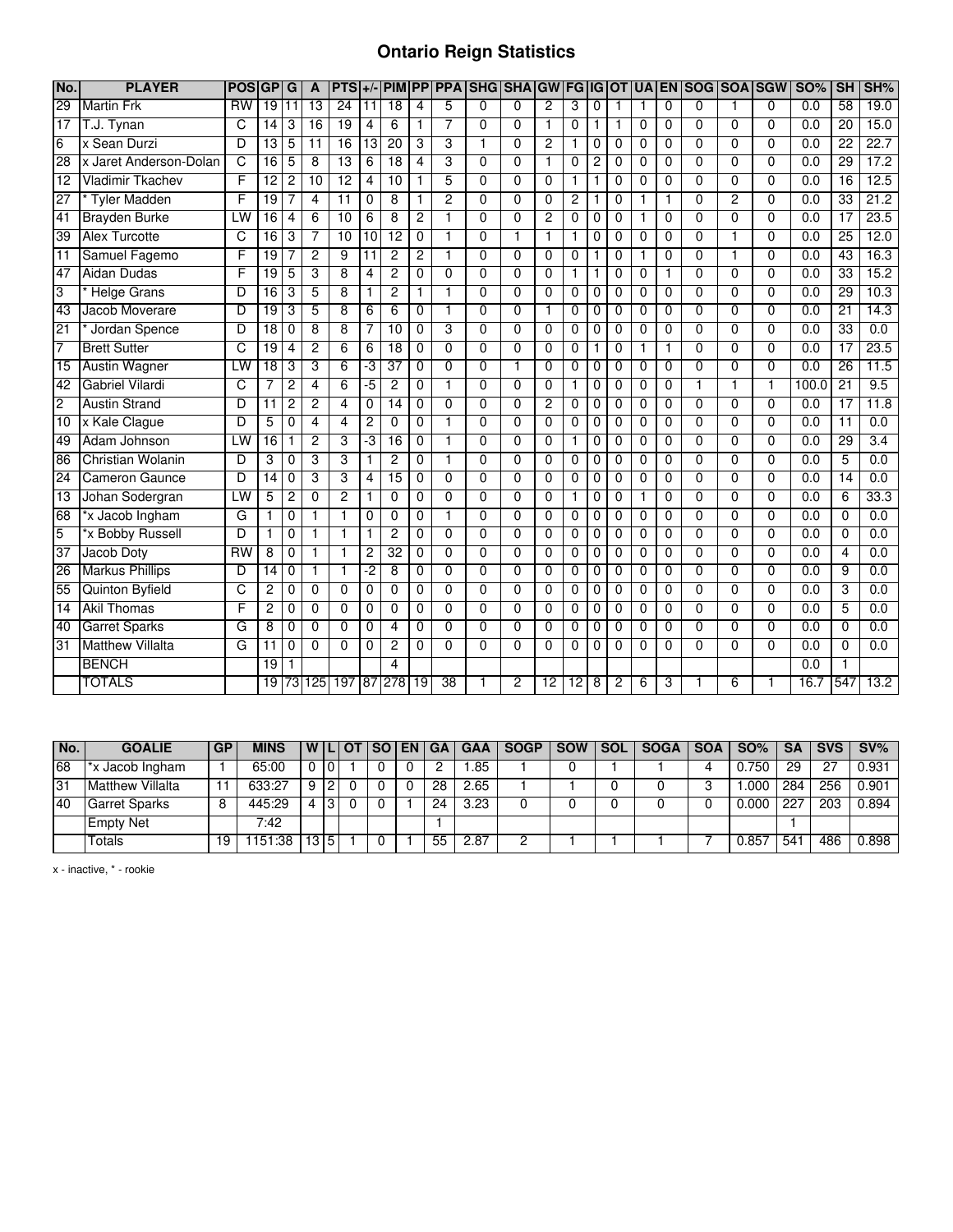# Ontario Reign Statistics

| No. | PLAYER | POS | GP | G | A | PTS | +/- | PIM | PP | PPA | SHG | SHA | GW | FG | IG | OT | UA | EN | SOG | SOA | SGW | SO% | SH | SH% |
|---|---|---|---|---|---|---|---|---|---|---|---|---|---|---|---|---|---|---|---|---|---|---|---|---|
| 29 | Martin Frk | RW | 19 | 11 | 13 | 24 | 11 | 18 | 4 | 5 | 0 | 0 | 2 | 3 | 0 | 1 | 1 | 0 | 0 | 1 | 0 | 0.0 | 58 | 19.0 |
| 17 | T.J. Tynan | C | 14 | 3 | 16 | 19 | 4 | 6 | 1 | 7 | 0 | 0 | 1 | 0 | 1 | 1 | 0 | 0 | 0 | 0 | 0 | 0.0 | 20 | 15.0 |
| 6 | x Sean Durzi | D | 13 | 5 | 11 | 16 | 13 | 20 | 3 | 3 | 1 | 0 | 2 | 1 | 0 | 0 | 0 | 0 | 0 | 0 | 0 | 0.0 | 22 | 22.7 |
| 28 | x Jaret Anderson-Dolan | C | 16 | 5 | 8 | 13 | 6 | 18 | 4 | 3 | 0 | 0 | 1 | 0 | 2 | 0 | 0 | 0 | 0 | 0 | 0 | 0.0 | 29 | 17.2 |
| 12 | Vladimir Tkachev | F | 12 | 2 | 10 | 12 | 4 | 10 | 1 | 5 | 0 | 0 | 0 | 1 | 1 | 0 | 0 | 0 | 0 | 0 | 0 | 0.0 | 16 | 12.5 |
| 27 | * Tyler Madden | F | 19 | 7 | 4 | 11 | 0 | 8 | 1 | 2 | 0 | 0 | 0 | 2 | 1 | 0 | 1 | 1 | 0 | 2 | 0 | 0.0 | 33 | 21.2 |
| 41 | Brayden Burke | LW | 16 | 4 | 6 | 10 | 6 | 8 | 2 | 1 | 0 | 0 | 2 | 0 | 0 | 0 | 1 | 0 | 0 | 0 | 0 | 0.0 | 17 | 23.5 |
| 39 | Alex Turcotte | C | 16 | 3 | 7 | 10 | 10 | 12 | 0 | 1 | 0 | 1 | 1 | 1 | 0 | 0 | 0 | 0 | 0 | 1 | 0 | 0.0 | 25 | 12.0 |
| 11 | Samuel Fagemo | F | 19 | 7 | 2 | 9 | 11 | 2 | 2 | 1 | 0 | 0 | 0 | 0 | 1 | 0 | 1 | 0 | 0 | 1 | 0 | 0.0 | 43 | 16.3 |
| 47 | Aidan Dudas | F | 19 | 5 | 3 | 8 | 4 | 2 | 0 | 0 | 0 | 0 | 0 | 1 | 1 | 0 | 0 | 1 | 0 | 0 | 0 | 0.0 | 33 | 15.2 |
| 3 | * Helge Grans | D | 16 | 3 | 5 | 8 | 1 | 2 | 1 | 1 | 0 | 0 | 0 | 0 | 0 | 0 | 0 | 0 | 0 | 0 | 0 | 0.0 | 29 | 10.3 |
| 43 | Jacob Moverare | D | 19 | 3 | 5 | 8 | 6 | 6 | 0 | 1 | 0 | 0 | 1 | 0 | 0 | 0 | 0 | 0 | 0 | 0 | 0 | 0.0 | 21 | 14.3 |
| 21 | * Jordan Spence | D | 18 | 0 | 8 | 8 | 7 | 10 | 0 | 3 | 0 | 0 | 0 | 0 | 0 | 0 | 0 | 0 | 0 | 0 | 0 | 0.0 | 33 | 0.0 |
| 7 | Brett Sutter | C | 19 | 4 | 2 | 6 | 6 | 18 | 0 | 0 | 0 | 0 | 0 | 0 | 1 | 0 | 1 | 1 | 0 | 0 | 0 | 0.0 | 17 | 23.5 |
| 15 | Austin Wagner | LW | 18 | 3 | 3 | 6 | -3 | 37 | 0 | 0 | 0 | 1 | 0 | 0 | 0 | 0 | 0 | 0 | 0 | 0 | 0 | 0.0 | 26 | 11.5 |
| 42 | Gabriel Vilardi | C | 7 | 2 | 4 | 6 | -5 | 2 | 0 | 1 | 0 | 0 | 0 | 1 | 0 | 0 | 0 | 0 | 1 | 1 | 1 | 100.0 | 21 | 9.5 |
| 2 | Austin Strand | D | 11 | 2 | 2 | 4 | 0 | 14 | 0 | 0 | 0 | 0 | 2 | 0 | 0 | 0 | 0 | 0 | 0 | 0 | 0 | 0.0 | 17 | 11.8 |
| 10 | x Kale Clague | D | 5 | 0 | 4 | 4 | 2 | 0 | 0 | 1 | 0 | 0 | 0 | 0 | 0 | 0 | 0 | 0 | 0 | 0 | 0 | 0.0 | 11 | 0.0 |
| 49 | Adam Johnson | LW | 16 | 1 | 2 | 3 | -3 | 16 | 0 | 1 | 0 | 0 | 0 | 1 | 0 | 0 | 0 | 0 | 0 | 0 | 0 | 0.0 | 29 | 3.4 |
| 86 | Christian Wolanin | D | 3 | 0 | 3 | 3 | 1 | 2 | 0 | 1 | 0 | 0 | 0 | 0 | 0 | 0 | 0 | 0 | 0 | 0 | 0 | 0.0 | 5 | 0.0 |
| 24 | Cameron Gaunce | D | 14 | 0 | 3 | 3 | 4 | 15 | 0 | 0 | 0 | 0 | 0 | 0 | 0 | 0 | 0 | 0 | 0 | 0 | 0 | 0.0 | 14 | 0.0 |
| 13 | Johan Sodergran | LW | 5 | 2 | 0 | 2 | 1 | 0 | 0 | 0 | 0 | 0 | 0 | 1 | 0 | 0 | 1 | 0 | 0 | 0 | 0 | 0.0 | 6 | 33.3 |
| 68 | *x Jacob Ingham | G | 1 | 0 | 1 | 1 | 0 | 0 | 0 | 1 | 0 | 0 | 0 | 0 | 0 | 0 | 0 | 0 | 0 | 0 | 0 | 0.0 | 0 | 0.0 |
| 5 | *x Bobby Russell | D | 1 | 0 | 1 | 1 | 1 | 2 | 0 | 0 | 0 | 0 | 0 | 0 | 0 | 0 | 0 | 0 | 0 | 0 | 0 | 0.0 | 0 | 0.0 |
| 37 | Jacob Doty | RW | 8 | 0 | 1 | 1 | 2 | 32 | 0 | 0 | 0 | 0 | 0 | 0 | 0 | 0 | 0 | 0 | 0 | 0 | 0 | 0.0 | 4 | 0.0 |
| 26 | Markus Phillips | D | 14 | 0 | 1 | 1 | -2 | 8 | 0 | 0 | 0 | 0 | 0 | 0 | 0 | 0 | 0 | 0 | 0 | 0 | 0 | 0.0 | 9 | 0.0 |
| 55 | Quinton Byfield | C | 2 | 0 | 0 | 0 | 0 | 0 | 0 | 0 | 0 | 0 | 0 | 0 | 0 | 0 | 0 | 0 | 0 | 0 | 0 | 0.0 | 3 | 0.0 |
| 14 | Akil Thomas | F | 2 | 0 | 0 | 0 | 0 | 0 | 0 | 0 | 0 | 0 | 0 | 0 | 0 | 0 | 0 | 0 | 0 | 0 | 0 | 0.0 | 5 | 0.0 |
| 40 | Garret Sparks | G | 8 | 0 | 0 | 0 | 0 | 4 | 0 | 0 | 0 | 0 | 0 | 0 | 0 | 0 | 0 | 0 | 0 | 0 | 0 | 0.0 | 0 | 0.0 |
| 31 | Matthew Villalta | G | 11 | 0 | 0 | 0 | 0 | 2 | 0 | 0 | 0 | 0 | 0 | 0 | 0 | 0 | 0 | 0 | 0 | 0 | 0 | 0.0 | 0 | 0.0 |
| | BENCH | | 19 | 1 | | | | 4 | | | | | | | | | | | | | | 0.0 | 1 | |
| | TOTALS | | 19 | 73 | 125 | 197 | 87 | 278 | 19 | 38 | 1 | 2 | 12 | 12 | 8 | 2 | 6 | 3 | 1 | 6 | 1 | 16.7 | 547 | 13.2 |

| No. | GOALIE | GP | MINS | W | L | OT | SO | EN | GA | GAA | SOGP | SOW | SOL | SOGA | SOA | SO% | SA | SVS | SV% |
|---|---|---|---|---|---|---|---|---|---|---|---|---|---|---|---|---|---|---|---|
| 68 | *x Jacob Ingham | 1 | 65:00 | 0 | 0 | 1 | 0 | 0 | 2 | 1.85 | 1 | 0 | 1 | 1 | 4 | 0.750 | 29 | 27 | 0.931 |
| 31 | Matthew Villalta | 11 | 633:27 | 9 | 2 | 0 | 0 | 0 | 28 | 2.65 | 1 | 1 | 0 | 0 | 3 | 1.000 | 284 | 256 | 0.901 |
| 40 | Garret Sparks | 8 | 445:29 | 4 | 3 | 0 | 0 | 1 | 24 | 3.23 | 0 | 0 | 0 | 0 | 0 | 0.000 | 227 | 203 | 0.894 |
| | Empty Net | | 7:42 | | | | | | 1 | | | | | | | | 1 | | |
| | Totals | 19 | 1151:38 | 13 | 5 | 1 | 0 | 1 | 55 | 2.87 | 2 | 1 | 1 | 1 | 7 | 0.857 | 541 | 486 | 0.898 |

x - inactive, * - rookie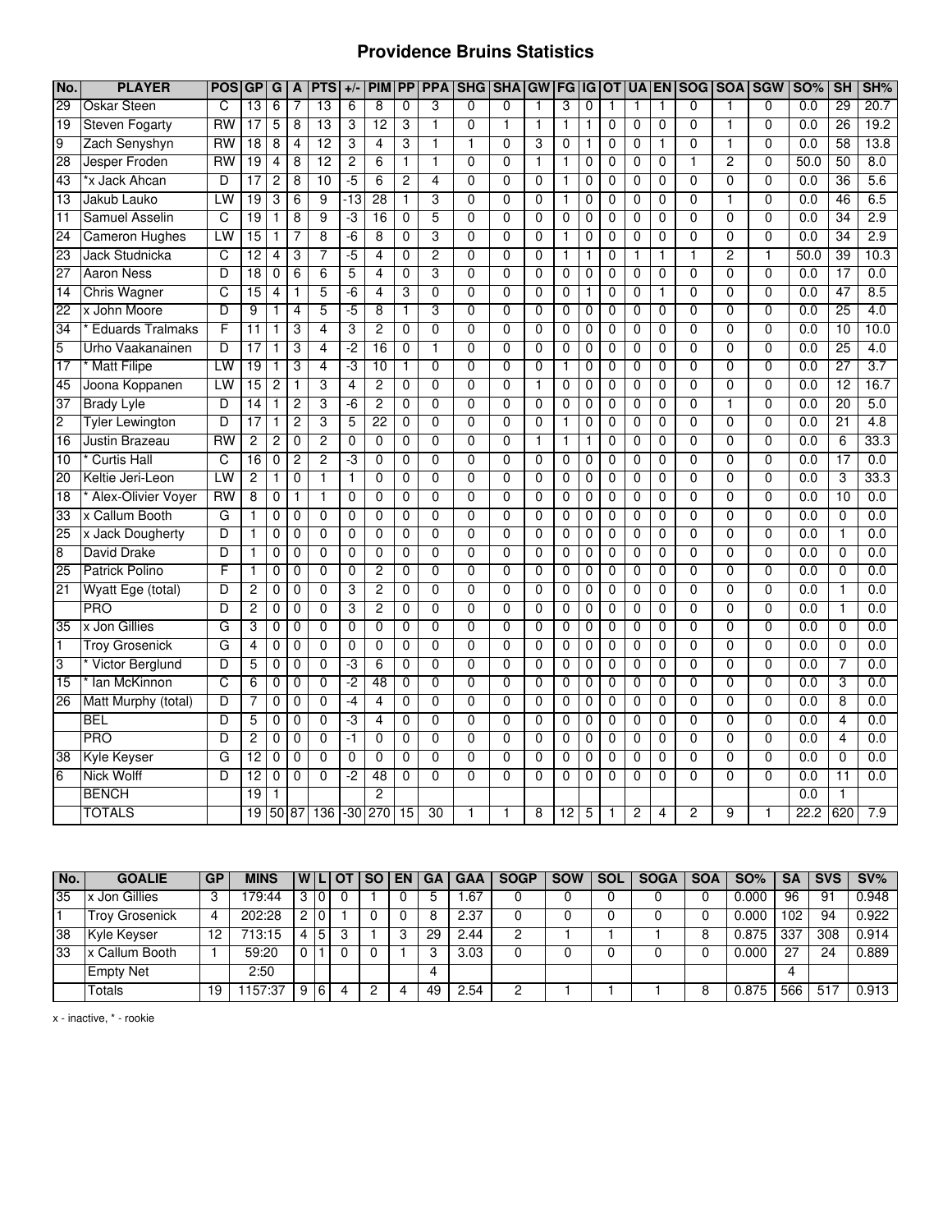# Providence Bruins Statistics

| No. | PLAYER | POS | GP | G | A | PTS | +/- | PIM | PP | PPA | SHG | SHA | GW | FG | IG | OT | UA | EN | SOG | SOA | SGW | SO% | SH | SH% |
|---|---|---|---|---|---|---|---|---|---|---|---|---|---|---|---|---|---|---|---|---|---|---|---|---|
| 29 | Oskar Steen | C | 13 | 6 | 7 | 13 | 6 | 8 | 0 | 3 | 0 | 0 | 1 | 3 | 0 | 1 | 1 | 1 | 0 | 1 | 0 | 0.0 | 29 | 20.7 |
| 19 | Steven Fogarty | RW | 17 | 5 | 8 | 13 | 3 | 12 | 3 | 1 | 0 | 1 | 1 | 1 | 1 | 0 | 0 | 0 | 0 | 1 | 0 | 0.0 | 26 | 19.2 |
| 9 | Zach Senyshyn | RW | 18 | 8 | 4 | 12 | 3 | 4 | 3 | 1 | 1 | 0 | 3 | 0 | 1 | 0 | 0 | 1 | 0 | 1 | 0 | 0.0 | 58 | 13.8 |
| 28 | Jesper Froden | RW | 19 | 4 | 8 | 12 | 2 | 6 | 1 | 1 | 0 | 0 | 1 | 1 | 0 | 0 | 0 | 0 | 1 | 2 | 0 | 50.0 | 50 | 8.0 |
| 43 | *x Jack Ahcan | D | 17 | 2 | 8 | 10 | -5 | 6 | 2 | 4 | 0 | 0 | 0 | 1 | 0 | 0 | 0 | 0 | 0 | 0 | 0 | 0.0 | 36 | 5.6 |
| 13 | Jakub Lauko | LW | 19 | 3 | 6 | 9 | -13 | 28 | 1 | 3 | 0 | 0 | 0 | 1 | 0 | 0 | 0 | 0 | 0 | 1 | 0 | 0.0 | 46 | 6.5 |
| 11 | Samuel Asselin | C | 19 | 1 | 8 | 9 | -3 | 16 | 0 | 5 | 0 | 0 | 0 | 0 | 0 | 0 | 0 | 0 | 0 | 0 | 0 | 0.0 | 34 | 2.9 |
| 24 | Cameron Hughes | LW | 15 | 1 | 7 | 8 | -6 | 8 | 0 | 3 | 0 | 0 | 0 | 1 | 0 | 0 | 0 | 0 | 0 | 0 | 0 | 0.0 | 34 | 2.9 |
| 23 | Jack Studnicka | C | 12 | 4 | 3 | 7 | -5 | 4 | 0 | 2 | 0 | 0 | 0 | 1 | 1 | 0 | 1 | 1 | 1 | 2 | 1 | 50.0 | 39 | 10.3 |
| 27 | Aaron Ness | D | 18 | 0 | 6 | 6 | 5 | 4 | 0 | 3 | 0 | 0 | 0 | 0 | 0 | 0 | 0 | 0 | 0 | 0 | 0 | 0.0 | 17 | 0.0 |
| 14 | Chris Wagner | C | 15 | 4 | 1 | 5 | -6 | 4 | 3 | 0 | 0 | 0 | 0 | 0 | 1 | 0 | 0 | 1 | 0 | 0 | 0 | 0.0 | 47 | 8.5 |
| 22 | x John Moore | D | 9 | 1 | 4 | 5 | -5 | 8 | 1 | 3 | 0 | 0 | 0 | 0 | 0 | 0 | 0 | 0 | 0 | 0 | 0 | 0.0 | 25 | 4.0 |
| 34 | * Eduards Tralmaks | F | 11 | 1 | 3 | 4 | 3 | 2 | 0 | 0 | 0 | 0 | 0 | 0 | 0 | 0 | 0 | 0 | 0 | 0 | 0 | 0.0 | 10 | 10.0 |
| 5 | Urho Vaakanainen | D | 17 | 1 | 3 | 4 | -2 | 16 | 0 | 1 | 0 | 0 | 0 | 0 | 0 | 0 | 0 | 0 | 0 | 0 | 0 | 0.0 | 25 | 4.0 |
| 17 | * Matt Filipe | LW | 19 | 1 | 3 | 4 | -3 | 10 | 1 | 0 | 0 | 0 | 0 | 1 | 0 | 0 | 0 | 0 | 0 | 0 | 0 | 0.0 | 27 | 3.7 |
| 45 | Joona Koppanen | LW | 15 | 2 | 1 | 3 | 4 | 2 | 0 | 0 | 0 | 0 | 1 | 0 | 0 | 0 | 0 | 0 | 0 | 0 | 0 | 0.0 | 12 | 16.7 |
| 37 | Brady Lyle | D | 14 | 1 | 2 | 3 | -6 | 2 | 0 | 0 | 0 | 0 | 0 | 0 | 0 | 0 | 0 | 0 | 0 | 1 | 0 | 0.0 | 20 | 5.0 |
| 2 | Tyler Lewington | D | 17 | 1 | 2 | 3 | 5 | 22 | 0 | 0 | 0 | 0 | 0 | 1 | 0 | 0 | 0 | 0 | 0 | 0 | 0 | 0.0 | 21 | 4.8 |
| 16 | Justin Brazeau | RW | 2 | 2 | 0 | 2 | 0 | 0 | 0 | 0 | 0 | 0 | 1 | 1 | 1 | 0 | 0 | 0 | 0 | 0 | 0 | 0.0 | 6 | 33.3 |
| 10 | * Curtis Hall | C | 16 | 0 | 2 | 2 | -3 | 0 | 0 | 0 | 0 | 0 | 0 | 0 | 0 | 0 | 0 | 0 | 0 | 0 | 0 | 0.0 | 17 | 0.0 |
| 20 | Keltie Jeri-Leon | LW | 2 | 1 | 0 | 1 | 1 | 0 | 0 | 0 | 0 | 0 | 0 | 0 | 0 | 0 | 0 | 0 | 0 | 0 | 0 | 0.0 | 3 | 33.3 |
| 18 | * Alex-Olivier Voyer | RW | 8 | 0 | 1 | 1 | 0 | 0 | 0 | 0 | 0 | 0 | 0 | 0 | 0 | 0 | 0 | 0 | 0 | 0 | 0 | 0.0 | 10 | 0.0 |
| 33 | x Callum Booth | G | 1 | 0 | 0 | 0 | 0 | 0 | 0 | 0 | 0 | 0 | 0 | 0 | 0 | 0 | 0 | 0 | 0 | 0 | 0 | 0.0 | 0 | 0.0 |
| 25 | x Jack Dougherty | D | 1 | 0 | 0 | 0 | 0 | 0 | 0 | 0 | 0 | 0 | 0 | 0 | 0 | 0 | 0 | 0 | 0 | 0 | 0 | 0.0 | 1 | 0.0 |
| 8 | David Drake | D | 1 | 0 | 0 | 0 | 0 | 0 | 0 | 0 | 0 | 0 | 0 | 0 | 0 | 0 | 0 | 0 | 0 | 0 | 0 | 0.0 | 0 | 0.0 |
| 25 | Patrick Polino | F | 1 | 0 | 0 | 0 | 0 | 2 | 0 | 0 | 0 | 0 | 0 | 0 | 0 | 0 | 0 | 0 | 0 | 0 | 0 | 0.0 | 0 | 0.0 |
| 21 | Wyatt Ege (total) | D | 2 | 0 | 0 | 0 | 3 | 2 | 0 | 0 | 0 | 0 | 0 | 0 | 0 | 0 | 0 | 0 | 0 | 0 | 0 | 0.0 | 1 | 0.0 |
| | PRO | D | 2 | 0 | 0 | 0 | 3 | 2 | 0 | 0 | 0 | 0 | 0 | 0 | 0 | 0 | 0 | 0 | 0 | 0 | 0 | 0.0 | 1 | 0.0 |
| 35 | x Jon Gillies | G | 3 | 0 | 0 | 0 | 0 | 0 | 0 | 0 | 0 | 0 | 0 | 0 | 0 | 0 | 0 | 0 | 0 | 0 | 0 | 0.0 | 0 | 0.0 |
| 1 | Troy Grosenick | G | 4 | 0 | 0 | 0 | 0 | 0 | 0 | 0 | 0 | 0 | 0 | 0 | 0 | 0 | 0 | 0 | 0 | 0 | 0 | 0.0 | 0 | 0.0 |
| 3 | * Victor Berglund | D | 5 | 0 | 0 | 0 | -3 | 6 | 0 | 0 | 0 | 0 | 0 | 0 | 0 | 0 | 0 | 0 | 0 | 0 | 0 | 0.0 | 7 | 0.0 |
| 15 | * Ian McKinnon | C | 6 | 0 | 0 | 0 | -2 | 48 | 0 | 0 | 0 | 0 | 0 | 0 | 0 | 0 | 0 | 0 | 0 | 0 | 0 | 0.0 | 3 | 0.0 |
| 26 | Matt Murphy (total) | D | 7 | 0 | 0 | 0 | -4 | 4 | 0 | 0 | 0 | 0 | 0 | 0 | 0 | 0 | 0 | 0 | 0 | 0 | 0 | 0.0 | 8 | 0.0 |
| | BEL | D | 5 | 0 | 0 | 0 | -3 | 4 | 0 | 0 | 0 | 0 | 0 | 0 | 0 | 0 | 0 | 0 | 0 | 0 | 0 | 0.0 | 4 | 0.0 |
| | PRO | D | 2 | 0 | 0 | 0 | -1 | 0 | 0 | 0 | 0 | 0 | 0 | 0 | 0 | 0 | 0 | 0 | 0 | 0 | 0 | 0.0 | 4 | 0.0 |
| 38 | Kyle Keyser | G | 12 | 0 | 0 | 0 | 0 | 0 | 0 | 0 | 0 | 0 | 0 | 0 | 0 | 0 | 0 | 0 | 0 | 0 | 0 | 0.0 | 0 | 0.0 |
| 6 | Nick Wolff | D | 12 | 0 | 0 | 0 | -2 | 48 | 0 | 0 | 0 | 0 | 0 | 0 | 0 | 0 | 0 | 0 | 0 | 0 | 0 | 0.0 | 11 | 0.0 |
| | BENCH | | 19 | 1 | | | | 2 | | | | | | | | | | | | | | 0.0 | 1 | |
| | TOTALS | | 19 | 50 | 87 | 136 | -30 | 270 | 15 | 30 | 1 | 1 | 8 | 12 | 5 | 1 | 2 | 4 | 2 | 9 | 1 | 22.2 | 620 | 7.9 |

| No. | GOALIE | GP | MINS | W | L | OT | SO | EN | GA | GAA | SOGP | SOW | SOL | SOGA | SOA | SO% | SA | SVS | SV% |
|---|---|---|---|---|---|---|---|---|---|---|---|---|---|---|---|---|---|---|---|
| 35 | x Jon Gillies | 3 | 179:44 | 3 | 0 | 0 | 1 | 0 | 5 | 1.67 | 0 | 0 | 0 | 0 | 0 | 0.000 | 96 | 91 | 0.948 |
| 1 | Troy Grosenick | 4 | 202:28 | 2 | 0 | 1 | 0 | 0 | 8 | 2.37 | 0 | 0 | 0 | 0 | 0 | 0.000 | 102 | 94 | 0.922 |
| 38 | Kyle Keyser | 12 | 713:15 | 4 | 5 | 3 | 1 | 3 | 29 | 2.44 | 2 | 1 | 1 | 1 | 8 | 0.875 | 337 | 308 | 0.914 |
| 33 | x Callum Booth | 1 | 59:20 | 0 | 1 | 0 | 0 | 1 | 3 | 3.03 | 0 | 0 | 0 | 0 | 0 | 0.000 | 27 | 24 | 0.889 |
| | Empty Net | | 2:50 | | | | | | 4 | | | | | | | | 4 | | |
| | Totals | 19 | 1157:37 | 9 | 6 | 4 | 2 | 4 | 49 | 2.54 | 2 | 1 | 1 | 1 | 8 | 0.875 | 566 | 517 | 0.913 |

x - inactive, * - rookie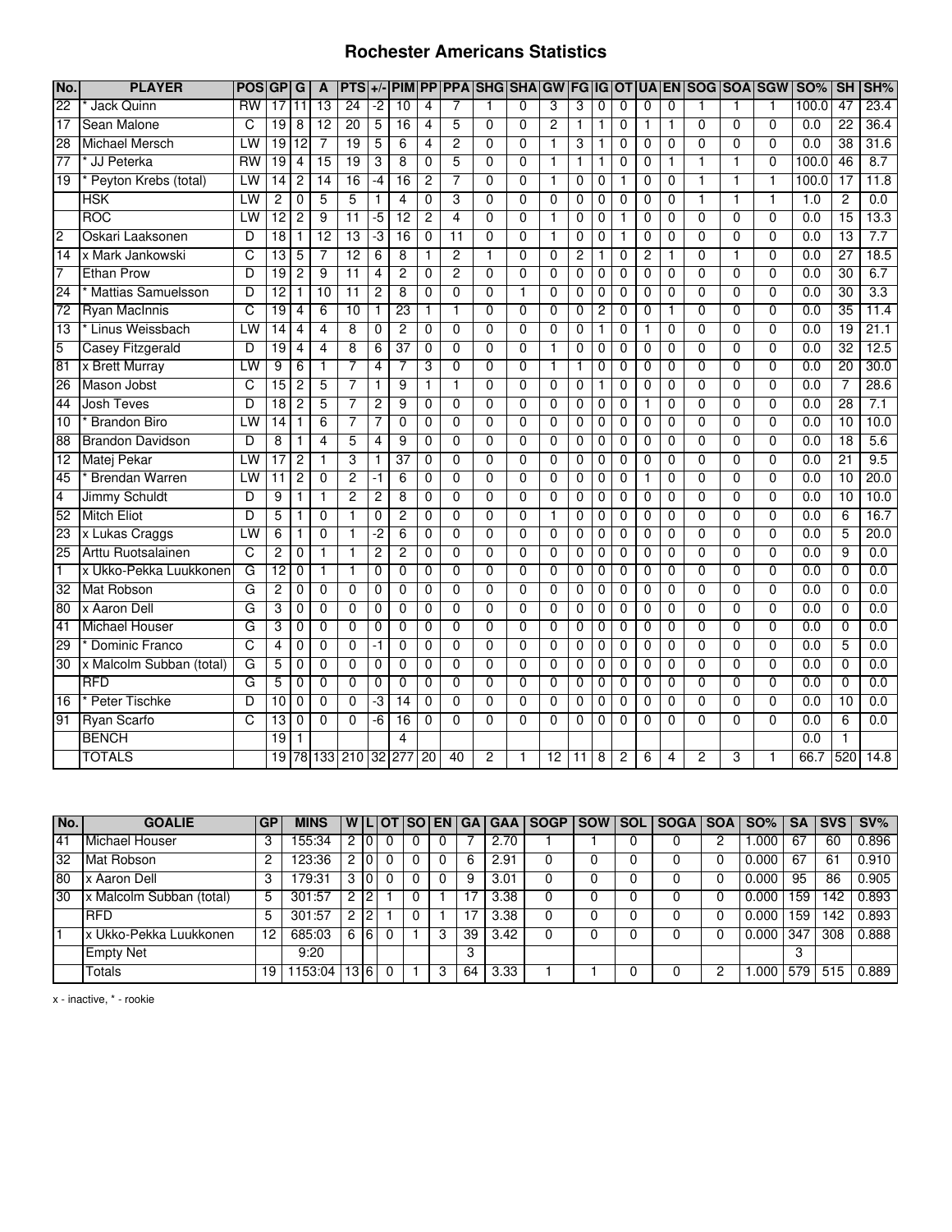# Rochester Americans Statistics

| No. | PLAYER | POS | GP | G | A | PTS | +/- | PIM | PP | PPA | SHG | SHA | GW | FG | IG | OT | UA | EN | SOG | SOA | SGW | SO% | SH | SH% |
|---|---|---|---|---|---|---|---|---|---|---|---|---|---|---|---|---|---|---|---|---|---|---|---|---|
| 22 | * Jack Quinn | RW | 17 | 11 | 13 | 24 | -2 | 10 | 4 | 7 | 1 | 0 | 3 | 3 | 0 | 0 | 0 | 0 | 1 | 1 | 1 | 100.0 | 47 | 23.4 |
| 17 | Sean Malone | C | 19 | 8 | 12 | 20 | 5 | 16 | 4 | 5 | 0 | 0 | 2 | 1 | 1 | 0 | 1 | 1 | 0 | 0 | 0 | 0.0 | 22 | 36.4 |
| 28 | Michael Mersch | LW | 19 | 12 | 7 | 19 | 5 | 6 | 4 | 2 | 0 | 0 | 1 | 3 | 1 | 0 | 0 | 0 | 0 | 0 | 0 | 0.0 | 38 | 31.6 |
| 77 | * JJ Peterka | RW | 19 | 4 | 15 | 19 | 3 | 8 | 0 | 5 | 0 | 0 | 1 | 1 | 1 | 0 | 0 | 1 | 1 | 1 | 0 | 100.0 | 46 | 8.7 |
| 19 | * Peyton Krebs (total) | LW | 14 | 2 | 14 | 16 | -4 | 16 | 2 | 7 | 0 | 0 | 1 | 0 | 0 | 1 | 0 | 0 | 1 | 1 | 1 | 100.0 | 17 | 11.8 |
| | HSK | LW | 2 | 0 | 5 | 5 | 1 | 4 | 0 | 3 | 0 | 0 | 0 | 0 | 0 | 0 | 0 | 0 | 1 | 1 | 1 | 1.0 | 2 | 0.0 |
| | ROC | LW | 12 | 2 | 9 | 11 | -5 | 12 | 2 | 4 | 0 | 0 | 1 | 0 | 0 | 1 | 0 | 0 | 0 | 0 | 0 | 0.0 | 15 | 13.3 |
| 2 | Oskari Laaksonen | D | 18 | 1 | 12 | 13 | -3 | 16 | 0 | 11 | 0 | 0 | 1 | 0 | 0 | 1 | 0 | 0 | 0 | 0 | 0 | 0.0 | 13 | 7.7 |
| 14 | x Mark Jankowski | C | 13 | 5 | 7 | 12 | 6 | 8 | 1 | 2 | 1 | 0 | 0 | 2 | 1 | 0 | 2 | 1 | 0 | 1 | 0 | 0.0 | 27 | 18.5 |
| 7 | Ethan Prow | D | 19 | 2 | 9 | 11 | 4 | 2 | 0 | 2 | 0 | 0 | 0 | 0 | 0 | 0 | 0 | 0 | 0 | 0 | 0 | 0.0 | 30 | 6.7 |
| 24 | * Mattias Samuelsson | D | 12 | 1 | 10 | 11 | 2 | 8 | 0 | 0 | 0 | 1 | 0 | 0 | 0 | 0 | 0 | 0 | 0 | 0 | 0 | 0.0 | 30 | 3.3 |
| 72 | Ryan MacInnis | C | 19 | 4 | 6 | 10 | 1 | 23 | 1 | 1 | 0 | 0 | 0 | 0 | 2 | 0 | 0 | 1 | 0 | 0 | 0 | 0.0 | 35 | 11.4 |
| 13 | * Linus Weissbach | LW | 14 | 4 | 4 | 8 | 0 | 2 | 0 | 0 | 0 | 0 | 0 | 0 | 1 | 0 | 1 | 0 | 0 | 0 | 0 | 0.0 | 19 | 21.1 |
| 5 | Casey Fitzgerald | D | 19 | 4 | 4 | 8 | 6 | 37 | 0 | 0 | 0 | 0 | 1 | 0 | 0 | 0 | 0 | 0 | 0 | 0 | 0 | 0.0 | 32 | 12.5 |
| 81 | x Brett Murray | LW | 9 | 6 | 1 | 7 | 4 | 7 | 3 | 0 | 0 | 0 | 1 | 1 | 0 | 0 | 0 | 0 | 0 | 0 | 0 | 0.0 | 20 | 30.0 |
| 26 | Mason Jobst | C | 15 | 2 | 5 | 7 | 1 | 9 | 1 | 1 | 0 | 0 | 0 | 0 | 1 | 0 | 0 | 0 | 0 | 0 | 0 | 0.0 | 7 | 28.6 |
| 44 | Josh Teves | D | 18 | 2 | 5 | 7 | 2 | 9 | 0 | 0 | 0 | 0 | 0 | 0 | 0 | 0 | 1 | 0 | 0 | 0 | 0 | 0.0 | 28 | 7.1 |
| 10 | * Brandon Biro | LW | 14 | 1 | 6 | 7 | 7 | 0 | 0 | 0 | 0 | 0 | 0 | 0 | 0 | 0 | 0 | 0 | 0 | 0 | 0 | 0.0 | 10 | 10.0 |
| 88 | Brandon Davidson | D | 8 | 1 | 4 | 5 | 4 | 9 | 0 | 0 | 0 | 0 | 0 | 0 | 0 | 0 | 0 | 0 | 0 | 0 | 0 | 0.0 | 18 | 5.6 |
| 12 | Matej Pekar | LW | 17 | 2 | 1 | 3 | 1 | 37 | 0 | 0 | 0 | 0 | 0 | 0 | 0 | 0 | 0 | 0 | 0 | 0 | 0 | 0.0 | 21 | 9.5 |
| 45 | * Brendan Warren | LW | 11 | 2 | 0 | 2 | -1 | 6 | 0 | 0 | 0 | 0 | 0 | 0 | 0 | 0 | 1 | 0 | 0 | 0 | 0 | 0.0 | 10 | 20.0 |
| 4 | Jimmy Schuldt | D | 9 | 1 | 1 | 2 | 2 | 8 | 0 | 0 | 0 | 0 | 0 | 0 | 0 | 0 | 0 | 0 | 0 | 0 | 0 | 0.0 | 10 | 10.0 |
| 52 | Mitch Eliot | D | 5 | 1 | 0 | 1 | 0 | 2 | 0 | 0 | 0 | 0 | 1 | 0 | 0 | 0 | 0 | 0 | 0 | 0 | 0 | 0.0 | 6 | 16.7 |
| 23 | x Lukas Craggs | LW | 6 | 1 | 0 | 1 | -2 | 6 | 0 | 0 | 0 | 0 | 0 | 0 | 0 | 0 | 0 | 0 | 0 | 0 | 0 | 0.0 | 5 | 20.0 |
| 25 | Arttu Ruotsalainen | C | 2 | 0 | 1 | 1 | 2 | 2 | 0 | 0 | 0 | 0 | 0 | 0 | 0 | 0 | 0 | 0 | 0 | 0 | 0 | 0.0 | 9 | 0.0 |
| 1 | x Ukko-Pekka Luukkonen | G | 12 | 0 | 1 | 1 | 0 | 0 | 0 | 0 | 0 | 0 | 0 | 0 | 0 | 0 | 0 | 0 | 0 | 0 | 0 | 0.0 | 0 | 0.0 |
| 32 | Mat Robson | G | 2 | 0 | 0 | 0 | 0 | 0 | 0 | 0 | 0 | 0 | 0 | 0 | 0 | 0 | 0 | 0 | 0 | 0 | 0 | 0.0 | 0 | 0.0 |
| 80 | x Aaron Dell | G | 3 | 0 | 0 | 0 | 0 | 0 | 0 | 0 | 0 | 0 | 0 | 0 | 0 | 0 | 0 | 0 | 0 | 0 | 0 | 0.0 | 0 | 0.0 |
| 41 | Michael Houser | G | 3 | 0 | 0 | 0 | 0 | 0 | 0 | 0 | 0 | 0 | 0 | 0 | 0 | 0 | 0 | 0 | 0 | 0 | 0 | 0.0 | 0 | 0.0 |
| 29 | * Dominic Franco | C | 4 | 0 | 0 | 0 | -1 | 0 | 0 | 0 | 0 | 0 | 0 | 0 | 0 | 0 | 0 | 0 | 0 | 0 | 0 | 0.0 | 5 | 0.0 |
| 30 | x Malcolm Subban (total) | G | 5 | 0 | 0 | 0 | 0 | 0 | 0 | 0 | 0 | 0 | 0 | 0 | 0 | 0 | 0 | 0 | 0 | 0 | 0 | 0.0 | 0 | 0.0 |
| | RFD | G | 5 | 0 | 0 | 0 | 0 | 0 | 0 | 0 | 0 | 0 | 0 | 0 | 0 | 0 | 0 | 0 | 0 | 0 | 0 | 0.0 | 0 | 0.0 |
| 16 | * Peter Tischke | D | 10 | 0 | 0 | 0 | -3 | 14 | 0 | 0 | 0 | 0 | 0 | 0 | 0 | 0 | 0 | 0 | 0 | 0 | 0 | 0.0 | 10 | 0.0 |
| 91 | Ryan Scarfo | C | 13 | 0 | 0 | 0 | -6 | 16 | 0 | 0 | 0 | 0 | 0 | 0 | 0 | 0 | 0 | 0 | 0 | 0 | 0 | 0.0 | 6 | 0.0 |
| | BENCH | | 19 | 1 | | | | 4 | | | | | | | | | | | | | | 0.0 | 1 | |
| | TOTALS | | 19 | 78 | 133 | 210 | 32 | 277 | 20 | 40 | 2 | 1 | 12 | 11 | 8 | 2 | 6 | 4 | 2 | 3 | 1 | 66.7 | 520 | 14.8 |

| No. | GOALIE | GP | MINS | W | L | OT | SO | EN | GA | GAA | SOGP | SOW | SOL | SOGA | SOA | SO% | SA | SVS | SV% |
|---|---|---|---|---|---|---|---|---|---|---|---|---|---|---|---|---|---|---|---|
| 41 | Michael Houser | 3 | 155:34 | 2 | 0 | 0 | 0 | 0 | 7 | 2.70 | 1 | 1 | 0 | 0 | 2 | 1.000 | 67 | 60 | 0.896 |
| 32 | Mat Robson | 2 | 123:36 | 2 | 0 | 0 | 0 | 0 | 6 | 2.91 | 0 | 0 | 0 | 0 | 0 | 0.000 | 67 | 61 | 0.910 |
| 80 | x Aaron Dell | 3 | 179:31 | 3 | 0 | 0 | 0 | 0 | 9 | 3.01 | 0 | 0 | 0 | 0 | 0 | 0.000 | 95 | 86 | 0.905 |
| 30 | x Malcolm Subban (total) | 5 | 301:57 | 2 | 2 | 1 | 0 | 1 | 17 | 3.38 | 0 | 0 | 0 | 0 | 0 | 0.000 | 159 | 142 | 0.893 |
| | RFD | 5 | 301:57 | 2 | 2 | 1 | 0 | 1 | 17 | 3.38 | 0 | 0 | 0 | 0 | 0 | 0.000 | 159 | 142 | 0.893 |
| 1 | x Ukko-Pekka Luukkonen | 12 | 685:03 | 6 | 6 | 0 | 1 | 3 | 39 | 3.42 | 0 | 0 | 0 | 0 | 0 | 0.000 | 347 | 308 | 0.888 |
| | Empty Net | | 9:20 | | | | | | 3 | | | | | | | | 3 | | |
| | Totals | 19 | 1153:04 | 13 | 6 | 0 | 1 | 3 | 64 | 3.33 | 1 | 1 | 0 | 0 | 2 | 1.000 | 579 | 515 | 0.889 |

x - inactive, * - rookie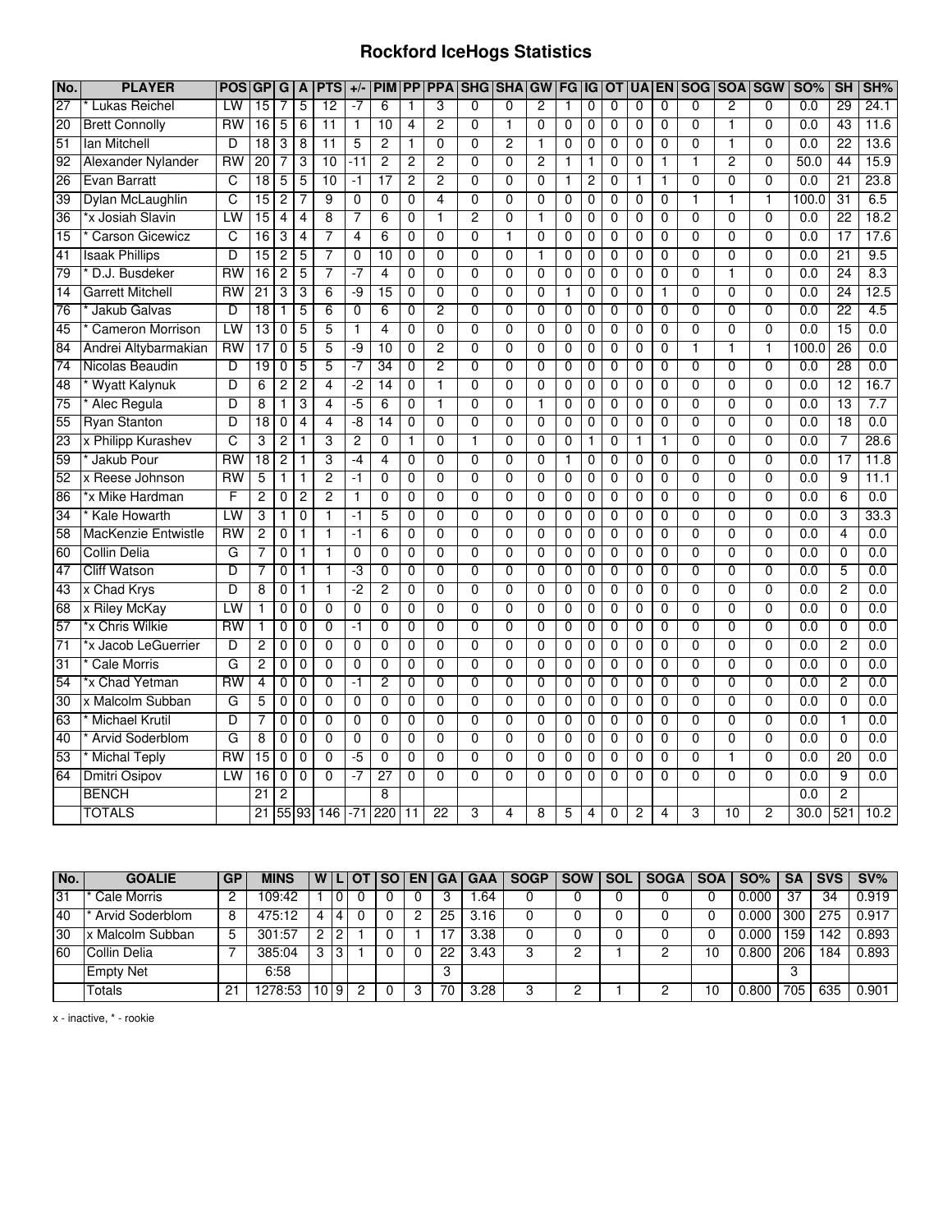# Rockford IceHogs Statistics

| No. | PLAYER | POS | GP | G | A | PTS | +/- | PIM | PP | PPA | SHG | SHA | GW | FG | IG | OT | UA | EN | SOG | SOA | SGW | SO% | SH | SH% |
|---|---|---|---|---|---|---|---|---|---|---|---|---|---|---|---|---|---|---|---|---|---|---|---|---|
| 27 | * Lukas Reichel | LW | 15 | 7 | 5 | 12 | -7 | 6 | 1 | 3 | 0 | 0 | 2 | 1 | 0 | 0 | 0 | 0 | 0 | 2 | 0 | 0.0 | 29 | 24.1 |
| 20 | Brett Connolly | RW | 16 | 5 | 6 | 11 | 1 | 10 | 4 | 2 | 0 | 1 | 0 | 0 | 0 | 0 | 0 | 0 | 0 | 1 | 0 | 0.0 | 43 | 11.6 |
| 51 | Ian Mitchell | D | 18 | 3 | 8 | 11 | 5 | 2 | 1 | 0 | 0 | 2 | 1 | 0 | 0 | 0 | 0 | 0 | 0 | 1 | 0 | 0.0 | 22 | 13.6 |
| 92 | Alexander Nylander | RW | 20 | 7 | 3 | 10 | -11 | 2 | 2 | 2 | 0 | 0 | 2 | 1 | 1 | 0 | 0 | 1 | 1 | 2 | 0 | 50.0 | 44 | 15.9 |
| 26 | Evan Barratt | C | 18 | 5 | 5 | 10 | -1 | 17 | 2 | 2 | 0 | 0 | 0 | 1 | 2 | 0 | 1 | 1 | 0 | 0 | 0 | 0.0 | 21 | 23.8 |
| 39 | Dylan McLaughlin | C | 15 | 2 | 7 | 9 | 0 | 0 | 0 | 4 | 0 | 0 | 0 | 0 | 0 | 0 | 0 | 0 | 1 | 1 | 1 | 100.0 | 31 | 6.5 |
| 36 | *x Josiah Slavin | LW | 15 | 4 | 4 | 8 | 7 | 6 | 0 | 1 | 2 | 0 | 1 | 0 | 0 | 0 | 0 | 0 | 0 | 0 | 0 | 0.0 | 22 | 18.2 |
| 15 | * Carson Gicewicz | C | 16 | 3 | 4 | 7 | 4 | 6 | 0 | 0 | 0 | 1 | 0 | 0 | 0 | 0 | 0 | 0 | 0 | 0 | 0 | 0.0 | 17 | 17.6 |
| 41 | Isaak Phillips | D | 15 | 2 | 5 | 7 | 0 | 10 | 0 | 0 | 0 | 0 | 1 | 0 | 0 | 0 | 0 | 0 | 0 | 0 | 0 | 0.0 | 21 | 9.5 |
| 79 | * D.J. Busdeker | RW | 16 | 2 | 5 | 7 | -7 | 4 | 0 | 0 | 0 | 0 | 0 | 0 | 0 | 0 | 0 | 0 | 0 | 1 | 0 | 0.0 | 24 | 8.3 |
| 14 | Garrett Mitchell | RW | 21 | 3 | 3 | 6 | -9 | 15 | 0 | 0 | 0 | 0 | 0 | 1 | 0 | 0 | 0 | 1 | 0 | 0 | 0 | 0.0 | 24 | 12.5 |
| 76 | * Jakub Galvas | D | 18 | 1 | 5 | 6 | 0 | 6 | 0 | 2 | 0 | 0 | 0 | 0 | 0 | 0 | 0 | 0 | 0 | 0 | 0 | 0.0 | 22 | 4.5 |
| 45 | * Cameron Morrison | LW | 13 | 0 | 5 | 5 | 1 | 4 | 0 | 0 | 0 | 0 | 0 | 0 | 0 | 0 | 0 | 0 | 0 | 0 | 0 | 0.0 | 15 | 0.0 |
| 84 | Andrei Altybarmakian | RW | 17 | 0 | 5 | 5 | -9 | 10 | 0 | 2 | 0 | 0 | 0 | 0 | 0 | 0 | 0 | 0 | 1 | 1 | 1 | 100.0 | 26 | 0.0 |
| 74 | Nicolas Beaudin | D | 19 | 0 | 5 | 5 | -7 | 34 | 0 | 2 | 0 | 0 | 0 | 0 | 0 | 0 | 0 | 0 | 0 | 0 | 0 | 0.0 | 28 | 0.0 |
| 48 | * Wyatt Kalynuk | D | 6 | 2 | 2 | 4 | -2 | 14 | 0 | 1 | 0 | 0 | 0 | 0 | 0 | 0 | 0 | 0 | 0 | 0 | 0 | 0.0 | 12 | 16.7 |
| 75 | * Alec Regula | D | 8 | 1 | 3 | 4 | -5 | 6 | 0 | 1 | 0 | 0 | 1 | 0 | 0 | 0 | 0 | 0 | 0 | 0 | 0 | 0.0 | 13 | 7.7 |
| 55 | Ryan Stanton | D | 18 | 0 | 4 | 4 | -8 | 14 | 0 | 0 | 0 | 0 | 0 | 0 | 0 | 0 | 0 | 0 | 0 | 0 | 0 | 0.0 | 18 | 0.0 |
| 23 | x Philipp Kurashev | C | 3 | 2 | 1 | 3 | 2 | 0 | 1 | 0 | 1 | 0 | 0 | 0 | 1 | 0 | 1 | 1 | 0 | 0 | 0 | 0.0 | 7 | 28.6 |
| 59 | * Jakub Pour | RW | 18 | 2 | 1 | 3 | -4 | 4 | 0 | 0 | 0 | 0 | 0 | 1 | 0 | 0 | 0 | 0 | 0 | 0 | 0 | 0.0 | 17 | 11.8 |
| 52 | x Reese Johnson | RW | 5 | 1 | 1 | 2 | -1 | 0 | 0 | 0 | 0 | 0 | 0 | 0 | 0 | 0 | 0 | 0 | 0 | 0 | 0 | 0.0 | 9 | 11.1 |
| 86 | *x Mike Hardman | F | 2 | 0 | 2 | 2 | 1 | 0 | 0 | 0 | 0 | 0 | 0 | 0 | 0 | 0 | 0 | 0 | 0 | 0 | 0 | 0.0 | 6 | 0.0 |
| 34 | * Kale Howarth | LW | 3 | 1 | 0 | 1 | -1 | 5 | 0 | 0 | 0 | 0 | 0 | 0 | 0 | 0 | 0 | 0 | 0 | 0 | 0 | 0.0 | 3 | 33.3 |
| 58 | MacKenzie Entwistle | RW | 2 | 0 | 1 | 1 | -1 | 6 | 0 | 0 | 0 | 0 | 0 | 0 | 0 | 0 | 0 | 0 | 0 | 0 | 0 | 0.0 | 4 | 0.0 |
| 60 | Collin Delia | G | 7 | 0 | 1 | 1 | 0 | 0 | 0 | 0 | 0 | 0 | 0 | 0 | 0 | 0 | 0 | 0 | 0 | 0 | 0 | 0.0 | 0 | 0.0 |
| 47 | Cliff Watson | D | 7 | 0 | 1 | 1 | -3 | 0 | 0 | 0 | 0 | 0 | 0 | 0 | 0 | 0 | 0 | 0 | 0 | 0 | 0 | 0.0 | 5 | 0.0 |
| 43 | x Chad Krys | D | 8 | 0 | 1 | 1 | -2 | 2 | 0 | 0 | 0 | 0 | 0 | 0 | 0 | 0 | 0 | 0 | 0 | 0 | 0 | 0.0 | 2 | 0.0 |
| 68 | x Riley McKay | LW | 1 | 0 | 0 | 0 | 0 | 0 | 0 | 0 | 0 | 0 | 0 | 0 | 0 | 0 | 0 | 0 | 0 | 0 | 0 | 0.0 | 0 | 0.0 |
| 57 | *x Chris Wilkie | RW | 1 | 0 | 0 | 0 | -1 | 0 | 0 | 0 | 0 | 0 | 0 | 0 | 0 | 0 | 0 | 0 | 0 | 0 | 0 | 0.0 | 0 | 0.0 |
| 71 | *x Jacob LeGuerrier | D | 2 | 0 | 0 | 0 | 0 | 0 | 0 | 0 | 0 | 0 | 0 | 0 | 0 | 0 | 0 | 0 | 0 | 0 | 0 | 0.0 | 2 | 0.0 |
| 31 | * Cale Morris | G | 2 | 0 | 0 | 0 | 0 | 0 | 0 | 0 | 0 | 0 | 0 | 0 | 0 | 0 | 0 | 0 | 0 | 0 | 0 | 0.0 | 0 | 0.0 |
| 54 | *x Chad Yetman | RW | 4 | 0 | 0 | 0 | -1 | 2 | 0 | 0 | 0 | 0 | 0 | 0 | 0 | 0 | 0 | 0 | 0 | 0 | 0 | 0.0 | 2 | 0.0 |
| 30 | x Malcolm Subban | G | 5 | 0 | 0 | 0 | 0 | 0 | 0 | 0 | 0 | 0 | 0 | 0 | 0 | 0 | 0 | 0 | 0 | 0 | 0 | 0.0 | 0 | 0.0 |
| 63 | * Michael Krutil | D | 7 | 0 | 0 | 0 | 0 | 0 | 0 | 0 | 0 | 0 | 0 | 0 | 0 | 0 | 0 | 0 | 0 | 0 | 0 | 0.0 | 1 | 0.0 |
| 40 | * Arvid Soderblom | G | 8 | 0 | 0 | 0 | 0 | 0 | 0 | 0 | 0 | 0 | 0 | 0 | 0 | 0 | 0 | 0 | 0 | 0 | 0 | 0.0 | 0 | 0.0 |
| 53 | * Michal Teply | RW | 15 | 0 | 0 | 0 | -5 | 0 | 0 | 0 | 0 | 0 | 0 | 0 | 0 | 0 | 0 | 0 | 0 | 1 | 0 | 0.0 | 20 | 0.0 |
| 64 | Dmitri Osipov | LW | 16 | 0 | 0 | 0 | -7 | 27 | 0 | 0 | 0 | 0 | 0 | 0 | 0 | 0 | 0 | 0 | 0 | 0 | 0 | 0.0 | 9 | 0.0 |
| | BENCH | | 21 | 2 | | | | 8 | | | | | | | | | | | | | | 0.0 | 2 | |
| | TOTALS | | 21 | 55 | 93 | 146 | -71 | 220 | 11 | 22 | 3 | 4 | 8 | 5 | 4 | 0 | 2 | 4 | 3 | 10 | 2 | 30.0 | 521 | 10.2 |

| No. | GOALIE | GP | MINS | W | L | OT | SO | EN | GA | GAA | SOGP | SOW | SOL | SOGA | SOA | SO% | SA | SVS | SV% |
|---|---|---|---|---|---|---|---|---|---|---|---|---|---|---|---|---|---|---|---|
| 31 | * Cale Morris | 2 | 109:42 | 1 | 0 | 0 | 0 | 0 | 3 | 1.64 | 0 | 0 | 0 | 0 | 0 | 0.000 | 37 | 34 | 0.919 |
| 40 | * Arvid Soderblom | 8 | 475:12 | 4 | 4 | 0 | 0 | 2 | 25 | 3.16 | 0 | 0 | 0 | 0 | 0 | 0.000 | 300 | 275 | 0.917 |
| 30 | x Malcolm Subban | 5 | 301:57 | 2 | 2 | 1 | 0 | 1 | 17 | 3.38 | 0 | 0 | 0 | 0 | 0 | 0.000 | 159 | 142 | 0.893 |
| 60 | Collin Delia | 7 | 385:04 | 3 | 3 | 1 | 0 | 0 | 22 | 3.43 | 3 | 2 | 1 | 2 | 10 | 0.800 | 206 | 184 | 0.893 |
| | Empty Net | | 6:58 | | | | | | 3 | | | | | | | | 3 | | |
| | Totals | 21 | 1278:53 | 10 | 9 | 2 | 0 | 3 | 70 | 3.28 | 3 | 2 | 1 | 2 | 10 | 0.800 | 705 | 635 | 0.901 |

x - inactive, * - rookie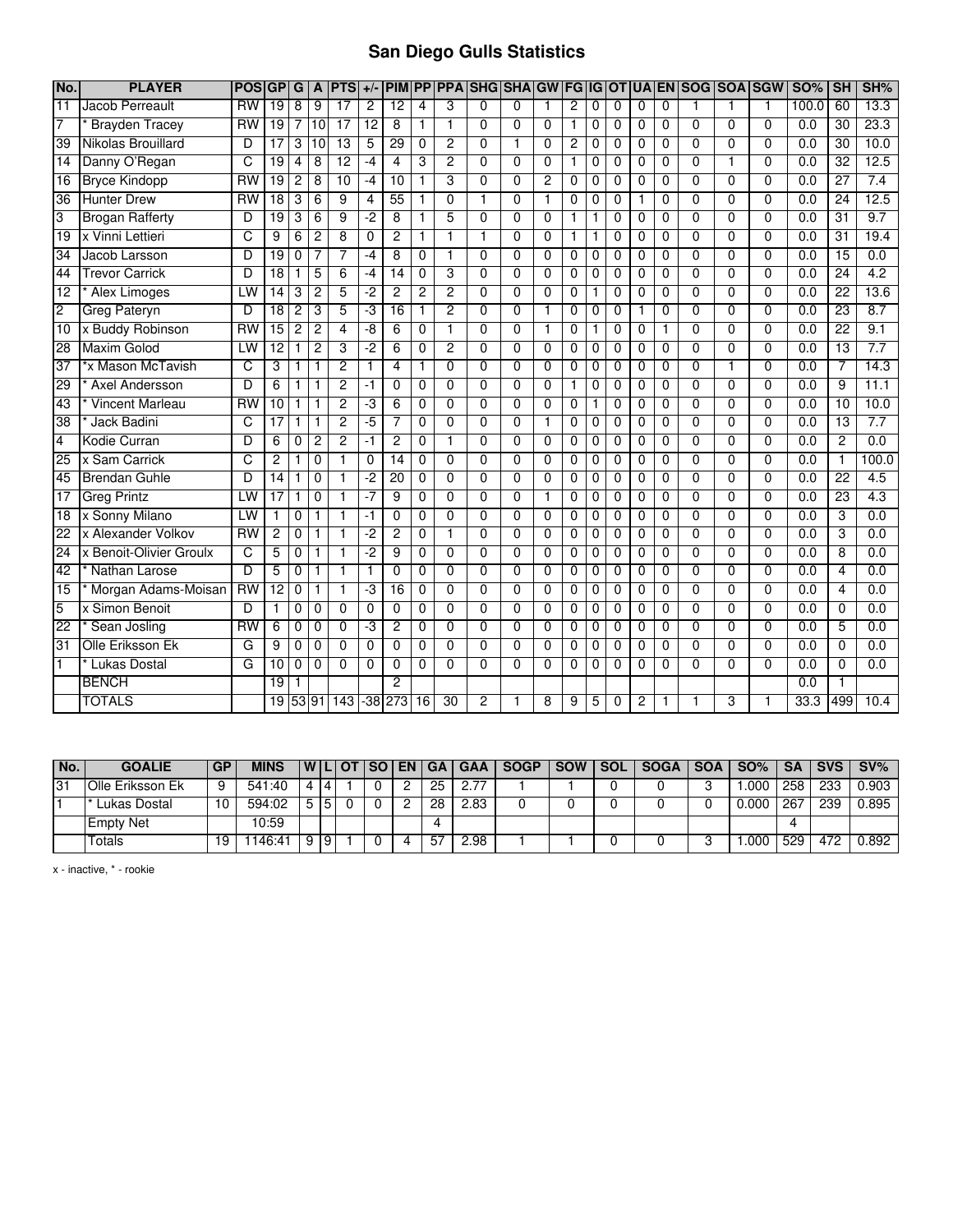# San Diego Gulls Statistics

| No. | PLAYER | POS | GP | G | A | PTS | +/- | PIM | PP | PPA | SHG | SHA | GW | FG | IG | OT | UA | EN | SOG | SOA | SGW | SO% | SH | SH% |
|---|---|---|---|---|---|---|---|---|---|---|---|---|---|---|---|---|---|---|---|---|---|---|---|---|
| 11 | Jacob Perreault | RW | 19 | 8 | 9 | 17 | 2 | 12 | 4 | 3 | 0 | 0 | 1 | 2 | 0 | 0 | 0 | 0 | 1 | 1 | 1 | 100.0 | 60 | 13.3 |
| 7 | * Brayden Tracey | RW | 19 | 7 | 10 | 17 | 12 | 8 | 1 | 1 | 0 | 0 | 0 | 1 | 0 | 0 | 0 | 0 | 0 | 0 | 0 | 0.0 | 30 | 23.3 |
| 39 | Nikolas Brouillard | D | 17 | 3 | 10 | 13 | 5 | 29 | 0 | 2 | 0 | 1 | 0 | 2 | 0 | 0 | 0 | 0 | 0 | 0 | 0 | 0.0 | 30 | 10.0 |
| 14 | Danny O'Regan | C | 19 | 4 | 8 | 12 | -4 | 4 | 3 | 2 | 0 | 0 | 0 | 1 | 0 | 0 | 0 | 0 | 0 | 1 | 0 | 0.0 | 32 | 12.5 |
| 16 | Bryce Kindopp | RW | 19 | 2 | 8 | 10 | -4 | 10 | 1 | 3 | 0 | 0 | 2 | 0 | 0 | 0 | 0 | 0 | 0 | 0 | 0 | 0.0 | 27 | 7.4 |
| 36 | Hunter Drew | RW | 18 | 3 | 6 | 9 | 4 | 55 | 1 | 0 | 1 | 0 | 1 | 0 | 0 | 0 | 1 | 0 | 0 | 0 | 0 | 0.0 | 24 | 12.5 |
| 3 | Brogan Rafferty | D | 19 | 3 | 6 | 9 | -2 | 8 | 1 | 5 | 0 | 0 | 0 | 1 | 1 | 0 | 0 | 0 | 0 | 0 | 0 | 0.0 | 31 | 9.7 |
| 19 | x Vinni Lettieri | C | 9 | 6 | 2 | 8 | 0 | 2 | 1 | 1 | 1 | 0 | 0 | 1 | 1 | 0 | 0 | 0 | 0 | 0 | 0 | 0.0 | 31 | 19.4 |
| 34 | Jacob Larsson | D | 19 | 0 | 7 | 7 | -4 | 8 | 0 | 1 | 0 | 0 | 0 | 0 | 0 | 0 | 0 | 0 | 0 | 0 | 0 | 0.0 | 15 | 0.0 |
| 44 | Trevor Carrick | D | 18 | 1 | 5 | 6 | -4 | 14 | 0 | 3 | 0 | 0 | 0 | 0 | 0 | 0 | 0 | 0 | 0 | 0 | 0 | 0.0 | 24 | 4.2 |
| 12 | * Alex Limoges | LW | 14 | 3 | 2 | 5 | -2 | 2 | 2 | 2 | 0 | 0 | 0 | 0 | 1 | 0 | 0 | 0 | 0 | 0 | 0 | 0.0 | 22 | 13.6 |
| 2 | Greg Pateryn | D | 18 | 2 | 3 | 5 | -3 | 16 | 1 | 2 | 0 | 0 | 1 | 0 | 0 | 0 | 1 | 0 | 0 | 0 | 0 | 0.0 | 23 | 8.7 |
| 10 | x Buddy Robinson | RW | 15 | 2 | 2 | 4 | -8 | 6 | 0 | 1 | 0 | 0 | 1 | 0 | 1 | 0 | 0 | 1 | 0 | 0 | 0 | 0.0 | 22 | 9.1 |
| 28 | Maxim Golod | LW | 12 | 1 | 2 | 3 | -2 | 6 | 0 | 2 | 0 | 0 | 0 | 0 | 0 | 0 | 0 | 0 | 0 | 0 | 0 | 0.0 | 13 | 7.7 |
| 37 | *x Mason McTavish | C | 3 | 1 | 1 | 2 | 1 | 4 | 1 | 0 | 0 | 0 | 0 | 0 | 0 | 0 | 0 | 0 | 0 | 1 | 0 | 0.0 | 7 | 14.3 |
| 29 | * Axel Andersson | D | 6 | 1 | 1 | 2 | -1 | 0 | 0 | 0 | 0 | 0 | 0 | 1 | 0 | 0 | 0 | 0 | 0 | 0 | 0 | 0.0 | 9 | 11.1 |
| 43 | * Vincent Marleau | RW | 10 | 1 | 1 | 2 | -3 | 6 | 0 | 0 | 0 | 0 | 0 | 0 | 1 | 0 | 0 | 0 | 0 | 0 | 0 | 0.0 | 10 | 10.0 |
| 38 | * Jack Badini | C | 17 | 1 | 1 | 2 | -5 | 7 | 0 | 0 | 0 | 0 | 1 | 0 | 0 | 0 | 0 | 0 | 0 | 0 | 0 | 0.0 | 13 | 7.7 |
| 4 | Kodie Curran | D | 6 | 0 | 2 | 2 | -1 | 2 | 0 | 1 | 0 | 0 | 0 | 0 | 0 | 0 | 0 | 0 | 0 | 0 | 0 | 0.0 | 2 | 0.0 |
| 25 | x Sam Carrick | C | 2 | 1 | 0 | 1 | 0 | 14 | 0 | 0 | 0 | 0 | 0 | 0 | 0 | 0 | 0 | 0 | 0 | 0 | 0 | 0.0 | 1 | 100.0 |
| 45 | Brendan Guhle | D | 14 | 1 | 0 | 1 | -2 | 20 | 0 | 0 | 0 | 0 | 0 | 0 | 0 | 0 | 0 | 0 | 0 | 0 | 0 | 0.0 | 22 | 4.5 |
| 17 | Greg Printz | LW | 17 | 1 | 0 | 1 | -7 | 9 | 0 | 0 | 0 | 0 | 1 | 0 | 0 | 0 | 0 | 0 | 0 | 0 | 0 | 0.0 | 23 | 4.3 |
| 18 | x Sonny Milano | LW | 1 | 0 | 1 | 1 | -1 | 0 | 0 | 0 | 0 | 0 | 0 | 0 | 0 | 0 | 0 | 0 | 0 | 0 | 0 | 0.0 | 3 | 0.0 |
| 22 | x Alexander Volkov | RW | 2 | 0 | 1 | 1 | -2 | 2 | 0 | 1 | 0 | 0 | 0 | 0 | 0 | 0 | 0 | 0 | 0 | 0 | 0 | 0.0 | 3 | 0.0 |
| 24 | x Benoit-Olivier Groulx | C | 5 | 0 | 1 | 1 | -2 | 9 | 0 | 0 | 0 | 0 | 0 | 0 | 0 | 0 | 0 | 0 | 0 | 0 | 0 | 0.0 | 8 | 0.0 |
| 42 | * Nathan Larose | D | 5 | 0 | 1 | 1 | 1 | 0 | 0 | 0 | 0 | 0 | 0 | 0 | 0 | 0 | 0 | 0 | 0 | 0 | 0 | 0.0 | 4 | 0.0 |
| 15 | * Morgan Adams-Moisan | RW | 12 | 0 | 1 | 1 | -3 | 16 | 0 | 0 | 0 | 0 | 0 | 0 | 0 | 0 | 0 | 0 | 0 | 0 | 0 | 0.0 | 4 | 0.0 |
| 5 | x Simon Benoit | D | 1 | 0 | 0 | 0 | 0 | 0 | 0 | 0 | 0 | 0 | 0 | 0 | 0 | 0 | 0 | 0 | 0 | 0 | 0 | 0.0 | 0 | 0.0 |
| 22 | * Sean Josling | RW | 6 | 0 | 0 | 0 | -3 | 2 | 0 | 0 | 0 | 0 | 0 | 0 | 0 | 0 | 0 | 0 | 0 | 0 | 0 | 0.0 | 5 | 0.0 |
| 31 | Olle Eriksson Ek | G | 9 | 0 | 0 | 0 | 0 | 0 | 0 | 0 | 0 | 0 | 0 | 0 | 0 | 0 | 0 | 0 | 0 | 0 | 0 | 0.0 | 0 | 0.0 |
| 1 | * Lukas Dostal | G | 10 | 0 | 0 | 0 | 0 | 0 | 0 | 0 | 0 | 0 | 0 | 0 | 0 | 0 | 0 | 0 | 0 | 0 | 0 | 0.0 | 0 | 0.0 |
| | BENCH | | 19 | 1 | | | | 2 | | | | | | | | | | | | | | 0.0 | 1 | |
| | TOTALS | | 19 | 53 | 91 | 143 | -38 | 273 | 16 | 30 | 2 | 1 | 8 | 9 | 5 | 0 | 2 | 1 | 1 | 3 | 1 | 33.3 | 499 | 10.4 |

| No. | GOALIE | GP | MINS | W | L | OT | SO | EN | GA | GAA | SOGP | SOW | SOL | SOGA | SOA | SO% | SA | SVS | SV% |
|---|---|---|---|---|---|---|---|---|---|---|---|---|---|---|---|---|---|---|---|
| 31 | Olle Eriksson Ek | 9 | 541:40 | 4 | 4 | 1 | 0 | 2 | 25 | 2.77 | 1 | 1 | 0 | 0 | 3 | 1.000 | 258 | 233 | 0.903 |
| 1 | * Lukas Dostal | 10 | 594:02 | 5 | 5 | 0 | 0 | 2 | 28 | 2.83 | 0 | 0 | 0 | 0 | 0 | 0.000 | 267 | 239 | 0.895 |
| | Empty Net | | 10:59 | | | | | | 4 | | | | | | | | 4 | | |
| | Totals | 19 | 1146:41 | 9 | 9 | 1 | 0 | 4 | 57 | 2.98 | 1 | 1 | 0 | 0 | 3 | 1.000 | 529 | 472 | 0.892 |

x - inactive, * - rookie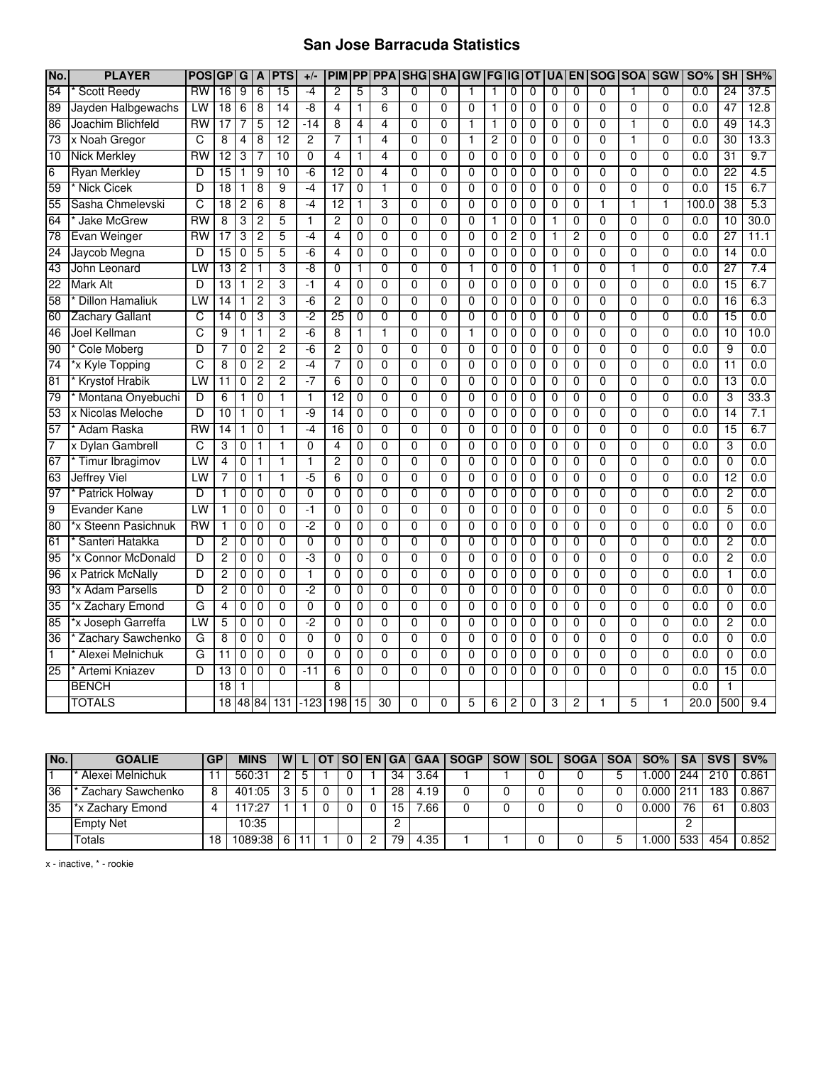# San Jose Barracuda Statistics

| No. | PLAYER | POS | GP | G | A | PTS | +/- | PIM | PP | PPA | SHG | SHA | GW | FG | IG | OT | UA | EN | SOG | SOA | SGW | SO% | SH | SH% |
|---|---|---|---|---|---|---|---|---|---|---|---|---|---|---|---|---|---|---|---|---|---|---|---|---|
| 54 | * Scott Reedy | RW | 16 | 9 | 6 | 15 | -4 | 2 | 5 | 3 | 0 | 0 | 1 | 1 | 0 | 0 | 0 | 0 | 0 | 1 | 0 | 0.0 | 24 | 37.5 |
| 89 | Jayden Halbgewachs | LW | 18 | 6 | 8 | 14 | -8 | 4 | 1 | 6 | 0 | 0 | 0 | 1 | 0 | 0 | 0 | 0 | 0 | 0 | 0 | 0.0 | 47 | 12.8 |
| 86 | Joachim Blichfeld | RW | 17 | 7 | 5 | 12 | -14 | 8 | 4 | 4 | 0 | 0 | 1 | 1 | 0 | 0 | 0 | 0 | 0 | 1 | 0 | 0.0 | 49 | 14.3 |
| 73 | x Noah Gregor | C | 8 | 4 | 8 | 12 | 2 | 7 | 1 | 4 | 0 | 0 | 1 | 2 | 0 | 0 | 0 | 0 | 0 | 1 | 0 | 0.0 | 30 | 13.3 |
| 10 | Nick Merkley | RW | 12 | 3 | 7 | 10 | 0 | 4 | 1 | 4 | 0 | 0 | 0 | 0 | 0 | 0 | 0 | 0 | 0 | 0 | 0 | 0.0 | 31 | 9.7 |
| 6 | Ryan Merkley | D | 15 | 1 | 9 | 10 | -6 | 12 | 0 | 4 | 0 | 0 | 0 | 0 | 0 | 0 | 0 | 0 | 0 | 0 | 0 | 0.0 | 22 | 4.5 |
| 59 | * Nick Cicek | D | 18 | 1 | 8 | 9 | -4 | 17 | 0 | 1 | 0 | 0 | 0 | 0 | 0 | 0 | 0 | 0 | 0 | 0 | 0 | 0.0 | 15 | 6.7 |
| 55 | Sasha Chmelevski | C | 18 | 2 | 6 | 8 | -4 | 12 | 1 | 3 | 0 | 0 | 0 | 0 | 0 | 0 | 0 | 0 | 1 | 1 | 1 | 100.0 | 38 | 5.3 |
| 64 | * Jake McGrew | RW | 8 | 3 | 2 | 5 | 1 | 2 | 0 | 0 | 0 | 0 | 0 | 1 | 0 | 0 | 1 | 0 | 0 | 0 | 0 | 0.0 | 10 | 30.0 |
| 78 | Evan Weinger | RW | 17 | 3 | 2 | 5 | -4 | 4 | 0 | 0 | 0 | 0 | 0 | 0 | 2 | 0 | 1 | 2 | 0 | 0 | 0 | 0.0 | 27 | 11.1 |
| 24 | Jaycob Megna | D | 15 | 0 | 5 | 5 | -6 | 4 | 0 | 0 | 0 | 0 | 0 | 0 | 0 | 0 | 0 | 0 | 0 | 0 | 0 | 0.0 | 14 | 0.0 |
| 43 | John Leonard | LW | 13 | 2 | 1 | 3 | -8 | 0 | 1 | 0 | 0 | 0 | 1 | 0 | 0 | 0 | 1 | 0 | 0 | 1 | 0 | 0.0 | 27 | 7.4 |
| 22 | Mark Alt | D | 13 | 1 | 2 | 3 | -1 | 4 | 0 | 0 | 0 | 0 | 0 | 0 | 0 | 0 | 0 | 0 | 0 | 0 | 0 | 0.0 | 15 | 6.7 |
| 58 | * Dillon Hamaliuk | LW | 14 | 1 | 2 | 3 | -6 | 2 | 0 | 0 | 0 | 0 | 0 | 0 | 0 | 0 | 0 | 0 | 0 | 0 | 0 | 0.0 | 16 | 6.3 |
| 60 | Zachary Gallant | C | 14 | 0 | 3 | 3 | -2 | 25 | 0 | 0 | 0 | 0 | 0 | 0 | 0 | 0 | 0 | 0 | 0 | 0 | 0 | 0.0 | 15 | 0.0 |
| 46 | Joel Kellman | C | 9 | 1 | 1 | 2 | -6 | 8 | 1 | 1 | 0 | 0 | 1 | 0 | 0 | 0 | 0 | 0 | 0 | 0 | 0 | 0.0 | 10 | 10.0 |
| 90 | * Cole Moberg | D | 7 | 0 | 2 | 2 | -6 | 2 | 0 | 0 | 0 | 0 | 0 | 0 | 0 | 0 | 0 | 0 | 0 | 0 | 0 | 0.0 | 9 | 0.0 |
| 74 | *x Kyle Topping | C | 8 | 0 | 2 | 2 | -4 | 7 | 0 | 0 | 0 | 0 | 0 | 0 | 0 | 0 | 0 | 0 | 0 | 0 | 0 | 0.0 | 11 | 0.0 |
| 81 | * Krystof Hrabik | LW | 11 | 0 | 2 | 2 | -7 | 6 | 0 | 0 | 0 | 0 | 0 | 0 | 0 | 0 | 0 | 0 | 0 | 0 | 0 | 0.0 | 13 | 0.0 |
| 79 | * Montana Onyebuchi | D | 6 | 1 | 0 | 1 | 1 | 12 | 0 | 0 | 0 | 0 | 0 | 0 | 0 | 0 | 0 | 0 | 0 | 0 | 0 | 0.0 | 3 | 33.3 |
| 53 | x Nicolas Meloche | D | 10 | 1 | 0 | 1 | -9 | 14 | 0 | 0 | 0 | 0 | 0 | 0 | 0 | 0 | 0 | 0 | 0 | 0 | 0 | 0.0 | 14 | 7.1 |
| 57 | * Adam Raska | RW | 14 | 1 | 0 | 1 | -4 | 16 | 0 | 0 | 0 | 0 | 0 | 0 | 0 | 0 | 0 | 0 | 0 | 0 | 0 | 0.0 | 15 | 6.7 |
| 7 | x Dylan Gambrell | C | 3 | 0 | 1 | 1 | 0 | 4 | 0 | 0 | 0 | 0 | 0 | 0 | 0 | 0 | 0 | 0 | 0 | 0 | 0 | 0.0 | 3 | 0.0 |
| 67 | * Timur Ibragimov | LW | 4 | 0 | 1 | 1 | 1 | 2 | 0 | 0 | 0 | 0 | 0 | 0 | 0 | 0 | 0 | 0 | 0 | 0 | 0 | 0.0 | 0 | 0.0 |
| 63 | Jeffrey Viel | LW | 7 | 0 | 1 | 1 | -5 | 6 | 0 | 0 | 0 | 0 | 0 | 0 | 0 | 0 | 0 | 0 | 0 | 0 | 0 | 0.0 | 12 | 0.0 |
| 97 | * Patrick Holway | D | 1 | 0 | 0 | 0 | 0 | 0 | 0 | 0 | 0 | 0 | 0 | 0 | 0 | 0 | 0 | 0 | 0 | 0 | 0 | 0.0 | 2 | 0.0 |
| 9 | Evander Kane | LW | 1 | 0 | 0 | 0 | -1 | 0 | 0 | 0 | 0 | 0 | 0 | 0 | 0 | 0 | 0 | 0 | 0 | 0 | 0 | 0.0 | 5 | 0.0 |
| 80 | *x Steenn Pasichnuk | RW | 1 | 0 | 0 | 0 | -2 | 0 | 0 | 0 | 0 | 0 | 0 | 0 | 0 | 0 | 0 | 0 | 0 | 0 | 0 | 0.0 | 0 | 0.0 |
| 61 | * Santeri Hatakka | D | 2 | 0 | 0 | 0 | 0 | 0 | 0 | 0 | 0 | 0 | 0 | 0 | 0 | 0 | 0 | 0 | 0 | 0 | 0 | 0.0 | 2 | 0.0 |
| 95 | *x Connor McDonald | D | 2 | 0 | 0 | 0 | -3 | 0 | 0 | 0 | 0 | 0 | 0 | 0 | 0 | 0 | 0 | 0 | 0 | 0 | 0 | 0.0 | 2 | 0.0 |
| 96 | x Patrick McNally | D | 2 | 0 | 0 | 0 | 1 | 0 | 0 | 0 | 0 | 0 | 0 | 0 | 0 | 0 | 0 | 0 | 0 | 0 | 0 | 0.0 | 1 | 0.0 |
| 93 | *x Adam Parsells | D | 2 | 0 | 0 | 0 | -2 | 0 | 0 | 0 | 0 | 0 | 0 | 0 | 0 | 0 | 0 | 0 | 0 | 0 | 0 | 0.0 | 0 | 0.0 |
| 35 | *x Zachary Emond | G | 4 | 0 | 0 | 0 | 0 | 0 | 0 | 0 | 0 | 0 | 0 | 0 | 0 | 0 | 0 | 0 | 0 | 0 | 0 | 0.0 | 0 | 0.0 |
| 85 | *x Joseph Garreffa | LW | 5 | 0 | 0 | 0 | -2 | 0 | 0 | 0 | 0 | 0 | 0 | 0 | 0 | 0 | 0 | 0 | 0 | 0 | 0 | 0.0 | 2 | 0.0 |
| 36 | * Zachary Sawchenko | G | 8 | 0 | 0 | 0 | 0 | 0 | 0 | 0 | 0 | 0 | 0 | 0 | 0 | 0 | 0 | 0 | 0 | 0 | 0 | 0.0 | 0 | 0.0 |
| 1 | * Alexei Melnichuk | G | 11 | 0 | 0 | 0 | 0 | 0 | 0 | 0 | 0 | 0 | 0 | 0 | 0 | 0 | 0 | 0 | 0 | 0 | 0 | 0.0 | 0 | 0.0 |
| 25 | * Artemi Kniazev | D | 13 | 0 | 0 | 0 | -11 | 6 | 0 | 0 | 0 | 0 | 0 | 0 | 0 | 0 | 0 | 0 | 0 | 0 | 0 | 0.0 | 15 | 0.0 |
| | BENCH | | 18 | 1 | | | | 8 | | | | | | | | | | | | | | 0.0 | 1 | |
| | TOTALS | | 18 | 48 | 84 | 131 | -123 | 198 | 15 | 30 | 0 | 0 | 5 | 6 | 2 | 0 | 3 | 2 | 1 | 5 | 1 | 20.0 | 500 | 9.4 |

| No. | GOALIE | GP | MINS | W | L | OT | SO | EN | GA | GAA | SOGP | SOW | SOL | SOGA | SOA | SO% | SA | SVS | SV% |
|---|---|---|---|---|---|---|---|---|---|---|---|---|---|---|---|---|---|---|---|
| 1 | * Alexei Melnichuk | 11 | 560:31 | 2 | 5 | 1 | 0 | 1 | 34 | 3.64 | 1 | 1 | 0 | 0 | 5 | 1.000 | 244 | 210 | 0.861 |
| 36 | * Zachary Sawchenko | 8 | 401:05 | 3 | 5 | 0 | 0 | 1 | 28 | 4.19 | 0 | 0 | 0 | 0 | 0 | 0.000 | 211 | 183 | 0.867 |
| 35 | *x Zachary Emond | 4 | 117:27 | 1 | 1 | 0 | 0 | 0 | 15 | 7.66 | 0 | 0 | 0 | 0 | 0 | 0.000 | 76 | 61 | 0.803 |
| | Empty Net | | 10:35 | | | | | | 2 | | | | | | | | 2 | | |
| | Totals | 18 | 1089:38 | 6 | 11 | 1 | 0 | 2 | 79 | 4.35 | 1 | 1 | 0 | 0 | 5 | 1.000 | 533 | 454 | 0.852 |

x - inactive, * - rookie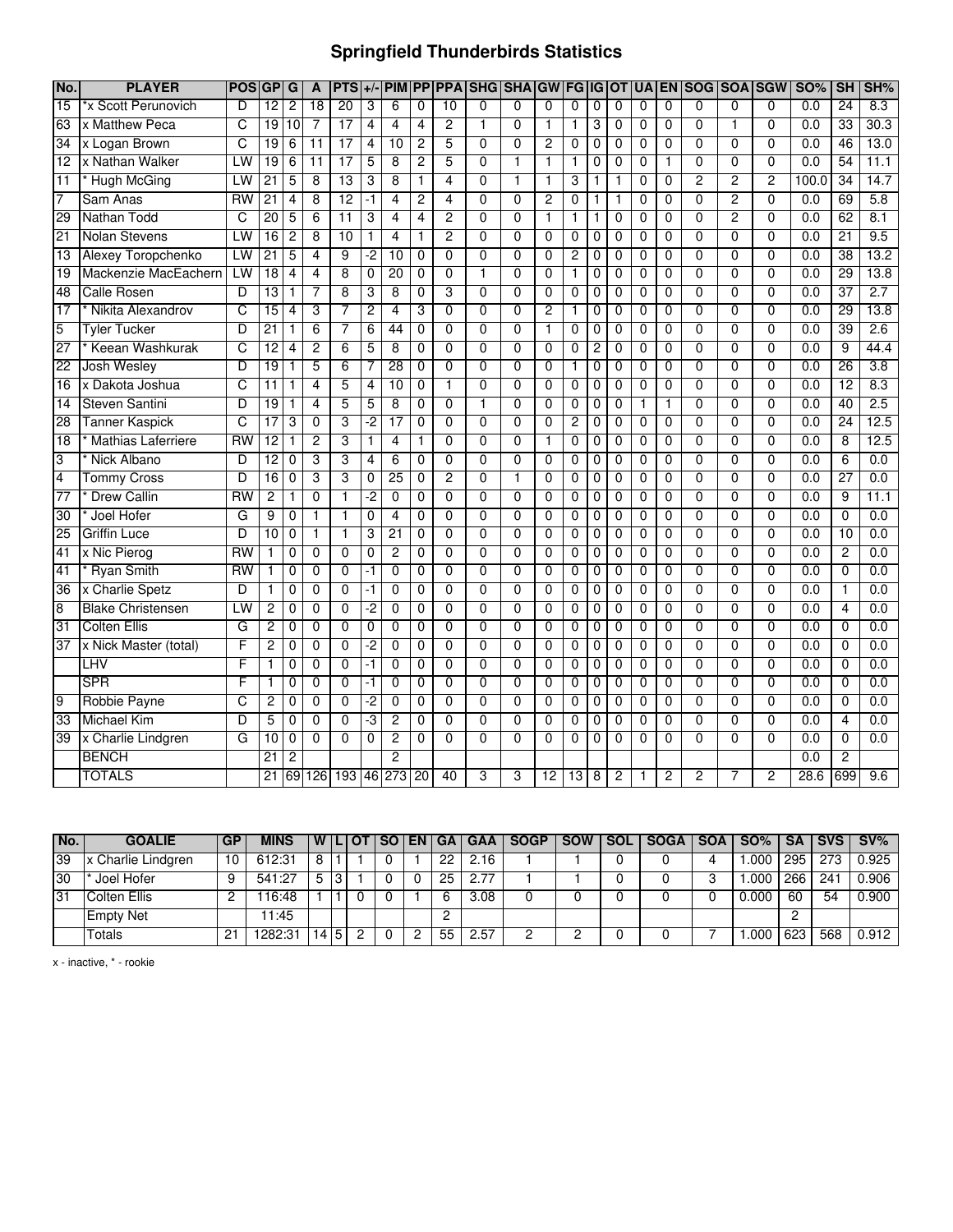# Springfield Thunderbirds Statistics

| No. | PLAYER | POS | GP | G | A | PTS | +/- | PIM | PP | PPA | SHG | SHA | GW | FG | IG | OT | UA | EN | SOG | SOA | SGW | SO% | SH | SH% |
|---|---|---|---|---|---|---|---|---|---|---|---|---|---|---|---|---|---|---|---|---|---|---|---|---|
| 15 | *x Scott Perunovich | D | 12 | 2 | 18 | 20 | 3 | 6 | 0 | 10 | 0 | 0 | 0 | 0 | 0 | 0 | 0 | 0 | 0 | 0 | 0 | 0.0 | 24 | 8.3 |
| 63 | x Matthew Peca | C | 19 | 10 | 7 | 17 | 4 | 4 | 4 | 2 | 1 | 0 | 1 | 1 | 3 | 0 | 0 | 0 | 0 | 1 | 0 | 0.0 | 33 | 30.3 |
| 34 | x Logan Brown | C | 19 | 6 | 11 | 17 | 4 | 10 | 2 | 5 | 0 | 0 | 2 | 0 | 0 | 0 | 0 | 0 | 0 | 0 | 0 | 0.0 | 46 | 13.0 |
| 12 | x Nathan Walker | LW | 19 | 6 | 11 | 17 | 5 | 8 | 2 | 5 | 0 | 1 | 1 | 1 | 0 | 0 | 0 | 1 | 0 | 0 | 0 | 0.0 | 54 | 11.1 |
| 11 | * Hugh McGing | LW | 21 | 5 | 8 | 13 | 3 | 8 | 1 | 4 | 0 | 1 | 1 | 3 | 1 | 1 | 0 | 0 | 2 | 2 | 2 | 100.0 | 34 | 14.7 |
| 7 | Sam Anas | RW | 21 | 4 | 8 | 12 | -1 | 4 | 2 | 4 | 0 | 0 | 2 | 0 | 1 | 1 | 0 | 0 | 0 | 2 | 0 | 0.0 | 69 | 5.8 |
| 29 | Nathan Todd | C | 20 | 5 | 6 | 11 | 3 | 4 | 4 | 2 | 0 | 0 | 1 | 1 | 1 | 0 | 0 | 0 | 0 | 2 | 0 | 0.0 | 62 | 8.1 |
| 21 | Nolan Stevens | LW | 16 | 2 | 8 | 10 | 1 | 4 | 1 | 2 | 0 | 0 | 0 | 0 | 0 | 0 | 0 | 0 | 0 | 0 | 0 | 0.0 | 21 | 9.5 |
| 13 | Alexey Toropchenko | LW | 21 | 5 | 4 | 9 | -2 | 10 | 0 | 0 | 0 | 0 | 0 | 2 | 0 | 0 | 0 | 0 | 0 | 0 | 0 | 0.0 | 38 | 13.2 |
| 19 | Mackenzie MacEachern | LW | 18 | 4 | 4 | 8 | 0 | 20 | 0 | 0 | 1 | 0 | 0 | 1 | 0 | 0 | 0 | 0 | 0 | 0 | 0 | 0.0 | 29 | 13.8 |
| 48 | Calle Rosen | D | 13 | 1 | 7 | 8 | 3 | 8 | 0 | 3 | 0 | 0 | 0 | 0 | 0 | 0 | 0 | 0 | 0 | 0 | 0 | 0.0 | 37 | 2.7 |
| 17 | * Nikita Alexandrov | C | 15 | 4 | 3 | 7 | 2 | 4 | 3 | 0 | 0 | 0 | 2 | 1 | 0 | 0 | 0 | 0 | 0 | 0 | 0 | 0.0 | 29 | 13.8 |
| 5 | Tyler Tucker | D | 21 | 1 | 6 | 7 | 6 | 44 | 0 | 0 | 0 | 0 | 1 | 0 | 0 | 0 | 0 | 0 | 0 | 0 | 0 | 0.0 | 39 | 2.6 |
| 27 | * Keean Washkurak | C | 12 | 4 | 2 | 6 | 5 | 8 | 0 | 0 | 0 | 0 | 0 | 0 | 2 | 0 | 0 | 0 | 0 | 0 | 0 | 0.0 | 9 | 44.4 |
| 22 | Josh Wesley | D | 19 | 1 | 5 | 6 | 7 | 28 | 0 | 0 | 0 | 0 | 0 | 1 | 0 | 0 | 0 | 0 | 0 | 0 | 0 | 0.0 | 26 | 3.8 |
| 16 | x Dakota Joshua | C | 11 | 1 | 4 | 5 | 4 | 10 | 0 | 1 | 0 | 0 | 0 | 0 | 0 | 0 | 0 | 0 | 0 | 0 | 0 | 0.0 | 12 | 8.3 |
| 14 | Steven Santini | D | 19 | 1 | 4 | 5 | 5 | 8 | 0 | 0 | 1 | 0 | 0 | 0 | 0 | 0 | 1 | 1 | 0 | 0 | 0 | 0.0 | 40 | 2.5 |
| 28 | Tanner Kaspick | C | 17 | 3 | 0 | 3 | -2 | 17 | 0 | 0 | 0 | 0 | 0 | 2 | 0 | 0 | 0 | 0 | 0 | 0 | 0 | 0.0 | 24 | 12.5 |
| 18 | * Mathias Laferriere | RW | 12 | 1 | 2 | 3 | 1 | 4 | 1 | 0 | 0 | 0 | 1 | 0 | 0 | 0 | 0 | 0 | 0 | 0 | 0 | 0.0 | 8 | 12.5 |
| 3 | * Nick Albano | D | 12 | 0 | 3 | 3 | 4 | 6 | 0 | 0 | 0 | 0 | 0 | 0 | 0 | 0 | 0 | 0 | 0 | 0 | 0 | 0.0 | 6 | 0.0 |
| 4 | Tommy Cross | D | 16 | 0 | 3 | 3 | 0 | 25 | 0 | 2 | 0 | 1 | 0 | 0 | 0 | 0 | 0 | 0 | 0 | 0 | 0 | 0.0 | 27 | 0.0 |
| 77 | * Drew Callin | RW | 2 | 1 | 0 | 1 | -2 | 0 | 0 | 0 | 0 | 0 | 0 | 0 | 0 | 0 | 0 | 0 | 0 | 0 | 0 | 0.0 | 9 | 11.1 |
| 30 | * Joel Hofer | G | 9 | 0 | 1 | 1 | 0 | 4 | 0 | 0 | 0 | 0 | 0 | 0 | 0 | 0 | 0 | 0 | 0 | 0 | 0 | 0.0 | 0 | 0.0 |
| 25 | Griffin Luce | D | 10 | 0 | 1 | 1 | 3 | 21 | 0 | 0 | 0 | 0 | 0 | 0 | 0 | 0 | 0 | 0 | 0 | 0 | 0 | 0.0 | 10 | 0.0 |
| 41 | x Nic Pierog | RW | 1 | 0 | 0 | 0 | 0 | 2 | 0 | 0 | 0 | 0 | 0 | 0 | 0 | 0 | 0 | 0 | 0 | 0 | 0 | 0.0 | 2 | 0.0 |
| 41 | * Ryan Smith | RW | 1 | 0 | 0 | 0 | -1 | 0 | 0 | 0 | 0 | 0 | 0 | 0 | 0 | 0 | 0 | 0 | 0 | 0 | 0 | 0.0 | 0 | 0.0 |
| 36 | x Charlie Spetz | D | 1 | 0 | 0 | 0 | -1 | 0 | 0 | 0 | 0 | 0 | 0 | 0 | 0 | 0 | 0 | 0 | 0 | 0 | 0 | 0.0 | 1 | 0.0 |
| 8 | Blake Christensen | LW | 2 | 0 | 0 | 0 | -2 | 0 | 0 | 0 | 0 | 0 | 0 | 0 | 0 | 0 | 0 | 0 | 0 | 0 | 0 | 0.0 | 4 | 0.0 |
| 31 | Colten Ellis | G | 2 | 0 | 0 | 0 | 0 | 0 | 0 | 0 | 0 | 0 | 0 | 0 | 0 | 0 | 0 | 0 | 0 | 0 | 0 | 0.0 | 0 | 0.0 |
| 37 | x Nick Master (total) | F | 2 | 0 | 0 | 0 | -2 | 0 | 0 | 0 | 0 | 0 | 0 | 0 | 0 | 0 | 0 | 0 | 0 | 0 | 0 | 0.0 | 0 | 0.0 |
| | LHV | F | 1 | 0 | 0 | 0 | -1 | 0 | 0 | 0 | 0 | 0 | 0 | 0 | 0 | 0 | 0 | 0 | 0 | 0 | 0 | 0.0 | 0 | 0.0 |
| | SPR | F | 1 | 0 | 0 | 0 | -1 | 0 | 0 | 0 | 0 | 0 | 0 | 0 | 0 | 0 | 0 | 0 | 0 | 0 | 0 | 0.0 | 0 | 0.0 |
| 9 | Robbie Payne | C | 2 | 0 | 0 | 0 | -2 | 0 | 0 | 0 | 0 | 0 | 0 | 0 | 0 | 0 | 0 | 0 | 0 | 0 | 0 | 0.0 | 0 | 0.0 |
| 33 | Michael Kim | D | 5 | 0 | 0 | 0 | -3 | 2 | 0 | 0 | 0 | 0 | 0 | 0 | 0 | 0 | 0 | 0 | 0 | 0 | 0 | 0.0 | 4 | 0.0 |
| 39 | x Charlie Lindgren | G | 10 | 0 | 0 | 0 | 0 | 2 | 0 | 0 | 0 | 0 | 0 | 0 | 0 | 0 | 0 | 0 | 0 | 0 | 0 | 0.0 | 0 | 0.0 |
| | BENCH | | 21 | 2 | | | | 2 | | | | | | | | | | | | | | 0.0 | 2 | |
| | TOTALS | | 21 | 69 | 126 | 193 | 46 | 273 | 20 | 40 | 3 | 3 | 12 | 13 | 8 | 2 | 1 | 2 | 2 | 7 | 2 | 28.6 | 699 | 9.6 |

| No. | GOALIE | GP | MINS | W | L | OT | SO | EN | GA | GAA | SOGP | SOW | SOL | SOGA | SOA | SO% | SA | SVS | SV% |
|---|---|---|---|---|---|---|---|---|---|---|---|---|---|---|---|---|---|---|---|
| 39 | x Charlie Lindgren | 10 | 612:31 | 8 | 1 | 1 | 0 | 1 | 22 | 2.16 | 1 | 1 | 0 | 0 | 4 | 1.000 | 295 | 273 | 0.925 |
| 30 | * Joel Hofer | 9 | 541:27 | 5 | 3 | 1 | 0 | 0 | 25 | 2.77 | 1 | 1 | 0 | 0 | 3 | 1.000 | 266 | 241 | 0.906 |
| 31 | Colten Ellis | 2 | 116:48 | 1 | 1 | 0 | 0 | 1 | 6 | 3.08 | 0 | 0 | 0 | 0 | 0 | 0.000 | 60 | 54 | 0.900 |
| | Empty Net | | 11:45 | | | | | | 2 | | | | | | | | 2 | | |
| | Totals | 21 | 1282:31 | 14 | 5 | 2 | 0 | 2 | 55 | 2.57 | 2 | 2 | 0 | 0 | 7 | 1.000 | 623 | 568 | 0.912 |

x - inactive, * - rookie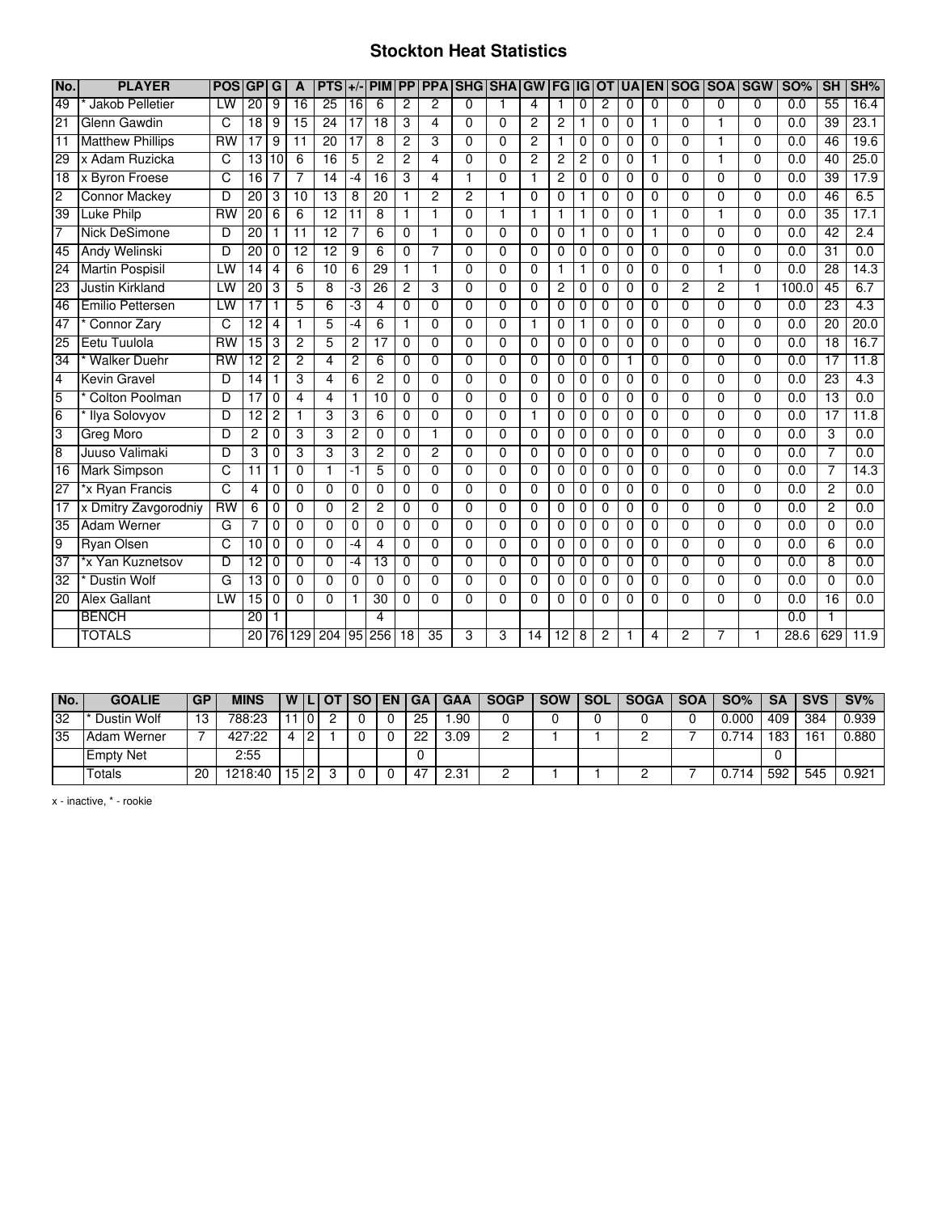# Stockton Heat Statistics

| No. | PLAYER | POS | GP | G | A | PTS | +/- | PIM | PP | PPA | SHG | SHA | GW | FG | IG | OT | UA | EN | SOG | SOA | SGW | SO% | SH | SH% |
|---|---|---|---|---|---|---|---|---|---|---|---|---|---|---|---|---|---|---|---|---|---|---|---|---|
| 49 | * Jakob Pelletier | LW | 20 | 9 | 16 | 25 | 16 | 6 | 2 | 2 | 0 | 1 | 4 | 1 | 0 | 2 | 0 | 0 | 0 | 0 | 0 | 0.0 | 55 | 16.4 |
| 21 | Glenn Gawdin | C | 18 | 9 | 15 | 24 | 17 | 18 | 3 | 4 | 0 | 0 | 2 | 2 | 1 | 0 | 0 | 1 | 0 | 1 | 0 | 0.0 | 39 | 23.1 |
| 11 | Matthew Phillips | RW | 17 | 9 | 11 | 20 | 17 | 8 | 2 | 3 | 0 | 0 | 2 | 1 | 0 | 0 | 0 | 0 | 0 | 1 | 0 | 0.0 | 46 | 19.6 |
| 29 | x Adam Ruzicka | C | 13 | 10 | 6 | 16 | 5 | 2 | 2 | 4 | 0 | 0 | 2 | 2 | 2 | 0 | 0 | 1 | 0 | 1 | 0 | 0.0 | 40 | 25.0 |
| 18 | x Byron Froese | C | 16 | 7 | 7 | 14 | -4 | 16 | 3 | 4 | 1 | 0 | 1 | 2 | 0 | 0 | 0 | 0 | 0 | 0 | 0 | 0.0 | 39 | 17.9 |
| 2 | Connor Mackey | D | 20 | 3 | 10 | 13 | 8 | 20 | 1 | 2 | 2 | 1 | 0 | 0 | 1 | 0 | 0 | 0 | 0 | 0 | 0 | 0.0 | 46 | 6.5 |
| 39 | Luke Philp | RW | 20 | 6 | 6 | 12 | 11 | 8 | 1 | 1 | 0 | 1 | 1 | 1 | 1 | 0 | 0 | 1 | 0 | 1 | 0 | 0.0 | 35 | 17.1 |
| 7 | Nick DeSimone | D | 20 | 1 | 11 | 12 | 7 | 6 | 0 | 1 | 0 | 0 | 0 | 0 | 1 | 0 | 0 | 1 | 0 | 0 | 0 | 0.0 | 42 | 2.4 |
| 45 | Andy Welinski | D | 20 | 0 | 12 | 12 | 9 | 6 | 0 | 7 | 0 | 0 | 0 | 0 | 0 | 0 | 0 | 0 | 0 | 0 | 0 | 0.0 | 31 | 0.0 |
| 24 | Martin Pospisil | LW | 14 | 4 | 6 | 10 | 6 | 29 | 1 | 1 | 0 | 0 | 0 | 1 | 1 | 0 | 0 | 0 | 0 | 1 | 0 | 0.0 | 28 | 14.3 |
| 23 | Justin Kirkland | LW | 20 | 3 | 5 | 8 | -3 | 26 | 2 | 3 | 0 | 0 | 0 | 2 | 0 | 0 | 0 | 0 | 2 | 2 | 1 | 100.0 | 45 | 6.7 |
| 46 | Emilio Pettersen | LW | 17 | 1 | 5 | 6 | -3 | 4 | 0 | 0 | 0 | 0 | 0 | 0 | 0 | 0 | 0 | 0 | 0 | 0 | 0 | 0.0 | 23 | 4.3 |
| 47 | * Connor Zary | C | 12 | 4 | 1 | 5 | -4 | 6 | 1 | 0 | 0 | 0 | 1 | 0 | 1 | 0 | 0 | 0 | 0 | 0 | 0 | 0.0 | 20 | 20.0 |
| 25 | Eetu Tuulola | RW | 15 | 3 | 2 | 5 | 2 | 17 | 0 | 0 | 0 | 0 | 0 | 0 | 0 | 0 | 0 | 0 | 0 | 0 | 0 | 0.0 | 18 | 16.7 |
| 34 | * Walker Duehr | RW | 12 | 2 | 2 | 4 | 2 | 6 | 0 | 0 | 0 | 0 | 0 | 0 | 0 | 0 | 1 | 0 | 0 | 0 | 0 | 0.0 | 17 | 11.8 |
| 4 | Kevin Gravel | D | 14 | 1 | 3 | 4 | 6 | 2 | 0 | 0 | 0 | 0 | 0 | 0 | 0 | 0 | 0 | 0 | 0 | 0 | 0 | 0.0 | 23 | 4.3 |
| 5 | * Colton Poolman | D | 17 | 0 | 4 | 4 | 1 | 10 | 0 | 0 | 0 | 0 | 0 | 0 | 0 | 0 | 0 | 0 | 0 | 0 | 0 | 0.0 | 13 | 0.0 |
| 6 | * Ilya Solovyov | D | 12 | 2 | 1 | 3 | 3 | 6 | 0 | 0 | 0 | 0 | 1 | 0 | 0 | 0 | 0 | 0 | 0 | 0 | 0 | 0.0 | 17 | 11.8 |
| 3 | Greg Moro | D | 2 | 0 | 3 | 3 | 2 | 0 | 0 | 1 | 0 | 0 | 0 | 0 | 0 | 0 | 0 | 0 | 0 | 0 | 0 | 0.0 | 3 | 0.0 |
| 8 | Juuso Valimaki | D | 3 | 0 | 3 | 3 | 3 | 2 | 0 | 2 | 0 | 0 | 0 | 0 | 0 | 0 | 0 | 0 | 0 | 0 | 0 | 0.0 | 7 | 0.0 |
| 16 | Mark Simpson | C | 11 | 1 | 0 | 1 | -1 | 5 | 0 | 0 | 0 | 0 | 0 | 0 | 0 | 0 | 0 | 0 | 0 | 0 | 0 | 0.0 | 7 | 14.3 |
| 27 | *x Ryan Francis | C | 4 | 0 | 0 | 0 | 0 | 0 | 0 | 0 | 0 | 0 | 0 | 0 | 0 | 0 | 0 | 0 | 0 | 0 | 0 | 0.0 | 2 | 0.0 |
| 17 | x Dmitry Zavgorodniy | RW | 6 | 0 | 0 | 0 | 2 | 2 | 0 | 0 | 0 | 0 | 0 | 0 | 0 | 0 | 0 | 0 | 0 | 0 | 0 | 0.0 | 2 | 0.0 |
| 35 | Adam Werner | G | 7 | 0 | 0 | 0 | 0 | 0 | 0 | 0 | 0 | 0 | 0 | 0 | 0 | 0 | 0 | 0 | 0 | 0 | 0 | 0.0 | 0 | 0.0 |
| 9 | Ryan Olsen | C | 10 | 0 | 0 | 0 | -4 | 4 | 0 | 0 | 0 | 0 | 0 | 0 | 0 | 0 | 0 | 0 | 0 | 0 | 0 | 0.0 | 6 | 0.0 |
| 37 | *x Yan Kuznetsov | D | 12 | 0 | 0 | 0 | -4 | 13 | 0 | 0 | 0 | 0 | 0 | 0 | 0 | 0 | 0 | 0 | 0 | 0 | 0 | 0.0 | 8 | 0.0 |
| 32 | * Dustin Wolf | G | 13 | 0 | 0 | 0 | 0 | 0 | 0 | 0 | 0 | 0 | 0 | 0 | 0 | 0 | 0 | 0 | 0 | 0 | 0 | 0.0 | 0 | 0.0 |
| 20 | Alex Gallant | LW | 15 | 0 | 0 | 0 | 1 | 30 | 0 | 0 | 0 | 0 | 0 | 0 | 0 | 0 | 0 | 0 | 0 | 0 | 0 | 0.0 | 16 | 0.0 |
| | BENCH | | 20 | 1 | | | | 4 | | | | | | | | | | | | | | 0.0 | 1 | |
| | TOTALS | | 20 | 76 | 129 | 204 | 95 | 256 | 18 | 35 | 3 | 3 | 14 | 12 | 8 | 2 | 1 | 4 | 2 | 7 | 1 | 28.6 | 629 | 11.9 |

| No. | GOALIE | GP | MINS | W | L | OT | SO | EN | GA | GAA | SOGP | SOW | SOL | SOGA | SOA | SO% | SA | SVS | SV% |
|---|---|---|---|---|---|---|---|---|---|---|---|---|---|---|---|---|---|---|---|
| 32 | * Dustin Wolf | 13 | 788:23 | 11 | 0 | 2 | 0 | 0 | 25 | 1.90 | 0 | 0 | 0 | 0 | 0 | 0.000 | 409 | 384 | 0.939 |
| 35 | Adam Werner | 7 | 427:22 | 4 | 2 | 1 | 0 | 0 | 22 | 3.09 | 2 | 1 | 1 | 2 | 7 | 0.714 | 183 | 161 | 0.880 |
| | Empty Net | | 2:55 | | | | | | 0 | | | | | | | | 0 | | |
| | Totals | 20 | 1218:40 | 15 | 2 | 3 | 0 | 0 | 47 | 2.31 | 2 | 1 | 1 | 2 | 7 | 0.714 | 592 | 545 | 0.921 |

x - inactive, * - rookie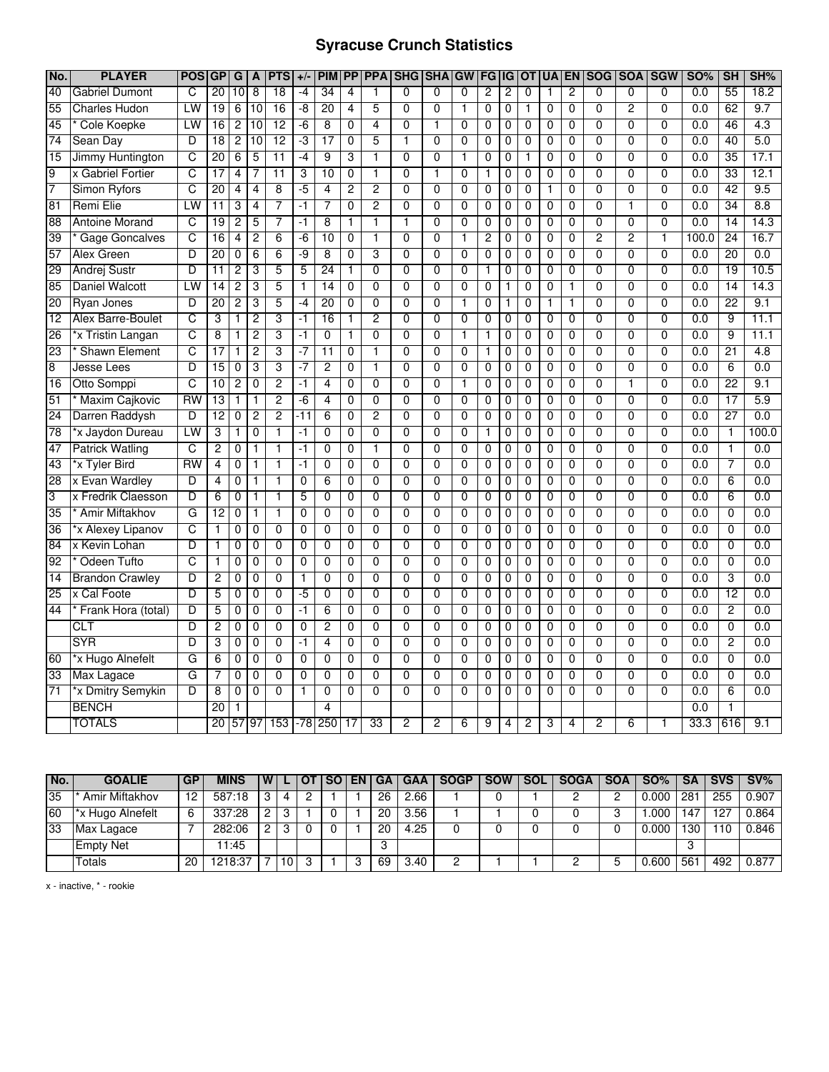# Syracuse Crunch Statistics

| No. | PLAYER | POS | GP | G | A | PTS | +/- | PIM | PP | PPA | SHG | SHA | GW | FG | IG | OT | UA | EN | SOG | SOA | SGW | SO% | SH | SH% |
|---|---|---|---|---|---|---|---|---|---|---|---|---|---|---|---|---|---|---|---|---|---|---|---|---|
| 40 | Gabriel Dumont | C | 20 | 10 | 8 | 18 | -4 | 34 | 4 | 1 | 0 | 0 | 0 | 2 | 2 | 0 | 1 | 2 | 0 | 0 | 0 | 0.0 | 55 | 18.2 |
| 55 | Charles Hudon | LW | 19 | 6 | 10 | 16 | -8 | 20 | 4 | 5 | 0 | 0 | 1 | 0 | 0 | 1 | 0 | 0 | 0 | 2 | 0 | 0.0 | 62 | 9.7 |
| 45 | * Cole Koepke | LW | 16 | 2 | 10 | 12 | -6 | 8 | 0 | 4 | 0 | 1 | 0 | 0 | 0 | 0 | 0 | 0 | 0 | 0 | 0 | 0.0 | 46 | 4.3 |
| 74 | Sean Day | D | 18 | 2 | 10 | 12 | -3 | 17 | 0 | 5 | 1 | 0 | 0 | 0 | 0 | 0 | 0 | 0 | 0 | 0 | 0 | 0.0 | 40 | 5.0 |
| 15 | Jimmy Huntington | C | 20 | 6 | 5 | 11 | -4 | 9 | 3 | 1 | 0 | 0 | 1 | 0 | 0 | 1 | 0 | 0 | 0 | 0 | 0 | 0.0 | 35 | 17.1 |
| 9 | x Gabriel Fortier | C | 17 | 4 | 7 | 11 | 3 | 10 | 0 | 1 | 0 | 1 | 0 | 1 | 0 | 0 | 0 | 0 | 0 | 0 | 0 | 0.0 | 33 | 12.1 |
| 7 | Simon Ryfors | C | 20 | 4 | 4 | 8 | -5 | 4 | 2 | 2 | 0 | 0 | 0 | 0 | 0 | 0 | 1 | 0 | 0 | 0 | 0 | 0.0 | 42 | 9.5 |
| 81 | Remi Elie | LW | 11 | 3 | 4 | 7 | -1 | 7 | 0 | 2 | 0 | 0 | 0 | 0 | 0 | 0 | 0 | 0 | 0 | 1 | 0 | 0.0 | 34 | 8.8 |
| 88 | Antoine Morand | C | 19 | 2 | 5 | 7 | -1 | 8 | 1 | 1 | 1 | 0 | 0 | 0 | 0 | 0 | 0 | 0 | 0 | 0 | 0 | 0.0 | 14 | 14.3 |
| 39 | * Gage Goncalves | C | 16 | 4 | 2 | 6 | -6 | 10 | 0 | 1 | 0 | 0 | 1 | 2 | 0 | 0 | 0 | 0 | 2 | 2 | 1 | 100.0 | 24 | 16.7 |
| 57 | Alex Green | D | 20 | 0 | 6 | 6 | -9 | 8 | 0 | 3 | 0 | 0 | 0 | 0 | 0 | 0 | 0 | 0 | 0 | 0 | 0 | 0.0 | 20 | 0.0 |
| 29 | Andrej Sustr | D | 11 | 2 | 3 | 5 | 5 | 24 | 1 | 0 | 0 | 0 | 0 | 1 | 0 | 0 | 0 | 0 | 0 | 0 | 0 | 0.0 | 19 | 10.5 |
| 85 | Daniel Walcott | LW | 14 | 2 | 3 | 5 | 1 | 14 | 0 | 0 | 0 | 0 | 0 | 0 | 1 | 0 | 0 | 1 | 0 | 0 | 0 | 0.0 | 14 | 14.3 |
| 20 | Ryan Jones | D | 20 | 2 | 3 | 5 | -4 | 20 | 0 | 0 | 0 | 0 | 1 | 0 | 1 | 0 | 1 | 1 | 0 | 0 | 0 | 0.0 | 22 | 9.1 |
| 12 | Alex Barre-Boulet | C | 3 | 1 | 2 | 3 | -1 | 16 | 1 | 2 | 0 | 0 | 0 | 0 | 0 | 0 | 0 | 0 | 0 | 0 | 0 | 0.0 | 9 | 11.1 |
| 26 | *x Tristin Langan | C | 8 | 1 | 2 | 3 | -1 | 0 | 1 | 0 | 0 | 0 | 1 | 1 | 0 | 0 | 0 | 0 | 0 | 0 | 0 | 0.0 | 9 | 11.1 |
| 23 | * Shawn Element | C | 17 | 1 | 2 | 3 | -7 | 11 | 0 | 1 | 0 | 0 | 0 | 1 | 0 | 0 | 0 | 0 | 0 | 0 | 0 | 0.0 | 21 | 4.8 |
| 8 | Jesse Lees | D | 15 | 0 | 3 | 3 | -7 | 2 | 0 | 1 | 0 | 0 | 0 | 0 | 0 | 0 | 0 | 0 | 0 | 0 | 0 | 0.0 | 6 | 0.0 |
| 16 | Otto Somppi | C | 10 | 2 | 0 | 2 | -1 | 4 | 0 | 0 | 0 | 0 | 1 | 0 | 0 | 0 | 0 | 0 | 0 | 1 | 0 | 0.0 | 22 | 9.1 |
| 51 | * Maxim Cajkovic | RW | 13 | 1 | 1 | 2 | -6 | 4 | 0 | 0 | 0 | 0 | 0 | 0 | 0 | 0 | 0 | 0 | 0 | 0 | 0 | 0.0 | 17 | 5.9 |
| 24 | Darren Raddysh | D | 12 | 0 | 2 | 2 | -11 | 6 | 0 | 2 | 0 | 0 | 0 | 0 | 0 | 0 | 0 | 0 | 0 | 0 | 0 | 0.0 | 27 | 0.0 |
| 78 | *x Jaydon Dureau | LW | 3 | 1 | 0 | 1 | -1 | 0 | 0 | 0 | 0 | 0 | 0 | 1 | 0 | 0 | 0 | 0 | 0 | 0 | 0 | 0.0 | 1 | 100.0 |
| 47 | Patrick Watling | C | 2 | 0 | 1 | 1 | -1 | 0 | 0 | 1 | 0 | 0 | 0 | 0 | 0 | 0 | 0 | 0 | 0 | 0 | 0 | 0.0 | 1 | 0.0 |
| 43 | *x Tyler Bird | RW | 4 | 0 | 1 | 1 | -1 | 0 | 0 | 0 | 0 | 0 | 0 | 0 | 0 | 0 | 0 | 0 | 0 | 0 | 0 | 0.0 | 7 | 0.0 |
| 28 | x Evan Wardley | D | 4 | 0 | 1 | 1 | 0 | 6 | 0 | 0 | 0 | 0 | 0 | 0 | 0 | 0 | 0 | 0 | 0 | 0 | 0 | 0.0 | 6 | 0.0 |
| 3 | x Fredrik Claesson | D | 6 | 0 | 1 | 1 | 5 | 0 | 0 | 0 | 0 | 0 | 0 | 0 | 0 | 0 | 0 | 0 | 0 | 0 | 0 | 0.0 | 6 | 0.0 |
| 35 | * Amir Miftakhov | G | 12 | 0 | 1 | 1 | 0 | 0 | 0 | 0 | 0 | 0 | 0 | 0 | 0 | 0 | 0 | 0 | 0 | 0 | 0 | 0.0 | 0 | 0.0 |
| 36 | *x Alexey Lipanov | C | 1 | 0 | 0 | 0 | 0 | 0 | 0 | 0 | 0 | 0 | 0 | 0 | 0 | 0 | 0 | 0 | 0 | 0 | 0 | 0.0 | 0 | 0.0 |
| 84 | x Kevin Lohan | D | 1 | 0 | 0 | 0 | 0 | 0 | 0 | 0 | 0 | 0 | 0 | 0 | 0 | 0 | 0 | 0 | 0 | 0 | 0 | 0.0 | 0 | 0.0 |
| 92 | * Odeen Tufto | C | 1 | 0 | 0 | 0 | 0 | 0 | 0 | 0 | 0 | 0 | 0 | 0 | 0 | 0 | 0 | 0 | 0 | 0 | 0 | 0.0 | 0 | 0.0 |
| 14 | Brandon Crawley | D | 2 | 0 | 0 | 0 | 1 | 0 | 0 | 0 | 0 | 0 | 0 | 0 | 0 | 0 | 0 | 0 | 0 | 0 | 0 | 0.0 | 3 | 0.0 |
| 25 | x Cal Foote | D | 5 | 0 | 0 | 0 | -5 | 0 | 0 | 0 | 0 | 0 | 0 | 0 | 0 | 0 | 0 | 0 | 0 | 0 | 0 | 0.0 | 12 | 0.0 |
| 44 | * Frank Hora (total) | D | 5 | 0 | 0 | 0 | -1 | 6 | 0 | 0 | 0 | 0 | 0 | 0 | 0 | 0 | 0 | 0 | 0 | 0 | 0 | 0.0 | 2 | 0.0 |
| | CLT | D | 2 | 0 | 0 | 0 | 0 | 2 | 0 | 0 | 0 | 0 | 0 | 0 | 0 | 0 | 0 | 0 | 0 | 0 | 0 | 0.0 | 0 | 0.0 |
| | SYR | D | 3 | 0 | 0 | 0 | -1 | 4 | 0 | 0 | 0 | 0 | 0 | 0 | 0 | 0 | 0 | 0 | 0 | 0 | 0 | 0.0 | 2 | 0.0 |
| 60 | *x Hugo Alnefelt | G | 6 | 0 | 0 | 0 | 0 | 0 | 0 | 0 | 0 | 0 | 0 | 0 | 0 | 0 | 0 | 0 | 0 | 0 | 0 | 0.0 | 0 | 0.0 |
| 33 | Max Lagace | G | 7 | 0 | 0 | 0 | 0 | 0 | 0 | 0 | 0 | 0 | 0 | 0 | 0 | 0 | 0 | 0 | 0 | 0 | 0 | 0.0 | 0 | 0.0 |
| 71 | *x Dmitry Semykin | D | 8 | 0 | 0 | 0 | 1 | 0 | 0 | 0 | 0 | 0 | 0 | 0 | 0 | 0 | 0 | 0 | 0 | 0 | 0 | 0.0 | 6 | 0.0 |
| | BENCH | | 20 | 1 | | | | 4 | | | | | | | | | | | | | | 0.0 | 1 | |
| | TOTALS | | 20 | 57 | 97 | 153 | -78 | 250 | 17 | 33 | 2 | 2 | 6 | 9 | 4 | 2 | 3 | 4 | 2 | 6 | 1 | 33.3 | 616 | 9.1 |

| No. | GOALIE | GP | MINS | W | L | OT | SO | EN | GA | GAA | SOGP | SOW | SOL | SOGA | SOA | SO% | SA | SVS | SV% |
|---|---|---|---|---|---|---|---|---|---|---|---|---|---|---|---|---|---|---|---|
| 35 | * Amir Miftakhov | 12 | 587:18 | 3 | 4 | 2 | 1 | 1 | 26 | 2.66 | 1 | 0 | 1 | 2 | 2 | 0.000 | 281 | 255 | 0.907 |
| 60 | *x Hugo Alnefelt | 6 | 337:28 | 2 | 3 | 1 | 0 | 1 | 20 | 3.56 | 1 | 1 | 0 | 0 | 3 | 1.000 | 147 | 127 | 0.864 |
| 33 | Max Lagace | 7 | 282:06 | 2 | 3 | 0 | 0 | 1 | 20 | 4.25 | 0 | 0 | 0 | 0 | 0 | 0.000 | 130 | 110 | 0.846 |
| | Empty Net | | 11:45 | | | | | | 3 | | | | | | | | 3 | | |
| | Totals | 20 | 1218:37 | 7 | 10 | 3 | 1 | 3 | 69 | 3.40 | 2 | 1 | 1 | 2 | 5 | 0.600 | 561 | 492 | 0.877 |

x - inactive, * - rookie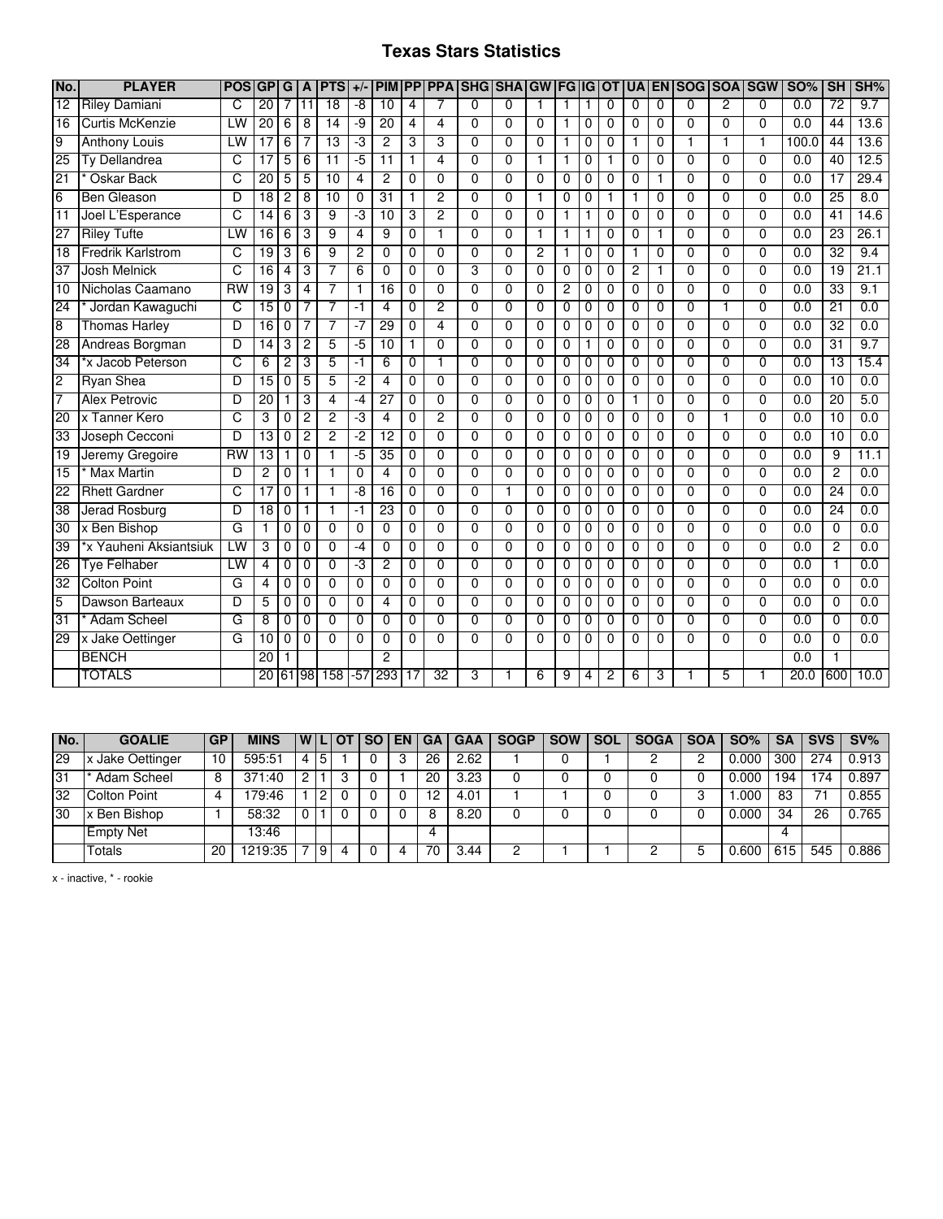# Texas Stars Statistics

| No. | PLAYER | POS | GP | G | A | PTS | +/- | PIM | PP | PPA | SHG | SHA | GW | FG | IG | OT | UA | EN | SOG | SOA | SGW | SO% | SH | SH% |
|---|---|---|---|---|---|---|---|---|---|---|---|---|---|---|---|---|---|---|---|---|---|---|---|---|
| 12 | Riley Damiani | C | 20 | 7 | 11 | 18 | -8 | 10 | 4 | 7 | 0 | 0 | 1 | 1 | 1 | 0 | 0 | 0 | 0 | 2 | 0 | 0.0 | 72 | 9.7 |
| 16 | Curtis McKenzie | LW | 20 | 6 | 8 | 14 | -9 | 20 | 4 | 4 | 0 | 0 | 0 | 1 | 0 | 0 | 0 | 0 | 0 | 0 | 0 | 0.0 | 44 | 13.6 |
| 9 | Anthony Louis | LW | 17 | 6 | 7 | 13 | -3 | 2 | 3 | 3 | 0 | 0 | 0 | 1 | 0 | 0 | 1 | 0 | 1 | 1 | 1 | 100.0 | 44 | 13.6 |
| 25 | Ty Dellandrea | C | 17 | 5 | 6 | 11 | -5 | 11 | 1 | 4 | 0 | 0 | 1 | 1 | 0 | 1 | 0 | 0 | 0 | 0 | 0 | 0.0 | 40 | 12.5 |
| 21 | * Oskar Back | C | 20 | 5 | 5 | 10 | 4 | 2 | 0 | 0 | 0 | 0 | 0 | 0 | 0 | 0 | 0 | 1 | 0 | 0 | 0 | 0.0 | 17 | 29.4 |
| 6 | Ben Gleason | D | 18 | 2 | 8 | 10 | 0 | 31 | 1 | 2 | 0 | 0 | 1 | 0 | 0 | 1 | 1 | 0 | 0 | 0 | 0 | 0.0 | 25 | 8.0 |
| 11 | Joel L'Esperance | C | 14 | 6 | 3 | 9 | -3 | 10 | 3 | 2 | 0 | 0 | 0 | 1 | 1 | 0 | 0 | 0 | 0 | 0 | 0 | 0.0 | 41 | 14.6 |
| 27 | Riley Tufte | LW | 16 | 6 | 3 | 9 | 4 | 9 | 0 | 1 | 0 | 0 | 1 | 1 | 1 | 0 | 0 | 1 | 0 | 0 | 0 | 0.0 | 23 | 26.1 |
| 18 | Fredrik Karlstrom | C | 19 | 3 | 6 | 9 | 2 | 0 | 0 | 0 | 0 | 0 | 2 | 1 | 0 | 0 | 1 | 0 | 0 | 0 | 0 | 0.0 | 32 | 9.4 |
| 37 | Josh Melnick | C | 16 | 4 | 3 | 7 | 6 | 0 | 0 | 0 | 3 | 0 | 0 | 0 | 0 | 0 | 2 | 1 | 0 | 0 | 0 | 0.0 | 19 | 21.1 |
| 10 | Nicholas Caamano | RW | 19 | 3 | 4 | 7 | 1 | 16 | 0 | 0 | 0 | 0 | 0 | 2 | 0 | 0 | 0 | 0 | 0 | 0 | 0 | 0.0 | 33 | 9.1 |
| 24 | * Jordan Kawaguchi | C | 15 | 0 | 7 | 7 | -1 | 4 | 0 | 2 | 0 | 0 | 0 | 0 | 0 | 0 | 0 | 0 | 0 | 1 | 0 | 0.0 | 21 | 0.0 |
| 8 | Thomas Harley | D | 16 | 0 | 7 | 7 | -7 | 29 | 0 | 4 | 0 | 0 | 0 | 0 | 0 | 0 | 0 | 0 | 0 | 0 | 0 | 0.0 | 32 | 0.0 |
| 28 | Andreas Borgman | D | 14 | 3 | 2 | 5 | -5 | 10 | 1 | 0 | 0 | 0 | 0 | 0 | 1 | 0 | 0 | 0 | 0 | 0 | 0 | 0.0 | 31 | 9.7 |
| 34 | *x Jacob Peterson | C | 6 | 2 | 3 | 5 | -1 | 6 | 0 | 1 | 0 | 0 | 0 | 0 | 0 | 0 | 0 | 0 | 0 | 0 | 0 | 0.0 | 13 | 15.4 |
| 2 | Ryan Shea | D | 15 | 0 | 5 | 5 | -2 | 4 | 0 | 0 | 0 | 0 | 0 | 0 | 0 | 0 | 0 | 0 | 0 | 0 | 0 | 0.0 | 10 | 0.0 |
| 7 | Alex Petrovic | D | 20 | 1 | 3 | 4 | -4 | 27 | 0 | 0 | 0 | 0 | 0 | 0 | 0 | 0 | 1 | 0 | 0 | 0 | 0 | 0.0 | 20 | 5.0 |
| 20 | x Tanner Kero | C | 3 | 0 | 2 | 2 | -3 | 4 | 0 | 2 | 0 | 0 | 0 | 0 | 0 | 0 | 0 | 0 | 0 | 1 | 0 | 0.0 | 10 | 0.0 |
| 33 | Joseph Cecconi | D | 13 | 0 | 2 | 2 | -2 | 12 | 0 | 0 | 0 | 0 | 0 | 0 | 0 | 0 | 0 | 0 | 0 | 0 | 0 | 0.0 | 10 | 0.0 |
| 19 | Jeremy Gregoire | RW | 13 | 1 | 0 | 1 | -5 | 35 | 0 | 0 | 0 | 0 | 0 | 0 | 0 | 0 | 0 | 0 | 0 | 0 | 0 | 0.0 | 9 | 11.1 |
| 15 | * Max Martin | D | 2 | 0 | 1 | 1 | 0 | 4 | 0 | 0 | 0 | 0 | 0 | 0 | 0 | 0 | 0 | 0 | 0 | 0 | 0 | 0.0 | 2 | 0.0 |
| 22 | Rhett Gardner | C | 17 | 0 | 1 | 1 | -8 | 16 | 0 | 0 | 0 | 1 | 0 | 0 | 0 | 0 | 0 | 0 | 0 | 0 | 0 | 0.0 | 24 | 0.0 |
| 38 | Jerad Rosburg | D | 18 | 0 | 1 | 1 | -1 | 23 | 0 | 0 | 0 | 0 | 0 | 0 | 0 | 0 | 0 | 0 | 0 | 0 | 0 | 0.0 | 24 | 0.0 |
| 30 | x Ben Bishop | G | 1 | 0 | 0 | 0 | 0 | 0 | 0 | 0 | 0 | 0 | 0 | 0 | 0 | 0 | 0 | 0 | 0 | 0 | 0 | 0.0 | 0 | 0.0 |
| 39 | *x Yauheni Aksiantsiuk | LW | 3 | 0 | 0 | 0 | -4 | 0 | 0 | 0 | 0 | 0 | 0 | 0 | 0 | 0 | 0 | 0 | 0 | 0 | 0 | 0.0 | 2 | 0.0 |
| 26 | Tye Felhaber | LW | 4 | 0 | 0 | 0 | -3 | 2 | 0 | 0 | 0 | 0 | 0 | 0 | 0 | 0 | 0 | 0 | 0 | 0 | 0 | 0.0 | 1 | 0.0 |
| 32 | Colton Point | G | 4 | 0 | 0 | 0 | 0 | 0 | 0 | 0 | 0 | 0 | 0 | 0 | 0 | 0 | 0 | 0 | 0 | 0 | 0 | 0.0 | 0 | 0.0 |
| 5 | Dawson Barteaux | D | 5 | 0 | 0 | 0 | 0 | 4 | 0 | 0 | 0 | 0 | 0 | 0 | 0 | 0 | 0 | 0 | 0 | 0 | 0 | 0.0 | 0 | 0.0 |
| 31 | * Adam Scheel | G | 8 | 0 | 0 | 0 | 0 | 0 | 0 | 0 | 0 | 0 | 0 | 0 | 0 | 0 | 0 | 0 | 0 | 0 | 0 | 0.0 | 0 | 0.0 |
| 29 | x Jake Oettinger | G | 10 | 0 | 0 | 0 | 0 | 0 | 0 | 0 | 0 | 0 | 0 | 0 | 0 | 0 | 0 | 0 | 0 | 0 | 0 | 0.0 | 0 | 0.0 |
| | BENCH | | 20 | 1 | | | | 2 | | | | | | | | | | | | | | 0.0 | 1 | |
| | TOTALS | | 20 | 61 | 98 | 158 | -57 | 293 | 17 | 32 | 3 | 1 | 6 | 9 | 4 | 2 | 6 | 3 | 1 | 5 | 1 | 20.0 | 600 | 10.0 |

| No. | GOALIE | GP | MINS | W | L | OT | SO | EN | GA | GAA | SOGP | SOW | SOL | SOGA | SOA | SO% | SA | SVS | SV% |
|---|---|---|---|---|---|---|---|---|---|---|---|---|---|---|---|---|---|---|---|
| 29 | x Jake Oettinger | 10 | 595:51 | 4 | 5 | 1 | 0 | 3 | 26 | 2.62 | 1 | 0 | 1 | 2 | 2 | 0.000 | 300 | 274 | 0.913 |
| 31 | * Adam Scheel | 8 | 371:40 | 2 | 1 | 3 | 0 | 1 | 20 | 3.23 | 0 | 0 | 0 | 0 | 0 | 0.000 | 194 | 174 | 0.897 |
| 32 | Colton Point | 4 | 179:46 | 1 | 2 | 0 | 0 | 0 | 12 | 4.01 | 1 | 1 | 0 | 0 | 3 | 1.000 | 83 | 71 | 0.855 |
| 30 | x Ben Bishop | 1 | 58:32 | 0 | 1 | 0 | 0 | 0 | 8 | 8.20 | 0 | 0 | 0 | 0 | 0 | 0.000 | 34 | 26 | 0.765 |
| | Empty Net | | 13:46 | | | | | | 4 | | | | | | | | 4 | | |
| | Totals | 20 | 1219:35 | 7 | 9 | 4 | 0 | 4 | 70 | 3.44 | 2 | 1 | 1 | 2 | 5 | 0.600 | 615 | 545 | 0.886 |

x - inactive, * - rookie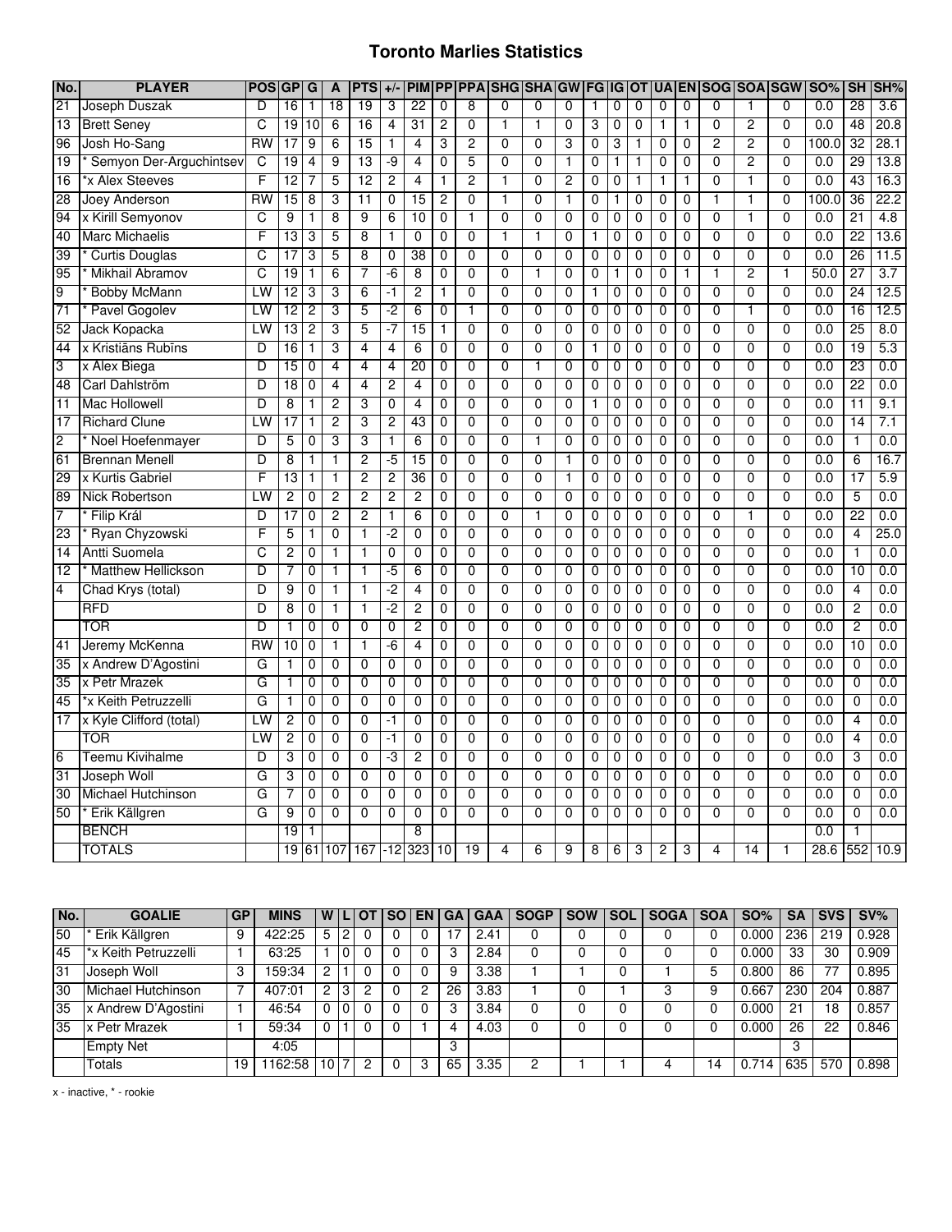# Toronto Marlies Statistics

| No. | PLAYER | POS | GP | G | A | PTS | +/- | PIM | PP | PPA | SHG | SHA | GW | FG | IG | OT | UA | EN | SOG | SOA | SGW | SO% | SH | SH% |
|---|---|---|---|---|---|---|---|---|---|---|---|---|---|---|---|---|---|---|---|---|---|---|---|---|
| 21 | Joseph Duszak | D | 16 | 1 | 18 | 19 | 3 | 22 | 0 | 8 | 0 | 0 | 0 | 1 | 0 | 0 | 0 | 0 | 0 | 1 | 0 | 0.0 | 28 | 3.6 |
| 13 | Brett Seney | C | 19 | 10 | 6 | 16 | 4 | 31 | 2 | 0 | 1 | 1 | 0 | 3 | 0 | 0 | 1 | 1 | 0 | 2 | 0 | 0.0 | 48 | 20.8 |
| 96 | Josh Ho-Sang | RW | 17 | 9 | 6 | 15 | 1 | 4 | 3 | 2 | 0 | 0 | 3 | 0 | 3 | 1 | 0 | 0 | 2 | 2 | 0 | 100.0 | 32 | 28.1 |
| 19 | * Semyon Der-Arguchintsev | C | 19 | 4 | 9 | 13 | -9 | 4 | 0 | 5 | 0 | 0 | 1 | 0 | 1 | 1 | 0 | 0 | 0 | 2 | 0 | 0.0 | 29 | 13.8 |
| 16 | *x Alex Steeves | F | 12 | 7 | 5 | 12 | 2 | 4 | 1 | 2 | 1 | 0 | 2 | 0 | 0 | 1 | 1 | 1 | 0 | 1 | 0 | 0.0 | 43 | 16.3 |
| 28 | Joey Anderson | RW | 15 | 8 | 3 | 11 | 0 | 15 | 2 | 0 | 1 | 0 | 1 | 0 | 1 | 0 | 0 | 0 | 1 | 1 | 0 | 100.0 | 36 | 22.2 |
| 94 | x Kirill Semyonov | C | 9 | 1 | 8 | 9 | 6 | 10 | 0 | 1 | 0 | 0 | 0 | 0 | 0 | 0 | 0 | 0 | 0 | 1 | 0 | 0.0 | 21 | 4.8 |
| 40 | Marc Michaelis | F | 13 | 3 | 5 | 8 | 1 | 0 | 0 | 0 | 1 | 1 | 0 | 1 | 0 | 0 | 0 | 0 | 0 | 0 | 0 | 0.0 | 22 | 13.6 |
| 39 | * Curtis Douglas | C | 17 | 3 | 5 | 8 | 0 | 38 | 0 | 0 | 0 | 0 | 0 | 0 | 0 | 0 | 0 | 0 | 0 | 0 | 0 | 0.0 | 26 | 11.5 |
| 95 | * Mikhail Abramov | C | 19 | 1 | 6 | 7 | -6 | 8 | 0 | 0 | 0 | 1 | 0 | 0 | 1 | 0 | 0 | 1 | 1 | 2 | 1 | 50.0 | 27 | 3.7 |
| 9 | * Bobby McMann | LW | 12 | 3 | 3 | 6 | -1 | 2 | 1 | 0 | 0 | 0 | 0 | 1 | 0 | 0 | 0 | 0 | 0 | 0 | 0 | 0.0 | 24 | 12.5 |
| 71 | * Pavel Gogolev | LW | 12 | 2 | 3 | 5 | -2 | 6 | 0 | 1 | 0 | 0 | 0 | 0 | 0 | 0 | 0 | 0 | 0 | 1 | 0 | 0.0 | 16 | 12.5 |
| 52 | Jack Kopacka | LW | 13 | 2 | 3 | 5 | -7 | 15 | 1 | 0 | 0 | 0 | 0 | 0 | 0 | 0 | 0 | 0 | 0 | 0 | 0 | 0.0 | 25 | 8.0 |
| 44 | x Kristiāns Rubīns | D | 16 | 1 | 3 | 4 | 4 | 6 | 0 | 0 | 0 | 0 | 0 | 1 | 0 | 0 | 0 | 0 | 0 | 0 | 0 | 0.0 | 19 | 5.3 |
| 3 | x Alex Biega | D | 15 | 0 | 4 | 4 | 4 | 20 | 0 | 0 | 0 | 1 | 0 | 0 | 0 | 0 | 0 | 0 | 0 | 0 | 0 | 0.0 | 23 | 0.0 |
| 48 | Carl Dahlström | D | 18 | 0 | 4 | 4 | 2 | 4 | 0 | 0 | 0 | 0 | 0 | 0 | 0 | 0 | 0 | 0 | 0 | 0 | 0 | 0.0 | 22 | 0.0 |
| 11 | Mac Hollowell | D | 8 | 1 | 2 | 3 | 0 | 4 | 0 | 0 | 0 | 0 | 0 | 1 | 0 | 0 | 0 | 0 | 0 | 0 | 0 | 0.0 | 11 | 9.1 |
| 17 | Richard Clune | LW | 17 | 1 | 2 | 3 | 2 | 43 | 0 | 0 | 0 | 0 | 0 | 0 | 0 | 0 | 0 | 0 | 0 | 0 | 0 | 0.0 | 14 | 7.1 |
| 2 | * Noel Hoefenmayer | D | 5 | 0 | 3 | 3 | 1 | 6 | 0 | 0 | 0 | 1 | 0 | 0 | 0 | 0 | 0 | 0 | 0 | 0 | 0 | 0.0 | 1 | 0.0 |
| 61 | Brennan Menell | D | 8 | 1 | 1 | 2 | -5 | 15 | 0 | 0 | 0 | 0 | 1 | 0 | 0 | 0 | 0 | 0 | 0 | 0 | 0 | 0.0 | 6 | 16.7 |
| 29 | x Kurtis Gabriel | F | 13 | 1 | 1 | 2 | 2 | 36 | 0 | 0 | 0 | 0 | 1 | 0 | 0 | 0 | 0 | 0 | 0 | 0 | 0 | 0.0 | 17 | 5.9 |
| 89 | Nick Robertson | LW | 2 | 0 | 2 | 2 | 2 | 2 | 0 | 0 | 0 | 0 | 0 | 0 | 0 | 0 | 0 | 0 | 0 | 0 | 0 | 0.0 | 5 | 0.0 |
| 7 | * Filip Král | D | 17 | 0 | 2 | 2 | 1 | 6 | 0 | 0 | 0 | 1 | 0 | 0 | 0 | 0 | 0 | 0 | 0 | 1 | 0 | 0.0 | 22 | 0.0 |
| 23 | * Ryan Chyzowski | F | 5 | 1 | 0 | 1 | -2 | 0 | 0 | 0 | 0 | 0 | 0 | 0 | 0 | 0 | 0 | 0 | 0 | 0 | 0 | 0.0 | 4 | 25.0 |
| 14 | Antti Suomela | C | 2 | 0 | 1 | 1 | 0 | 0 | 0 | 0 | 0 | 0 | 0 | 0 | 0 | 0 | 0 | 0 | 0 | 0 | 0 | 0.0 | 1 | 0.0 |
| 12 | * Matthew Hellickson | D | 7 | 0 | 1 | 1 | -5 | 6 | 0 | 0 | 0 | 0 | 0 | 0 | 0 | 0 | 0 | 0 | 0 | 0 | 0 | 0.0 | 10 | 0.0 |
| 4 | Chad Krys (total) | D | 9 | 0 | 1 | 1 | -2 | 4 | 0 | 0 | 0 | 0 | 0 | 0 | 0 | 0 | 0 | 0 | 0 | 0 | 0 | 0.0 | 4 | 0.0 |
| | RFD | D | 8 | 0 | 1 | 1 | -2 | 2 | 0 | 0 | 0 | 0 | 0 | 0 | 0 | 0 | 0 | 0 | 0 | 0 | 0 | 0.0 | 2 | 0.0 |
| | TOR | D | 1 | 0 | 0 | 0 | 0 | 2 | 0 | 0 | 0 | 0 | 0 | 0 | 0 | 0 | 0 | 0 | 0 | 0 | 0 | 0.0 | 2 | 0.0 |
| 41 | Jeremy McKenna | RW | 10 | 0 | 1 | 1 | -6 | 4 | 0 | 0 | 0 | 0 | 0 | 0 | 0 | 0 | 0 | 0 | 0 | 0 | 0 | 0.0 | 10 | 0.0 |
| 35 | x Andrew D'Agostini | G | 1 | 0 | 0 | 0 | 0 | 0 | 0 | 0 | 0 | 0 | 0 | 0 | 0 | 0 | 0 | 0 | 0 | 0 | 0 | 0.0 | 0 | 0.0 |
| 35 | x Petr Mrazek | G | 1 | 0 | 0 | 0 | 0 | 0 | 0 | 0 | 0 | 0 | 0 | 0 | 0 | 0 | 0 | 0 | 0 | 0 | 0 | 0.0 | 0 | 0.0 |
| 45 | *x Keith Petruzzelli | G | 1 | 0 | 0 | 0 | 0 | 0 | 0 | 0 | 0 | 0 | 0 | 0 | 0 | 0 | 0 | 0 | 0 | 0 | 0 | 0.0 | 0 | 0.0 |
| 17 | x Kyle Clifford (total) | LW | 2 | 0 | 0 | 0 | -1 | 0 | 0 | 0 | 0 | 0 | 0 | 0 | 0 | 0 | 0 | 0 | 0 | 0 | 0 | 0.0 | 4 | 0.0 |
| | TOR | LW | 2 | 0 | 0 | 0 | -1 | 0 | 0 | 0 | 0 | 0 | 0 | 0 | 0 | 0 | 0 | 0 | 0 | 0 | 0 | 0.0 | 4 | 0.0 |
| 6 | Teemu Kivihalme | D | 3 | 0 | 0 | 0 | -3 | 2 | 0 | 0 | 0 | 0 | 0 | 0 | 0 | 0 | 0 | 0 | 0 | 0 | 0 | 0.0 | 3 | 0.0 |
| 31 | Joseph Woll | G | 3 | 0 | 0 | 0 | 0 | 0 | 0 | 0 | 0 | 0 | 0 | 0 | 0 | 0 | 0 | 0 | 0 | 0 | 0 | 0.0 | 0 | 0.0 |
| 30 | Michael Hutchinson | G | 7 | 0 | 0 | 0 | 0 | 0 | 0 | 0 | 0 | 0 | 0 | 0 | 0 | 0 | 0 | 0 | 0 | 0 | 0 | 0.0 | 0 | 0.0 |
| 50 | * Erik Källgren | G | 9 | 0 | 0 | 0 | 0 | 0 | 0 | 0 | 0 | 0 | 0 | 0 | 0 | 0 | 0 | 0 | 0 | 0 | 0 | 0.0 | 0 | 0.0 |
| | BENCH | | 19 | 1 | | | | 8 | | | | | | | | | | | | | | 0.0 | 1 | |
| | TOTALS | | 19 | 61 | 107 | 167 | -12 | 323 | 10 | 19 | 4 | 6 | 9 | 8 | 6 | 3 | 2 | 3 | 4 | 14 | 1 | 28.6 | 552 | 10.9 |

| No. | GOALIE | GP | MINS | W | L | OT | SO | EN | GA | GAA | SOGP | SOW | SOL | SOGA | SOA | SO% | SA | SVS | SV% |
|---|---|---|---|---|---|---|---|---|---|---|---|---|---|---|---|---|---|---|---|
| 50 | * Erik Källgren | 9 | 422:25 | 5 | 2 | 0 | 0 | 0 | 17 | 2.41 | 0 | 0 | 0 | 0 | 0 | 0.000 | 236 | 219 | 0.928 |
| 45 | *x Keith Petruzzelli | 1 | 63:25 | 1 | 0 | 0 | 0 | 0 | 3 | 2.84 | 0 | 0 | 0 | 0 | 0 | 0.000 | 33 | 30 | 0.909 |
| 31 | Joseph Woll | 3 | 159:34 | 2 | 1 | 0 | 0 | 0 | 9 | 3.38 | 1 | 1 | 0 | 1 | 5 | 0.800 | 86 | 77 | 0.895 |
| 30 | Michael Hutchinson | 7 | 407:01 | 2 | 3 | 2 | 0 | 2 | 26 | 3.83 | 1 | 0 | 1 | 3 | 9 | 0.667 | 230 | 204 | 0.887 |
| 35 | x Andrew D'Agostini | 1 | 46:54 | 0 | 0 | 0 | 0 | 0 | 3 | 3.84 | 0 | 0 | 0 | 0 | 0 | 0.000 | 21 | 18 | 0.857 |
| 35 | x Petr Mrazek | 1 | 59:34 | 0 | 1 | 0 | 0 | 1 | 4 | 4.03 | 0 | 0 | 0 | 0 | 0 | 0.000 | 26 | 22 | 0.846 |
| | Empty Net | | 4:05 | | | | | | 3 | | | | | | | | 3 | | |
| | Totals | 19 | 1162:58 | 10 | 7 | 2 | 0 | 3 | 65 | 3.35 | 2 | 1 | 1 | 4 | 14 | 0.714 | 635 | 570 | 0.898 |

x - inactive, * - rookie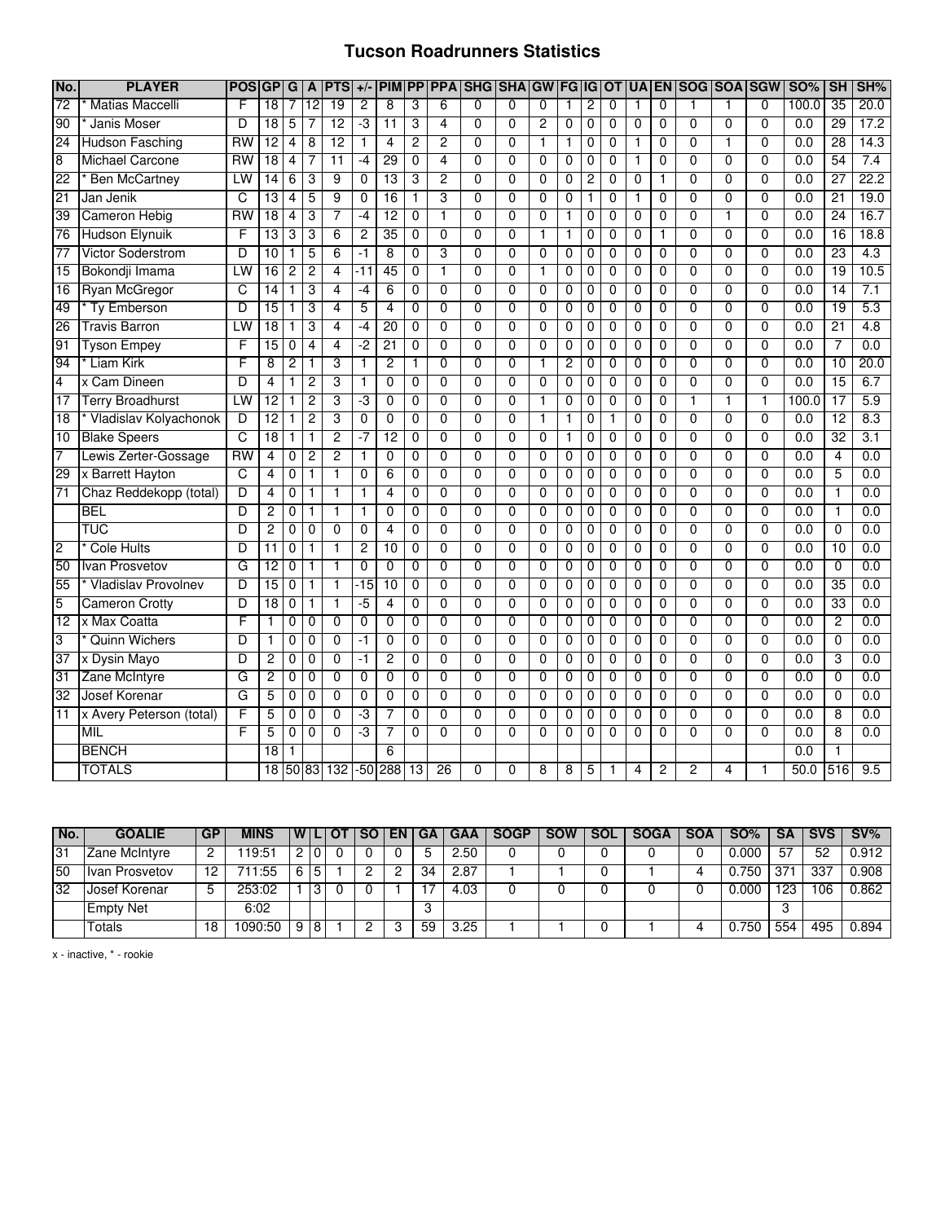# Tucson Roadrunners Statistics

| No. | PLAYER | POS | GP | G | A | PTS | +/- | PIM | PP | PPA | SHG | SHA | GW | FG | IG | OT | UA | EN | SOG | SOA | SGW | SO% | SH | SH% |
|---|---|---|---|---|---|---|---|---|---|---|---|---|---|---|---|---|---|---|---|---|---|---|---|---|
| 72 | * Matias Maccelli | F | 18 | 7 | 12 | 19 | 2 | 8 | 3 | 6 | 0 | 0 | 0 | 1 | 2 | 0 | 1 | 0 | 1 | 1 | 0 | 100.0 | 35 | 20.0 |
| 90 | * Janis Moser | D | 18 | 5 | 7 | 12 | -3 | 11 | 3 | 4 | 0 | 0 | 2 | 0 | 0 | 0 | 0 | 0 | 0 | 0 | 0 | 0.0 | 29 | 17.2 |
| 24 | Hudson Fasching | RW | 12 | 4 | 8 | 12 | 1 | 4 | 2 | 2 | 0 | 0 | 1 | 1 | 0 | 0 | 1 | 0 | 0 | 1 | 0 | 0.0 | 28 | 14.3 |
| 8 | Michael Carcone | RW | 18 | 4 | 7 | 11 | -4 | 29 | 0 | 4 | 0 | 0 | 0 | 0 | 0 | 0 | 1 | 0 | 0 | 0 | 0 | 0.0 | 54 | 7.4 |
| 22 | * Ben McCartney | LW | 14 | 6 | 3 | 9 | 0 | 13 | 3 | 2 | 0 | 0 | 0 | 0 | 2 | 0 | 0 | 1 | 0 | 0 | 0 | 0.0 | 27 | 22.2 |
| 21 | Jan Jenik | C | 13 | 4 | 5 | 9 | 0 | 16 | 1 | 3 | 0 | 0 | 0 | 0 | 1 | 0 | 1 | 0 | 0 | 0 | 0 | 0.0 | 21 | 19.0 |
| 39 | Cameron Hebig | RW | 18 | 4 | 3 | 7 | -4 | 12 | 0 | 1 | 0 | 0 | 0 | 1 | 0 | 0 | 0 | 0 | 0 | 1 | 0 | 0.0 | 24 | 16.7 |
| 76 | Hudson Elynuik | F | 13 | 3 | 3 | 6 | 2 | 35 | 0 | 0 | 0 | 0 | 1 | 1 | 0 | 0 | 0 | 1 | 0 | 0 | 0 | 0.0 | 16 | 18.8 |
| 77 | Victor Soderstrom | D | 10 | 1 | 5 | 6 | -1 | 8 | 0 | 3 | 0 | 0 | 0 | 0 | 0 | 0 | 0 | 0 | 0 | 0 | 0 | 0.0 | 23 | 4.3 |
| 15 | Bokondji Imama | LW | 16 | 2 | 2 | 4 | -11 | 45 | 0 | 1 | 0 | 0 | 1 | 0 | 0 | 0 | 0 | 0 | 0 | 0 | 0 | 0.0 | 19 | 10.5 |
| 16 | Ryan McGregor | C | 14 | 1 | 3 | 4 | -4 | 6 | 0 | 0 | 0 | 0 | 0 | 0 | 0 | 0 | 0 | 0 | 0 | 0 | 0 | 0.0 | 14 | 7.1 |
| 49 | * Ty Emberson | D | 15 | 1 | 3 | 4 | 5 | 4 | 0 | 0 | 0 | 0 | 0 | 0 | 0 | 0 | 0 | 0 | 0 | 0 | 0 | 0.0 | 19 | 5.3 |
| 26 | Travis Barron | LW | 18 | 1 | 3 | 4 | -4 | 20 | 0 | 0 | 0 | 0 | 0 | 0 | 0 | 0 | 0 | 0 | 0 | 0 | 0 | 0.0 | 21 | 4.8 |
| 91 | Tyson Empey | F | 15 | 0 | 4 | 4 | -2 | 21 | 0 | 0 | 0 | 0 | 0 | 0 | 0 | 0 | 0 | 0 | 0 | 0 | 0 | 0.0 | 7 | 0.0 |
| 94 | * Liam Kirk | F | 8 | 2 | 1 | 3 | 1 | 2 | 1 | 0 | 0 | 0 | 1 | 2 | 0 | 0 | 0 | 0 | 0 | 0 | 0 | 0.0 | 10 | 20.0 |
| 4 | x Cam Dineen | D | 4 | 1 | 2 | 3 | 1 | 0 | 0 | 0 | 0 | 0 | 0 | 0 | 0 | 0 | 0 | 0 | 0 | 0 | 0 | 0.0 | 15 | 6.7 |
| 17 | Terry Broadhurst | LW | 12 | 1 | 2 | 3 | -3 | 0 | 0 | 0 | 0 | 0 | 1 | 0 | 0 | 0 | 0 | 0 | 1 | 1 | 1 | 100.0 | 17 | 5.9 |
| 18 | * Vladislav Kolyachonok | D | 12 | 1 | 2 | 3 | 0 | 0 | 0 | 0 | 0 | 0 | 1 | 1 | 0 | 1 | 0 | 0 | 0 | 0 | 0 | 0.0 | 12 | 8.3 |
| 10 | Blake Speers | C | 18 | 1 | 1 | 2 | -7 | 12 | 0 | 0 | 0 | 0 | 0 | 1 | 0 | 0 | 0 | 0 | 0 | 0 | 0 | 0.0 | 32 | 3.1 |
| 7 | Lewis Zerter-Gossage | RW | 4 | 0 | 2 | 2 | 1 | 0 | 0 | 0 | 0 | 0 | 0 | 0 | 0 | 0 | 0 | 0 | 0 | 0 | 0 | 0.0 | 4 | 0.0 |
| 29 | x Barrett Hayton | C | 4 | 0 | 1 | 1 | 0 | 6 | 0 | 0 | 0 | 0 | 0 | 0 | 0 | 0 | 0 | 0 | 0 | 0 | 0 | 0.0 | 5 | 0.0 |
| 71 | Chaz Reddekopp (total) | D | 4 | 0 | 1 | 1 | 1 | 4 | 0 | 0 | 0 | 0 | 0 | 0 | 0 | 0 | 0 | 0 | 0 | 0 | 0 | 0.0 | 1 | 0.0 |
| | BEL | D | 2 | 0 | 1 | 1 | 1 | 0 | 0 | 0 | 0 | 0 | 0 | 0 | 0 | 0 | 0 | 0 | 0 | 0 | 0 | 0.0 | 1 | 0.0 |
| | TUC | D | 2 | 0 | 0 | 0 | 0 | 4 | 0 | 0 | 0 | 0 | 0 | 0 | 0 | 0 | 0 | 0 | 0 | 0 | 0 | 0.0 | 0 | 0.0 |
| 2 | * Cole Hults | D | 11 | 0 | 1 | 1 | 2 | 10 | 0 | 0 | 0 | 0 | 0 | 0 | 0 | 0 | 0 | 0 | 0 | 0 | 0 | 0.0 | 10 | 0.0 |
| 50 | Ivan Prosvetov | G | 12 | 0 | 1 | 1 | 0 | 0 | 0 | 0 | 0 | 0 | 0 | 0 | 0 | 0 | 0 | 0 | 0 | 0 | 0 | 0.0 | 0 | 0.0 |
| 55 | * Vladislav Provolnev | D | 15 | 0 | 1 | 1 | -15 | 10 | 0 | 0 | 0 | 0 | 0 | 0 | 0 | 0 | 0 | 0 | 0 | 0 | 0 | 0.0 | 35 | 0.0 |
| 5 | Cameron Crotty | D | 18 | 0 | 1 | 1 | -5 | 4 | 0 | 0 | 0 | 0 | 0 | 0 | 0 | 0 | 0 | 0 | 0 | 0 | 0 | 0.0 | 33 | 0.0 |
| 12 | x Max Coatta | F | 1 | 0 | 0 | 0 | 0 | 0 | 0 | 0 | 0 | 0 | 0 | 0 | 0 | 0 | 0 | 0 | 0 | 0 | 0 | 0.0 | 2 | 0.0 |
| 3 | * Quinn Wichers | D | 1 | 0 | 0 | 0 | -1 | 0 | 0 | 0 | 0 | 0 | 0 | 0 | 0 | 0 | 0 | 0 | 0 | 0 | 0 | 0.0 | 0 | 0.0 |
| 37 | x Dysin Mayo | D | 2 | 0 | 0 | 0 | -1 | 2 | 0 | 0 | 0 | 0 | 0 | 0 | 0 | 0 | 0 | 0 | 0 | 0 | 0 | 0.0 | 3 | 0.0 |
| 31 | Zane McIntyre | G | 2 | 0 | 0 | 0 | 0 | 0 | 0 | 0 | 0 | 0 | 0 | 0 | 0 | 0 | 0 | 0 | 0 | 0 | 0 | 0.0 | 0 | 0.0 |
| 32 | Josef Korenar | G | 5 | 0 | 0 | 0 | 0 | 0 | 0 | 0 | 0 | 0 | 0 | 0 | 0 | 0 | 0 | 0 | 0 | 0 | 0 | 0.0 | 0 | 0.0 |
| 11 | x Avery Peterson (total) | F | 5 | 0 | 0 | 0 | -3 | 7 | 0 | 0 | 0 | 0 | 0 | 0 | 0 | 0 | 0 | 0 | 0 | 0 | 0 | 0.0 | 8 | 0.0 |
| | MIL | F | 5 | 0 | 0 | 0 | -3 | 7 | 0 | 0 | 0 | 0 | 0 | 0 | 0 | 0 | 0 | 0 | 0 | 0 | 0 | 0.0 | 8 | 0.0 |
| | BENCH | | 18 | 1 | | | | 6 | | | | | | | | | | | | | | 0.0 | 1 | |
| | TOTALS | | 18 | 50 | 83 | 132 | -50 | 288 | 13 | 26 | 0 | 0 | 8 | 8 | 5 | 1 | 4 | 2 | 2 | 4 | 1 | 50.0 | 516 | 9.5 |

| No. | GOALIE | GP | MINS | W | L | OT | SO | EN | GA | GAA | SOGP | SOW | SOL | SOGA | SOA | SO% | SA | SVS | SV% |
|---|---|---|---|---|---|---|---|---|---|---|---|---|---|---|---|---|---|---|---|
| 31 | Zane McIntyre | 2 | 119:51 | 2 | 0 | 0 | 0 | 0 | 5 | 2.50 | 0 | 0 | 0 | 0 | 0 | 0.000 | 57 | 52 | 0.912 |
| 50 | Ivan Prosvetov | 12 | 711:55 | 6 | 5 | 1 | 2 | 2 | 34 | 2.87 | 1 | 1 | 0 | 1 | 4 | 0.750 | 371 | 337 | 0.908 |
| 32 | Josef Korenar | 5 | 253:02 | 1 | 3 | 0 | 0 | 1 | 17 | 4.03 | 0 | 0 | 0 | 0 | 0 | 0.000 | 123 | 106 | 0.862 |
| | Empty Net | | 6:02 | | | | | | 3 | | | | | | | | 3 | | |
| | Totals | 18 | 1090:50 | 9 | 8 | 1 | 2 | 3 | 59 | 3.25 | 1 | 1 | 0 | 1 | 4 | 0.750 | 554 | 495 | 0.894 |

x - inactive, * - rookie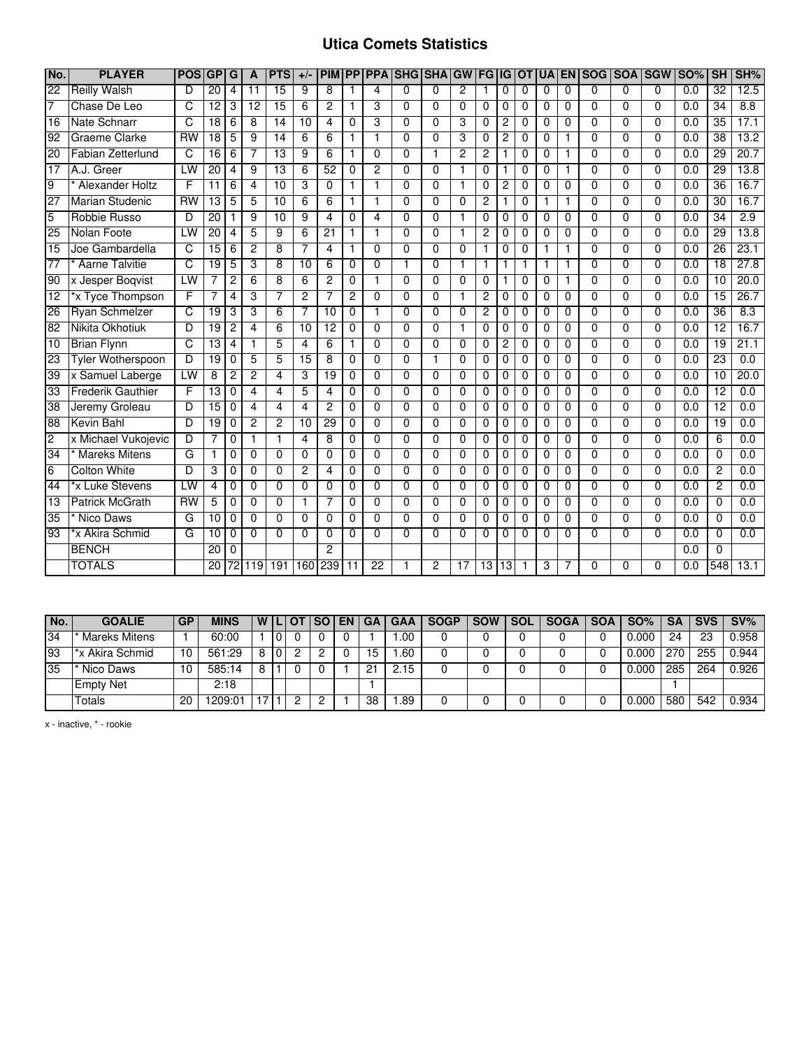# Utica Comets Statistics

| No. | PLAYER | POS | GP | G | A | PTS | +/- | PIM | PP | PPA | SHG | SHA | GW | FG | IG | OT | UA | EN | SOG | SOA | SGW | SO% | SH | SH% |
|---|---|---|---|---|---|---|---|---|---|---|---|---|---|---|---|---|---|---|---|---|---|---|---|---|
| 22 | Reilly Walsh | D | 20 | 4 | 11 | 15 | 9 | 8 | 1 | 4 | 0 | 0 | 2 | 1 | 0 | 0 | 0 | 0 | 0 | 0 | 0 | 0.0 | 32 | 12.5 |
| 7 | Chase De Leo | C | 12 | 3 | 12 | 15 | 6 | 2 | 1 | 3 | 0 | 0 | 0 | 0 | 0 | 0 | 0 | 0 | 0 | 0 | 0 | 0.0 | 34 | 8.8 |
| 16 | Nate Schnarr | C | 18 | 6 | 8 | 14 | 10 | 4 | 0 | 3 | 0 | 0 | 3 | 0 | 2 | 0 | 0 | 0 | 0 | 0 | 0 | 0.0 | 35 | 17.1 |
| 92 | Graeme Clarke | RW | 18 | 5 | 9 | 14 | 6 | 6 | 1 | 1 | 0 | 0 | 3 | 0 | 2 | 0 | 0 | 1 | 0 | 0 | 0 | 0.0 | 38 | 13.2 |
| 20 | Fabian Zetterlund | C | 16 | 6 | 7 | 13 | 9 | 6 | 1 | 0 | 0 | 1 | 2 | 2 | 1 | 0 | 0 | 1 | 0 | 0 | 0 | 0.0 | 29 | 20.7 |
| 17 | A.J. Greer | LW | 20 | 4 | 9 | 13 | 6 | 52 | 0 | 2 | 0 | 0 | 1 | 0 | 1 | 0 | 0 | 1 | 0 | 0 | 0 | 0.0 | 29 | 13.8 |
| 9 | * Alexander Holtz | F | 11 | 6 | 4 | 10 | 3 | 0 | 1 | 1 | 0 | 0 | 1 | 0 | 2 | 0 | 0 | 0 | 0 | 0 | 0 | 0.0 | 36 | 16.7 |
| 27 | Marian Studenic | RW | 13 | 5 | 5 | 10 | 6 | 6 | 1 | 1 | 0 | 0 | 0 | 2 | 1 | 0 | 1 | 1 | 0 | 0 | 0 | 0.0 | 30 | 16.7 |
| 5 | Robbie Russo | D | 20 | 1 | 9 | 10 | 9 | 4 | 0 | 4 | 0 | 0 | 1 | 0 | 0 | 0 | 0 | 0 | 0 | 0 | 0 | 0.0 | 34 | 2.9 |
| 25 | Nolan Foote | LW | 20 | 4 | 5 | 9 | 6 | 21 | 1 | 1 | 0 | 0 | 1 | 2 | 0 | 0 | 0 | 0 | 0 | 0 | 0 | 0.0 | 29 | 13.8 |
| 15 | Joe Gambardella | C | 15 | 6 | 2 | 8 | 7 | 4 | 1 | 0 | 0 | 0 | 0 | 1 | 0 | 0 | 1 | 1 | 0 | 0 | 0 | 0.0 | 26 | 23.1 |
| 77 | * Aarne Talvitie | C | 19 | 5 | 3 | 8 | 10 | 6 | 0 | 0 | 1 | 0 | 1 | 1 | 1 | 1 | 1 | 1 | 0 | 0 | 0 | 0.0 | 18 | 27.8 |
| 90 | x Jesper Boqvist | LW | 7 | 2 | 6 | 8 | 6 | 2 | 0 | 1 | 0 | 0 | 0 | 0 | 1 | 0 | 0 | 1 | 0 | 0 | 0 | 0.0 | 10 | 20.0 |
| 12 | *x Tyce Thompson | F | 7 | 4 | 3 | 7 | 2 | 7 | 2 | 0 | 0 | 0 | 1 | 2 | 0 | 0 | 0 | 0 | 0 | 0 | 0 | 0.0 | 15 | 26.7 |
| 26 | Ryan Schmelzer | C | 19 | 3 | 3 | 6 | 7 | 10 | 0 | 1 | 0 | 0 | 0 | 2 | 0 | 0 | 0 | 0 | 0 | 0 | 0 | 0.0 | 36 | 8.3 |
| 82 | Nikita Okhotiuk | D | 19 | 2 | 4 | 6 | 10 | 12 | 0 | 0 | 0 | 0 | 1 | 0 | 0 | 0 | 0 | 0 | 0 | 0 | 0 | 0.0 | 12 | 16.7 |
| 10 | Brian Flynn | C | 13 | 4 | 1 | 5 | 4 | 6 | 1 | 0 | 0 | 0 | 0 | 0 | 2 | 0 | 0 | 0 | 0 | 0 | 0 | 0.0 | 19 | 21.1 |
| 23 | Tyler Wotherspoon | D | 19 | 0 | 5 | 5 | 15 | 8 | 0 | 0 | 0 | 1 | 0 | 0 | 0 | 0 | 0 | 0 | 0 | 0 | 0 | 0.0 | 23 | 0.0 |
| 39 | x Samuel Laberge | LW | 8 | 2 | 2 | 4 | 3 | 19 | 0 | 0 | 0 | 0 | 0 | 0 | 0 | 0 | 0 | 0 | 0 | 0 | 0 | 0.0 | 10 | 20.0 |
| 33 | Frederik Gauthier | F | 13 | 0 | 4 | 4 | 5 | 4 | 0 | 0 | 0 | 0 | 0 | 0 | 0 | 0 | 0 | 0 | 0 | 0 | 0 | 0.0 | 12 | 0.0 |
| 38 | Jeremy Groleau | D | 15 | 0 | 4 | 4 | 4 | 2 | 0 | 0 | 0 | 0 | 0 | 0 | 0 | 0 | 0 | 0 | 0 | 0 | 0 | 0.0 | 12 | 0.0 |
| 88 | Kevin Bahl | D | 19 | 0 | 2 | 2 | 10 | 29 | 0 | 0 | 0 | 0 | 0 | 0 | 0 | 0 | 0 | 0 | 0 | 0 | 0 | 0.0 | 19 | 0.0 |
| 2 | x Michael Vukojevic | D | 7 | 0 | 1 | 1 | 4 | 8 | 0 | 0 | 0 | 0 | 0 | 0 | 0 | 0 | 0 | 0 | 0 | 0 | 0 | 0.0 | 6 | 0.0 |
| 34 | * Mareks Mitens | G | 1 | 0 | 0 | 0 | 0 | 0 | 0 | 0 | 0 | 0 | 0 | 0 | 0 | 0 | 0 | 0 | 0 | 0 | 0 | 0.0 | 0 | 0.0 |
| 6 | Colton White | D | 3 | 0 | 0 | 0 | 2 | 4 | 0 | 0 | 0 | 0 | 0 | 0 | 0 | 0 | 0 | 0 | 0 | 0 | 0 | 0.0 | 2 | 0.0 |
| 44 | *x Luke Stevens | LW | 4 | 0 | 0 | 0 | 0 | 0 | 0 | 0 | 0 | 0 | 0 | 0 | 0 | 0 | 0 | 0 | 0 | 0 | 0 | 0.0 | 2 | 0.0 |
| 13 | Patrick McGrath | RW | 5 | 0 | 0 | 0 | 1 | 7 | 0 | 0 | 0 | 0 | 0 | 0 | 0 | 0 | 0 | 0 | 0 | 0 | 0 | 0.0 | 0 | 0.0 |
| 35 | * Nico Daws | G | 10 | 0 | 0 | 0 | 0 | 0 | 0 | 0 | 0 | 0 | 0 | 0 | 0 | 0 | 0 | 0 | 0 | 0 | 0 | 0.0 | 0 | 0.0 |
| 93 | *x Akira Schmid | G | 10 | 0 | 0 | 0 | 0 | 0 | 0 | 0 | 0 | 0 | 0 | 0 | 0 | 0 | 0 | 0 | 0 | 0 | 0 | 0.0 | 0 | 0.0 |
| | BENCH | | 20 | 0 | | | | 2 | | | | | | | | | | | | | | 0.0 | 0 | |
| | TOTALS | | 20 | 72 | 119 | 191 | 160 | 239 | 11 | 22 | 1 | 2 | 17 | 13 | 13 | 1 | 3 | 7 | 0 | 0 | 0 | 0.0 | 548 | 13.1 |

| No. | GOALIE | GP | MINS | W | L | OT | SO | EN | GA | GAA | SOGP | SOW | SOL | SOGA | SOA | SO% | SA | SVS | SV% |
|---|---|---|---|---|---|---|---|---|---|---|---|---|---|---|---|---|---|---|---|
| 34 | * Mareks Mitens | 1 | 60:00 | 1 | 0 | 0 | 0 | 0 | 1 | 1.00 | 0 | 0 | 0 | 0 | 0 | 0.000 | 24 | 23 | 0.958 |
| 93 | *x Akira Schmid | 10 | 561:29 | 8 | 0 | 2 | 2 | 0 | 15 | 1.60 | 0 | 0 | 0 | 0 | 0 | 0.000 | 270 | 255 | 0.944 |
| 35 | * Nico Daws | 10 | 585:14 | 8 | 1 | 0 | 0 | 1 | 21 | 2.15 | 0 | 0 | 0 | 0 | 0 | 0.000 | 285 | 264 | 0.926 |
| | Empty Net | | 2:18 | | | | | | 1 | | | | | | | | 1 | | |
| | Totals | 20 | 1209:01 | 17 | 1 | 2 | 2 | 1 | 38 | 1.89 | 0 | 0 | 0 | 0 | 0 | 0.000 | 580 | 542 | 0.934 |

x - inactive, * - rookie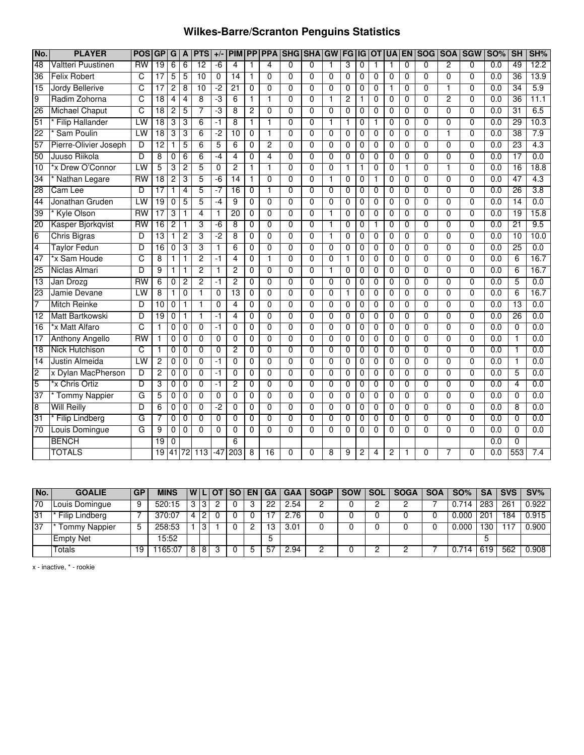# Wilkes-Barre/Scranton Penguins Statistics

| No. | PLAYER | POS | GP | G | A | PTS | +/- | PIM | PP | PPA | SHG | SHA | GW | FG | IG | OT | UA | EN | SOG | SOA | SGW | SO% | SH | SH% |
|---|---|---|---|---|---|---|---|---|---|---|---|---|---|---|---|---|---|---|---|---|---|---|---|---|
| 48 | Valtteri Puustinen | RW | 19 | 6 | 6 | 12 | -6 | 4 | 1 | 4 | 0 | 0 | 1 | 3 | 0 | 1 | 1 | 0 | 0 | 2 | 0 | 0.0 | 49 | 12.2 |
| 36 | Felix Robert | C | 17 | 5 | 5 | 10 | 0 | 14 | 1 | 0 | 0 | 0 | 0 | 0 | 0 | 0 | 0 | 0 | 0 | 0 | 0 | 0.0 | 36 | 13.9 |
| 15 | Jordy Bellerive | C | 17 | 2 | 8 | 10 | -2 | 21 | 0 | 0 | 0 | 0 | 0 | 0 | 0 | 0 | 1 | 0 | 0 | 1 | 0 | 0.0 | 34 | 5.9 |
| 9 | Radim Zohorna | C | 18 | 4 | 4 | 8 | -3 | 6 | 1 | 1 | 0 | 0 | 1 | 2 | 1 | 0 | 0 | 0 | 0 | 2 | 0 | 0.0 | 36 | 11.1 |
| 26 | Michael Chaput | C | 18 | 2 | 5 | 7 | -3 | 8 | 2 | 0 | 0 | 0 | 0 | 0 | 0 | 0 | 0 | 0 | 0 | 0 | 0 | 0.0 | 31 | 6.5 |
| 51 | * Filip Hallander | LW | 18 | 3 | 3 | 6 | -1 | 8 | 1 | 1 | 0 | 0 | 1 | 1 | 0 | 1 | 0 | 0 | 0 | 0 | 0 | 0.0 | 29 | 10.3 |
| 22 | * Sam Poulin | LW | 18 | 3 | 3 | 6 | -2 | 10 | 0 | 1 | 0 | 0 | 0 | 0 | 0 | 0 | 0 | 0 | 0 | 1 | 0 | 0.0 | 38 | 7.9 |
| 57 | Pierre-Olivier Joseph | D | 12 | 1 | 5 | 6 | 5 | 6 | 0 | 2 | 0 | 0 | 0 | 0 | 0 | 0 | 0 | 0 | 0 | 0 | 0 | 0.0 | 23 | 4.3 |
| 50 | Juuso Riikola | D | 8 | 0 | 6 | 6 | -4 | 4 | 0 | 4 | 0 | 0 | 0 | 0 | 0 | 0 | 0 | 0 | 0 | 0 | 0 | 0.0 | 17 | 0.0 |
| 10 | *x Drew O'Connor | LW | 5 | 3 | 2 | 5 | 0 | 2 | 1 | 1 | 0 | 0 | 0 | 1 | 1 | 0 | 0 | 1 | 0 | 1 | 0 | 0.0 | 16 | 18.8 |
| 34 | * Nathan Legare | RW | 18 | 2 | 3 | 5 | -6 | 14 | 1 | 0 | 0 | 0 | 1 | 0 | 0 | 1 | 0 | 0 | 0 | 0 | 0 | 0.0 | 47 | 4.3 |
| 28 | Cam Lee | D | 17 | 1 | 4 | 5 | -7 | 16 | 0 | 1 | 0 | 0 | 0 | 0 | 0 | 0 | 0 | 0 | 0 | 0 | 0 | 0.0 | 26 | 3.8 |
| 44 | Jonathan Gruden | LW | 19 | 0 | 5 | 5 | -4 | 9 | 0 | 0 | 0 | 0 | 0 | 0 | 0 | 0 | 0 | 0 | 0 | 0 | 0 | 0.0 | 14 | 0.0 |
| 39 | * Kyle Olson | RW | 17 | 3 | 1 | 4 | 1 | 20 | 0 | 0 | 0 | 0 | 1 | 0 | 0 | 0 | 0 | 0 | 0 | 0 | 0 | 0.0 | 19 | 15.8 |
| 20 | Kasper Bjorkqvist | RW | 16 | 2 | 1 | 3 | -6 | 8 | 0 | 0 | 0 | 0 | 1 | 0 | 0 | 1 | 0 | 0 | 0 | 0 | 0 | 0.0 | 21 | 9.5 |
| 6 | Chris Bigras | D | 13 | 1 | 2 | 3 | -2 | 8 | 0 | 0 | 0 | 0 | 1 | 0 | 0 | 0 | 0 | 0 | 0 | 0 | 0 | 0.0 | 10 | 10.0 |
| 4 | Taylor Fedun | D | 16 | 0 | 3 | 3 | 1 | 6 | 0 | 0 | 0 | 0 | 0 | 0 | 0 | 0 | 0 | 0 | 0 | 0 | 0 | 0.0 | 25 | 0.0 |
| 47 | *x Sam Houde | C | 8 | 1 | 1 | 2 | -1 | 4 | 0 | 1 | 0 | 0 | 0 | 1 | 0 | 0 | 0 | 0 | 0 | 0 | 0 | 0.0 | 6 | 16.7 |
| 25 | Niclas Almari | D | 9 | 1 | 1 | 2 | 1 | 2 | 0 | 0 | 0 | 0 | 1 | 0 | 0 | 0 | 0 | 0 | 0 | 0 | 0 | 0.0 | 6 | 16.7 |
| 13 | Jan Drozg | RW | 6 | 0 | 2 | 2 | -1 | 2 | 0 | 0 | 0 | 0 | 0 | 0 | 0 | 0 | 0 | 0 | 0 | 0 | 0 | 0.0 | 5 | 0.0 |
| 23 | Jamie Devane | LW | 8 | 1 | 0 | 1 | 0 | 13 | 0 | 0 | 0 | 0 | 0 | 1 | 0 | 0 | 0 | 0 | 0 | 0 | 0 | 0.0 | 6 | 16.7 |
| 7 | Mitch Reinke | D | 10 | 0 | 1 | 1 | 0 | 4 | 0 | 0 | 0 | 0 | 0 | 0 | 0 | 0 | 0 | 0 | 0 | 0 | 0 | 0.0 | 13 | 0.0 |
| 12 | Matt Bartkowski | D | 19 | 0 | 1 | 1 | -1 | 4 | 0 | 0 | 0 | 0 | 0 | 0 | 0 | 0 | 0 | 0 | 0 | 0 | 0 | 0.0 | 26 | 0.0 |
| 16 | *x Matt Alfaro | C | 1 | 0 | 0 | 0 | -1 | 0 | 0 | 0 | 0 | 0 | 0 | 0 | 0 | 0 | 0 | 0 | 0 | 0 | 0 | 0.0 | 0 | 0.0 |
| 17 | Anthony Angello | RW | 1 | 0 | 0 | 0 | 0 | 0 | 0 | 0 | 0 | 0 | 0 | 0 | 0 | 0 | 0 | 0 | 0 | 0 | 0 | 0.0 | 1 | 0.0 |
| 18 | Nick Hutchison | C | 1 | 0 | 0 | 0 | 0 | 2 | 0 | 0 | 0 | 0 | 0 | 0 | 0 | 0 | 0 | 0 | 0 | 0 | 0 | 0.0 | 1 | 0.0 |
| 14 | Justin Almeida | LW | 2 | 0 | 0 | 0 | -1 | 0 | 0 | 0 | 0 | 0 | 0 | 0 | 0 | 0 | 0 | 0 | 0 | 0 | 0 | 0.0 | 1 | 0.0 |
| 2 | x Dylan MacPherson | D | 2 | 0 | 0 | 0 | -1 | 0 | 0 | 0 | 0 | 0 | 0 | 0 | 0 | 0 | 0 | 0 | 0 | 0 | 0 | 0.0 | 5 | 0.0 |
| 5 | *x Chris Ortiz | D | 3 | 0 | 0 | 0 | -1 | 2 | 0 | 0 | 0 | 0 | 0 | 0 | 0 | 0 | 0 | 0 | 0 | 0 | 0 | 0.0 | 4 | 0.0 |
| 37 | * Tommy Nappier | G | 5 | 0 | 0 | 0 | 0 | 0 | 0 | 0 | 0 | 0 | 0 | 0 | 0 | 0 | 0 | 0 | 0 | 0 | 0 | 0.0 | 0 | 0.0 |
| 8 | Will Reilly | D | 6 | 0 | 0 | 0 | -2 | 0 | 0 | 0 | 0 | 0 | 0 | 0 | 0 | 0 | 0 | 0 | 0 | 0 | 0 | 0.0 | 8 | 0.0 |
| 31 | * Filip Lindberg | G | 7 | 0 | 0 | 0 | 0 | 0 | 0 | 0 | 0 | 0 | 0 | 0 | 0 | 0 | 0 | 0 | 0 | 0 | 0 | 0.0 | 0 | 0.0 |
| 70 | Louis Domingue | G | 9 | 0 | 0 | 0 | 0 | 0 | 0 | 0 | 0 | 0 | 0 | 0 | 0 | 0 | 0 | 0 | 0 | 0 | 0 | 0.0 | 0 | 0.0 |
| | BENCH | | 19 | 0 | | | | 6 | | | | | | | | | | | | | | 0.0 | 0 | |
| | TOTALS | | 19 | 41 | 72 | 113 | -47 | 203 | 8 | 16 | 0 | 0 | 8 | 9 | 2 | 4 | 2 | 1 | 0 | 7 | 0 | 0.0 | 553 | 7.4 |

| No. | GOALIE | GP | MINS | W | L | OT | SO | EN | GA | GAA | SOGP | SOW | SOL | SOGA | SOA | SO% | SA | SVS | SV% |
|---|---|---|---|---|---|---|---|---|---|---|---|---|---|---|---|---|---|---|---|
| 70 | Louis Domingue | 9 | 520:15 | 3 | 3 | 2 | 0 | 3 | 22 | 2.54 | 2 | 0 | 2 | 2 | 7 | 0.714 | 283 | 261 | 0.922 |
| 31 | * Filip Lindberg | 7 | 370:07 | 4 | 2 | 0 | 0 | 0 | 17 | 2.76 | 0 | 0 | 0 | 0 | 0 | 0.000 | 201 | 184 | 0.915 |
| 37 | * Tommy Nappier | 5 | 258:53 | 1 | 3 | 1 | 0 | 2 | 13 | 3.01 | 0 | 0 | 0 | 0 | 0 | 0.000 | 130 | 117 | 0.900 |
| | Empty Net | | 15:52 | | | | | | 5 | | | | | | | | 5 | | |
| | Totals | 19 | 1165:07 | 8 | 8 | 3 | 0 | 5 | 57 | 2.94 | 2 | 0 | 2 | 2 | 7 | 0.714 | 619 | 562 | 0.908 |

x - inactive, * - rookie